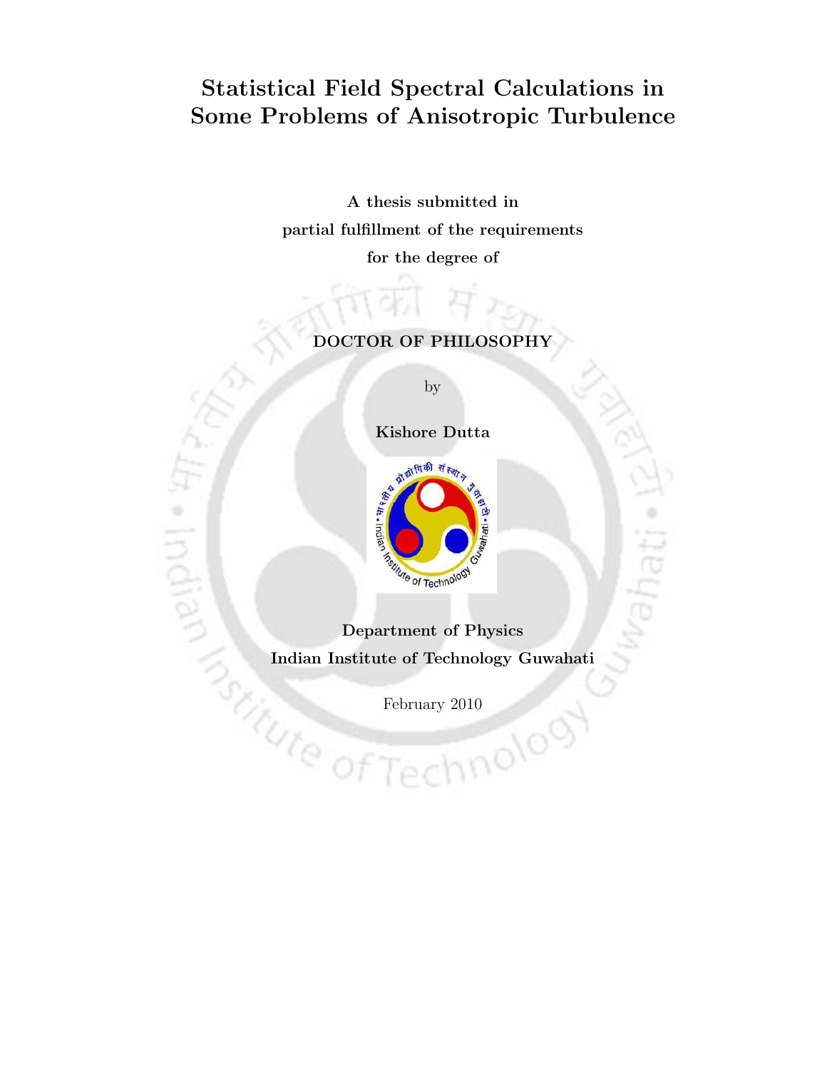# Statistical Field Spectral Calculations in Some Problems of Anisotropic Turbulence

**A thesis submitted in**
**partial fulfillment of the requirements**
**for the degree of**

**DOCTOR OF PHILOSOPHY**

by

**Kishore Dutta**

**Department of Physics**
**Indian Institute of Technology Guwahati**

February 2010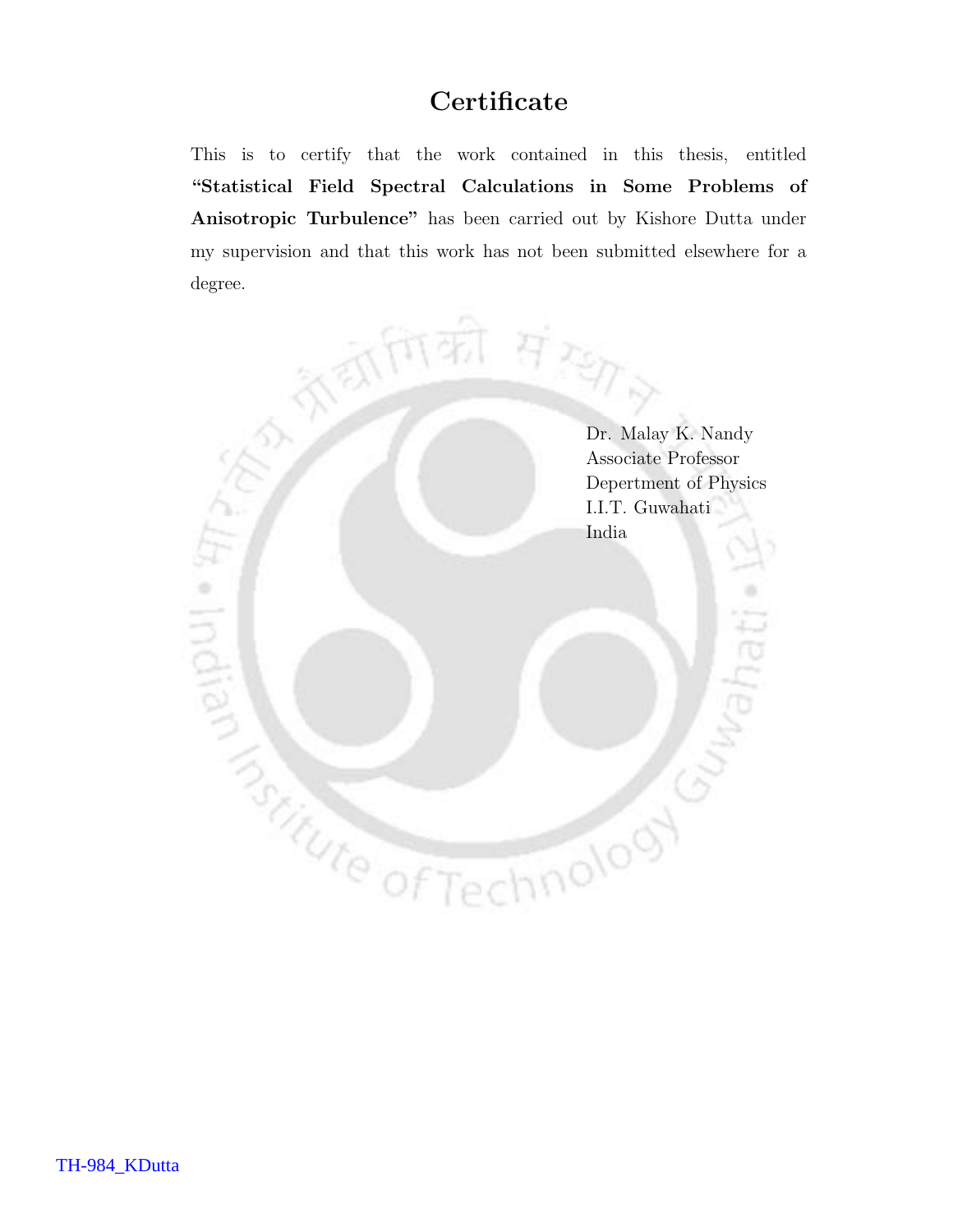# Certificate

This is to certify that the work contained in this thesis, entitled **"Statistical Field Spectral Calculations in Some Problems of Anisotropic Turbulence"** has been carried out by Kishore Dutta under my supervision and that this work has not been submitted elsewhere for a degree.

Dr. Malay K. Nandy
Associate Professor
Depertment of Physics
I.I.T. Guwahati
India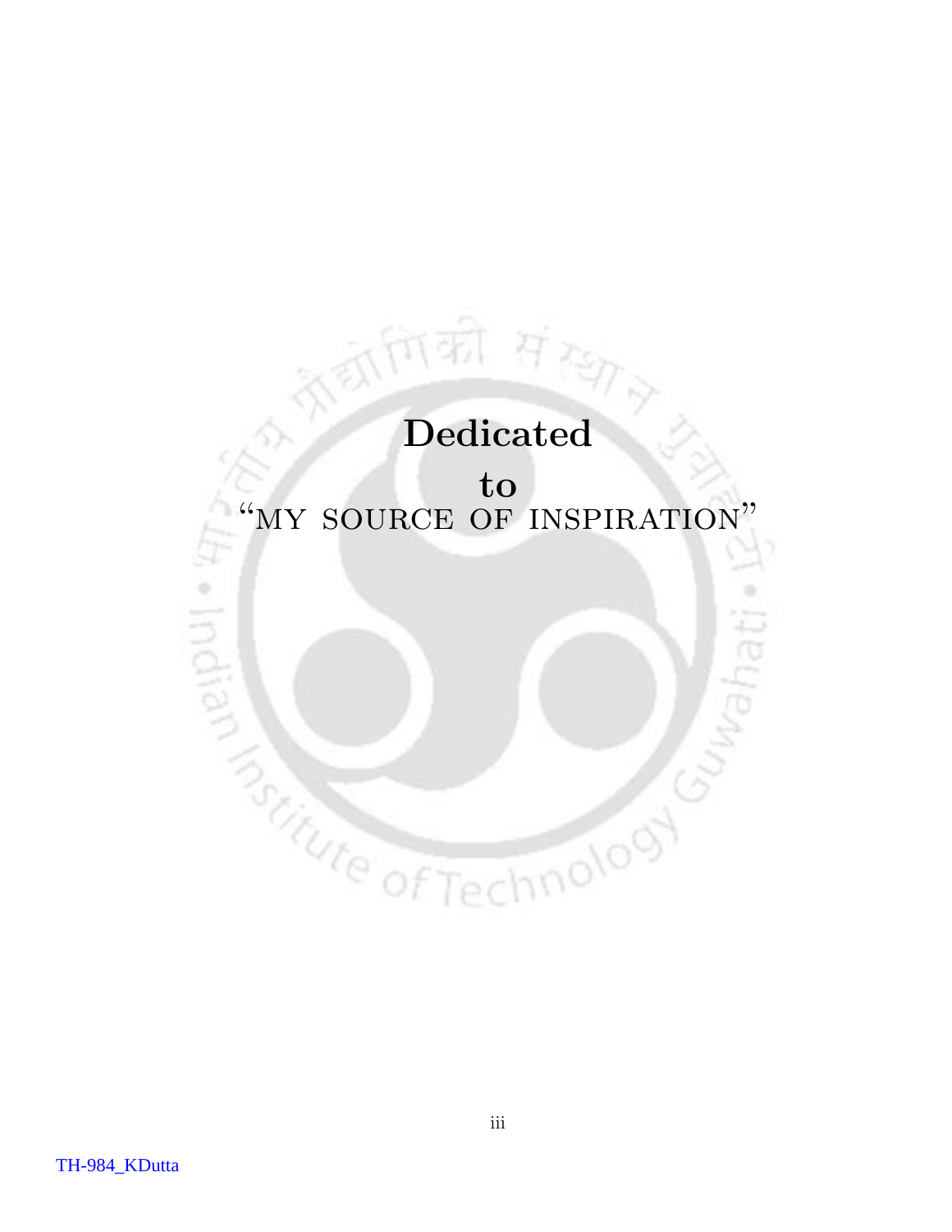**Dedicated**

**to**

"MY SOURCE OF INSPIRATION"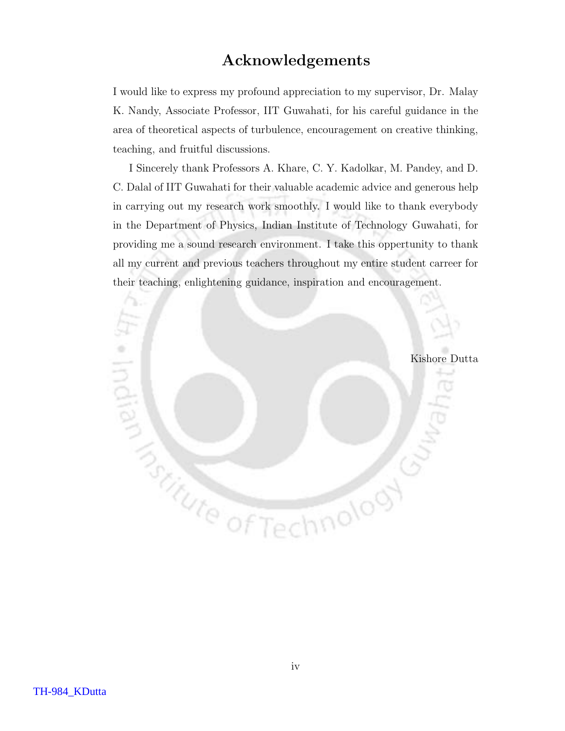# Acknowledgements

I would like to express my profound appreciation to my supervisor, Dr. Malay K. Nandy, Associate Professor, IIT Guwahati, for his careful guidance in the area of theoretical aspects of turbulence, encouragement on creative thinking, teaching, and fruitful discussions.

I Sincerely thank Professors A. Khare, C. Y. Kadolkar, M. Pandey, and D. C. Dalal of IIT Guwahati for their valuable academic advice and generous help in carrying out my research work smoothly. I would like to thank everybody in the Department of Physics, Indian Institute of Technology Guwahati, for providing me a sound research environment. I take this oppertunity to thank all my current and previous teachers throughout my entire student carreer for their teaching, enlightening guidance, inspiration and encouragement.

Kishore Dutta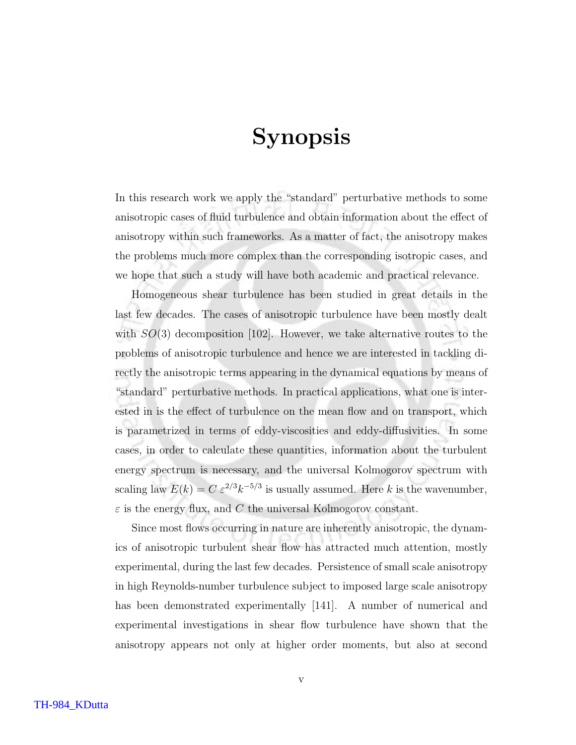# Synopsis

In this research work we apply the "standard" perturbative methods to some anisotropic cases of fluid turbulence and obtain information about the effect of anisotropy within such frameworks. As a matter of fact, the anisotropy makes the problems much more complex than the corresponding isotropic cases, and we hope that such a study will have both academic and practical relevance.

Homogeneous shear turbulence has been studied in great details in the last few decades. The cases of anisotropic turbulence have been mostly dealt with $SO(3)$ decomposition [102]. However, we take alternative routes to the problems of anisotropic turbulence and hence we are interested in tackling directly the anisotropic terms appearing in the dynamical equations by means of "standard" perturbative methods. In practical applications, what one is interested in is the effect of turbulence on the mean flow and on transport, which is parametrized in terms of eddy-viscosities and eddy-diffusivities. In some cases, in order to calculate these quantities, information about the turbulent energy spectrum is necessary, and the universal Kolmogorov spectrum with scaling law $E(k) = C\,\varepsilon^{2/3}k^{-5/3}$ is usually assumed. Here $k$ is the wavenumber, $\varepsilon$ is the energy flux, and $C$ the universal Kolmogorov constant.

Since most flows occurring in nature are inherently anisotropic, the dynamics of anisotropic turbulent shear flow has attracted much attention, mostly experimental, during the last few decades. Persistence of small scale anisotropy in high Reynolds-number turbulence subject to imposed large scale anisotropy has been demonstrated experimentally [141]. A number of numerical and experimental investigations in shear flow turbulence have shown that the anisotropy appears not only at higher order moments, but also at second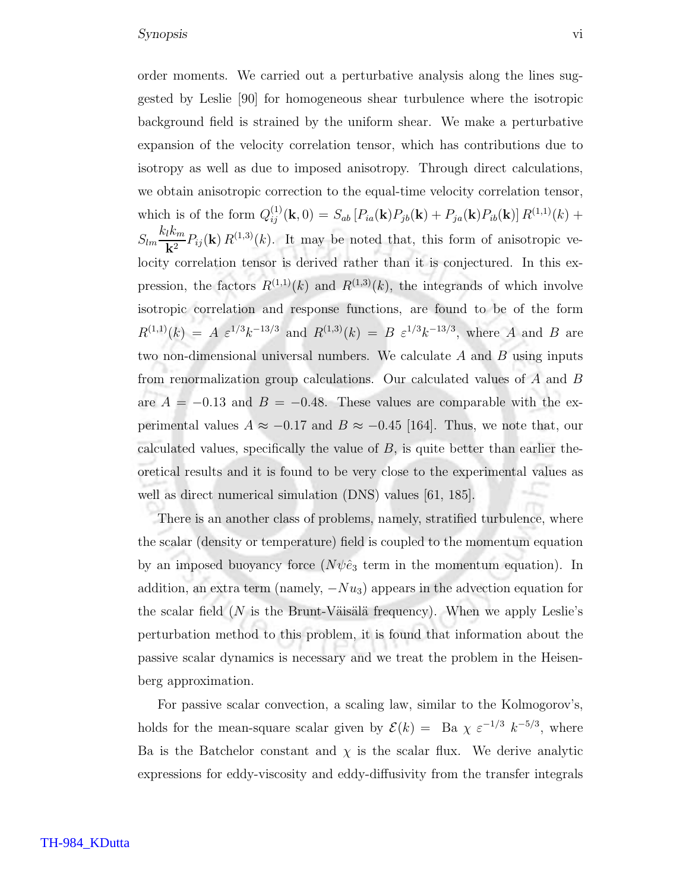order moments. We carried out a perturbative analysis along the lines suggested by Leslie [90] for homogeneous shear turbulence where the isotropic background field is strained by the uniform shear. We make a perturbative expansion of the velocity correlation tensor, which has contributions due to isotropy as well as due to imposed anisotropy. Through direct calculations, we obtain anisotropic correction to the equal-time velocity correlation tensor, which is of the form $Q^{(1)}_{ij}(\mathbf{k},0) = S_{ab}\left[P_{ia}(\mathbf{k})P_{jb}(\mathbf{k}) + P_{ja}(\mathbf{k})P_{ib}(\mathbf{k})\right] R^{(1,1)}(k) + S_{lm}\dfrac{k_l k_m}{\mathbf{k}^2}P_{ij}(\mathbf{k})\, R^{(1,3)}(k)$. It may be noted that, this form of anisotropic velocity correlation tensor is derived rather than it is conjectured. In this expression, the factors $R^{(1,1)}(k)$ and $R^{(1,3)}(k)$, the integrands of which involve isotropic correlation and response functions, are found to be of the form $R^{(1,1)}(k) = A\ \varepsilon^{1/3}k^{-13/3}$ and $R^{(1,3)}(k) = B\ \varepsilon^{1/3}k^{-13/3}$, where $A$ and $B$ are two non-dimensional universal numbers. We calculate $A$ and $B$ using inputs from renormalization group calculations. Our calculated values of $A$ and $B$ are $A = -0.13$ and $B = -0.48$. These values are comparable with the experimental values $A \approx -0.17$ and $B \approx -0.45$ [164]. Thus, we note that, our calculated values, specifically the value of $B$, is quite better than earlier theoretical results and it is found to be very close to the experimental values as well as direct numerical simulation (DNS) values [61, 185].

There is an another class of problems, namely, stratified turbulence, where the scalar (density or temperature) field is coupled to the momentum equation by an imposed buoyancy force ($N\psi\hat{e}_3$ term in the momentum equation). In addition, an extra term (namely, $-Nu_3$) appears in the advection equation for the scalar field ($N$ is the Brunt-Väisälä frequency). When we apply Leslie's perturbation method to this problem, it is found that information about the passive scalar dynamics is necessary and we treat the problem in the Heisenberg approximation.

For passive scalar convection, a scaling law, similar to the Kolmogorov's, holds for the mean-square scalar given by $\mathcal{E}(k) =\ \mathrm{Ba}\ \chi\ \varepsilon^{-1/3}\ k^{-5/3}$, where Ba is the Batchelor constant and $\chi$ is the scalar flux. We derive analytic expressions for eddy-viscosity and eddy-diffusivity from the transfer integrals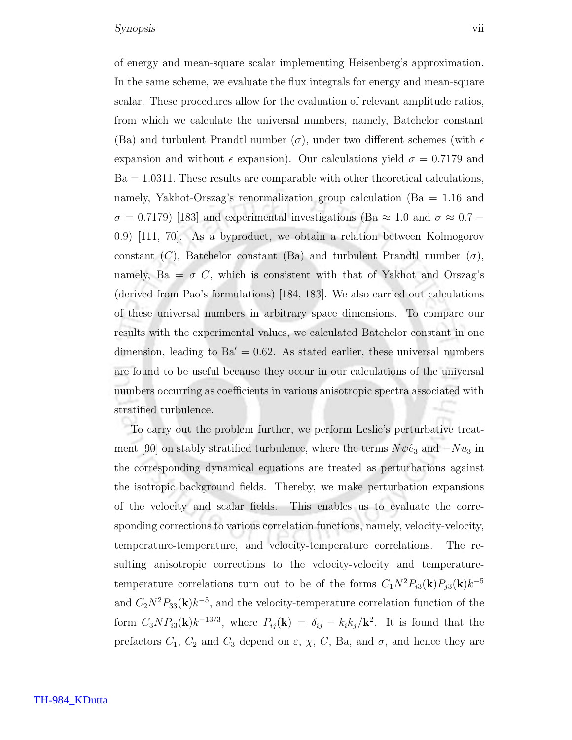of energy and mean-square scalar implementing Heisenberg's approximation. In the same scheme, we evaluate the flux integrals for energy and mean-square scalar. These procedures allow for the evaluation of relevant amplitude ratios, from which we calculate the universal numbers, namely, Batchelor constant (Ba) and turbulent Prandtl number ($\sigma$), under two different schemes (with $\epsilon$ expansion and without $\epsilon$ expansion). Our calculations yield $\sigma = 0.7179$ and $\text{Ba} = 1.0311$. These results are comparable with other theoretical calculations, namely, Yakhot-Orszag's renormalization group calculation ($\text{Ba} = 1.16$ and $\sigma = 0.7179$) [183] and experimental investigations ($\text{Ba} \approx 1.0$ and $\sigma \approx 0.7 - 0.9$) [111, 70]. As a byproduct, we obtain a relation between Kolmogorov constant ($C$), Batchelor constant (Ba) and turbulent Prandtl number ($\sigma$), namely, $\text{Ba} = \sigma\ C$, which is consistent with that of Yakhot and Orszag's (derived from Pao's formulations) [184, 183]. We also carried out calculations of these universal numbers in arbitrary space dimensions. To compare our results with the experimental values, we calculated Batchelor constant in one dimension, leading to $\text{Ba}' = 0.62$. As stated earlier, these universal numbers are found to be useful because they occur in our calculations of the universal numbers occurring as coefficients in various anisotropic spectra associated with stratified turbulence.

To carry out the problem further, we perform Leslie's perturbative treatment [90] on stably stratified turbulence, where the terms $N\psi\hat{e}_3$ and $-Nu_3$ in the corresponding dynamical equations are treated as perturbations against the isotropic background fields. Thereby, we make perturbation expansions of the velocity and scalar fields. This enables us to evaluate the corresponding corrections to various correlation functions, namely, velocity-velocity, temperature-temperature, and velocity-temperature correlations. The resulting anisotropic corrections to the velocity-velocity and temperature-temperature correlations turn out to be of the forms $C_1 N^2 P_{i3}(\mathbf{k}) P_{j3}(\mathbf{k}) k^{-5}$ and $C_2 N^2 P_{33}(\mathbf{k}) k^{-5}$, and the velocity-temperature correlation function of the form $C_3 N P_{i3}(\mathbf{k}) k^{-13/3}$, where $P_{ij}(\mathbf{k}) = \delta_{ij} - k_i k_j/\mathbf{k}^2$. It is found that the prefactors $C_1$, $C_2$ and $C_3$ depend on $\varepsilon$, $\chi$, $C$, Ba, and $\sigma$, and hence they are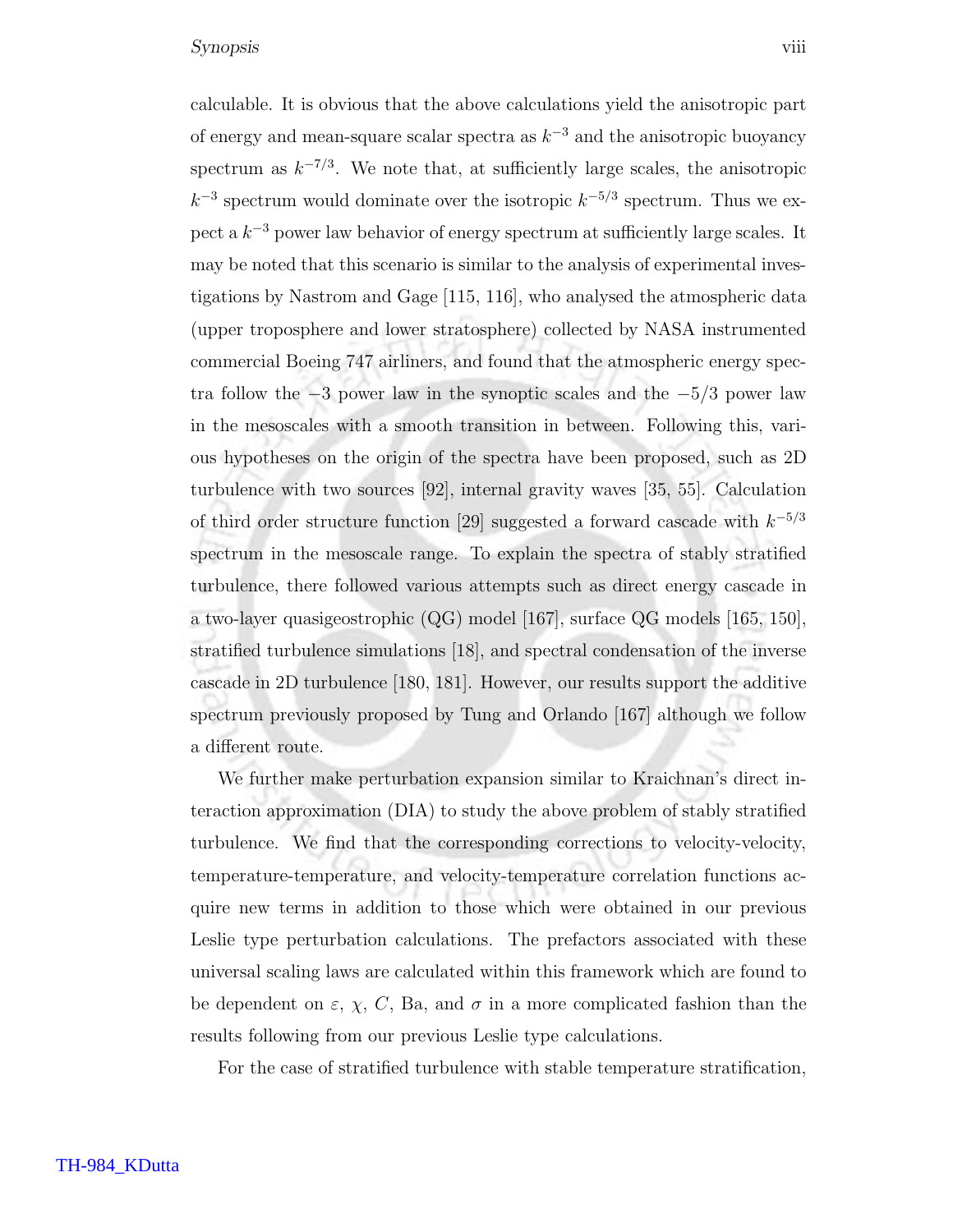calculable. It is obvious that the above calculations yield the anisotropic part of energy and mean-square scalar spectra as $k^{-3}$ and the anisotropic buoyancy spectrum as $k^{-7/3}$. We note that, at sufficiently large scales, the anisotropic $k^{-3}$ spectrum would dominate over the isotropic $k^{-5/3}$ spectrum. Thus we expect a $k^{-3}$ power law behavior of energy spectrum at sufficiently large scales. It may be noted that this scenario is similar to the analysis of experimental investigations by Nastrom and Gage [115, 116], who analysed the atmospheric data (upper troposphere and lower stratosphere) collected by NASA instrumented commercial Boeing 747 airliners, and found that the atmospheric energy spectra follow the $-3$ power law in the synoptic scales and the $-5/3$ power law in the mesoscales with a smooth transition in between. Following this, various hypotheses on the origin of the spectra have been proposed, such as 2D turbulence with two sources [92], internal gravity waves [35, 55]. Calculation of third order structure function [29] suggested a forward cascade with $k^{-5/3}$ spectrum in the mesoscale range. To explain the spectra of stably stratified turbulence, there followed various attempts such as direct energy cascade in a two-layer quasigeostrophic (QG) model [167], surface QG models [165, 150], stratified turbulence simulations [18], and spectral condensation of the inverse cascade in 2D turbulence [180, 181]. However, our results support the additive spectrum previously proposed by Tung and Orlando [167] although we follow a different route.

We further make perturbation expansion similar to Kraichnan's direct interaction approximation (DIA) to study the above problem of stably stratified turbulence. We find that the corresponding corrections to velocity-velocity, temperature-temperature, and velocity-temperature correlation functions acquire new terms in addition to those which were obtained in our previous Leslie type perturbation calculations. The prefactors associated with these universal scaling laws are calculated within this framework which are found to be dependent on $\varepsilon$, $\chi$, $C$, Ba, and $\sigma$ in a more complicated fashion than the results following from our previous Leslie type calculations.

For the case of stratified turbulence with stable temperature stratification,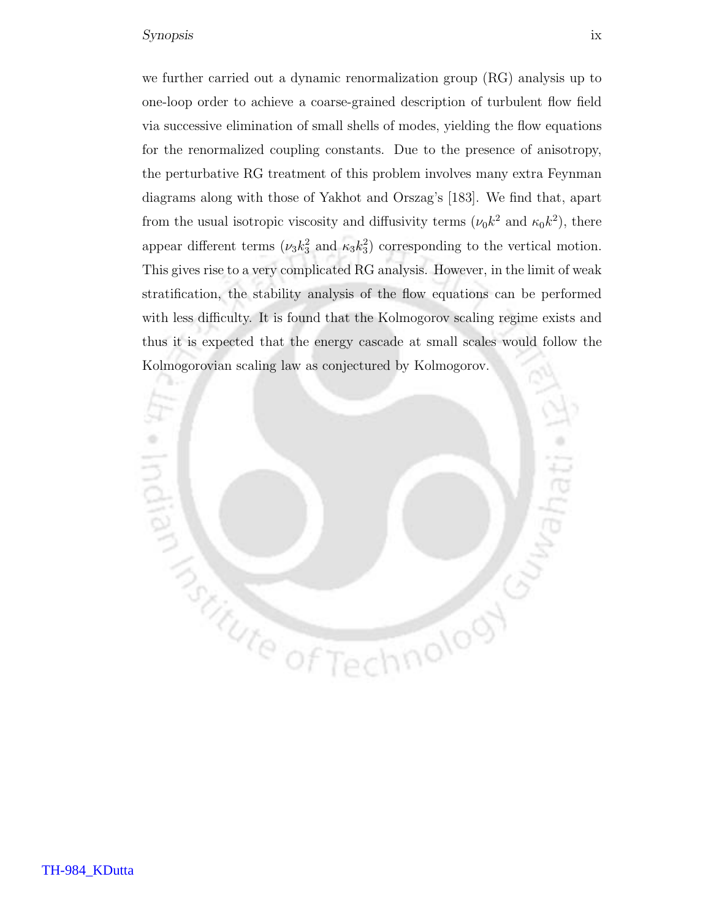we further carried out a dynamic renormalization group (RG) analysis up to one-loop order to achieve a coarse-grained description of turbulent flow field via successive elimination of small shells of modes, yielding the flow equations for the renormalized coupling constants. Due to the presence of anisotropy, the perturbative RG treatment of this problem involves many extra Feynman diagrams along with those of Yakhot and Orszag's [183]. We find that, apart from the usual isotropic viscosity and diffusivity terms ($\nu_0 k^2$ and $\kappa_0 k^2$), there appear different terms ($\nu_3 k_3^2$ and $\kappa_3 k_3^2$) corresponding to the vertical motion. This gives rise to a very complicated RG analysis. However, in the limit of weak stratification, the stability analysis of the flow equations can be performed with less difficulty. It is found that the Kolmogorov scaling regime exists and thus it is expected that the energy cascade at small scales would follow the Kolmogorovian scaling law as conjectured by Kolmogorov.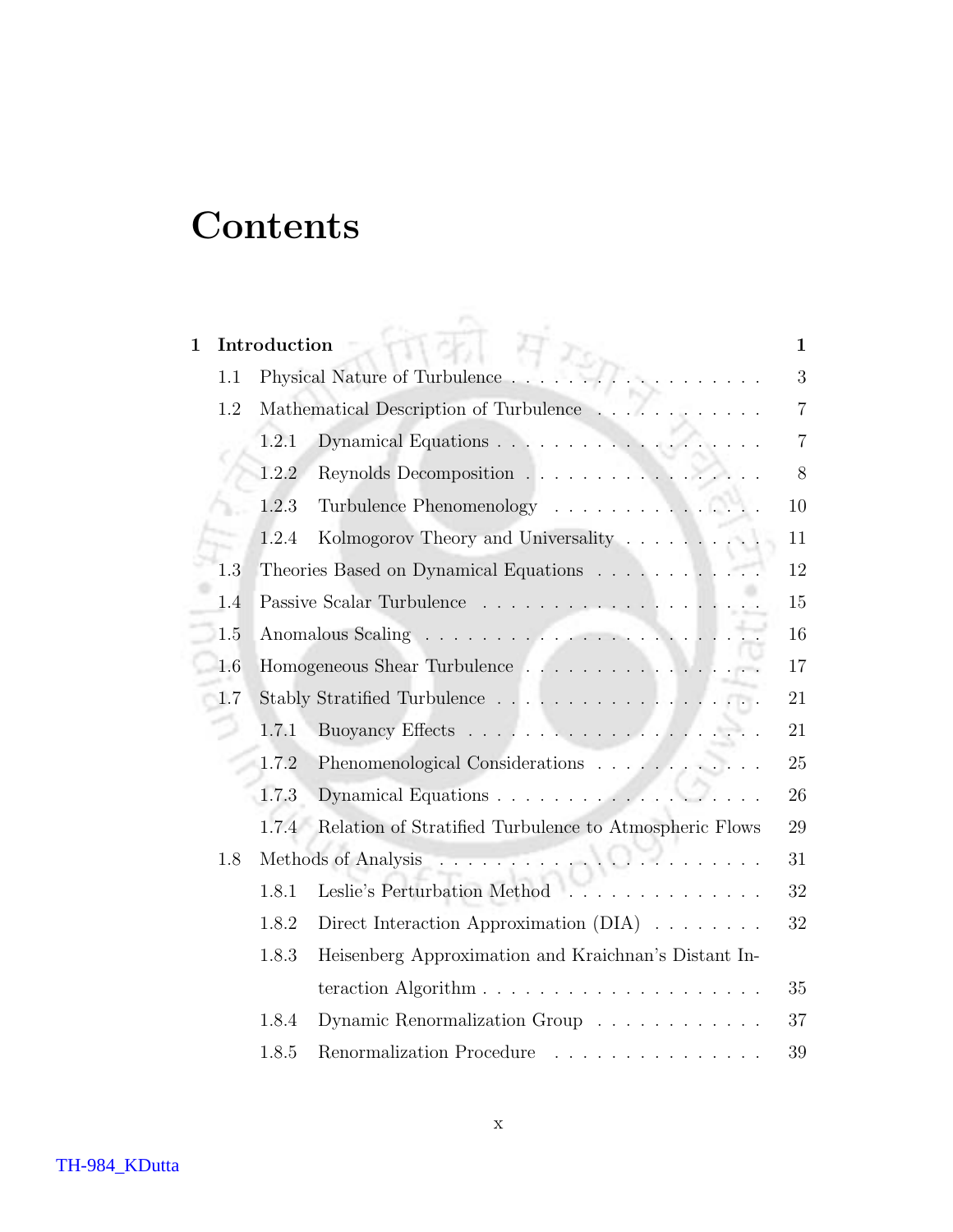# Contents

| | | |
|---|---|---|
| **1 Introduction** | | **1** |
| 1.1 | Physical Nature of Turbulence | 3 |
| 1.2 | Mathematical Description of Turbulence | 7 |
| | 1.2.1 Dynamical Equations | 7 |
| | 1.2.2 Reynolds Decomposition | 8 |
| | 1.2.3 Turbulence Phenomenology | 10 |
| | 1.2.4 Kolmogorov Theory and Universality | 11 |
| 1.3 | Theories Based on Dynamical Equations | 12 |
| 1.4 | Passive Scalar Turbulence | 15 |
| 1.5 | Anomalous Scaling | 16 |
| 1.6 | Homogeneous Shear Turbulence | 17 |
| 1.7 | Stably Stratified Turbulence | 21 |
| | 1.7.1 Buoyancy Effects | 21 |
| | 1.7.2 Phenomenological Considerations | 25 |
| | 1.7.3 Dynamical Equations | 26 |
| | 1.7.4 Relation of Stratified Turbulence to Atmospheric Flows | 29 |
| 1.8 | Methods of Analysis | 31 |
| | 1.8.1 Leslie's Perturbation Method | 32 |
| | 1.8.2 Direct Interaction Approximation (DIA) | 32 |
| | 1.8.3 Heisenberg Approximation and Kraichnan's Distant Interaction Algorithm | 35 |
| | 1.8.4 Dynamic Renormalization Group | 37 |
| | 1.8.5 Renormalization Procedure | 39 |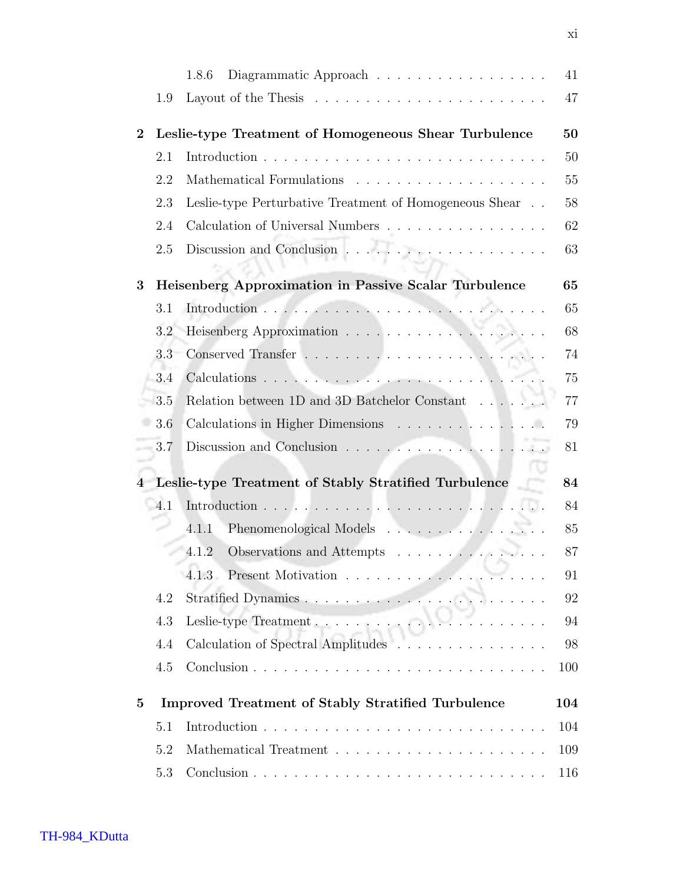1.8.6 Diagrammatic Approach . . . . . . . . . . . . . . . . . 41

1.9 Layout of the Thesis . . . . . . . . . . . . . . . . . . . . . . 47

**2 Leslie-type Treatment of Homogeneous Shear Turbulence 50**

2.1 Introduction . . . . . . . . . . . . . . . . . . . . . . . . . . 50

2.2 Mathematical Formulations . . . . . . . . . . . . . . . . . . 55

2.3 Leslie-type Perturbative Treatment of Homogeneous Shear . . 58

2.4 Calculation of Universal Numbers . . . . . . . . . . . . . . . 62

2.5 Discussion and Conclusion . . . . . . . . . . . . . . . . . . 63

**3 Heisenberg Approximation in Passive Scalar Turbulence 65**

3.1 Introduction . . . . . . . . . . . . . . . . . . . . . . . . . . 65

3.2 Heisenberg Approximation . . . . . . . . . . . . . . . . . . 68

3.3 Conserved Transfer . . . . . . . . . . . . . . . . . . . . . . 74

3.4 Calculations . . . . . . . . . . . . . . . . . . . . . . . . . . 75

3.5 Relation between 1D and 3D Batchelor Constant . . . . . . . 77

3.6 Calculations in Higher Dimensions . . . . . . . . . . . . . . 79

3.7 Discussion and Conclusion . . . . . . . . . . . . . . . . . . 81

**4 Leslie-type Treatment of Stably Stratified Turbulence 84**

4.1 Introduction . . . . . . . . . . . . . . . . . . . . . . . . . . 84

4.1.1 Phenomenological Models . . . . . . . . . . . . . . . 85

4.1.2 Observations and Attempts . . . . . . . . . . . . . . 87

4.1.3 Present Motivation . . . . . . . . . . . . . . . . . . . 91

4.2 Stratified Dynamics . . . . . . . . . . . . . . . . . . . . . . 92

4.3 Leslie-type Treatment . . . . . . . . . . . . . . . . . . . . . 94

4.4 Calculation of Spectral Amplitudes . . . . . . . . . . . . . . 98

4.5 Conclusion . . . . . . . . . . . . . . . . . . . . . . . . . . . 100

**5 Improved Treatment of Stably Stratified Turbulence 104**

5.1 Introduction . . . . . . . . . . . . . . . . . . . . . . . . . . 104

5.2 Mathematical Treatment . . . . . . . . . . . . . . . . . . . . 109

5.3 Conclusion . . . . . . . . . . . . . . . . . . . . . . . . . . . 116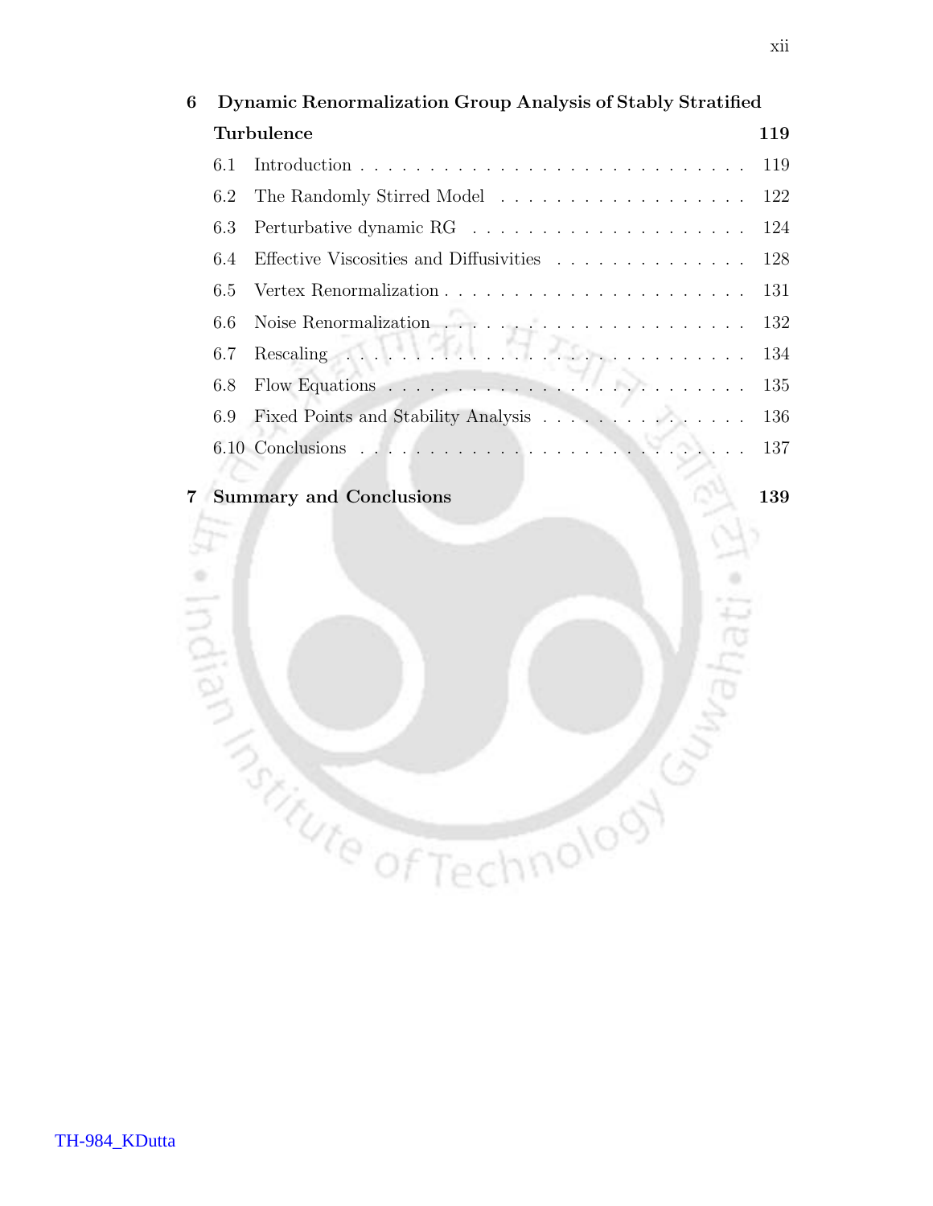**6 Dynamic Renormalization Group Analysis of Stably Stratified Turbulence** — 119

- 6.1 Introduction — 119
- 6.2 The Randomly Stirred Model — 122
- 6.3 Perturbative dynamic RG — 124
- 6.4 Effective Viscosities and Diffusivities — 128
- 6.5 Vertex Renormalization — 131
- 6.6 Noise Renormalization — 132
- 6.7 Rescaling — 134
- 6.8 Flow Equations — 135
- 6.9 Fixed Points and Stability Analysis — 136
- 6.10 Conclusions — 137

**7 Summary and Conclusions** — 139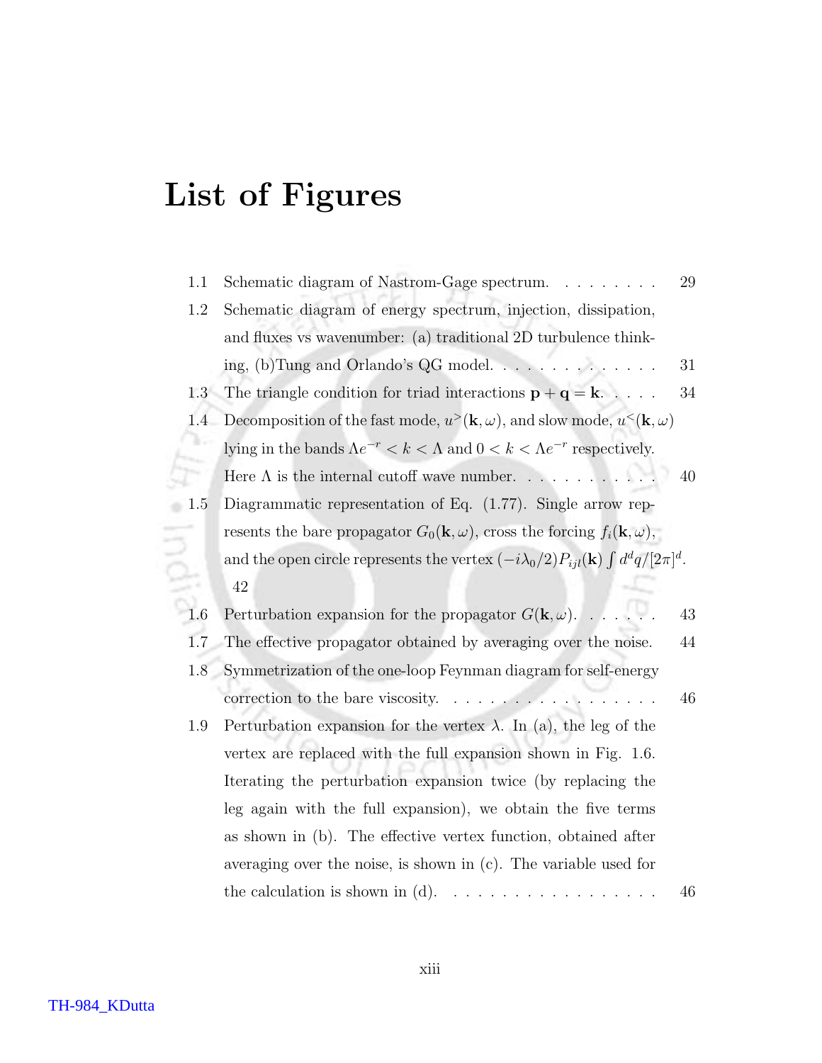# List of Figures

1.1 Schematic diagram of Nastrom-Gage spectrum. . . . . . . . . 29

1.2 Schematic diagram of energy spectrum, injection, dissipation, and fluxes vs wavenumber: (a) traditional 2D turbulence thinking, (b)Tung and Orlando's QG model. . . . . . . . . . . . . 31

1.3 The triangle condition for triad interactions $\mathbf{p} + \mathbf{q} = \mathbf{k}$. . . . . 34

1.4 Decomposition of the fast mode, $u^{>}(\mathbf{k}, \omega)$, and slow mode, $u^{<}(\mathbf{k}, \omega)$ lying in the bands $\Lambda e^{-r} < k < \Lambda$ and $0 < k < \Lambda e^{-r}$ respectively. Here $\Lambda$ is the internal cutoff wave number. . . . . . . . . . . 40

1.5 Diagrammatic representation of Eq. (1.77). Single arrow represents the bare propagator $G_0(\mathbf{k}, \omega)$, cross the forcing $f_i(\mathbf{k}, \omega)$, and the open circle represents the vertex $(-i\lambda_0/2)P_{ijl}(\mathbf{k}) \int d^d q/[2\pi]^d$. 42

1.6 Perturbation expansion for the propagator $G(\mathbf{k}, \omega)$. . . . . . . 43

1.7 The effective propagator obtained by averaging over the noise. 44

1.8 Symmetrization of the one-loop Feynman diagram for self-energy correction to the bare viscosity. . . . . . . . . . . . . . . . . 46

1.9 Perturbation expansion for the vertex $\lambda$. In (a), the leg of the vertex are replaced with the full expansion shown in Fig. 1.6. Iterating the perturbation expansion twice (by replacing the leg again with the full expansion), we obtain the five terms as shown in (b). The effective vertex function, obtained after averaging over the noise, is shown in (c). The variable used for the calculation is shown in (d). . . . . . . . . . . . . . . . . 46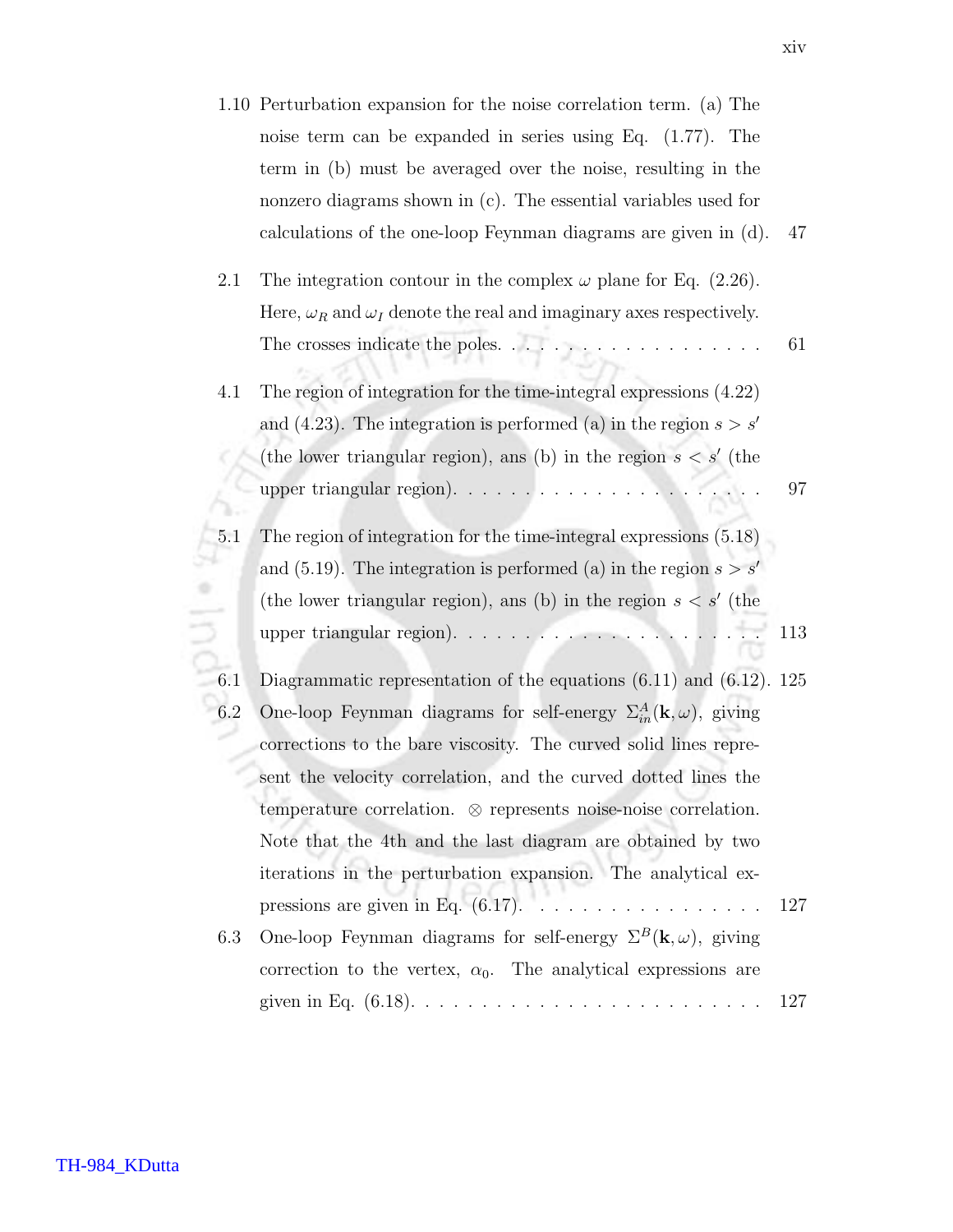1.10 Perturbation expansion for the noise correlation term. (a) The noise term can be expanded in series using Eq. (1.77). The term in (b) must be averaged over the noise, resulting in the nonzero diagrams shown in (c). The essential variables used for calculations of the one-loop Feynman diagrams are given in (d). 47

2.1 The integration contour in the complex $\omega$ plane for Eq. (2.26). Here, $\omega_R$ and $\omega_I$ denote the real and imaginary axes respectively. The crosses indicate the poles. . . . . . . . . . . . . . . . . . . 61

4.1 The region of integration for the time-integral expressions (4.22) and (4.23). The integration is performed (a) in the region $s > s'$ (the lower triangular region), ans (b) in the region $s < s'$ (the upper triangular region). . . . . . . . . . . . . . . . . . . . . 97

5.1 The region of integration for the time-integral expressions (5.18) and (5.19). The integration is performed (a) in the region $s > s'$ (the lower triangular region), ans (b) in the region $s < s'$ (the upper triangular region). . . . . . . . . . . . . . . . . . . . . 113

6.1 Diagrammatic representation of the equations (6.11) and (6.12). 125

6.2 One-loop Feynman diagrams for self-energy $\Sigma^A_{in}(\mathbf{k}, \omega)$, giving corrections to the bare viscosity. The curved solid lines represent the velocity correlation, and the curved dotted lines the temperature correlation. $\otimes$ represents noise-noise correlation. Note that the 4th and the last diagram are obtained by two iterations in the perturbation expansion. The analytical expressions are given in Eq. (6.17). . . . . . . . . . . . . . . . . 127

6.3 One-loop Feynman diagrams for self-energy $\Sigma^B(\mathbf{k}, \omega)$, giving correction to the vertex, $\alpha_0$. The analytical expressions are given in Eq. (6.18). . . . . . . . . . . . . . . . . . . . . . . . 127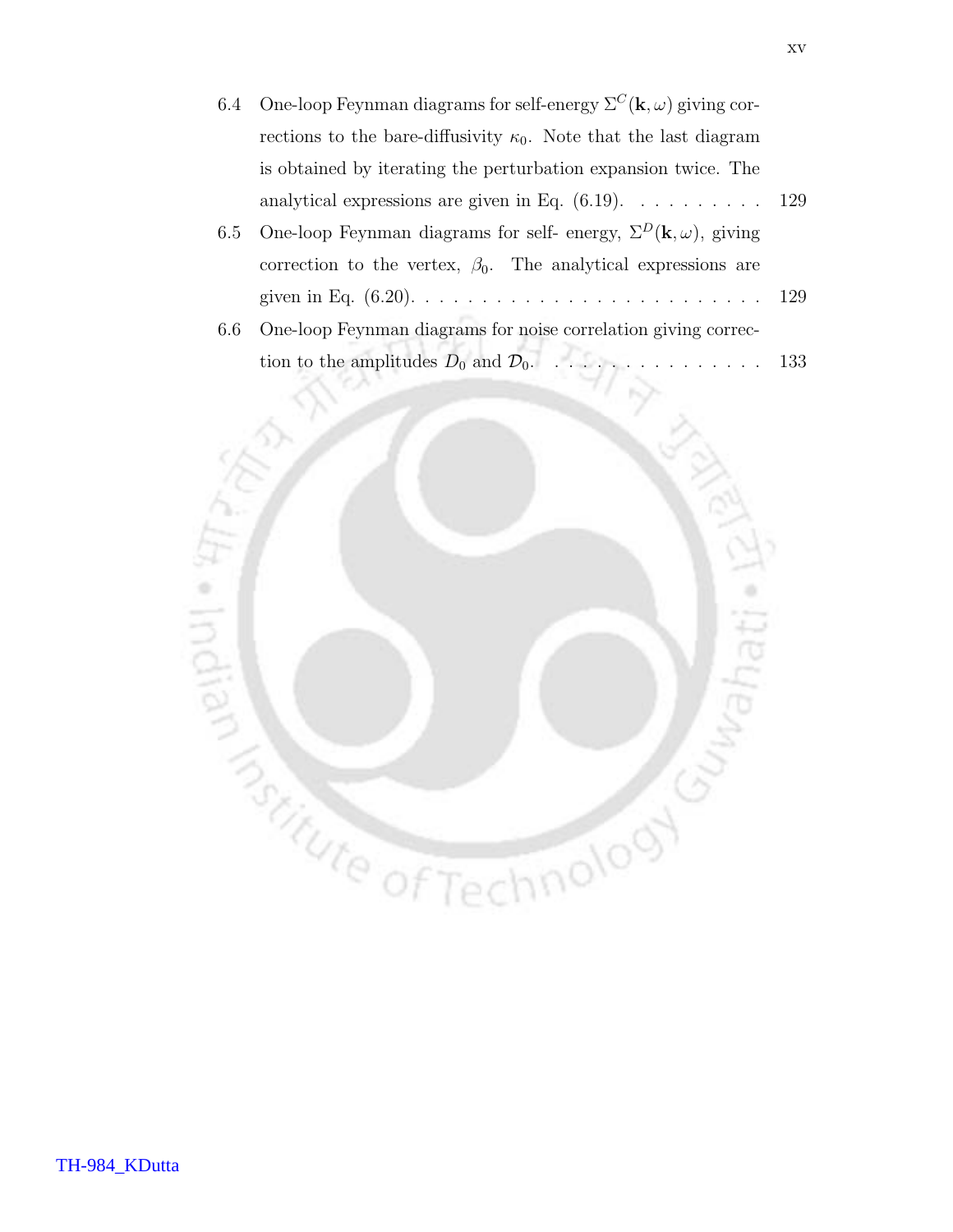6.4 One-loop Feynman diagrams for self-energy $\Sigma^C(\mathbf{k}, \omega)$ giving corrections to the bare-diffusivity $\kappa_0$. Note that the last diagram is obtained by iterating the perturbation expansion twice. The analytical expressions are given in Eq. (6.19). . . . . . . . . . 129

6.5 One-loop Feynman diagrams for self- energy, $\Sigma^D(\mathbf{k}, \omega)$, giving correction to the vertex, $\beta_0$. The analytical expressions are given in Eq. (6.20). . . . . . . . . . . . . . . . . . . . . . . . . . 129

6.6 One-loop Feynman diagrams for noise correlation giving correction to the amplitudes $D_0$ and $\mathcal{D}_0$. . . . . . . . . . . . . . . . 133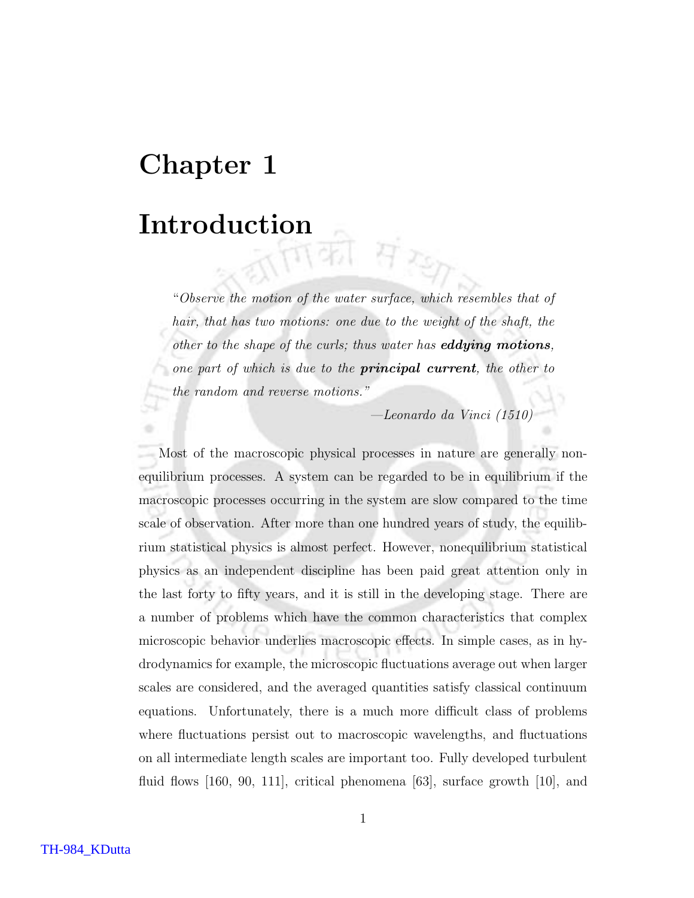# Chapter 1

# Introduction

> "*Observe the motion of the water surface, which resembles that of hair, that has two motions: one due to the weight of the shaft, the other to the shape of the curls; thus water has* ***eddying motions****, one part of which is due to the* ***principal current****, the other to the random and reverse motions.*"
>
> —*Leonardo da Vinci (1510)*

Most of the macroscopic physical processes in nature are generally non-equilibrium processes. A system can be regarded to be in equilibrium if the macroscopic processes occurring in the system are slow compared to the time scale of observation. After more than one hundred years of study, the equilibrium statistical physics is almost perfect. However, nonequilibrium statistical physics as an independent discipline has been paid great attention only in the last forty to fifty years, and it is still in the developing stage. There are a number of problems which have the common characteristics that complex microscopic behavior underlies macroscopic effects. In simple cases, as in hydrodynamics for example, the microscopic fluctuations average out when larger scales are considered, and the averaged quantities satisfy classical continuum equations. Unfortunately, there is a much more difficult class of problems where fluctuations persist out to macroscopic wavelengths, and fluctuations on all intermediate length scales are important too. Fully developed turbulent fluid flows [160, 90, 111], critical phenomena [63], surface growth [10], and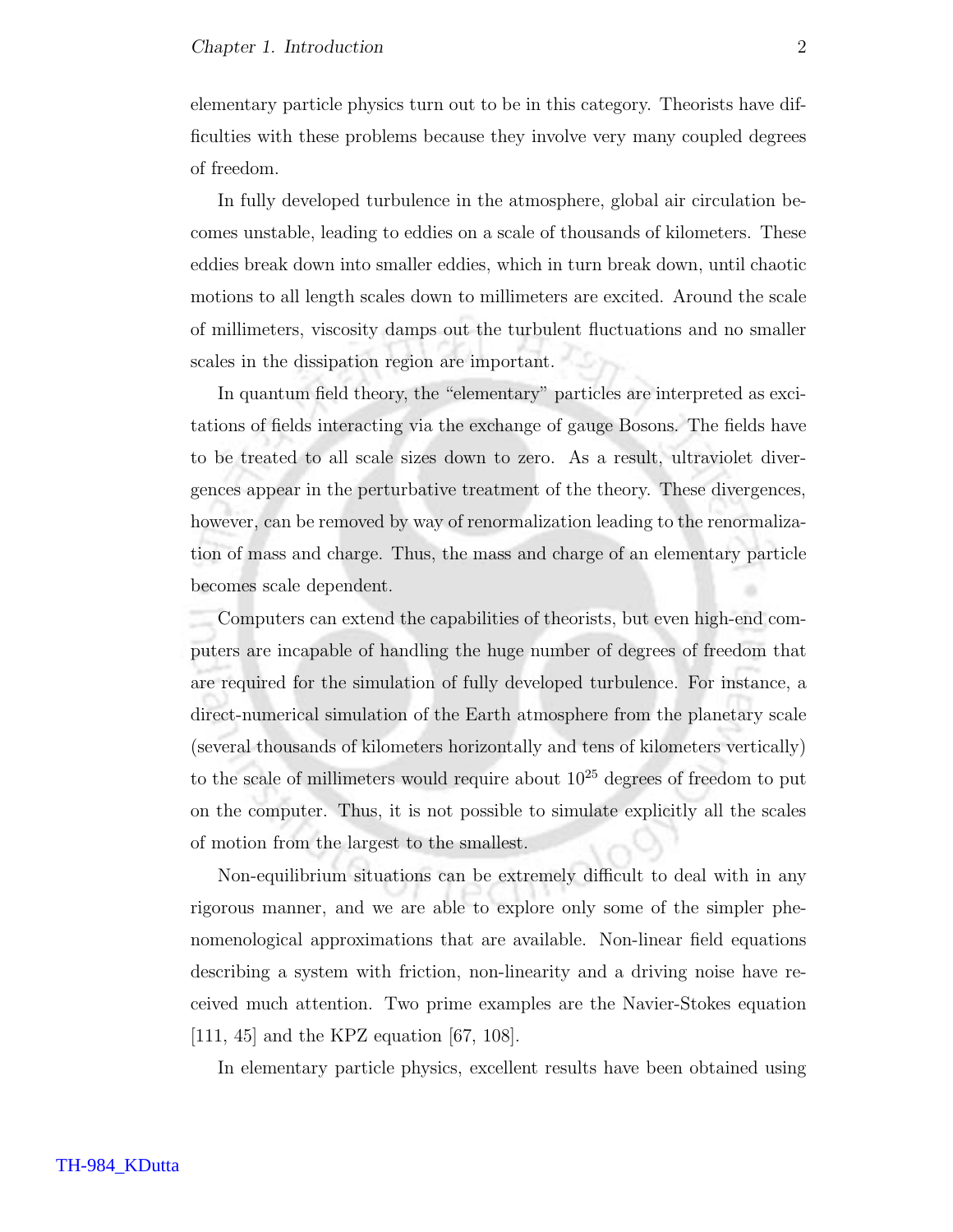elementary particle physics turn out to be in this category. Theorists have difficulties with these problems because they involve very many coupled degrees of freedom.

In fully developed turbulence in the atmosphere, global air circulation becomes unstable, leading to eddies on a scale of thousands of kilometers. These eddies break down into smaller eddies, which in turn break down, until chaotic motions to all length scales down to millimeters are excited. Around the scale of millimeters, viscosity damps out the turbulent fluctuations and no smaller scales in the dissipation region are important.

In quantum field theory, the "elementary" particles are interpreted as excitations of fields interacting via the exchange of gauge Bosons. The fields have to be treated to all scale sizes down to zero. As a result, ultraviolet divergences appear in the perturbative treatment of the theory. These divergences, however, can be removed by way of renormalization leading to the renormalization of mass and charge. Thus, the mass and charge of an elementary particle becomes scale dependent.

Computers can extend the capabilities of theorists, but even high-end computers are incapable of handling the huge number of degrees of freedom that are required for the simulation of fully developed turbulence. For instance, a direct-numerical simulation of the Earth atmosphere from the planetary scale (several thousands of kilometers horizontally and tens of kilometers vertically) to the scale of millimeters would require about $10^{25}$ degrees of freedom to put on the computer. Thus, it is not possible to simulate explicitly all the scales of motion from the largest to the smallest.

Non-equilibrium situations can be extremely difficult to deal with in any rigorous manner, and we are able to explore only some of the simpler phenomenological approximations that are available. Non-linear field equations describing a system with friction, non-linearity and a driving noise have received much attention. Two prime examples are the Navier-Stokes equation [111, 45] and the KPZ equation [67, 108].

In elementary particle physics, excellent results have been obtained using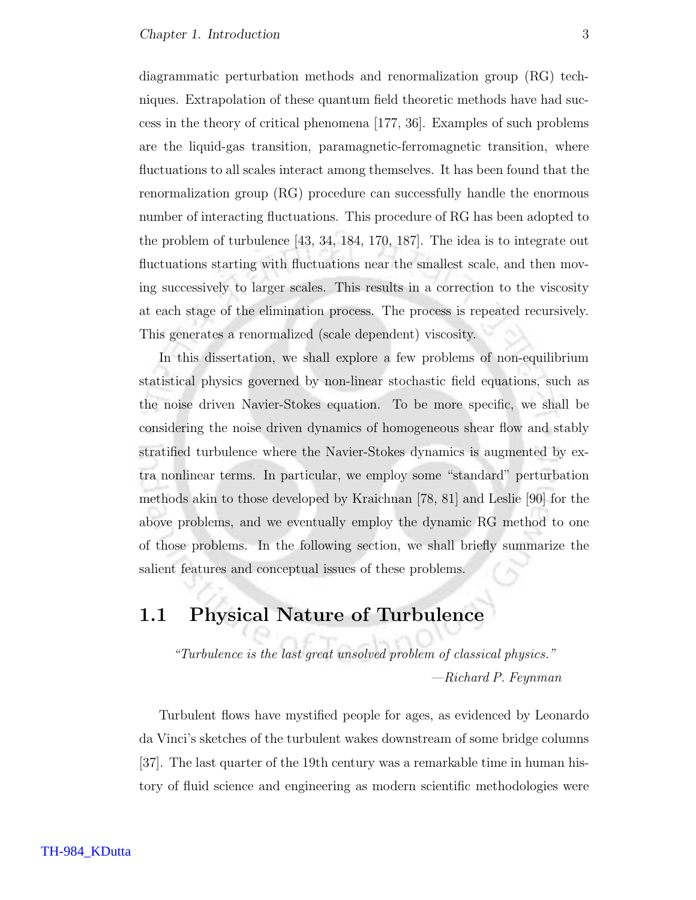diagrammatic perturbation methods and renormalization group (RG) techniques. Extrapolation of these quantum field theoretic methods have had success in the theory of critical phenomena [177, 36]. Examples of such problems are the liquid-gas transition, paramagnetic-ferromagnetic transition, where fluctuations to all scales interact among themselves. It has been found that the renormalization group (RG) procedure can successfully handle the enormous number of interacting fluctuations. This procedure of RG has been adopted to the problem of turbulence [43, 34, 184, 170, 187]. The idea is to integrate out fluctuations starting with fluctuations near the smallest scale, and then moving successively to larger scales. This results in a correction to the viscosity at each stage of the elimination process. The process is repeated recursively. This generates a renormalized (scale dependent) viscosity.

In this dissertation, we shall explore a few problems of non-equilibrium statistical physics governed by non-linear stochastic field equations, such as the noise driven Navier-Stokes equation. To be more specific, we shall be considering the noise driven dynamics of homogeneous shear flow and stably stratified turbulence where the Navier-Stokes dynamics is augmented by extra nonlinear terms. In particular, we employ some "standard" perturbation methods akin to those developed by Kraichnan [78, 81] and Leslie [90] for the above problems, and we eventually employ the dynamic RG method to one of those problems. In the following section, we shall briefly summarize the salient features and conceptual issues of these problems.

## 1.1 Physical Nature of Turbulence

> *"Turbulence is the last great unsolved problem of classical physics."*
>
> *—Richard P. Feynman*

Turbulent flows have mystified people for ages, as evidenced by Leonardo da Vinci's sketches of the turbulent wakes downstream of some bridge columns [37]. The last quarter of the 19th century was a remarkable time in human history of fluid science and engineering as modern scientific methodologies were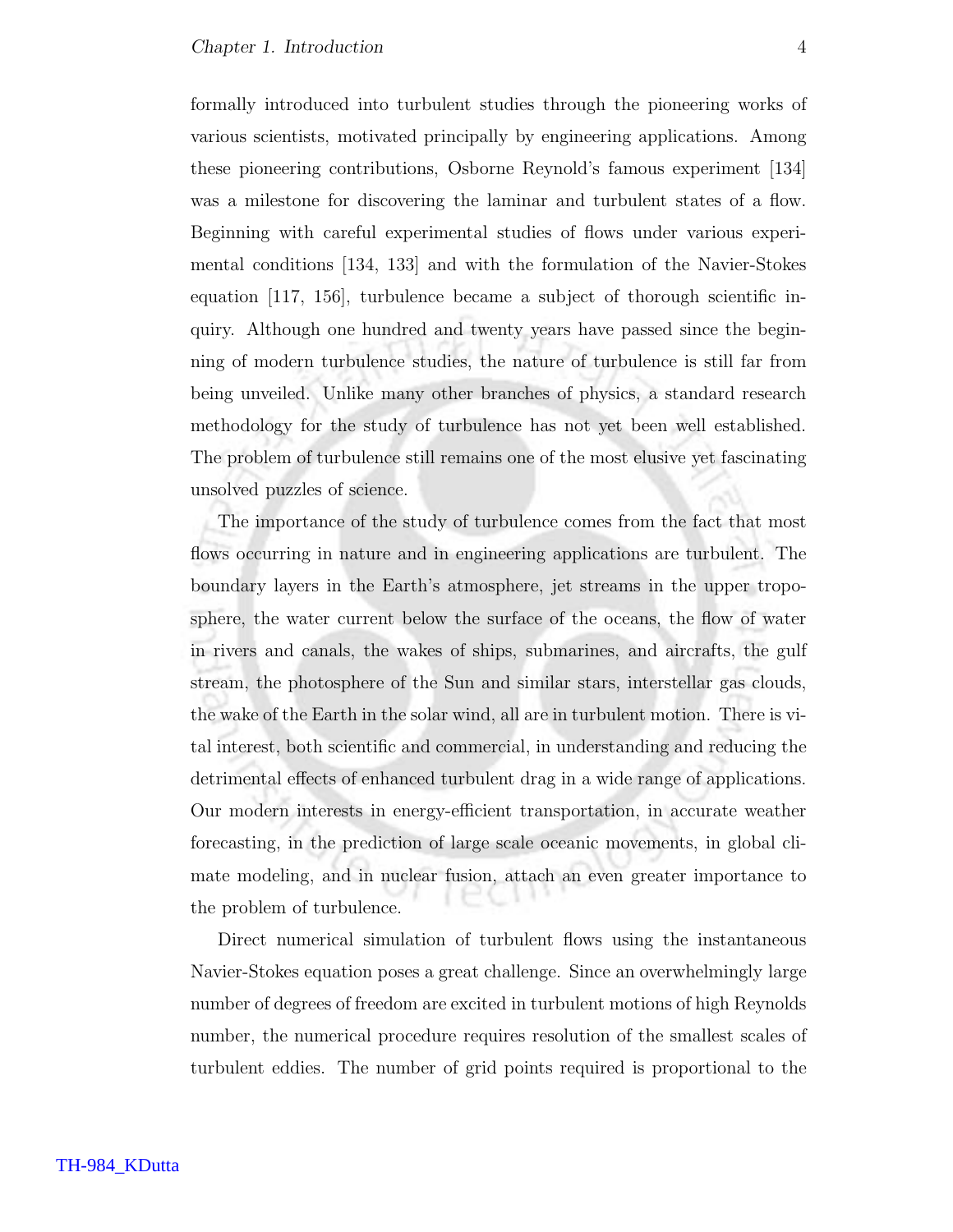formally introduced into turbulent studies through the pioneering works of various scientists, motivated principally by engineering applications. Among these pioneering contributions, Osborne Reynold's famous experiment [134] was a milestone for discovering the laminar and turbulent states of a flow. Beginning with careful experimental studies of flows under various experimental conditions [134, 133] and with the formulation of the Navier-Stokes equation [117, 156], turbulence became a subject of thorough scientific inquiry. Although one hundred and twenty years have passed since the beginning of modern turbulence studies, the nature of turbulence is still far from being unveiled. Unlike many other branches of physics, a standard research methodology for the study of turbulence has not yet been well established. The problem of turbulence still remains one of the most elusive yet fascinating unsolved puzzles of science.

The importance of the study of turbulence comes from the fact that most flows occurring in nature and in engineering applications are turbulent. The boundary layers in the Earth's atmosphere, jet streams in the upper troposphere, the water current below the surface of the oceans, the flow of water in rivers and canals, the wakes of ships, submarines, and aircrafts, the gulf stream, the photosphere of the Sun and similar stars, interstellar gas clouds, the wake of the Earth in the solar wind, all are in turbulent motion. There is vital interest, both scientific and commercial, in understanding and reducing the detrimental effects of enhanced turbulent drag in a wide range of applications. Our modern interests in energy-efficient transportation, in accurate weather forecasting, in the prediction of large scale oceanic movements, in global climate modeling, and in nuclear fusion, attach an even greater importance to the problem of turbulence.

Direct numerical simulation of turbulent flows using the instantaneous Navier-Stokes equation poses a great challenge. Since an overwhelmingly large number of degrees of freedom are excited in turbulent motions of high Reynolds number, the numerical procedure requires resolution of the smallest scales of turbulent eddies. The number of grid points required is proportional to the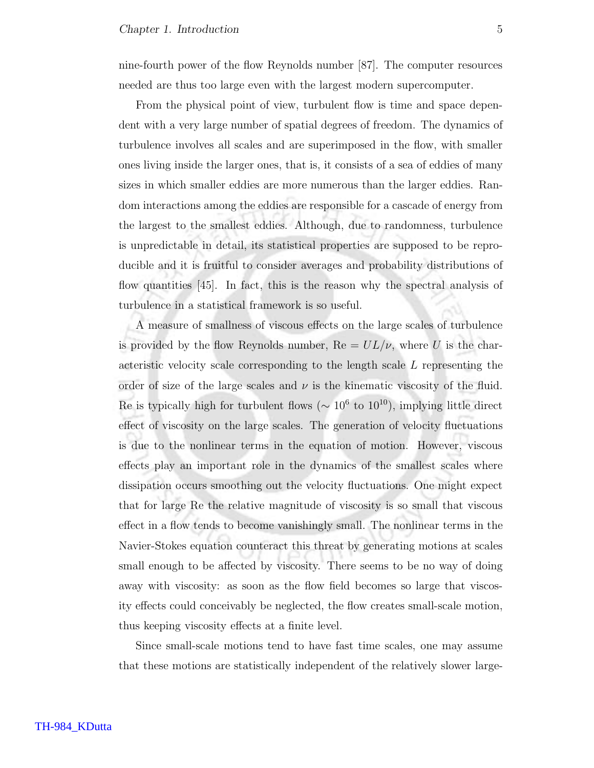nine-fourth power of the flow Reynolds number [87]. The computer resources needed are thus too large even with the largest modern supercomputer.

From the physical point of view, turbulent flow is time and space dependent with a very large number of spatial degrees of freedom. The dynamics of turbulence involves all scales and are superimposed in the flow, with smaller ones living inside the larger ones, that is, it consists of a sea of eddies of many sizes in which smaller eddies are more numerous than the larger eddies. Random interactions among the eddies are responsible for a cascade of energy from the largest to the smallest eddies. Although, due to randomness, turbulence is unpredictable in detail, its statistical properties are supposed to be reproducible and it is fruitful to consider averages and probability distributions of flow quantities [45]. In fact, this is the reason why the spectral analysis of turbulence in a statistical framework is so useful.

A measure of smallness of viscous effects on the large scales of turbulence is provided by the flow Reynolds number, $\mathrm{Re} = UL/\nu$, where $U$ is the characteristic velocity scale corresponding to the length scale $L$ representing the order of size of the large scales and $\nu$ is the kinematic viscosity of the fluid. Re is typically high for turbulent flows ($\sim 10^6$ to $10^{10}$), implying little direct effect of viscosity on the large scales. The generation of velocity fluctuations is due to the nonlinear terms in the equation of motion. However, viscous effects play an important role in the dynamics of the smallest scales where dissipation occurs smoothing out the velocity fluctuations. One might expect that for large Re the relative magnitude of viscosity is so small that viscous effect in a flow tends to become vanishingly small. The nonlinear terms in the Navier-Stokes equation counteract this threat by generating motions at scales small enough to be affected by viscosity. There seems to be no way of doing away with viscosity: as soon as the flow field becomes so large that viscosity effects could conceivably be neglected, the flow creates small-scale motion, thus keeping viscosity effects at a finite level.

Since small-scale motions tend to have fast time scales, one may assume that these motions are statistically independent of the relatively slower large-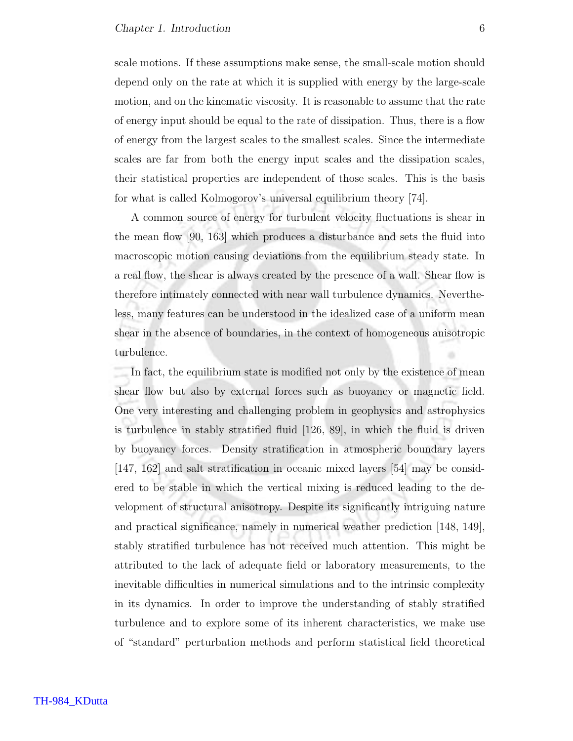scale motions. If these assumptions make sense, the small-scale motion should depend only on the rate at which it is supplied with energy by the large-scale motion, and on the kinematic viscosity. It is reasonable to assume that the rate of energy input should be equal to the rate of dissipation. Thus, there is a flow of energy from the largest scales to the smallest scales. Since the intermediate scales are far from both the energy input scales and the dissipation scales, their statistical properties are independent of those scales. This is the basis for what is called Kolmogorov's universal equilibrium theory [74].

A common source of energy for turbulent velocity fluctuations is shear in the mean flow [90, 163] which produces a disturbance and sets the fluid into macroscopic motion causing deviations from the equilibrium steady state. In a real flow, the shear is always created by the presence of a wall. Shear flow is therefore intimately connected with near wall turbulence dynamics. Nevertheless, many features can be understood in the idealized case of a uniform mean shear in the absence of boundaries, in the context of homogeneous anisotropic turbulence.

In fact, the equilibrium state is modified not only by the existence of mean shear flow but also by external forces such as buoyancy or magnetic field. One very interesting and challenging problem in geophysics and astrophysics is turbulence in stably stratified fluid [126, 89], in which the fluid is driven by buoyancy forces. Density stratification in atmospheric boundary layers [147, 162] and salt stratification in oceanic mixed layers [54] may be considered to be stable in which the vertical mixing is reduced leading to the development of structural anisotropy. Despite its significantly intriguing nature and practical significance, namely in numerical weather prediction [148, 149], stably stratified turbulence has not received much attention. This might be attributed to the lack of adequate field or laboratory measurements, to the inevitable difficulties in numerical simulations and to the intrinsic complexity in its dynamics. In order to improve the understanding of stably stratified turbulence and to explore some of its inherent characteristics, we make use of "standard" perturbation methods and perform statistical field theoretical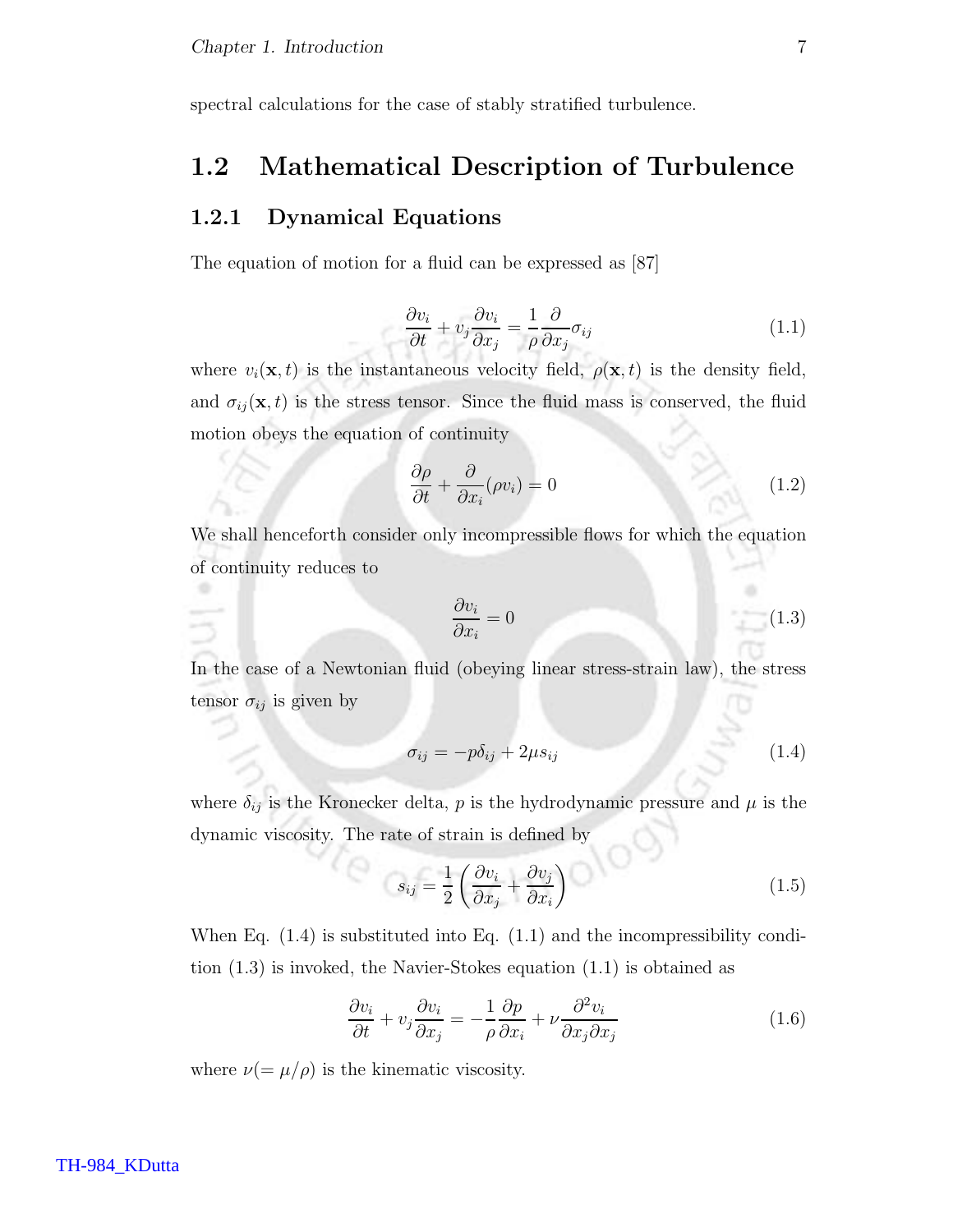spectral calculations for the case of stably stratified turbulence.

## 1.2 Mathematical Description of Turbulence

### 1.2.1 Dynamical Equations

The equation of motion for a fluid can be expressed as [87]

$$\frac{\partial v_i}{\partial t} + v_j \frac{\partial v_i}{\partial x_j} = \frac{1}{\rho} \frac{\partial}{\partial x_j} \sigma_{ij} \tag{1.1}$$

where $v_i(\mathbf{x}, t)$ is the instantaneous velocity field, $\rho(\mathbf{x}, t)$ is the density field, and $\sigma_{ij}(\mathbf{x}, t)$ is the stress tensor. Since the fluid mass is conserved, the fluid motion obeys the equation of continuity

$$\frac{\partial \rho}{\partial t} + \frac{\partial}{\partial x_i}(\rho v_i) = 0 \tag{1.2}$$

We shall henceforth consider only incompressible flows for which the equation of continuity reduces to

$$\frac{\partial v_i}{\partial x_i} = 0 \tag{1.3}$$

In the case of a Newtonian fluid (obeying linear stress-strain law), the stress tensor $\sigma_{ij}$ is given by

$$\sigma_{ij} = -p\delta_{ij} + 2\mu s_{ij} \tag{1.4}$$

where $\delta_{ij}$ is the Kronecker delta, $p$ is the hydrodynamic pressure and $\mu$ is the dynamic viscosity. The rate of strain is defined by

$$s_{ij} = \frac{1}{2}\left(\frac{\partial v_i}{\partial x_j} + \frac{\partial v_j}{\partial x_i}\right) \tag{1.5}$$

When Eq. (1.4) is substituted into Eq. (1.1) and the incompressibility condition (1.3) is invoked, the Navier-Stokes equation (1.1) is obtained as

$$\frac{\partial v_i}{\partial t} + v_j \frac{\partial v_i}{\partial x_j} = -\frac{1}{\rho} \frac{\partial p}{\partial x_i} + \nu \frac{\partial^2 v_i}{\partial x_j \partial x_j} \tag{1.6}$$

where $\nu (= \mu/\rho)$ is the kinematic viscosity.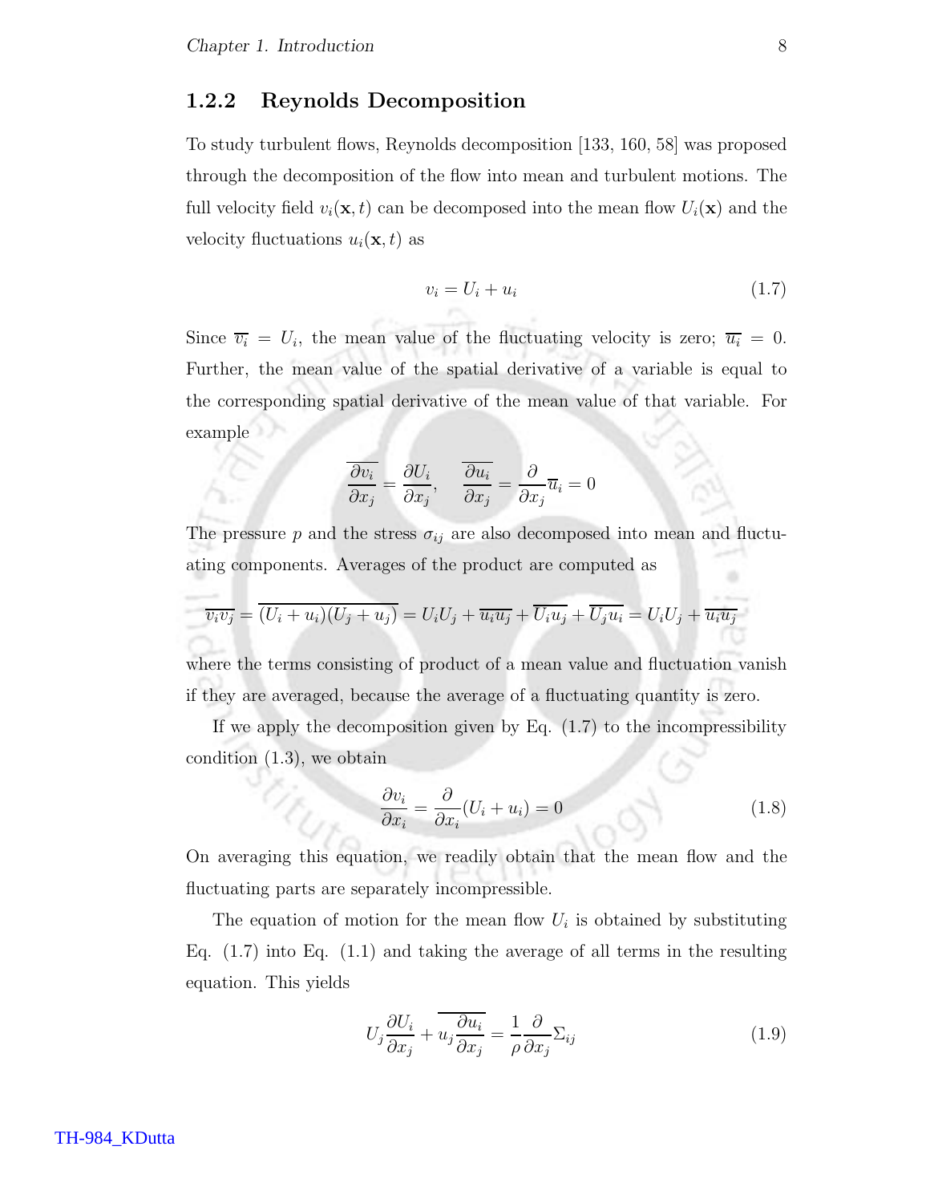### 1.2.2 Reynolds Decomposition

To study turbulent flows, Reynolds decomposition [133, 160, 58] was proposed through the decomposition of the flow into mean and turbulent motions. The full velocity field $v_i(\mathbf{x}, t)$ can be decomposed into the mean flow $U_i(\mathbf{x})$ and the velocity fluctuations $u_i(\mathbf{x}, t)$ as

$$v_i = U_i + u_i \tag{1.7}$$

Since $\overline{v_i} = U_i$, the mean value of the fluctuating velocity is zero; $\overline{u_i} = 0$. Further, the mean value of the spatial derivative of a variable is equal to the corresponding spatial derivative of the mean value of that variable. For example

$$\overline{\frac{\partial v_i}{\partial x_j}} = \frac{\partial U_i}{\partial x_j}, \quad \overline{\frac{\partial u_i}{\partial x_j}} = \frac{\partial}{\partial x_j}\overline{u}_i = 0$$

The pressure $p$ and the stress $\sigma_{ij}$ are also decomposed into mean and fluctuating components. Averages of the product are computed as

$$\overline{v_i v_j} = \overline{(U_i + u_i)(U_j + u_j)} = U_i U_j + \overline{u_i u_j} + \overline{U_i u_j} + \overline{U_j u_i} = U_i U_j + \overline{u_i u_j}$$

where the terms consisting of product of a mean value and fluctuation vanish if they are averaged, because the average of a fluctuating quantity is zero.

If we apply the decomposition given by Eq. (1.7) to the incompressibility condition (1.3), we obtain

$$\frac{\partial v_i}{\partial x_i} = \frac{\partial}{\partial x_i}(U_i + u_i) = 0 \tag{1.8}$$

On averaging this equation, we readily obtain that the mean flow and the fluctuating parts are separately incompressible.

The equation of motion for the mean flow $U_i$ is obtained by substituting Eq. (1.7) into Eq. (1.1) and taking the average of all terms in the resulting equation. This yields

$$U_j \frac{\partial U_i}{\partial x_j} + \overline{u_j \frac{\partial u_i}{\partial x_j}} = \frac{1}{\rho}\frac{\partial}{\partial x_j}\Sigma_{ij} \tag{1.9}$$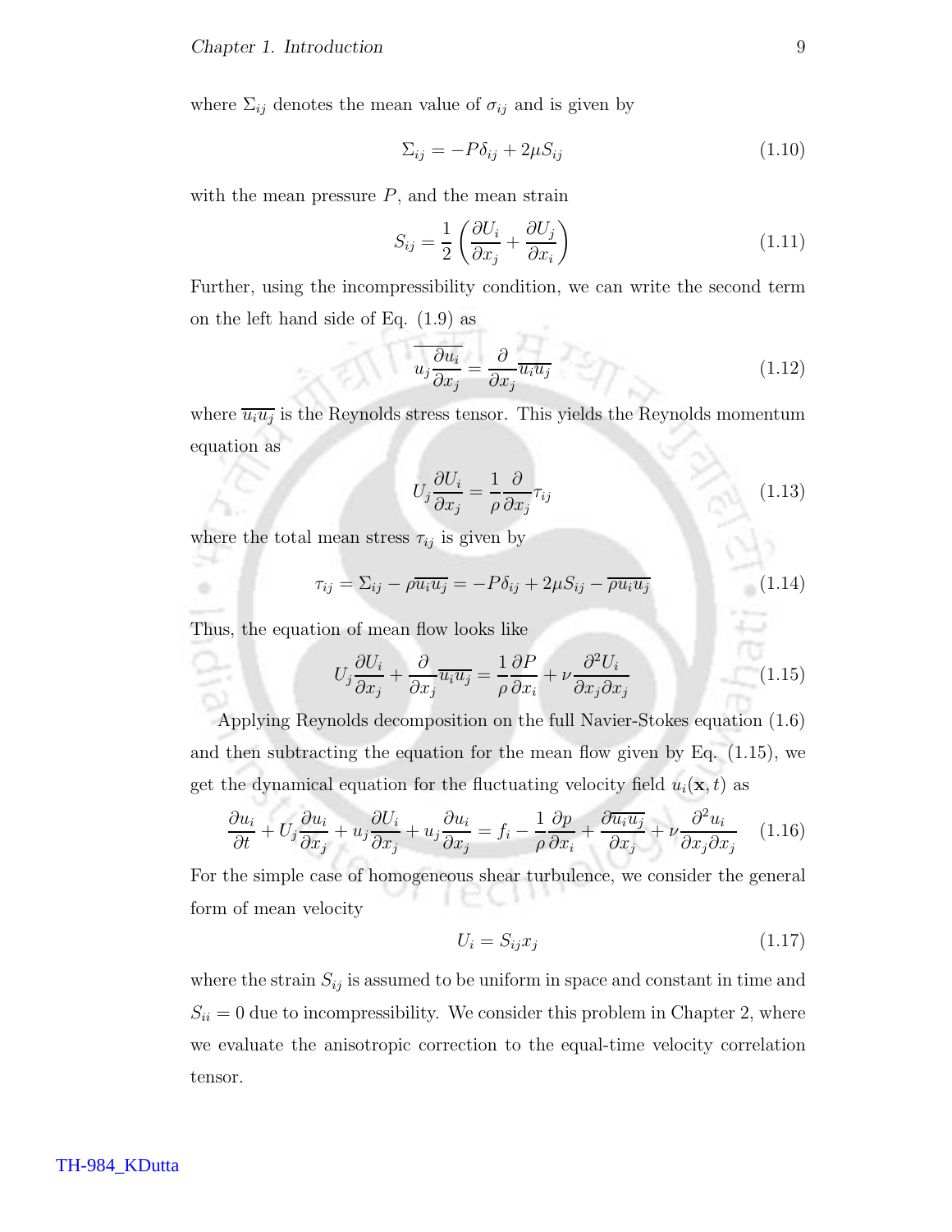where $\Sigma_{ij}$ denotes the mean value of $\sigma_{ij}$ and is given by

$$\Sigma_{ij} = -P\delta_{ij} + 2\mu S_{ij} \tag{1.10}$$

with the mean pressure $P$, and the mean strain

$$S_{ij} = \frac{1}{2}\left(\frac{\partial U_i}{\partial x_j} + \frac{\partial U_j}{\partial x_i}\right) \tag{1.11}$$

Further, using the incompressibility condition, we can write the second term on the left hand side of Eq. (1.9) as

$$\overline{u_j \frac{\partial u_i}{\partial x_j}} = \frac{\partial}{\partial x_j}\overline{u_i u_j} \tag{1.12}$$

where $\overline{u_i u_j}$ is the Reynolds stress tensor. This yields the Reynolds momentum equation as

$$U_j \frac{\partial U_i}{\partial x_j} = \frac{1}{\rho}\frac{\partial}{\partial x_j}\tau_{ij} \tag{1.13}$$

where the total mean stress $\tau_{ij}$ is given by

$$\tau_{ij} = \Sigma_{ij} - \rho\overline{u_i u_j} = -P\delta_{ij} + 2\mu S_{ij} - \overline{\rho u_i u_j} \tag{1.14}$$

Thus, the equation of mean flow looks like

$$U_j \frac{\partial U_i}{\partial x_j} + \frac{\partial}{\partial x_j}\overline{u_i u_j} = \frac{1}{\rho}\frac{\partial P}{\partial x_i} + \nu \frac{\partial^2 U_i}{\partial x_j \partial x_j} \tag{1.15}$$

Applying Reynolds decomposition on the full Navier-Stokes equation (1.6) and then subtracting the equation for the mean flow given by Eq. (1.15), we get the dynamical equation for the fluctuating velocity field $u_i(\mathbf{x}, t)$ as

$$\frac{\partial u_i}{\partial t} + U_j \frac{\partial u_i}{\partial x_j} + u_j \frac{\partial U_i}{\partial x_j} + u_j \frac{\partial u_i}{\partial x_j} = f_i - \frac{1}{\rho}\frac{\partial p}{\partial x_i} + \frac{\partial \overline{u_i u_j}}{\partial x_j} + \nu \frac{\partial^2 u_i}{\partial x_j \partial x_j} \tag{1.16}$$

For the simple case of homogeneous shear turbulence, we consider the general form of mean velocity

$$U_i = S_{ij} x_j \tag{1.17}$$

where the strain $S_{ij}$ is assumed to be uniform in space and constant in time and $S_{ii} = 0$ due to incompressibility. We consider this problem in Chapter 2, where we evaluate the anisotropic correction to the equal-time velocity correlation tensor.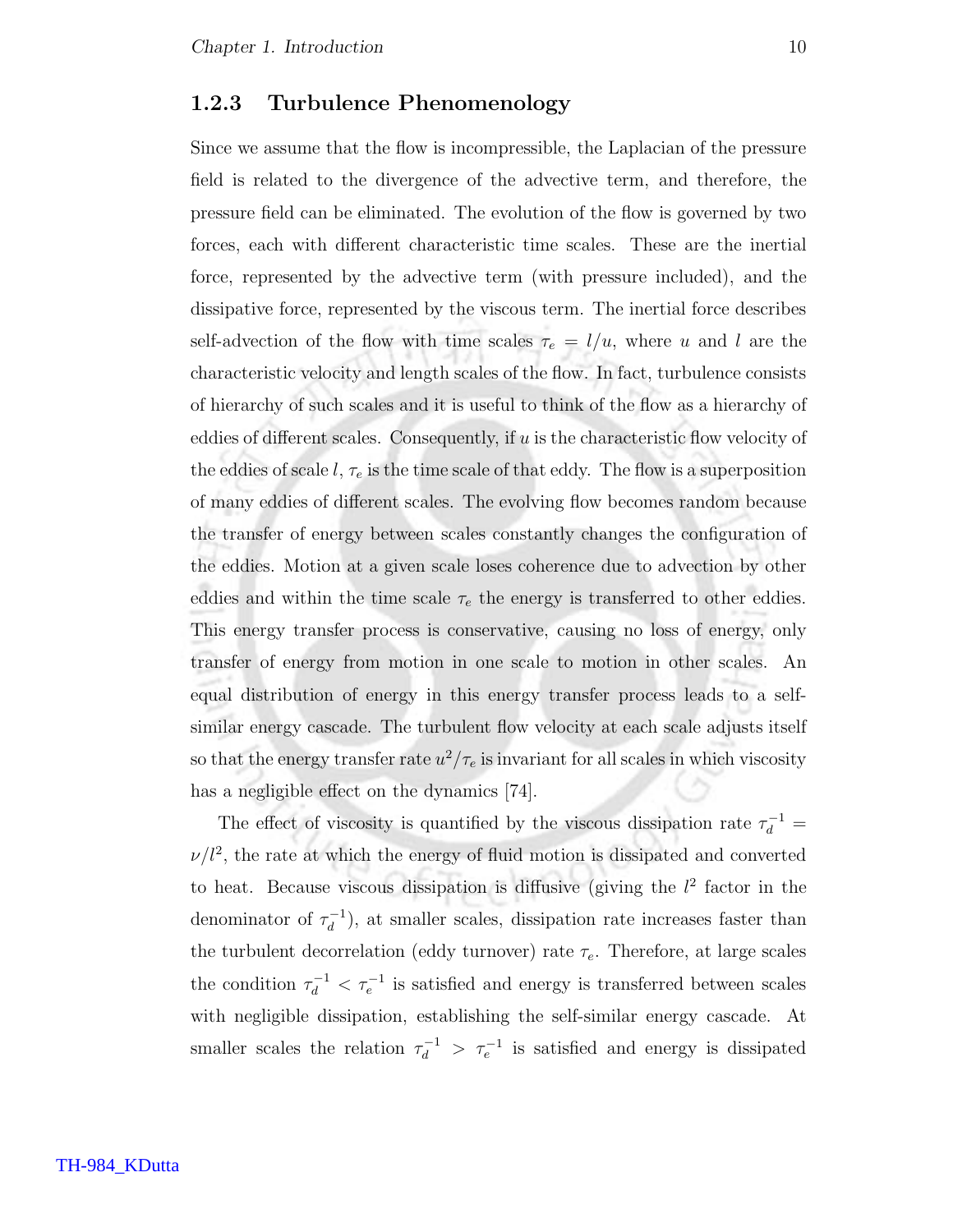### 1.2.3 Turbulence Phenomenology

Since we assume that the flow is incompressible, the Laplacian of the pressure field is related to the divergence of the advective term, and therefore, the pressure field can be eliminated. The evolution of the flow is governed by two forces, each with different characteristic time scales. These are the inertial force, represented by the advective term (with pressure included), and the dissipative force, represented by the viscous term. The inertial force describes self-advection of the flow with time scales $\tau_e = l/u$, where $u$ and $l$ are the characteristic velocity and length scales of the flow. In fact, turbulence consists of hierarchy of such scales and it is useful to think of the flow as a hierarchy of eddies of different scales. Consequently, if $u$ is the characteristic flow velocity of the eddies of scale $l$, $\tau_e$ is the time scale of that eddy. The flow is a superposition of many eddies of different scales. The evolving flow becomes random because the transfer of energy between scales constantly changes the configuration of the eddies. Motion at a given scale loses coherence due to advection by other eddies and within the time scale $\tau_e$ the energy is transferred to other eddies. This energy transfer process is conservative, causing no loss of energy, only transfer of energy from motion in one scale to motion in other scales. An equal distribution of energy in this energy transfer process leads to a self-similar energy cascade. The turbulent flow velocity at each scale adjusts itself so that the energy transfer rate $u^2/\tau_e$ is invariant for all scales in which viscosity has a negligible effect on the dynamics [74].

The effect of viscosity is quantified by the viscous dissipation rate $\tau_d^{-1} = \nu/l^2$, the rate at which the energy of fluid motion is dissipated and converted to heat. Because viscous dissipation is diffusive (giving the $l^2$ factor in the denominator of $\tau_d^{-1}$), at smaller scales, dissipation rate increases faster than the turbulent decorrelation (eddy turnover) rate $\tau_e$. Therefore, at large scales the condition $\tau_d^{-1} < \tau_e^{-1}$ is satisfied and energy is transferred between scales with negligible dissipation, establishing the self-similar energy cascade. At smaller scales the relation $\tau_d^{-1} > \tau_e^{-1}$ is satisfied and energy is dissipated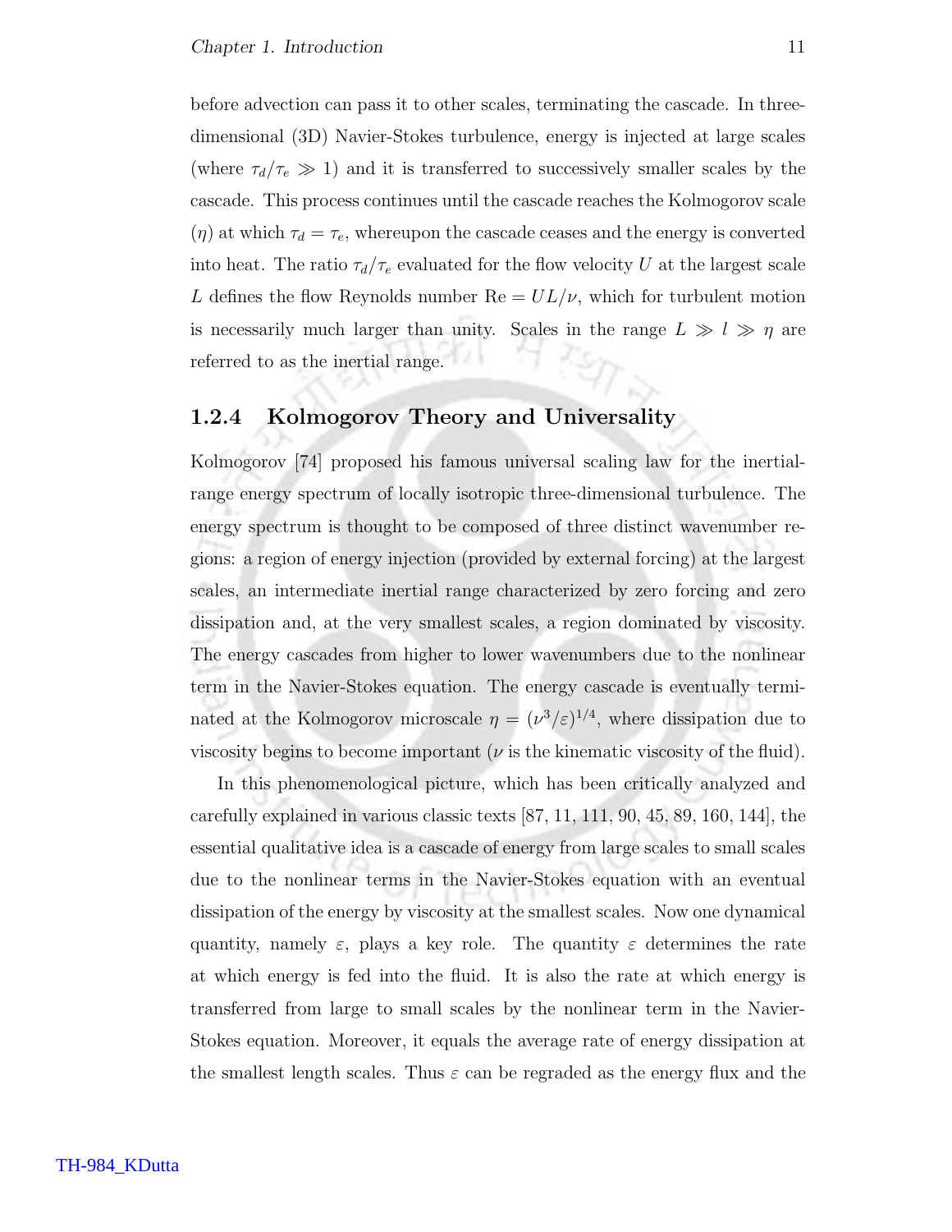before advection can pass it to other scales, terminating the cascade. In three-dimensional (3D) Navier-Stokes turbulence, energy is injected at large scales (where $\tau_d/\tau_e \gg 1$) and it is transferred to successively smaller scales by the cascade. This process continues until the cascade reaches the Kolmogorov scale ($\eta$) at which $\tau_d = \tau_e$, whereupon the cascade ceases and the energy is converted into heat. The ratio $\tau_d/\tau_e$ evaluated for the flow velocity $U$ at the largest scale $L$ defines the flow Reynolds number $\mathrm{Re} = UL/\nu$, which for turbulent motion is necessarily much larger than unity. Scales in the range $L \gg l \gg \eta$ are referred to as the inertial range.

### 1.2.4 Kolmogorov Theory and Universality

Kolmogorov [74] proposed his famous universal scaling law for the inertial-range energy spectrum of locally isotropic three-dimensional turbulence. The energy spectrum is thought to be composed of three distinct wavenumber regions: a region of energy injection (provided by external forcing) at the largest scales, an intermediate inertial range characterized by zero forcing and zero dissipation and, at the very smallest scales, a region dominated by viscosity. The energy cascades from higher to lower wavenumbers due to the nonlinear term in the Navier-Stokes equation. The energy cascade is eventually terminated at the Kolmogorov microscale $\eta = (\nu^3/\varepsilon)^{1/4}$, where dissipation due to viscosity begins to become important ($\nu$ is the kinematic viscosity of the fluid).

In this phenomenological picture, which has been critically analyzed and carefully explained in various classic texts [87, 11, 111, 90, 45, 89, 160, 144], the essential qualitative idea is a cascade of energy from large scales to small scales due to the nonlinear terms in the Navier-Stokes equation with an eventual dissipation of the energy by viscosity at the smallest scales. Now one dynamical quantity, namely $\varepsilon$, plays a key role. The quantity $\varepsilon$ determines the rate at which energy is fed into the fluid. It is also the rate at which energy is transferred from large to small scales by the nonlinear term in the Navier-Stokes equation. Moreover, it equals the average rate of energy dissipation at the smallest length scales. Thus $\varepsilon$ can be regraded as the energy flux and the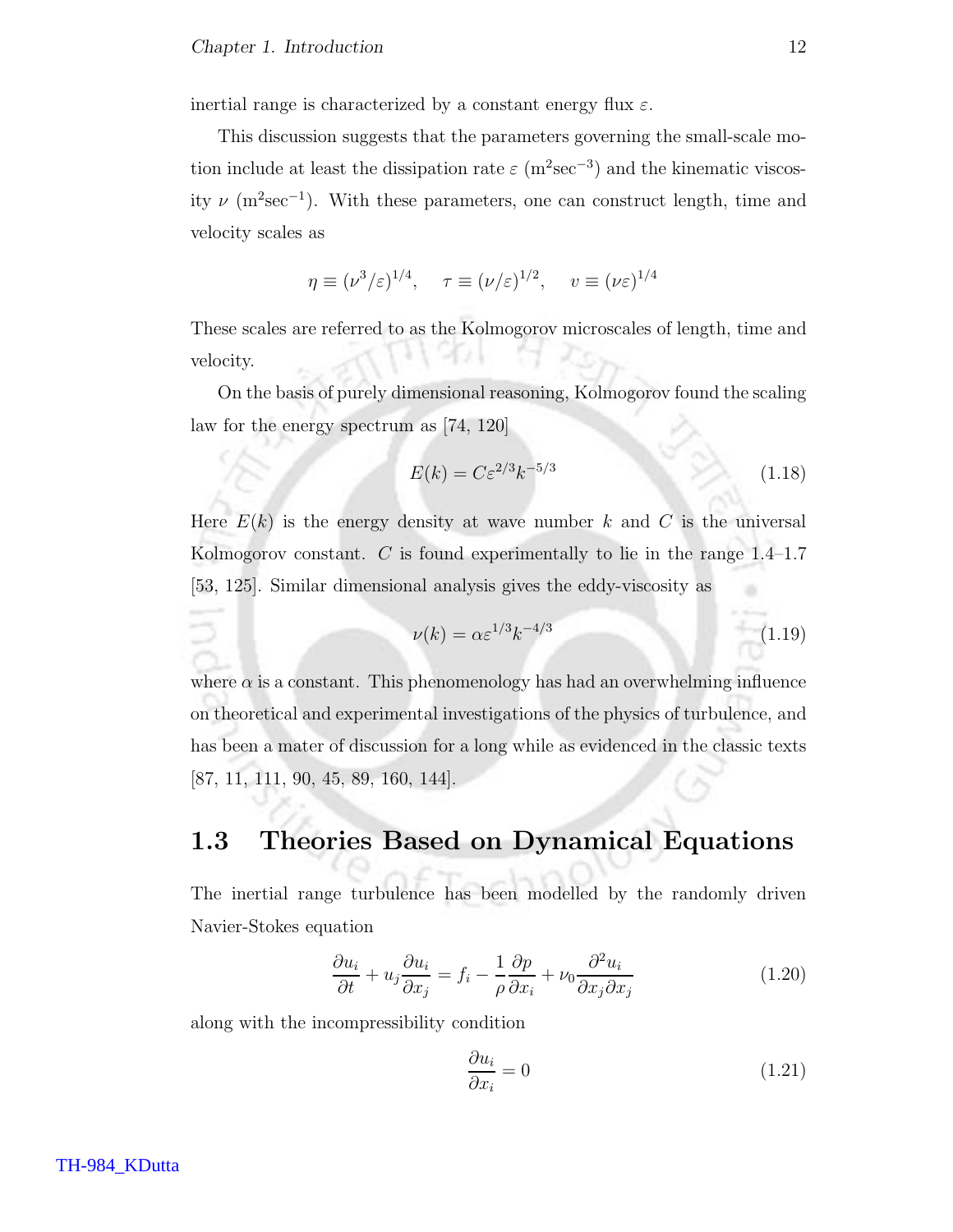inertial range is characterized by a constant energy flux $\varepsilon$.

This discussion suggests that the parameters governing the small-scale motion include at least the dissipation rate $\varepsilon$ ($\mathrm{m^2sec^{-3}}$) and the kinematic viscosity $\nu$ ($\mathrm{m^2sec^{-1}}$). With these parameters, one can construct length, time and velocity scales as

$$\eta \equiv (\nu^3/\varepsilon)^{1/4}, \quad \tau \equiv (\nu/\varepsilon)^{1/2}, \quad v \equiv (\nu\varepsilon)^{1/4}$$

These scales are referred to as the Kolmogorov microscales of length, time and velocity.

On the basis of purely dimensional reasoning, Kolmogorov found the scaling law for the energy spectrum as [74, 120]

$$E(k) = C\varepsilon^{2/3}k^{-5/3} \tag{1.18}$$

Here $E(k)$ is the energy density at wave number $k$ and $C$ is the universal Kolmogorov constant. $C$ is found experimentally to lie in the range 1.4–1.7 [53, 125]. Similar dimensional analysis gives the eddy-viscosity as

$$\nu(k) = \alpha\varepsilon^{1/3}k^{-4/3} \tag{1.19}$$

where $\alpha$ is a constant. This phenomenology has had an overwhelming influence on theoretical and experimental investigations of the physics of turbulence, and has been a mater of discussion for a long while as evidenced in the classic texts [87, 11, 111, 90, 45, 89, 160, 144].

## 1.3 Theories Based on Dynamical Equations

The inertial range turbulence has been modelled by the randomly driven Navier-Stokes equation

$$\frac{\partial u_i}{\partial t} + u_j\frac{\partial u_i}{\partial x_j} = f_i - \frac{1}{\rho}\frac{\partial p}{\partial x_i} + \nu_0\frac{\partial^2 u_i}{\partial x_j \partial x_j} \tag{1.20}$$

along with the incompressibility condition

$$\frac{\partial u_i}{\partial x_i} = 0 \tag{1.21}$$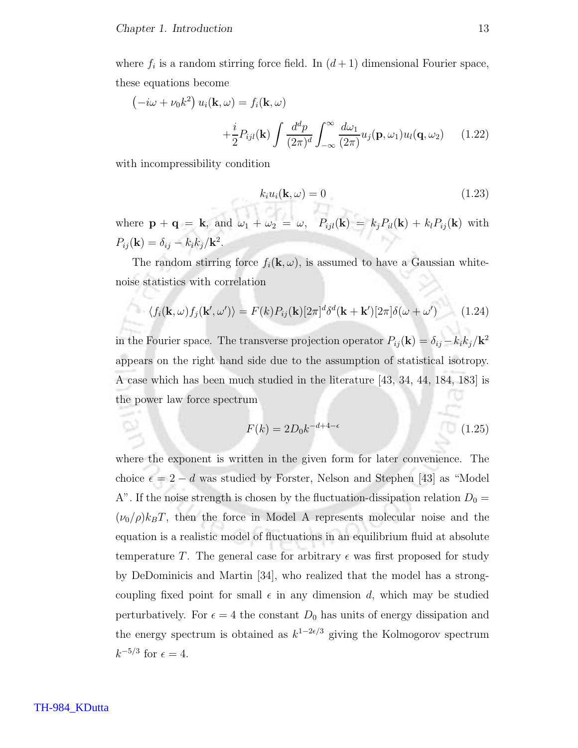where $f_i$ is a random stirring force field. In $(d+1)$ dimensional Fourier space, these equations become

$$
\begin{aligned}
\left(-i\omega + \nu_0 k^2\right) u_i(\mathbf{k},\omega) &= f_i(\mathbf{k},\omega) \\
&\quad + \frac{i}{2} P_{ijl}(\mathbf{k}) \int \frac{d^d p}{(2\pi)^d} \int_{-\infty}^{\infty} \frac{d\omega_1}{(2\pi)} u_j(\mathbf{p},\omega_1) u_l(\mathbf{q},\omega_2)
\end{aligned}
\tag{1.22}
$$

with incompressibility condition

$$
k_i u_i(\mathbf{k},\omega) = 0 \tag{1.23}
$$

where $\mathbf{p} + \mathbf{q} = \mathbf{k}$, and $\omega_1 + \omega_2 = \omega$, $P_{ijl}(\mathbf{k}) = k_j P_{il}(\mathbf{k}) + k_l P_{ij}(\mathbf{k})$ with $P_{ij}(\mathbf{k}) = \delta_{ij} - k_i k_j / \mathbf{k}^2$.

The random stirring force $f_i(\mathbf{k},\omega)$, is assumed to have a Gaussian white-noise statistics with correlation

$$
\langle f_i(\mathbf{k},\omega) f_j(\mathbf{k}',\omega') \rangle = F(k) P_{ij}(\mathbf{k}) [2\pi]^d \delta^d(\mathbf{k}+\mathbf{k}') [2\pi] \delta(\omega+\omega') \tag{1.24}
$$

in the Fourier space. The transverse projection operator $P_{ij}(\mathbf{k}) = \delta_{ij} - k_i k_j/\mathbf{k}^2$ appears on the right hand side due to the assumption of statistical isotropy. A case which has been much studied in the literature [43, 34, 44, 184, 183] is the power law force spectrum

$$
F(k) = 2D_0 k^{-d+4-\epsilon} \tag{1.25}
$$

where the exponent is written in the given form for later convenience. The choice $\epsilon = 2 - d$ was studied by Forster, Nelson and Stephen [43] as "Model A". If the noise strength is chosen by the fluctuation-dissipation relation $D_0 = (\nu_0/\rho) k_B T$, then the force in Model A represents molecular noise and the equation is a realistic model of fluctuations in an equilibrium fluid at absolute temperature $T$. The general case for arbitrary $\epsilon$ was first proposed for study by DeDominicis and Martin [34], who realized that the model has a strong-coupling fixed point for small $\epsilon$ in any dimension $d$, which may be studied perturbatively. For $\epsilon = 4$ the constant $D_0$ has units of energy dissipation and the energy spectrum is obtained as $k^{1-2\epsilon/3}$ giving the Kolmogorov spectrum $k^{-5/3}$ for $\epsilon = 4$.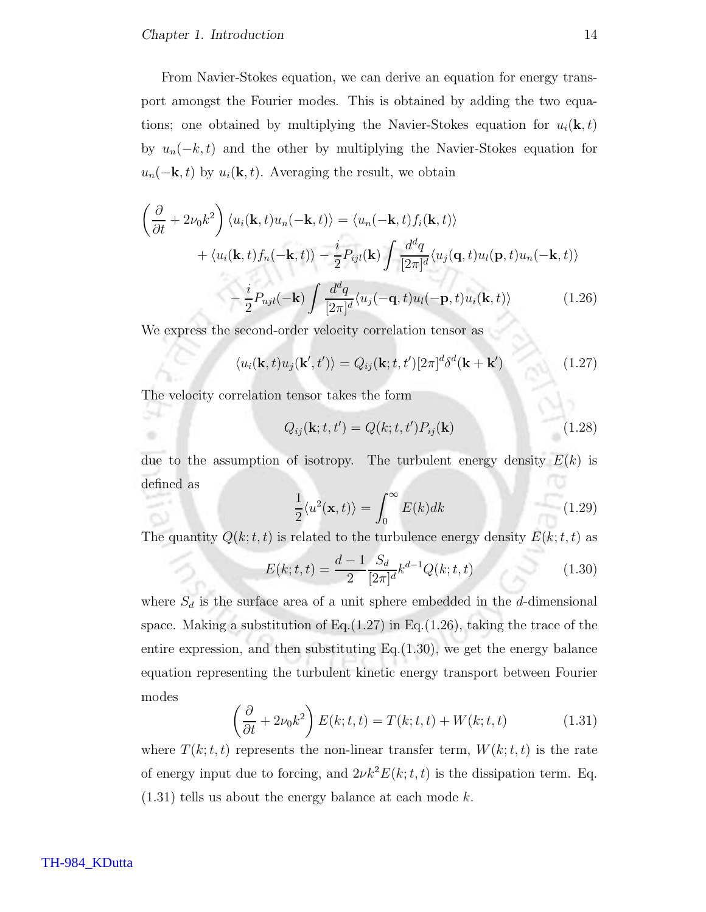From Navier-Stokes equation, we can derive an equation for energy transport amongst the Fourier modes. This is obtained by adding the two equations; one obtained by multiplying the Navier-Stokes equation for $u_i(\mathbf{k}, t)$ by $u_n(-k, t)$ and the other by multiplying the Navier-Stokes equation for $u_n(-\mathbf{k}, t)$ by $u_i(\mathbf{k}, t)$. Averaging the result, we obtain

$$
\begin{aligned}
\left(\frac{\partial}{\partial t} + 2\nu_0 k^2\right) \langle u_i(\mathbf{k}, t) u_n(-\mathbf{k}, t)\rangle &= \langle u_n(-\mathbf{k}, t) f_i(\mathbf{k}, t)\rangle \\
&+ \langle u_i(\mathbf{k}, t) f_n(-\mathbf{k}, t)\rangle - \frac{i}{2} P_{ijl}(\mathbf{k}) \int \frac{d^d q}{[2\pi]^d} \langle u_j(\mathbf{q}, t) u_l(\mathbf{p}, t) u_n(-\mathbf{k}, t)\rangle \\
&- \frac{i}{2} P_{njl}(-\mathbf{k}) \int \frac{d^d q}{[2\pi]^d} \langle u_j(-\mathbf{q}, t) u_l(-\mathbf{p}, t) u_i(\mathbf{k}, t)\rangle
\end{aligned} \tag{1.26}
$$

We express the second-order velocity correlation tensor as

$$
\langle u_i(\mathbf{k}, t) u_j(\mathbf{k}', t')\rangle = Q_{ij}(\mathbf{k}; t, t') [2\pi]^d \delta^d(\mathbf{k} + \mathbf{k}') \tag{1.27}
$$

The velocity correlation tensor takes the form

$$
Q_{ij}(\mathbf{k}; t, t') = Q(k; t, t') P_{ij}(\mathbf{k}) \tag{1.28}
$$

due to the assumption of isotropy. The turbulent energy density $E(k)$ is defined as

$$
\frac{1}{2}\langle u^2(\mathbf{x}, t)\rangle = \int_0^\infty E(k) dk \tag{1.29}
$$

The quantity $Q(k; t, t)$ is related to the turbulence energy density $E(k; t, t)$ as

$$
E(k; t, t) = \frac{d-1}{2} \frac{S_d}{[2\pi]^d} k^{d-1} Q(k; t, t) \tag{1.30}
$$

where $S_d$ is the surface area of a unit sphere embedded in the $d$-dimensional space. Making a substitution of Eq.(1.27) in Eq.(1.26), taking the trace of the entire expression, and then substituting Eq.(1.30), we get the energy balance equation representing the turbulent kinetic energy transport between Fourier modes

$$
\left(\frac{\partial}{\partial t} + 2\nu_0 k^2\right) E(k; t, t) = T(k; t, t) + W(k; t, t) \tag{1.31}
$$

where $T(k; t, t)$ represents the non-linear transfer term, $W(k; t, t)$ is the rate of energy input due to forcing, and $2\nu k^2 E(k; t, t)$ is the dissipation term. Eq. (1.31) tells us about the energy balance at each mode $k$.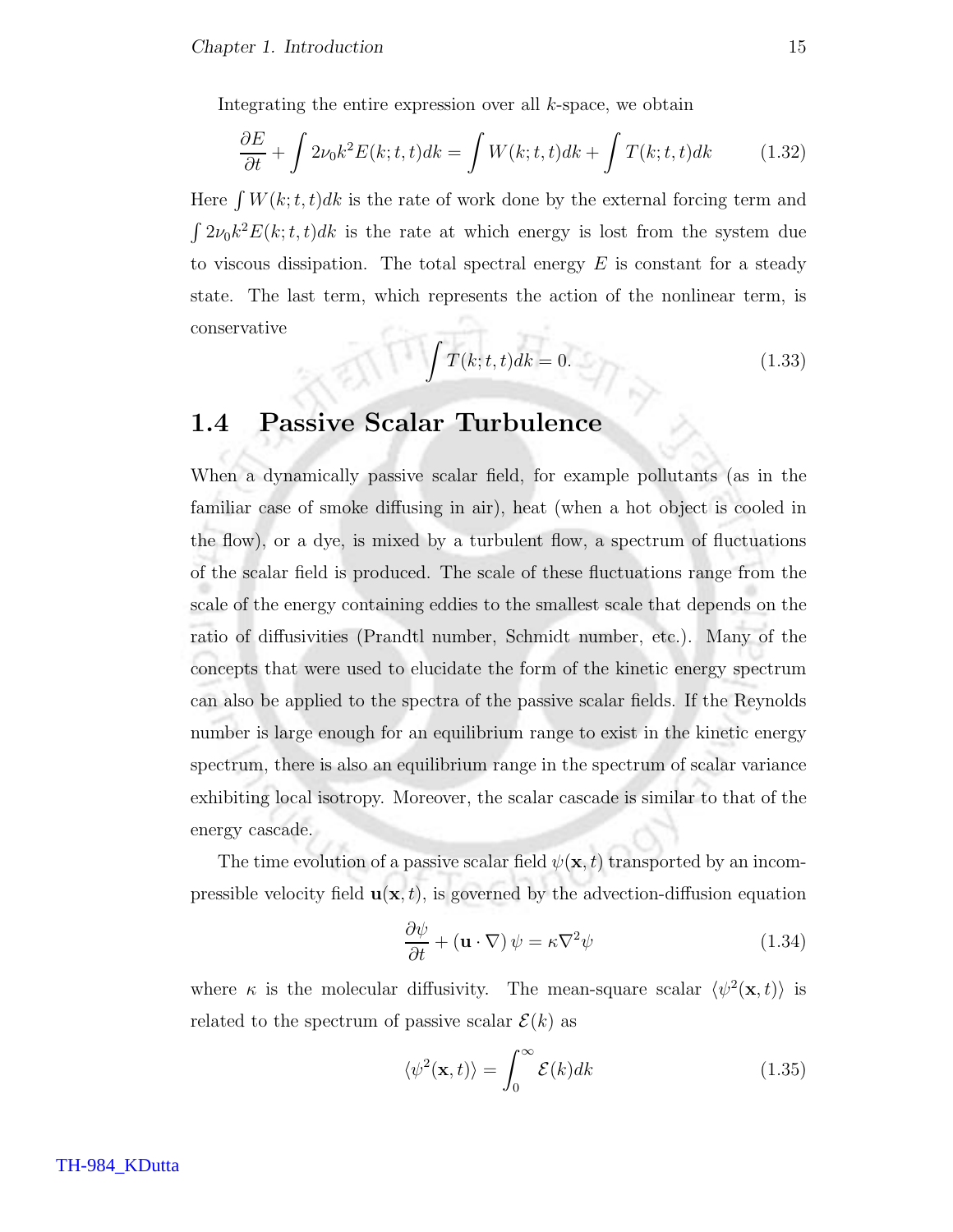Integrating the entire expression over all $k$-space, we obtain

$$\frac{\partial E}{\partial t} + \int 2\nu_0 k^2 E(k;t,t)dk = \int W(k;t,t)dk + \int T(k;t,t)dk \tag{1.32}$$

Here $\int W(k;t,t)dk$ is the rate of work done by the external forcing term and $\int 2\nu_0 k^2 E(k;t,t)dk$ is the rate at which energy is lost from the system due to viscous dissipation. The total spectral energy $E$ is constant for a steady state. The last term, which represents the action of the nonlinear term, is conservative

$$\int T(k;t,t)dk = 0. \tag{1.33}$$

## 1.4 Passive Scalar Turbulence

When a dynamically passive scalar field, for example pollutants (as in the familiar case of smoke diffusing in air), heat (when a hot object is cooled in the flow), or a dye, is mixed by a turbulent flow, a spectrum of fluctuations of the scalar field is produced. The scale of these fluctuations range from the scale of the energy containing eddies to the smallest scale that depends on the ratio of diffusivities (Prandtl number, Schmidt number, etc.). Many of the concepts that were used to elucidate the form of the kinetic energy spectrum can also be applied to the spectra of the passive scalar fields. If the Reynolds number is large enough for an equilibrium range to exist in the kinetic energy spectrum, there is also an equilibrium range in the spectrum of scalar variance exhibiting local isotropy. Moreover, the scalar cascade is similar to that of the energy cascade.

The time evolution of a passive scalar field $\psi(\mathbf{x},t)$ transported by an incompressible velocity field $\mathbf{u}(\mathbf{x},t)$, is governed by the advection-diffusion equation

$$\frac{\partial \psi}{\partial t} + (\mathbf{u}\cdot\nabla)\,\psi = \kappa\nabla^2\psi \tag{1.34}$$

where $\kappa$ is the molecular diffusivity. The mean-square scalar $\langle\psi^2(\mathbf{x},t)\rangle$ is related to the spectrum of passive scalar $\mathcal{E}(k)$ as

$$\langle\psi^2(\mathbf{x},t)\rangle = \int_0^\infty \mathcal{E}(k)dk \tag{1.35}$$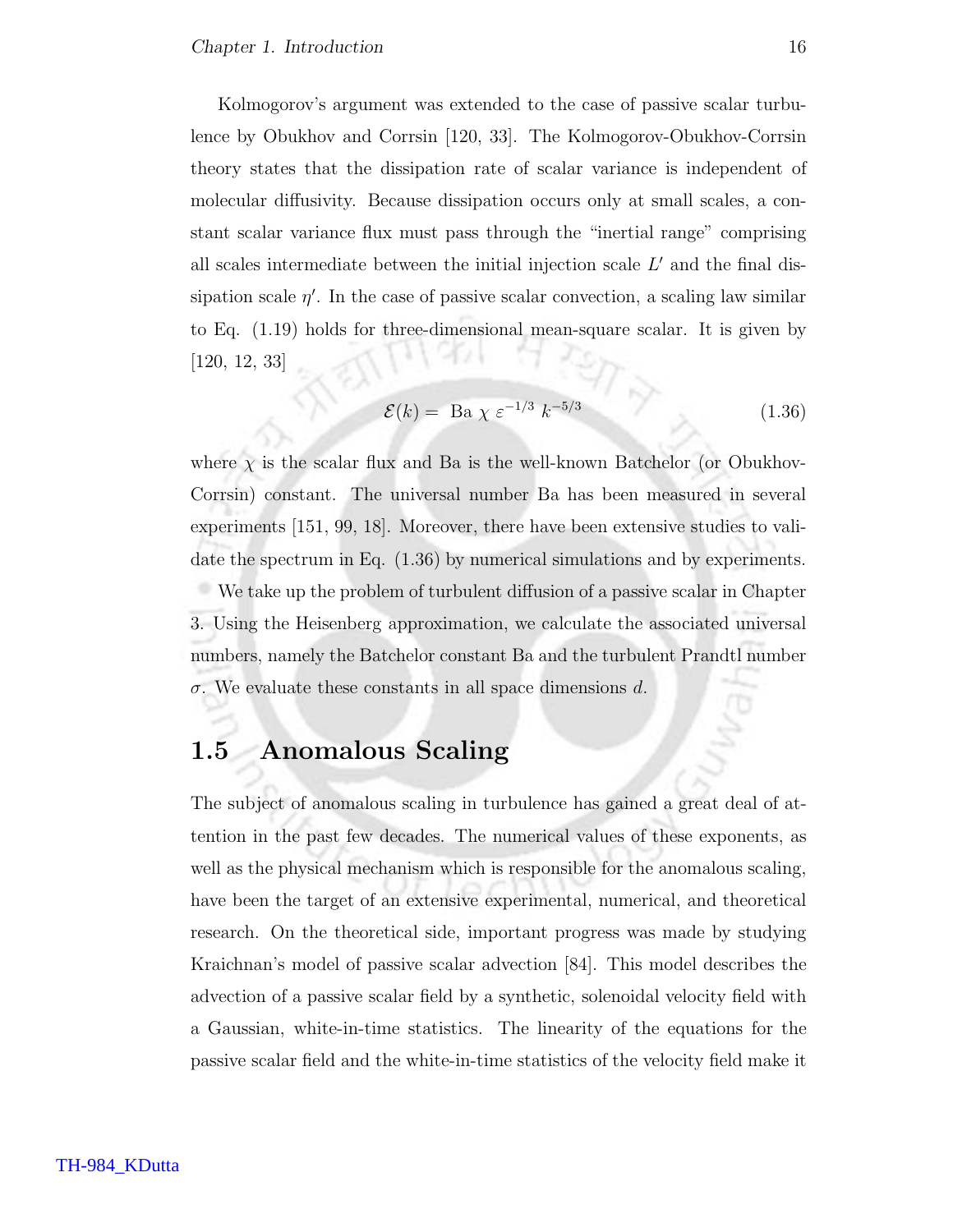Kolmogorov's argument was extended to the case of passive scalar turbulence by Obukhov and Corrsin [120, 33]. The Kolmogorov-Obukhov-Corrsin theory states that the dissipation rate of scalar variance is independent of molecular diffusivity. Because dissipation occurs only at small scales, a constant scalar variance flux must pass through the "inertial range" comprising all scales intermediate between the initial injection scale $L'$ and the final dissipation scale $\eta'$. In the case of passive scalar convection, a scaling law similar to Eq. (1.19) holds for three-dimensional mean-square scalar. It is given by [120, 12, 33]

$$\mathcal{E}(k) = \text{ Ba } \chi \, \varepsilon^{-1/3} \, k^{-5/3} \tag{1.36}$$

where $\chi$ is the scalar flux and Ba is the well-known Batchelor (or Obukhov-Corrsin) constant. The universal number Ba has been measured in several experiments [151, 99, 18]. Moreover, there have been extensive studies to validate the spectrum in Eq. (1.36) by numerical simulations and by experiments.

We take up the problem of turbulent diffusion of a passive scalar in Chapter 3. Using the Heisenberg approximation, we calculate the associated universal numbers, namely the Batchelor constant Ba and the turbulent Prandtl number $\sigma$. We evaluate these constants in all space dimensions $d$.

## 1.5 Anomalous Scaling

The subject of anomalous scaling in turbulence has gained a great deal of attention in the past few decades. The numerical values of these exponents, as well as the physical mechanism which is responsible for the anomalous scaling, have been the target of an extensive experimental, numerical, and theoretical research. On the theoretical side, important progress was made by studying Kraichnan's model of passive scalar advection [84]. This model describes the advection of a passive scalar field by a synthetic, solenoidal velocity field with a Gaussian, white-in-time statistics. The linearity of the equations for the passive scalar field and the white-in-time statistics of the velocity field make it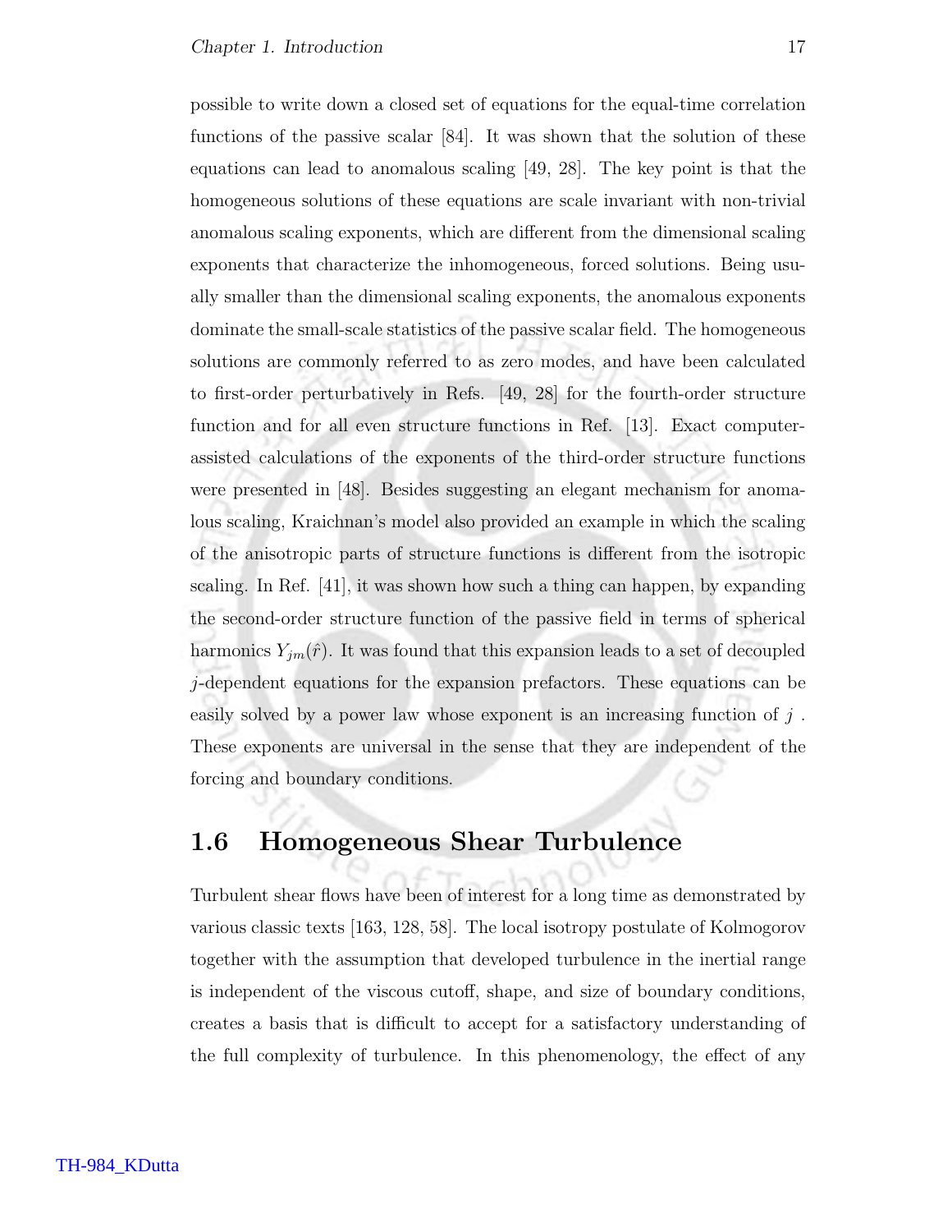possible to write down a closed set of equations for the equal-time correlation functions of the passive scalar [84]. It was shown that the solution of these equations can lead to anomalous scaling [49, 28]. The key point is that the homogeneous solutions of these equations are scale invariant with non-trivial anomalous scaling exponents, which are different from the dimensional scaling exponents that characterize the inhomogeneous, forced solutions. Being usually smaller than the dimensional scaling exponents, the anomalous exponents dominate the small-scale statistics of the passive scalar field. The homogeneous solutions are commonly referred to as zero modes, and have been calculated to first-order perturbatively in Refs. [49, 28] for the fourth-order structure function and for all even structure functions in Ref. [13]. Exact computer-assisted calculations of the exponents of the third-order structure functions were presented in [48]. Besides suggesting an elegant mechanism for anomalous scaling, Kraichnan's model also provided an example in which the scaling of the anisotropic parts of structure functions is different from the isotropic scaling. In Ref. [41], it was shown how such a thing can happen, by expanding the second-order structure function of the passive field in terms of spherical harmonics $Y_{jm}(\hat{r})$. It was found that this expansion leads to a set of decoupled $j$-dependent equations for the expansion prefactors. These equations can be easily solved by a power law whose exponent is an increasing function of $j$ . These exponents are universal in the sense that they are independent of the forcing and boundary conditions.

## 1.6 Homogeneous Shear Turbulence

Turbulent shear flows have been of interest for a long time as demonstrated by various classic texts [163, 128, 58]. The local isotropy postulate of Kolmogorov together with the assumption that developed turbulence in the inertial range is independent of the viscous cutoff, shape, and size of boundary conditions, creates a basis that is difficult to accept for a satisfactory understanding of the full complexity of turbulence. In this phenomenology, the effect of any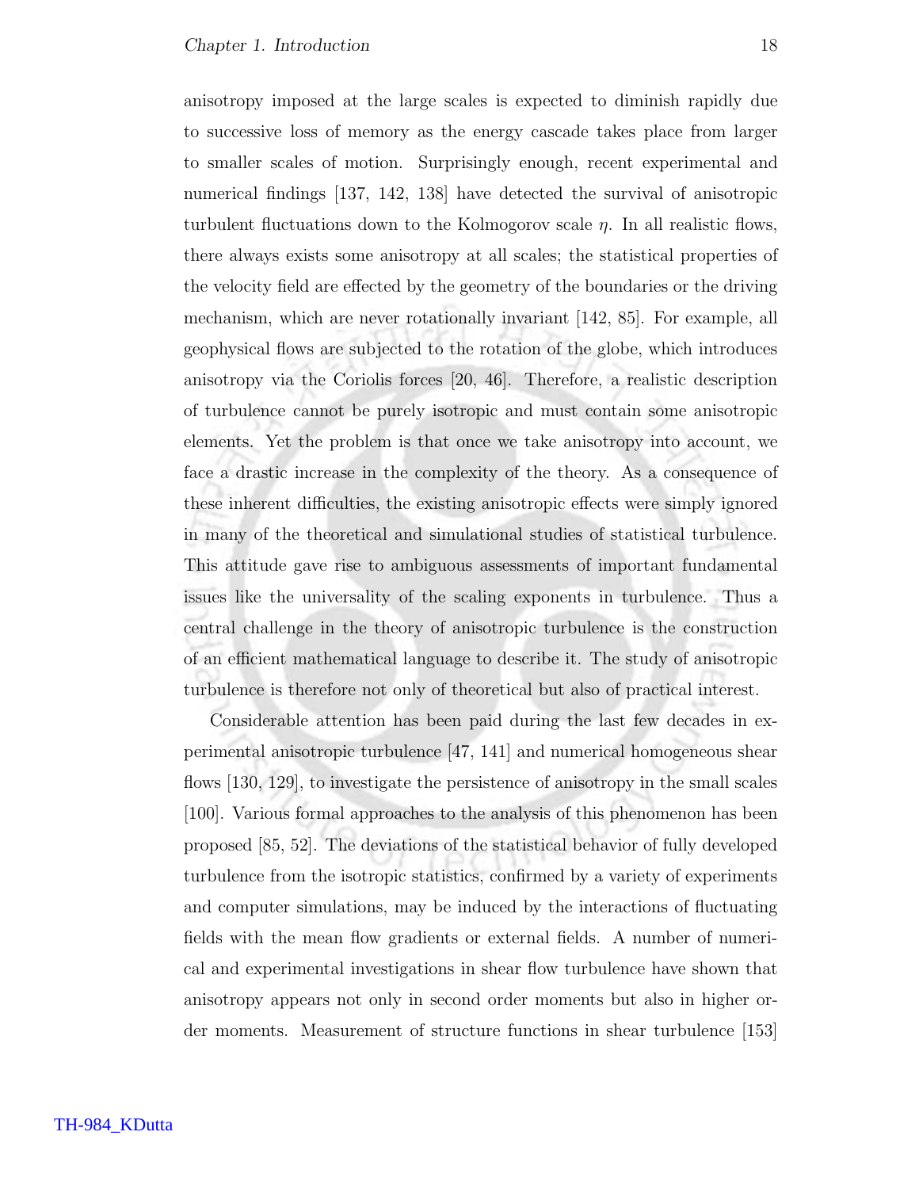anisotropy imposed at the large scales is expected to diminish rapidly due to successive loss of memory as the energy cascade takes place from larger to smaller scales of motion. Surprisingly enough, recent experimental and numerical findings [137, 142, 138] have detected the survival of anisotropic turbulent fluctuations down to the Kolmogorov scale $\eta$. In all realistic flows, there always exists some anisotropy at all scales; the statistical properties of the velocity field are effected by the geometry of the boundaries or the driving mechanism, which are never rotationally invariant [142, 85]. For example, all geophysical flows are subjected to the rotation of the globe, which introduces anisotropy via the Coriolis forces [20, 46]. Therefore, a realistic description of turbulence cannot be purely isotropic and must contain some anisotropic elements. Yet the problem is that once we take anisotropy into account, we face a drastic increase in the complexity of the theory. As a consequence of these inherent difficulties, the existing anisotropic effects were simply ignored in many of the theoretical and simulational studies of statistical turbulence. This attitude gave rise to ambiguous assessments of important fundamental issues like the universality of the scaling exponents in turbulence. Thus a central challenge in the theory of anisotropic turbulence is the construction of an efficient mathematical language to describe it. The study of anisotropic turbulence is therefore not only of theoretical but also of practical interest.

Considerable attention has been paid during the last few decades in experimental anisotropic turbulence [47, 141] and numerical homogeneous shear flows [130, 129], to investigate the persistence of anisotropy in the small scales [100]. Various formal approaches to the analysis of this phenomenon has been proposed [85, 52]. The deviations of the statistical behavior of fully developed turbulence from the isotropic statistics, confirmed by a variety of experiments and computer simulations, may be induced by the interactions of fluctuating fields with the mean flow gradients or external fields. A number of numerical and experimental investigations in shear flow turbulence have shown that anisotropy appears not only in second order moments but also in higher order moments. Measurement of structure functions in shear turbulence [153]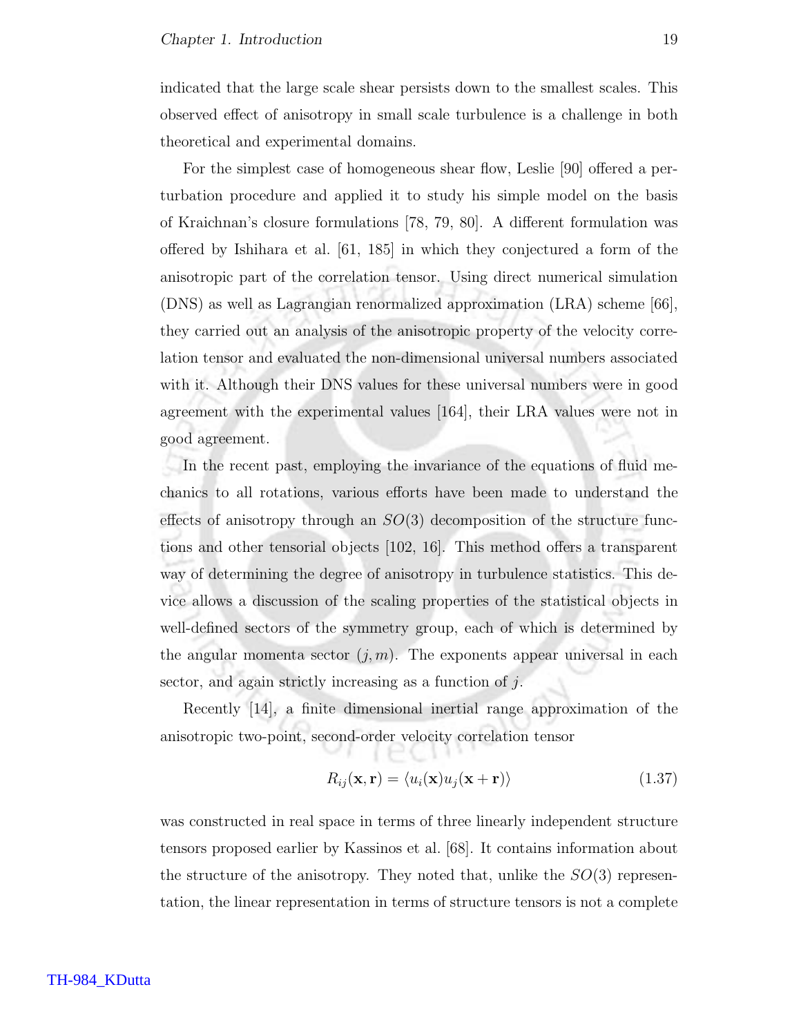indicated that the large scale shear persists down to the smallest scales. This observed effect of anisotropy in small scale turbulence is a challenge in both theoretical and experimental domains.

For the simplest case of homogeneous shear flow, Leslie [90] offered a perturbation procedure and applied it to study his simple model on the basis of Kraichnan's closure formulations [78, 79, 80]. A different formulation was offered by Ishihara et al. [61, 185] in which they conjectured a form of the anisotropic part of the correlation tensor. Using direct numerical simulation (DNS) as well as Lagrangian renormalized approximation (LRA) scheme [66], they carried out an analysis of the anisotropic property of the velocity correlation tensor and evaluated the non-dimensional universal numbers associated with it. Although their DNS values for these universal numbers were in good agreement with the experimental values [164], their LRA values were not in good agreement.

In the recent past, employing the invariance of the equations of fluid mechanics to all rotations, various efforts have been made to understand the effects of anisotropy through an $SO(3)$ decomposition of the structure functions and other tensorial objects [102, 16]. This method offers a transparent way of determining the degree of anisotropy in turbulence statistics. This device allows a discussion of the scaling properties of the statistical objects in well-defined sectors of the symmetry group, each of which is determined by the angular momenta sector $(j, m)$. The exponents appear universal in each sector, and again strictly increasing as a function of $j$.

Recently [14], a finite dimensional inertial range approximation of the anisotropic two-point, second-order velocity correlation tensor

$$R_{ij}(\mathbf{x}, \mathbf{r}) = \langle u_i(\mathbf{x}) u_j(\mathbf{x} + \mathbf{r}) \rangle \tag{1.37}$$

was constructed in real space in terms of three linearly independent structure tensors proposed earlier by Kassinos et al. [68]. It contains information about the structure of the anisotropy. They noted that, unlike the $SO(3)$ representation, the linear representation in terms of structure tensors is not a complete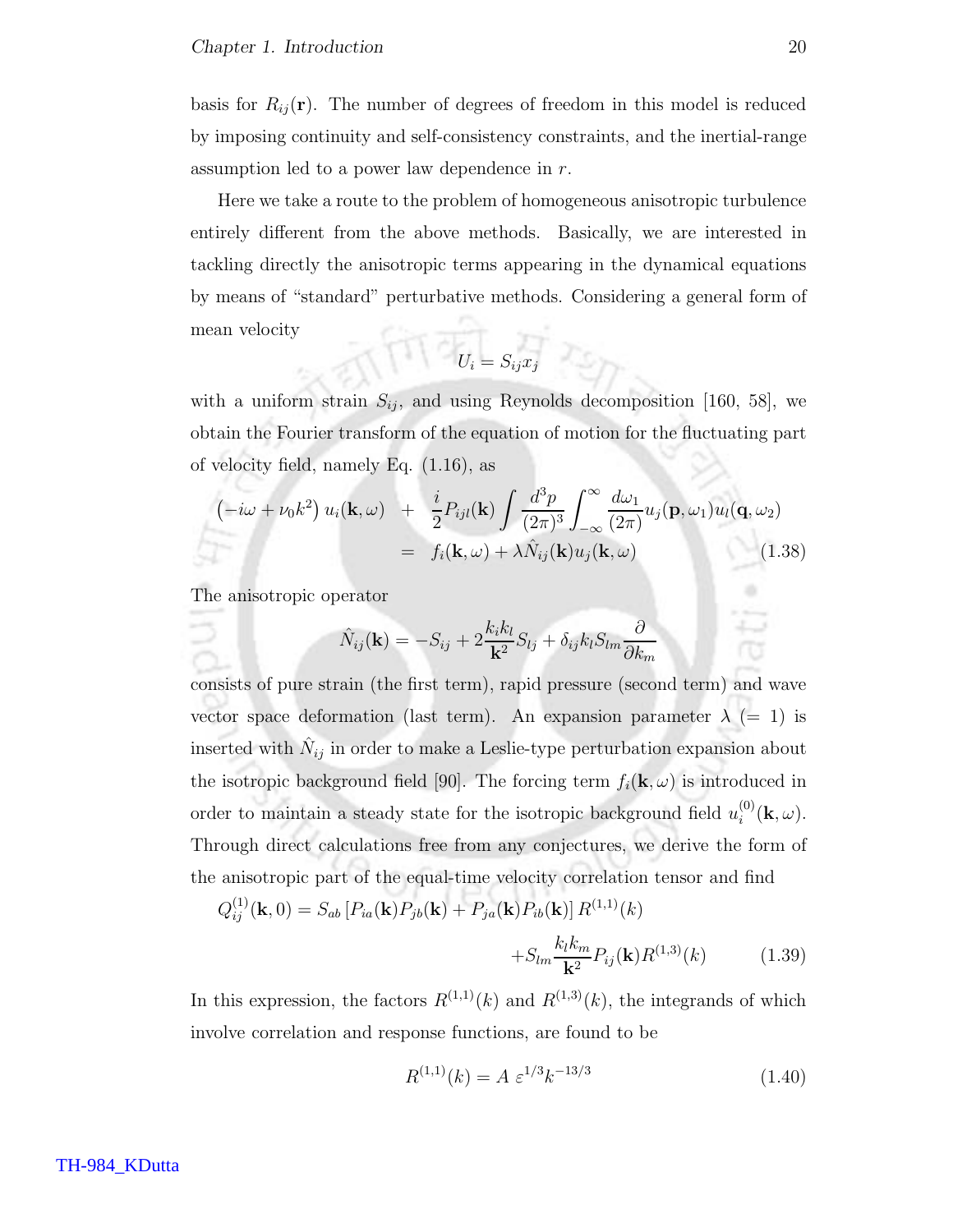basis for $R_{ij}(\mathbf{r})$. The number of degrees of freedom in this model is reduced by imposing continuity and self-consistency constraints, and the inertial-range assumption led to a power law dependence in $r$.

Here we take a route to the problem of homogeneous anisotropic turbulence entirely different from the above methods. Basically, we are interested in tackling directly the anisotropic terms appearing in the dynamical equations by means of "standard" perturbative methods. Considering a general form of mean velocity

$$U_i = S_{ij} x_j$$

with a uniform strain $S_{ij}$, and using Reynolds decomposition [160, 58], we obtain the Fourier transform of the equation of motion for the fluctuating part of velocity field, namely Eq. (1.16), as

$$\begin{aligned}\left(-i\omega + \nu_0 k^2\right) u_i(\mathbf{k},\omega) \;&+\; \frac{i}{2} P_{ijl}(\mathbf{k}) \int \frac{d^3p}{(2\pi)^3} \int_{-\infty}^{\infty} \frac{d\omega_1}{(2\pi)} u_j(\mathbf{p},\omega_1) u_l(\mathbf{q},\omega_2) \\ &=\; f_i(\mathbf{k},\omega) + \lambda \hat{N}_{ij}(\mathbf{k}) u_j(\mathbf{k},\omega)\end{aligned} \tag{1.38}$$

The anisotropic operator

$$\hat{N}_{ij}(\mathbf{k}) = -S_{ij} + 2\frac{k_i k_l}{\mathbf{k}^2} S_{lj} + \delta_{ij} k_l S_{lm} \frac{\partial}{\partial k_m}$$

consists of pure strain (the first term), rapid pressure (second term) and wave vector space deformation (last term). An expansion parameter $\lambda$ $(= 1)$ is inserted with $\hat{N}_{ij}$ in order to make a Leslie-type perturbation expansion about the isotropic background field [90]. The forcing term $f_i(\mathbf{k},\omega)$ is introduced in order to maintain a steady state for the isotropic background field $u_i^{(0)}(\mathbf{k},\omega)$. Through direct calculations free from any conjectures, we derive the form of the anisotropic part of the equal-time velocity correlation tensor and find

$$\begin{aligned}Q_{ij}^{(1)}(\mathbf{k},0) = S_{ab}\left[P_{ia}(\mathbf{k})P_{jb}(\mathbf{k}) + P_{ja}(\mathbf{k})P_{ib}(\mathbf{k})\right] R^{(1,1)}(k) \\ + S_{lm} \frac{k_l k_m}{\mathbf{k}^2} P_{ij}(\mathbf{k}) R^{(1,3)}(k)\end{aligned} \tag{1.39}$$

In this expression, the factors $R^{(1,1)}(k)$ and $R^{(1,3)}(k)$, the integrands of which involve correlation and response functions, are found to be

$$R^{(1,1)}(k) = A\ \varepsilon^{1/3} k^{-13/3} \tag{1.40}$$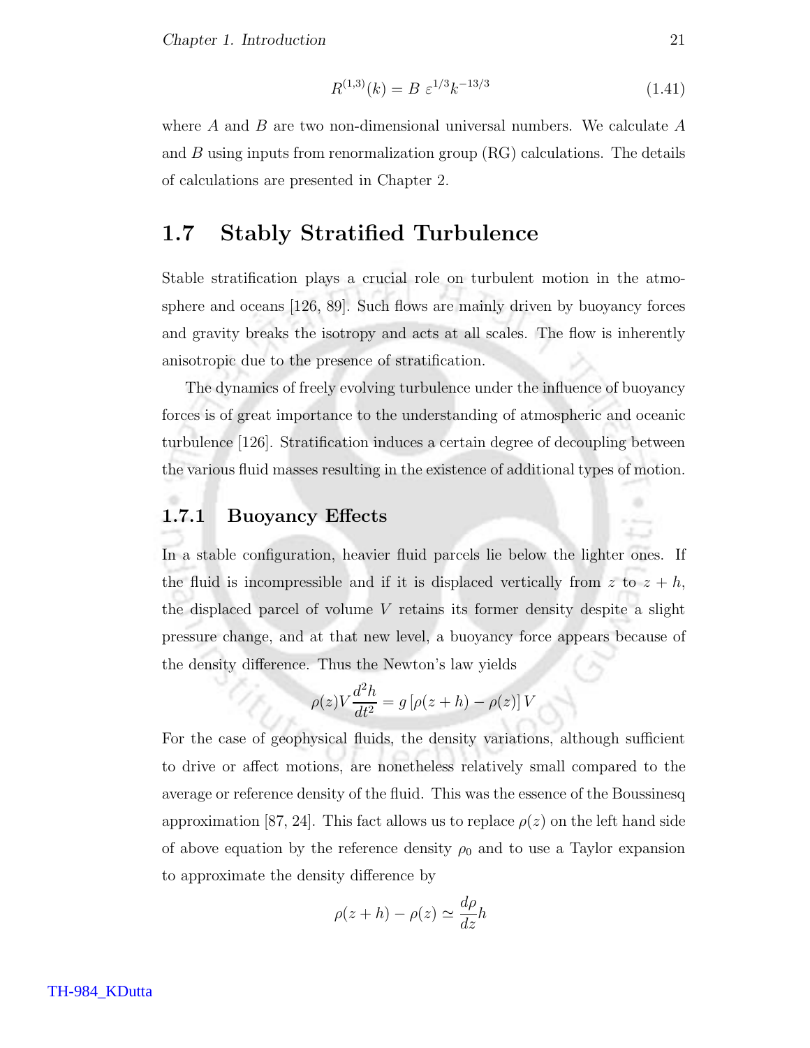$$R^{(1,3)}(k) = B\ \varepsilon^{1/3} k^{-13/3} \tag{1.41}$$

where $A$ and $B$ are two non-dimensional universal numbers. We calculate $A$ and $B$ using inputs from renormalization group (RG) calculations. The details of calculations are presented in Chapter 2.

## 1.7 Stably Stratified Turbulence

Stable stratification plays a crucial role on turbulent motion in the atmosphere and oceans [126, 89]. Such flows are mainly driven by buoyancy forces and gravity breaks the isotropy and acts at all scales. The flow is inherently anisotropic due to the presence of stratification.

The dynamics of freely evolving turbulence under the influence of buoyancy forces is of great importance to the understanding of atmospheric and oceanic turbulence [126]. Stratification induces a certain degree of decoupling between the various fluid masses resulting in the existence of additional types of motion.

### 1.7.1 Buoyancy Effects

In a stable configuration, heavier fluid parcels lie below the lighter ones. If the fluid is incompressible and if it is displaced vertically from $z$ to $z + h$, the displaced parcel of volume $V$ retains its former density despite a slight pressure change, and at that new level, a buoyancy force appears because of the density difference. Thus the Newton's law yields

$$\rho(z) V \frac{d^2 h}{dt^2} = g\left[\rho(z+h) - \rho(z)\right] V$$

For the case of geophysical fluids, the density variations, although sufficient to drive or affect motions, are nonetheless relatively small compared to the average or reference density of the fluid. This was the essence of the Boussinesq approximation [87, 24]. This fact allows us to replace $\rho(z)$ on the left hand side of above equation by the reference density $\rho_0$ and to use a Taylor expansion to approximate the density difference by

$$\rho(z+h) - \rho(z) \simeq \frac{d\rho}{dz} h$$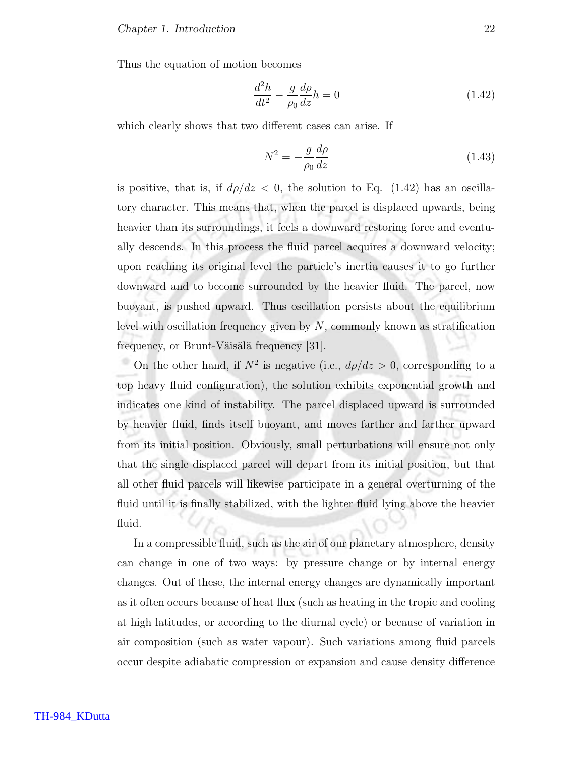Thus the equation of motion becomes

$$\frac{d^2h}{dt^2} - \frac{g}{\rho_0}\frac{d\rho}{dz}h = 0 \tag{1.42}$$

which clearly shows that two different cases can arise. If

$$N^2 = -\frac{g}{\rho_0}\frac{d\rho}{dz} \tag{1.43}$$

is positive, that is, if $d\rho/dz < 0$, the solution to Eq. (1.42) has an oscillatory character. This means that, when the parcel is displaced upwards, being heavier than its surroundings, it feels a downward restoring force and eventually descends. In this process the fluid parcel acquires a downward velocity; upon reaching its original level the particle's inertia causes it to go further downward and to become surrounded by the heavier fluid. The parcel, now buoyant, is pushed upward. Thus oscillation persists about the equilibrium level with oscillation frequency given by $N$, commonly known as stratification frequency, or Brunt-Väisälä frequency [31].

On the other hand, if $N^2$ is negative (i.e., $d\rho/dz > 0$, corresponding to a top heavy fluid configuration), the solution exhibits exponential growth and indicates one kind of instability. The parcel displaced upward is surrounded by heavier fluid, finds itself buoyant, and moves farther and farther upward from its initial position. Obviously, small perturbations will ensure not only that the single displaced parcel will depart from its initial position, but that all other fluid parcels will likewise participate in a general overturning of the fluid until it is finally stabilized, with the lighter fluid lying above the heavier fluid.

In a compressible fluid, such as the air of our planetary atmosphere, density can change in one of two ways: by pressure change or by internal energy changes. Out of these, the internal energy changes are dynamically important as it often occurs because of heat flux (such as heating in the tropic and cooling at high latitudes, or according to the diurnal cycle) or because of variation in air composition (such as water vapour). Such variations among fluid parcels occur despite adiabatic compression or expansion and cause density difference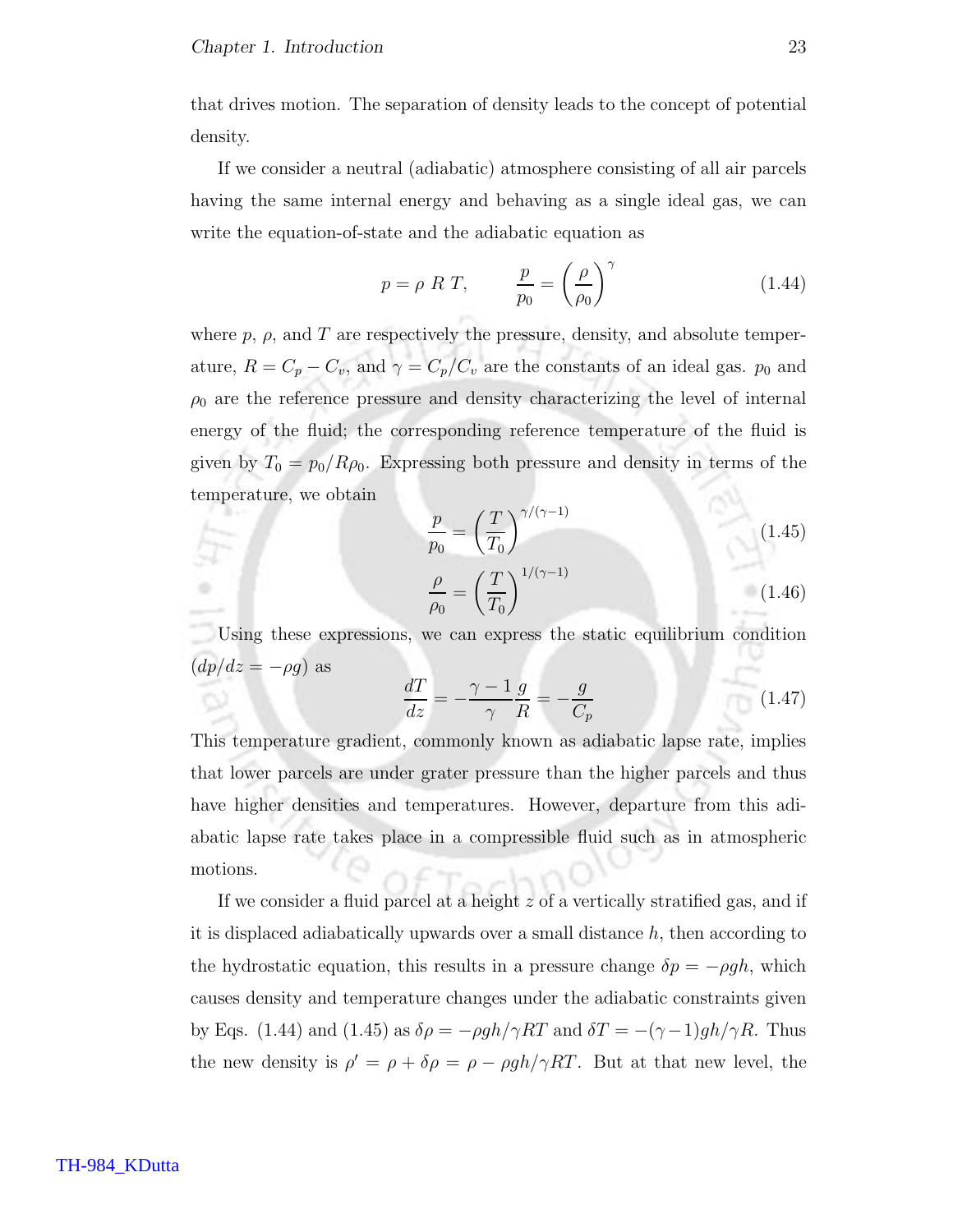that drives motion. The separation of density leads to the concept of potential density.

If we consider a neutral (adiabatic) atmosphere consisting of all air parcels having the same internal energy and behaving as a single ideal gas, we can write the equation-of-state and the adiabatic equation as

$$p = \rho \; R \; T, \qquad \frac{p}{p_0} = \left(\frac{\rho}{\rho_0}\right)^{\gamma} \tag{1.44}$$

where $p$, $\rho$, and $T$ are respectively the pressure, density, and absolute temperature, $R = C_p - C_v$, and $\gamma = C_p/C_v$ are the constants of an ideal gas. $p_0$ and $\rho_0$ are the reference pressure and density characterizing the level of internal energy of the fluid; the corresponding reference temperature of the fluid is given by $T_0 = p_0/R\rho_0$. Expressing both pressure and density in terms of the temperature, we obtain

$$\frac{p}{p_0} = \left(\frac{T}{T_0}\right)^{\gamma/(\gamma-1)} \tag{1.45}$$

$$\frac{\rho}{\rho_0} = \left(\frac{T}{T_0}\right)^{1/(\gamma-1)} \tag{1.46}$$

Using these expressions, we can express the static equilibrium condition $(dp/dz = -\rho g)$ as

$$\frac{dT}{dz} = -\frac{\gamma-1}{\gamma}\frac{g}{R} = -\frac{g}{C_p} \tag{1.47}$$

This temperature gradient, commonly known as adiabatic lapse rate, implies that lower parcels are under grater pressure than the higher parcels and thus have higher densities and temperatures. However, departure from this adiabatic lapse rate takes place in a compressible fluid such as in atmospheric motions.

If we consider a fluid parcel at a height $z$ of a vertically stratified gas, and if it is displaced adiabatically upwards over a small distance $h$, then according to the hydrostatic equation, this results in a pressure change $\delta p = -\rho g h$, which causes density and temperature changes under the adiabatic constraints given by Eqs. (1.44) and (1.45) as $\delta\rho = -\rho g h/\gamma RT$ and $\delta T = -(\gamma-1)gh/\gamma R$. Thus the new density is $\rho' = \rho + \delta\rho = \rho - \rho g h/\gamma RT$. But at that new level, the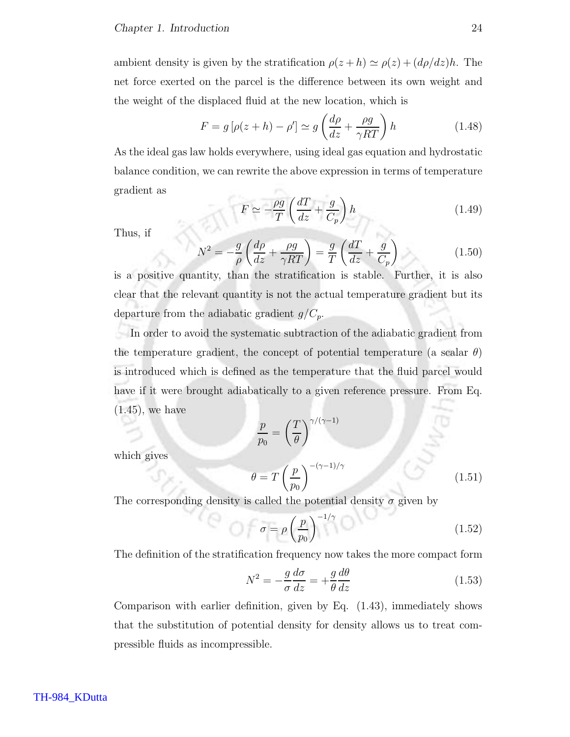ambient density is given by the stratification $\rho(z+h) \simeq \rho(z) + (d\rho/dz)h$. The net force exerted on the parcel is the difference between its own weight and the weight of the displaced fluid at the new location, which is

$$F = g\left[\rho(z+h) - \rho'\right] \simeq g\left(\frac{d\rho}{dz} + \frac{\rho g}{\gamma RT}\right)h \tag{1.48}$$

As the ideal gas law holds everywhere, using ideal gas equation and hydrostatic balance condition, we can rewrite the above expression in terms of temperature gradient as

$$F \simeq -\frac{\rho g}{T}\left(\frac{dT}{dz} + \frac{g}{C_p}\right)h \tag{1.49}$$

Thus, if

$$N^2 = -\frac{g}{\rho}\left(\frac{d\rho}{dz} + \frac{\rho g}{\gamma RT}\right) = \frac{g}{T}\left(\frac{dT}{dz} + \frac{g}{C_p}\right) \tag{1.50}$$

is a positive quantity, than the stratification is stable. Further, it is also clear that the relevant quantity is not the actual temperature gradient but its departure from the adiabatic gradient $g/C_p$.

In order to avoid the systematic subtraction of the adiabatic gradient from the temperature gradient, the concept of potential temperature (a scalar $\theta$) is introduced which is defined as the temperature that the fluid parcel would have if it were brought adiabatically to a given reference pressure. From Eq. (1.45), we have

$$\frac{p}{p_0} = \left(\frac{T}{\theta}\right)^{\gamma/(\gamma-1)}$$

which gives

$$\theta = T\left(\frac{p}{p_0}\right)^{-(\gamma-1)/\gamma} \tag{1.51}$$

The corresponding density is called the potential density $\sigma$ given by

$$\sigma = \rho\left(\frac{p}{p_0}\right)^{-1/\gamma} \tag{1.52}$$

The definition of the stratification frequency now takes the more compact form

$$N^2 = -\frac{g}{\sigma}\frac{d\sigma}{dz} = +\frac{g}{\theta}\frac{d\theta}{dz} \tag{1.53}$$

Comparison with earlier definition, given by Eq. (1.43), immediately shows that the substitution of potential density for density allows us to treat compressible fluids as incompressible.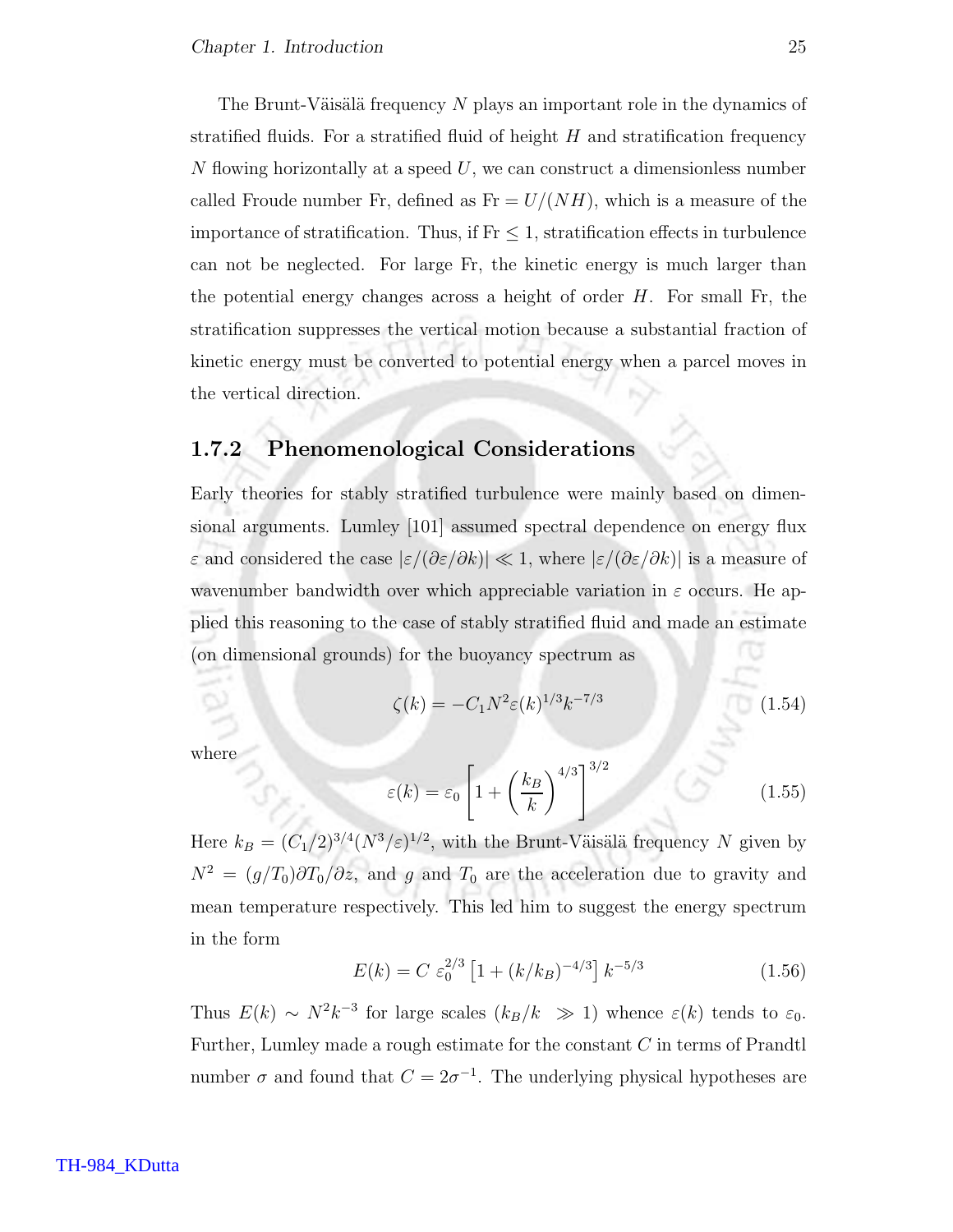The Brunt-Väisälä frequency $N$ plays an important role in the dynamics of stratified fluids. For a stratified fluid of height $H$ and stratification frequency $N$ flowing horizontally at a speed $U$, we can construct a dimensionless number called Froude number Fr, defined as $\mathrm{Fr} = U/(NH)$, which is a measure of the importance of stratification. Thus, if $\mathrm{Fr} \leq 1$, stratification effects in turbulence can not be neglected. For large Fr, the kinetic energy is much larger than the potential energy changes across a height of order $H$. For small Fr, the stratification suppresses the vertical motion because a substantial fraction of kinetic energy must be converted to potential energy when a parcel moves in the vertical direction.

### 1.7.2 Phenomenological Considerations

Early theories for stably stratified turbulence were mainly based on dimensional arguments. Lumley [101] assumed spectral dependence on energy flux $\varepsilon$ and considered the case $|\varepsilon/(\partial\varepsilon/\partial k)| \ll 1$, where $|\varepsilon/(\partial\varepsilon/\partial k)|$ is a measure of wavenumber bandwidth over which appreciable variation in $\varepsilon$ occurs. He applied this reasoning to the case of stably stratified fluid and made an estimate (on dimensional grounds) for the buoyancy spectrum as

$$\zeta(k) = -C_1 N^2 \varepsilon(k)^{1/3} k^{-7/3} \tag{1.54}$$

where

$$\varepsilon(k) = \varepsilon_0 \left[1 + \left(\frac{k_B}{k}\right)^{4/3}\right]^{3/2} \tag{1.55}$$

Here $k_B = (C_1/2)^{3/4}(N^3/\varepsilon)^{1/2}$, with the Brunt-Väisälä frequency $N$ given by $N^2 = (g/T_0)\partial T_0/\partial z$, and $g$ and $T_0$ are the acceleration due to gravity and mean temperature respectively. This led him to suggest the energy spectrum in the form

$$E(k) = C\ \varepsilon_0^{2/3}\left[1 + (k/k_B)^{-4/3}\right] k^{-5/3} \tag{1.56}$$

Thus $E(k) \sim N^2 k^{-3}$ for large scales ($k_B/k \gg 1$) whence $\varepsilon(k)$ tends to $\varepsilon_0$. Further, Lumley made a rough estimate for the constant $C$ in terms of Prandtl number $\sigma$ and found that $C = 2\sigma^{-1}$. The underlying physical hypotheses are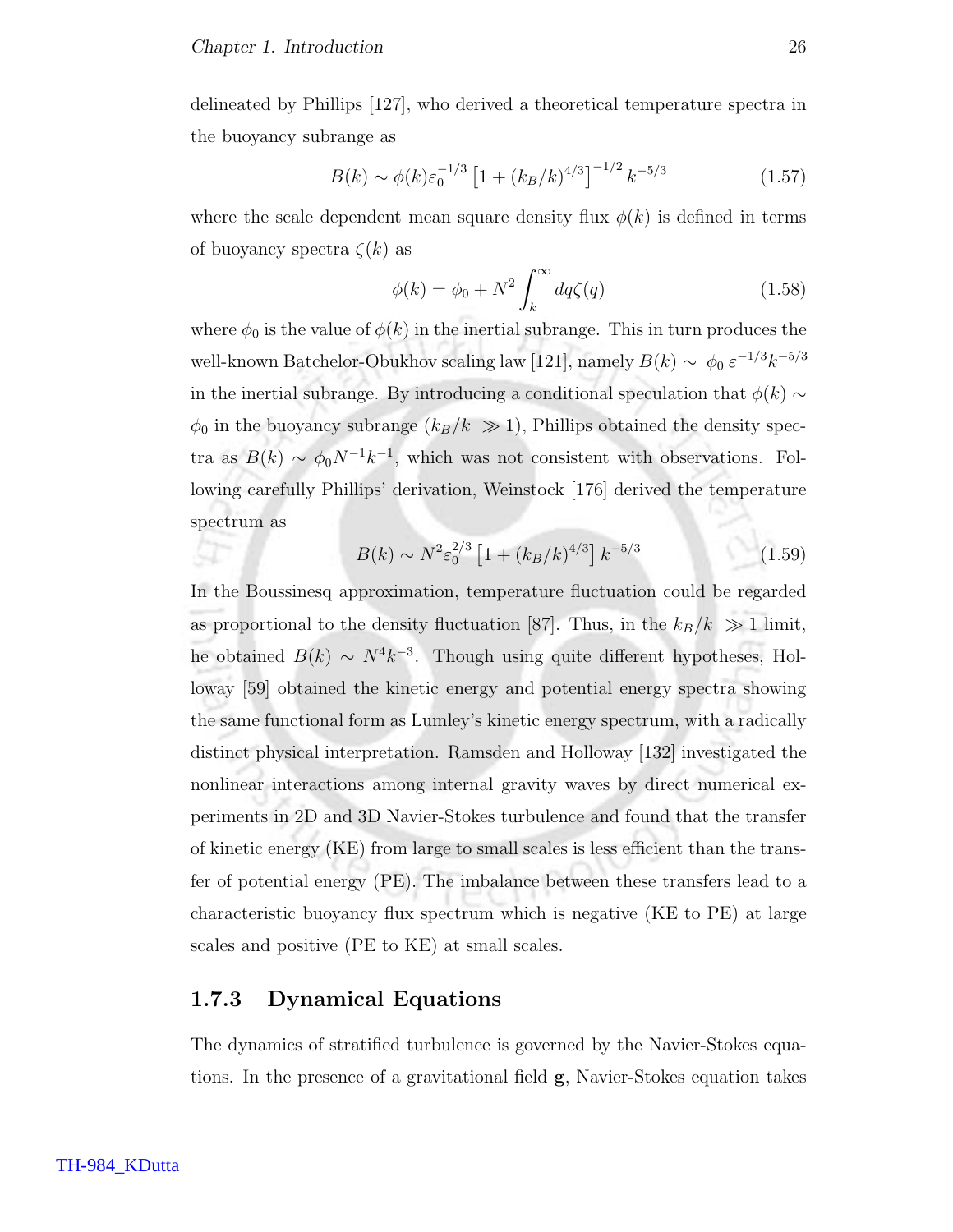delineated by Phillips [127], who derived a theoretical temperature spectra in the buoyancy subrange as

$$B(k) \sim \phi(k)\varepsilon_0^{-1/3}\left[1 + (k_B/k)^{4/3}\right]^{-1/2} k^{-5/3} \tag{1.57}$$

where the scale dependent mean square density flux $\phi(k)$ is defined in terms of buoyancy spectra $\zeta(k)$ as

$$\phi(k) = \phi_0 + N^2 \int_k^\infty dq\zeta(q) \tag{1.58}$$

where $\phi_0$ is the value of $\phi(k)$ in the inertial subrange. This in turn produces the well-known Batchelor-Obukhov scaling law [121], namely $B(k) \sim \phi_0\, \varepsilon^{-1/3} k^{-5/3}$ in the inertial subrange. By introducing a conditional speculation that $\phi(k) \sim \phi_0$ in the buoyancy subrange ($k_B/k \gg 1$), Phillips obtained the density spectra as $B(k) \sim \phi_0 N^{-1} k^{-1}$, which was not consistent with observations. Following carefully Phillips' derivation, Weinstock [176] derived the temperature spectrum as

$$B(k) \sim N^2 \varepsilon_0^{2/3}\left[1 + (k_B/k)^{4/3}\right] k^{-5/3} \tag{1.59}$$

In the Boussinesq approximation, temperature fluctuation could be regarded as proportional to the density fluctuation [87]. Thus, in the $k_B/k \gg 1$ limit, he obtained $B(k) \sim N^4 k^{-3}$. Though using quite different hypotheses, Holloway [59] obtained the kinetic energy and potential energy spectra showing the same functional form as Lumley's kinetic energy spectrum, with a radically distinct physical interpretation. Ramsden and Holloway [132] investigated the nonlinear interactions among internal gravity waves by direct numerical experiments in 2D and 3D Navier-Stokes turbulence and found that the transfer of kinetic energy (KE) from large to small scales is less efficient than the transfer of potential energy (PE). The imbalance between these transfers lead to a characteristic buoyancy flux spectrum which is negative (KE to PE) at large scales and positive (PE to KE) at small scales.

### 1.7.3 Dynamical Equations

The dynamics of stratified turbulence is governed by the Navier-Stokes equations. In the presence of a gravitational field $\mathbf{g}$, Navier-Stokes equation takes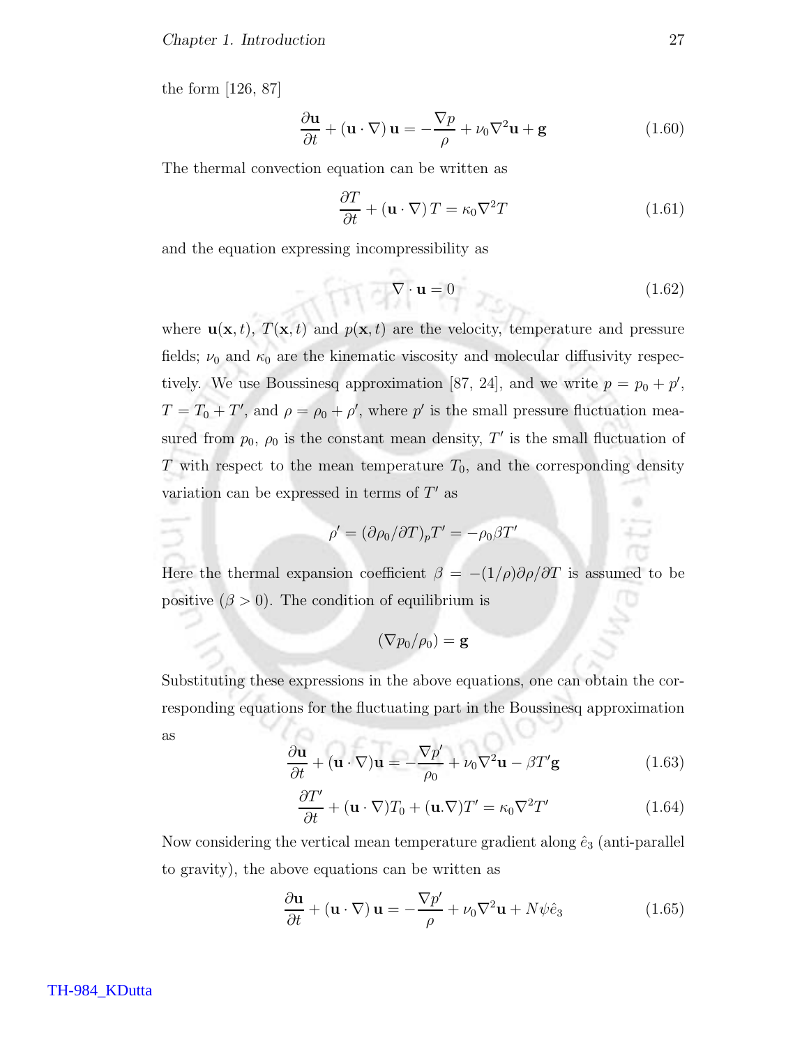the form [126, 87]

$$\frac{\partial \mathbf{u}}{\partial t} + (\mathbf{u} \cdot \nabla)\, \mathbf{u} = -\frac{\nabla p}{\rho} + \nu_0 \nabla^2 \mathbf{u} + \mathbf{g} \tag{1.60}$$

The thermal convection equation can be written as

$$\frac{\partial T}{\partial t} + (\mathbf{u} \cdot \nabla)\, T = \kappa_0 \nabla^2 T \tag{1.61}$$

and the equation expressing incompressibility as

$$\nabla \cdot \mathbf{u} = 0 \tag{1.62}$$

where $\mathbf{u}(\mathbf{x}, t)$, $T(\mathbf{x}, t)$ and $p(\mathbf{x}, t)$ are the velocity, temperature and pressure fields; $\nu_0$ and $\kappa_0$ are the kinematic viscosity and molecular diffusivity respectively. We use Boussinesq approximation [87, 24], and we write $p = p_0 + p'$, $T = T_0 + T'$, and $\rho = \rho_0 + \rho'$, where $p'$ is the small pressure fluctuation measured from $p_0$, $\rho_0$ is the constant mean density, $T'$ is the small fluctuation of $T$ with respect to the mean temperature $T_0$, and the corresponding density variation can be expressed in terms of $T'$ as

$$\rho' = (\partial \rho_0 / \partial T)_p T' = -\rho_0 \beta T'$$

Here the thermal expansion coefficient $\beta = -(1/\rho)\partial\rho/\partial T$ is assumed to be positive ($\beta > 0$). The condition of equilibrium is

$$(\nabla p_0 / \rho_0) = \mathbf{g}$$

Substituting these expressions in the above equations, one can obtain the corresponding equations for the fluctuating part in the Boussinesq approximation as

$$\frac{\partial \mathbf{u}}{\partial t} + (\mathbf{u} \cdot \nabla)\mathbf{u} = -\frac{\nabla p'}{\rho_0} + \nu_0 \nabla^2 \mathbf{u} - \beta T' \mathbf{g} \tag{1.63}$$

$$\frac{\partial T'}{\partial t} + (\mathbf{u} \cdot \nabla) T_0 + (\mathbf{u}.\nabla) T' = \kappa_0 \nabla^2 T' \tag{1.64}$$

Now considering the vertical mean temperature gradient along $\hat{e}_3$ (anti-parallel to gravity), the above equations can be written as

$$\frac{\partial \mathbf{u}}{\partial t} + (\mathbf{u} \cdot \nabla)\, \mathbf{u} = -\frac{\nabla p'}{\rho} + \nu_0 \nabla^2 \mathbf{u} + N \psi \hat{e}_3 \tag{1.65}$$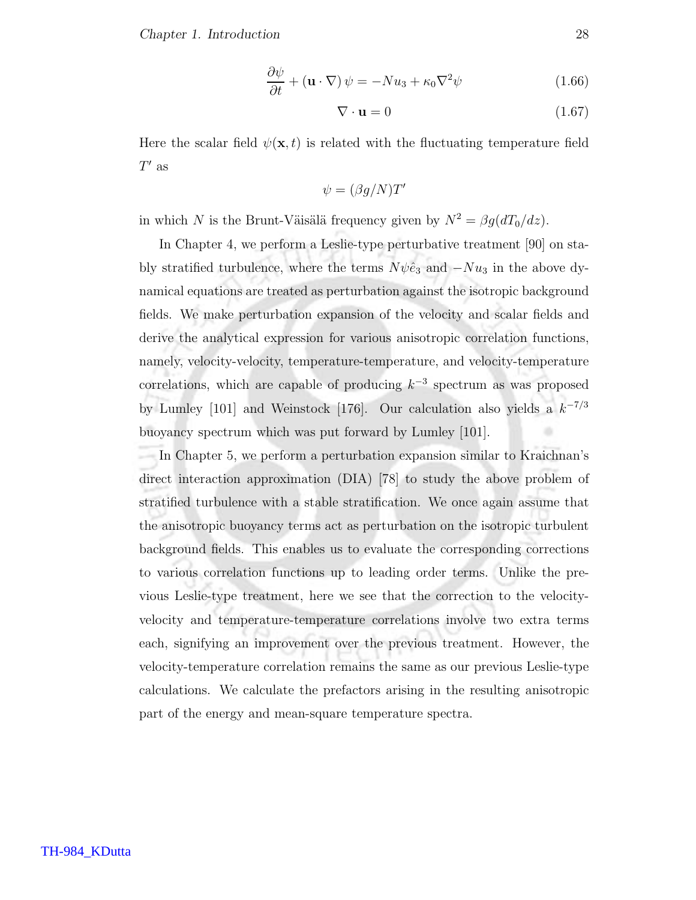$$\frac{\partial \psi}{\partial t} + (\mathbf{u} \cdot \nabla)\,\psi = -N u_3 + \kappa_0 \nabla^2 \psi \tag{1.66}$$

$$\nabla \cdot \mathbf{u} = 0 \tag{1.67}$$

Here the scalar field $\psi(\mathbf{x}, t)$ is related with the fluctuating temperature field $T'$ as

$$\psi = (\beta g / N) T'$$

in which $N$ is the Brunt-Väisälä frequency given by $N^2 = \beta g (dT_0/dz)$.

In Chapter 4, we perform a Leslie-type perturbative treatment [90] on stably stratified turbulence, where the terms $N\psi\hat{e}_3$ and $-Nu_3$ in the above dynamical equations are treated as perturbation against the isotropic background fields. We make perturbation expansion of the velocity and scalar fields and derive the analytical expression for various anisotropic correlation functions, namely, velocity-velocity, temperature-temperature, and velocity-temperature correlations, which are capable of producing $k^{-3}$ spectrum as was proposed by Lumley [101] and Weinstock [176]. Our calculation also yields a $k^{-7/3}$ buoyancy spectrum which was put forward by Lumley [101].

In Chapter 5, we perform a perturbation expansion similar to Kraichnan's direct interaction approximation (DIA) [78] to study the above problem of stratified turbulence with a stable stratification. We once again assume that the anisotropic buoyancy terms act as perturbation on the isotropic turbulent background fields. This enables us to evaluate the corresponding corrections to various correlation functions up to leading order terms. Unlike the previous Leslie-type treatment, here we see that the correction to the velocity-velocity and temperature-temperature correlations involve two extra terms each, signifying an improvement over the previous treatment. However, the velocity-temperature correlation remains the same as our previous Leslie-type calculations. We calculate the prefactors arising in the resulting anisotropic part of the energy and mean-square temperature spectra.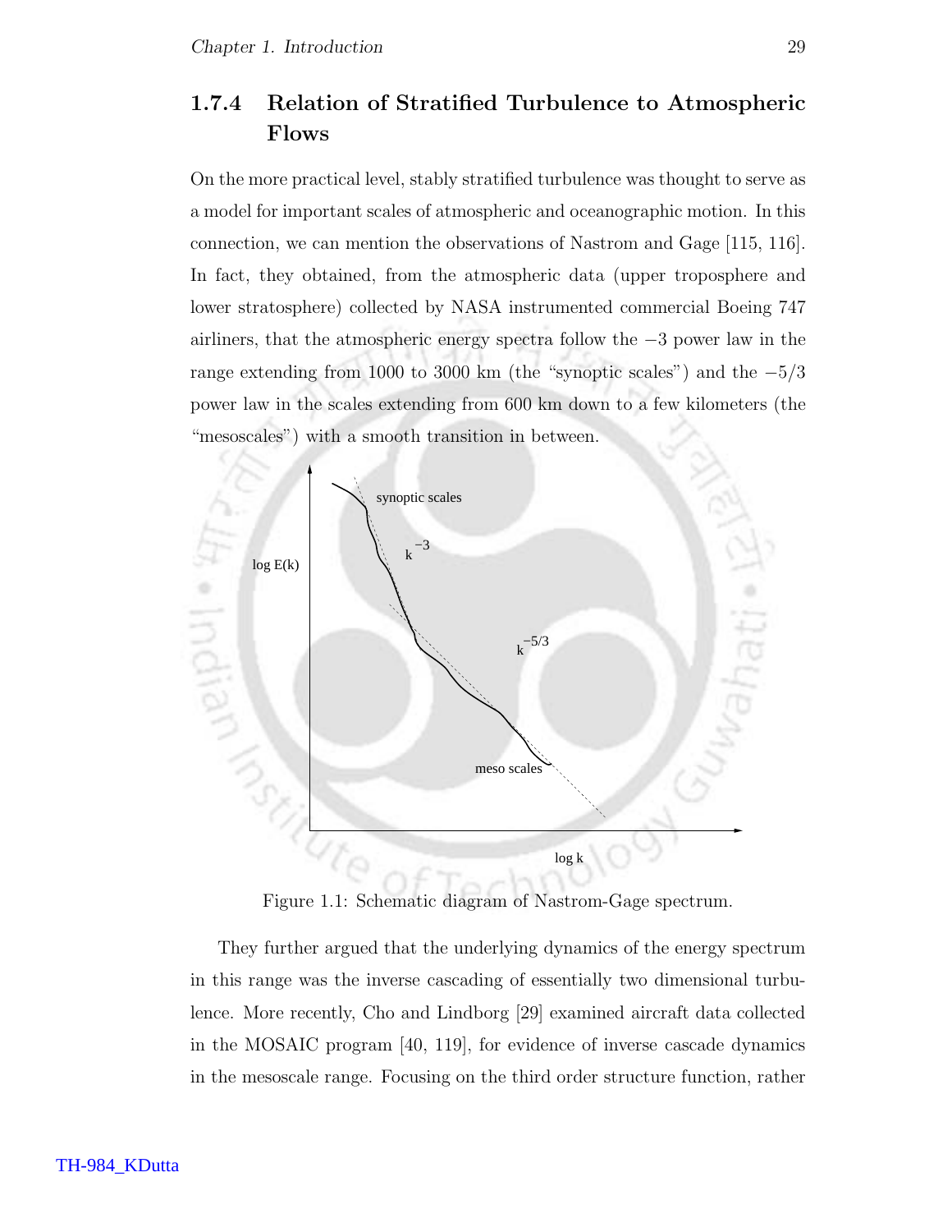### 1.7.4 Relation of Stratified Turbulence to Atmospheric Flows

On the more practical level, stably stratified turbulence was thought to serve as a model for important scales of atmospheric and oceanographic motion. In this connection, we can mention the observations of Nastrom and Gage [115, 116]. In fact, they obtained, from the atmospheric data (upper troposphere and lower stratosphere) collected by NASA instrumented commercial Boeing 747 airliners, that the atmospheric energy spectra follow the $-3$ power law in the range extending from 1000 to 3000 km (the "synoptic scales") and the $-5/3$ power law in the scales extending from 600 km down to a few kilometers (the "mesoscales") with a smooth transition in between.

Figure 1.1: Schematic diagram of Nastrom-Gage spectrum.

They further argued that the underlying dynamics of the energy spectrum in this range was the inverse cascading of essentially two dimensional turbulence. More recently, Cho and Lindborg [29] examined aircraft data collected in the MOSAIC program [40, 119], for evidence of inverse cascade dynamics in the mesoscale range. Focusing on the third order structure function, rather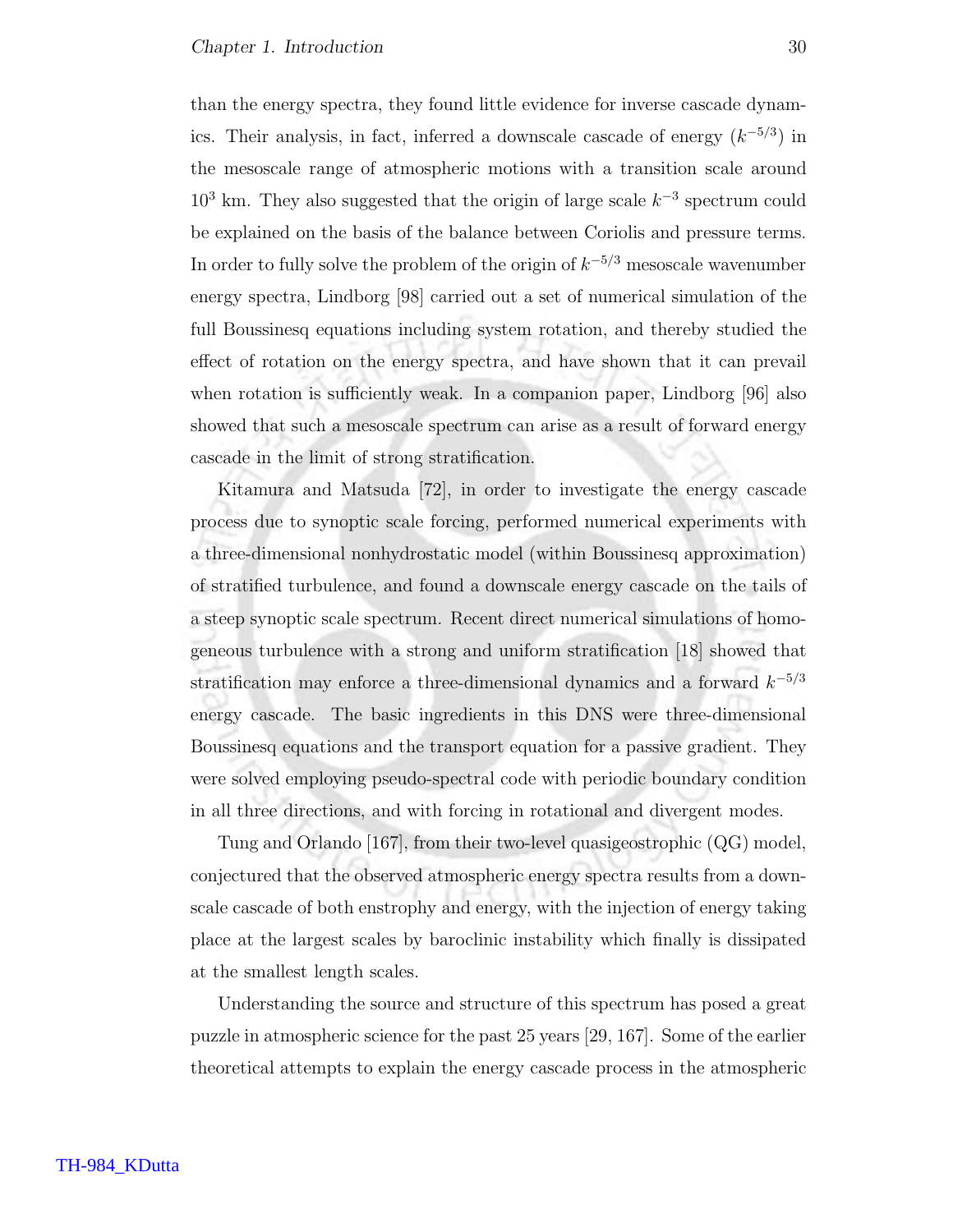than the energy spectra, they found little evidence for inverse cascade dynamics. Their analysis, in fact, inferred a downscale cascade of energy ($k^{-5/3}$) in the mesoscale range of atmospheric motions with a transition scale around $10^3$ km. They also suggested that the origin of large scale $k^{-3}$ spectrum could be explained on the basis of the balance between Coriolis and pressure terms. In order to fully solve the problem of the origin of $k^{-5/3}$ mesoscale wavenumber energy spectra, Lindborg [98] carried out a set of numerical simulation of the full Boussinesq equations including system rotation, and thereby studied the effect of rotation on the energy spectra, and have shown that it can prevail when rotation is sufficiently weak. In a companion paper, Lindborg [96] also showed that such a mesoscale spectrum can arise as a result of forward energy cascade in the limit of strong stratification.

Kitamura and Matsuda [72], in order to investigate the energy cascade process due to synoptic scale forcing, performed numerical experiments with a three-dimensional nonhydrostatic model (within Boussinesq approximation) of stratified turbulence, and found a downscale energy cascade on the tails of a steep synoptic scale spectrum. Recent direct numerical simulations of homogeneous turbulence with a strong and uniform stratification [18] showed that stratification may enforce a three-dimensional dynamics and a forward $k^{-5/3}$ energy cascade. The basic ingredients in this DNS were three-dimensional Boussinesq equations and the transport equation for a passive gradient. They were solved employing pseudo-spectral code with periodic boundary condition in all three directions, and with forcing in rotational and divergent modes.

Tung and Orlando [167], from their two-level quasigeostrophic (QG) model, conjectured that the observed atmospheric energy spectra results from a downscale cascade of both enstrophy and energy, with the injection of energy taking place at the largest scales by baroclinic instability which finally is dissipated at the smallest length scales.

Understanding the source and structure of this spectrum has posed a great puzzle in atmospheric science for the past 25 years [29, 167]. Some of the earlier theoretical attempts to explain the energy cascade process in the atmospheric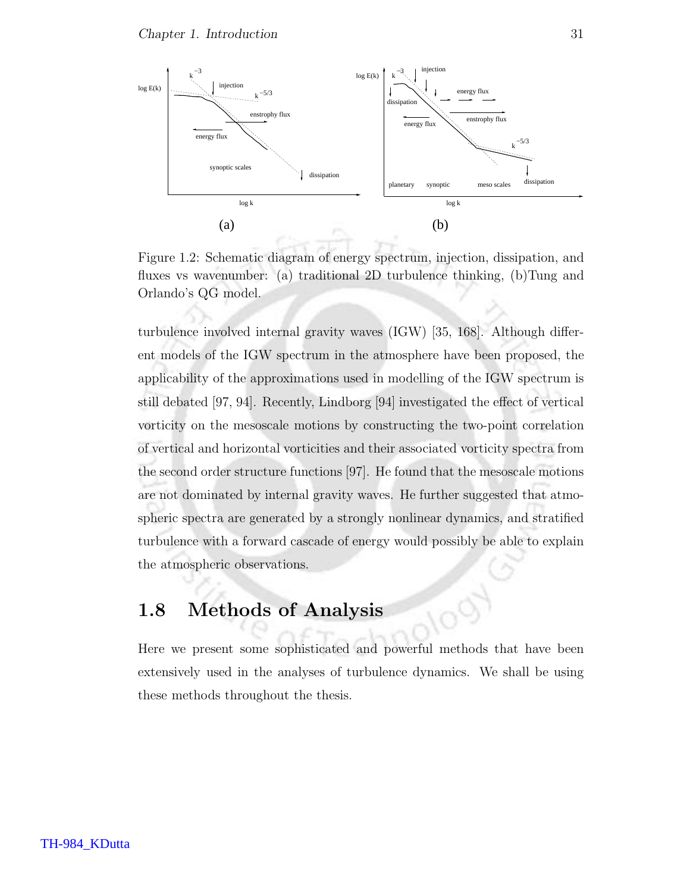Figure 1.2: Schematic diagram of energy spectrum, injection, dissipation, and fluxes vs wavenumber: (a) traditional 2D turbulence thinking, (b)Tung and Orlando's QG model.

turbulence involved internal gravity waves (IGW) [35, 168]. Although different models of the IGW spectrum in the atmosphere have been proposed, the applicability of the approximations used in modelling of the IGW spectrum is still debated [97, 94]. Recently, Lindborg [94] investigated the effect of vertical vorticity on the mesoscale motions by constructing the two-point correlation of vertical and horizontal vorticities and their associated vorticity spectra from the second order structure functions [97]. He found that the mesoscale motions are not dominated by internal gravity waves. He further suggested that atmospheric spectra are generated by a strongly nonlinear dynamics, and stratified turbulence with a forward cascade of energy would possibly be able to explain the atmospheric observations.

## 1.8 Methods of Analysis

Here we present some sophisticated and powerful methods that have been extensively used in the analyses of turbulence dynamics. We shall be using these methods throughout the thesis.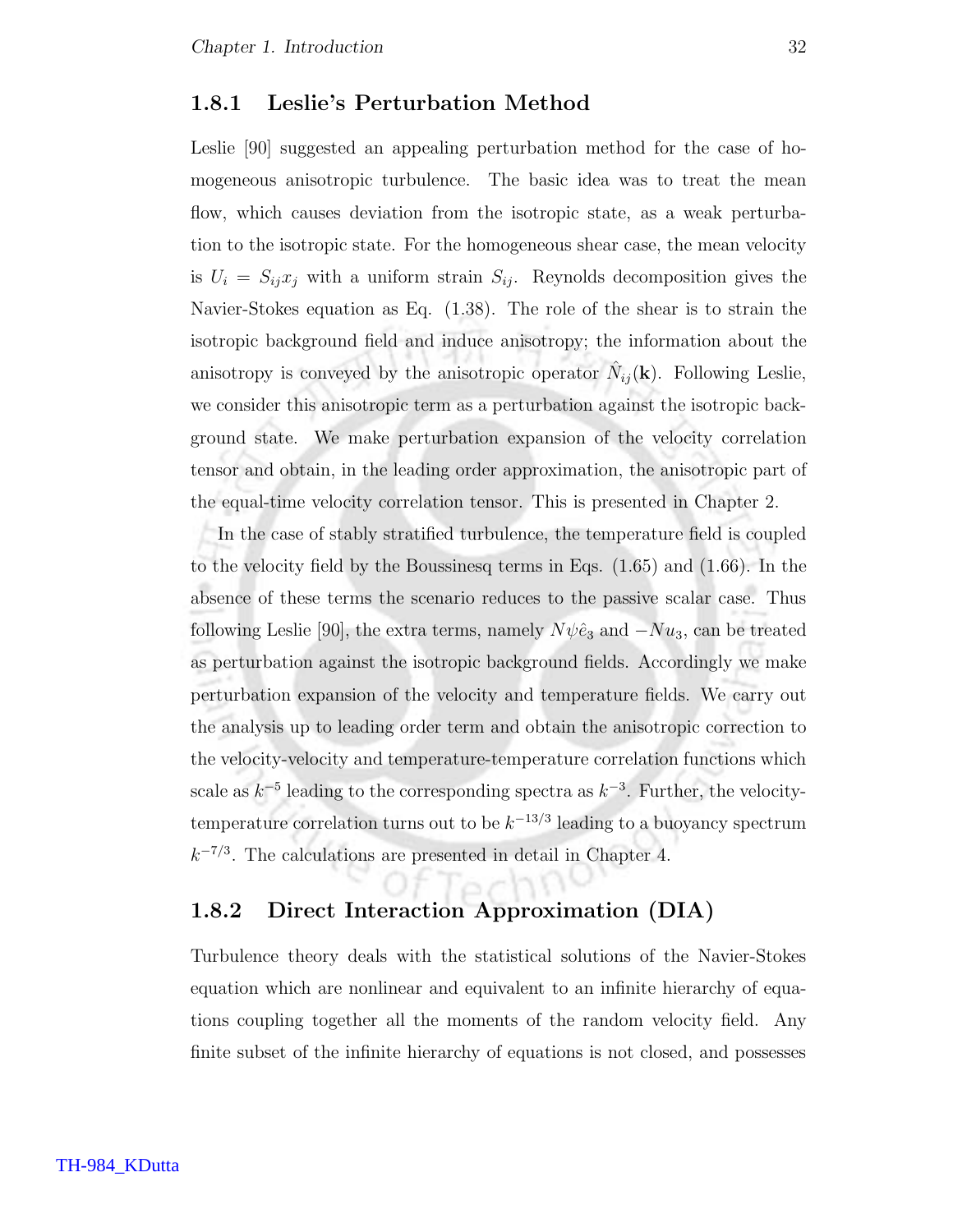### 1.8.1 Leslie's Perturbation Method

Leslie [90] suggested an appealing perturbation method for the case of homogeneous anisotropic turbulence. The basic idea was to treat the mean flow, which causes deviation from the isotropic state, as a weak perturbation to the isotropic state. For the homogeneous shear case, the mean velocity is $U_i = S_{ij}x_j$ with a uniform strain $S_{ij}$. Reynolds decomposition gives the Navier-Stokes equation as Eq. (1.38). The role of the shear is to strain the isotropic background field and induce anisotropy; the information about the anisotropy is conveyed by the anisotropic operator $\hat{N}_{ij}(\mathbf{k})$. Following Leslie, we consider this anisotropic term as a perturbation against the isotropic background state. We make perturbation expansion of the velocity correlation tensor and obtain, in the leading order approximation, the anisotropic part of the equal-time velocity correlation tensor. This is presented in Chapter 2.

In the case of stably stratified turbulence, the temperature field is coupled to the velocity field by the Boussinesq terms in Eqs. (1.65) and (1.66). In the absence of these terms the scenario reduces to the passive scalar case. Thus following Leslie [90], the extra terms, namely $N\psi\hat{e}_3$ and $-Nu_3$, can be treated as perturbation against the isotropic background fields. Accordingly we make perturbation expansion of the velocity and temperature fields. We carry out the analysis up to leading order term and obtain the anisotropic correction to the velocity-velocity and temperature-temperature correlation functions which scale as $k^{-5}$ leading to the corresponding spectra as $k^{-3}$. Further, the velocity-temperature correlation turns out to be $k^{-13/3}$ leading to a buoyancy spectrum $k^{-7/3}$. The calculations are presented in detail in Chapter 4.

### 1.8.2 Direct Interaction Approximation (DIA)

Turbulence theory deals with the statistical solutions of the Navier-Stokes equation which are nonlinear and equivalent to an infinite hierarchy of equations coupling together all the moments of the random velocity field. Any finite subset of the infinite hierarchy of equations is not closed, and possesses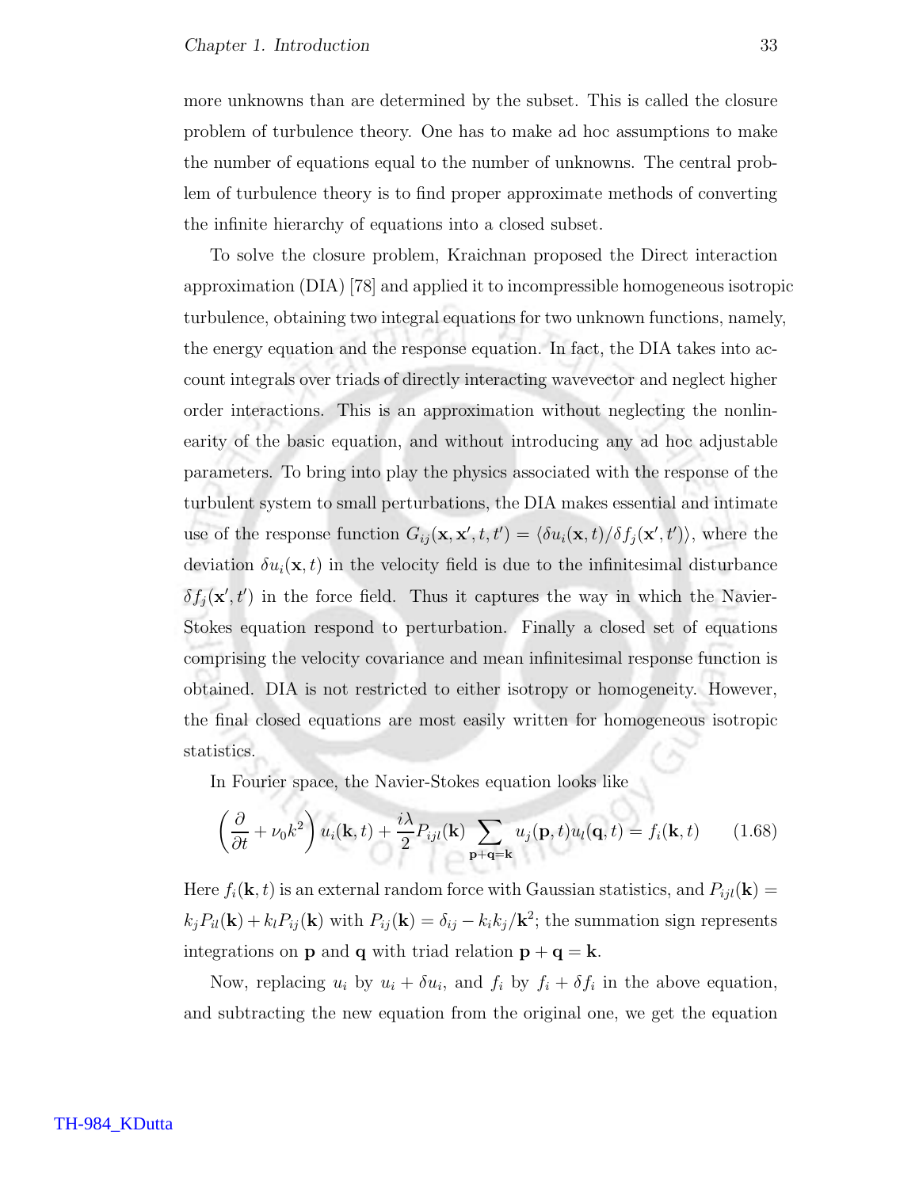more unknowns than are determined by the subset. This is called the closure problem of turbulence theory. One has to make ad hoc assumptions to make the number of equations equal to the number of unknowns. The central problem of turbulence theory is to find proper approximate methods of converting the infinite hierarchy of equations into a closed subset.

To solve the closure problem, Kraichnan proposed the Direct interaction approximation (DIA) [78] and applied it to incompressible homogeneous isotropic turbulence, obtaining two integral equations for two unknown functions, namely, the energy equation and the response equation. In fact, the DIA takes into account integrals over triads of directly interacting wavevector and neglect higher order interactions. This is an approximation without neglecting the nonlinearity of the basic equation, and without introducing any ad hoc adjustable parameters. To bring into play the physics associated with the response of the turbulent system to small perturbations, the DIA makes essential and intimate use of the response function $G_{ij}(\mathbf{x}, \mathbf{x}', t, t') = \langle \delta u_i(\mathbf{x}, t)/\delta f_j(\mathbf{x}', t') \rangle$, where the deviation $\delta u_i(\mathbf{x}, t)$ in the velocity field is due to the infinitesimal disturbance $\delta f_j(\mathbf{x}', t')$ in the force field. Thus it captures the way in which the Navier-Stokes equation respond to perturbation. Finally a closed set of equations comprising the velocity covariance and mean infinitesimal response function is obtained. DIA is not restricted to either isotropy or homogeneity. However, the final closed equations are most easily written for homogeneous isotropic statistics.

In Fourier space, the Navier-Stokes equation looks like

$$\left(\frac{\partial}{\partial t} + \nu_0 k^2\right) u_i(\mathbf{k}, t) + \frac{i\lambda}{2} P_{ijl}(\mathbf{k}) \sum_{\mathbf{p}+\mathbf{q}=\mathbf{k}} u_j(\mathbf{p}, t) u_l(\mathbf{q}, t) = f_i(\mathbf{k}, t) \qquad (1.68)$$

Here $f_i(\mathbf{k}, t)$ is an external random force with Gaussian statistics, and $P_{ijl}(\mathbf{k}) = k_j P_{il}(\mathbf{k}) + k_l P_{ij}(\mathbf{k})$ with $P_{ij}(\mathbf{k}) = \delta_{ij} - k_i k_j/\mathbf{k}^2$; the summation sign represents integrations on $\mathbf{p}$ and $\mathbf{q}$ with triad relation $\mathbf{p} + \mathbf{q} = \mathbf{k}$.

Now, replacing $u_i$ by $u_i + \delta u_i$, and $f_i$ by $f_i + \delta f_i$ in the above equation, and subtracting the new equation from the original one, we get the equation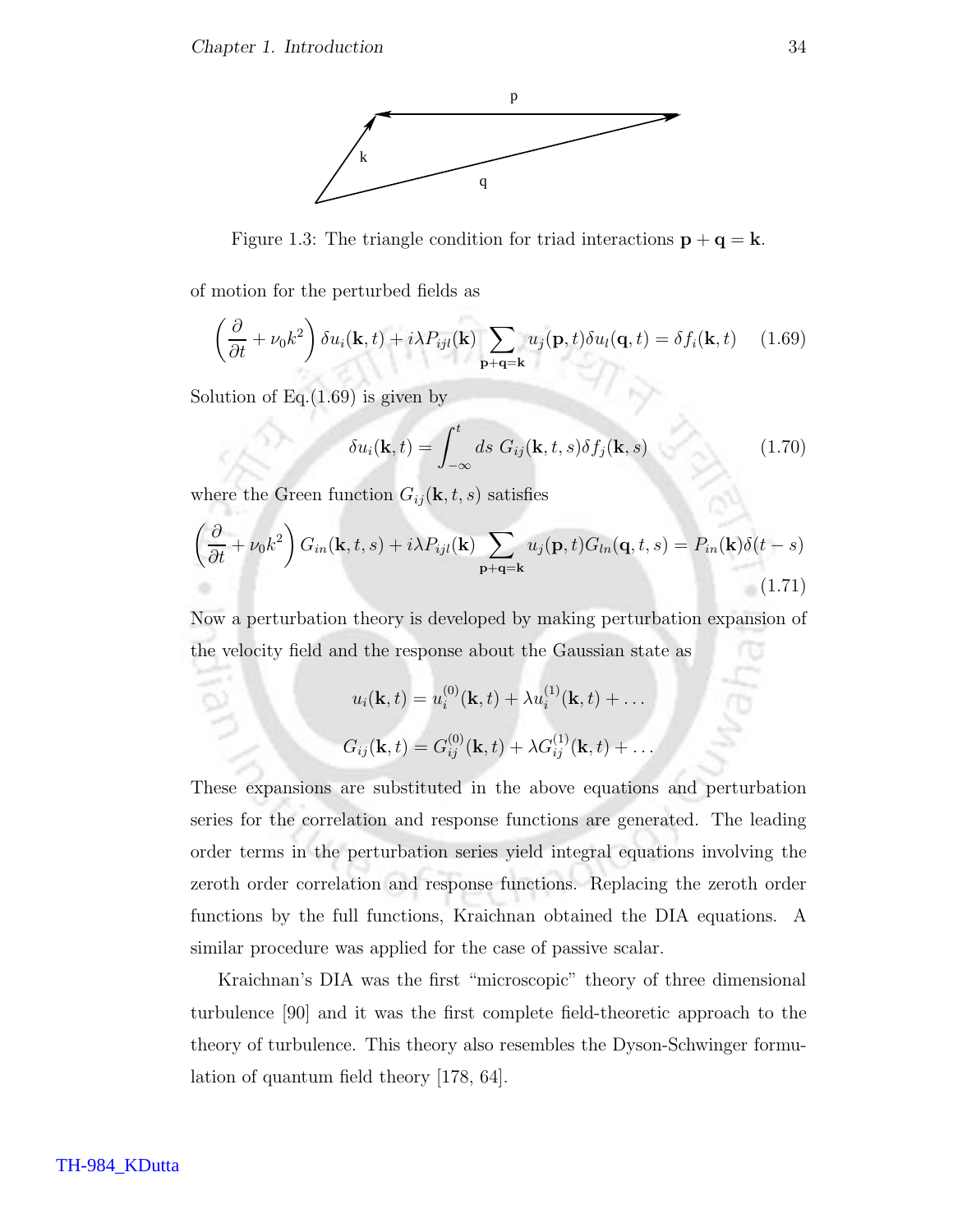Figure 1.3: The triangle condition for triad interactions $\mathbf{p} + \mathbf{q} = \mathbf{k}$.

of motion for the perturbed fields as

$$\left(\frac{\partial}{\partial t} + \nu_0 k^2\right) \delta u_i(\mathbf{k}, t) + i\lambda P_{ijl}(\mathbf{k}) \sum_{\mathbf{p}+\mathbf{q}=\mathbf{k}} u_j(\mathbf{p}, t)\delta u_l(\mathbf{q}, t) = \delta f_i(\mathbf{k}, t) \quad (1.69)$$

Solution of Eq.(1.69) is given by

$$\delta u_i(\mathbf{k}, t) = \int_{-\infty}^{t} ds\ G_{ij}(\mathbf{k}, t, s)\delta f_j(\mathbf{k}, s) \quad (1.70)$$

where the Green function $G_{ij}(\mathbf{k}, t, s)$ satisfies

$$\left(\frac{\partial}{\partial t} + \nu_0 k^2\right) G_{in}(\mathbf{k}, t, s) + i\lambda P_{ijl}(\mathbf{k}) \sum_{\mathbf{p}+\mathbf{q}=\mathbf{k}} u_j(\mathbf{p}, t) G_{ln}(\mathbf{q}, t, s) = P_{in}(\mathbf{k})\delta(t - s) \quad (1.71)$$

Now a perturbation theory is developed by making perturbation expansion of the velocity field and the response about the Gaussian state as

$$u_i(\mathbf{k}, t) = u_i^{(0)}(\mathbf{k}, t) + \lambda u_i^{(1)}(\mathbf{k}, t) + \ldots$$

$$G_{ij}(\mathbf{k}, t) = G_{ij}^{(0)}(\mathbf{k}, t) + \lambda G_{ij}^{(1)}(\mathbf{k}, t) + \ldots$$

These expansions are substituted in the above equations and perturbation series for the correlation and response functions are generated. The leading order terms in the perturbation series yield integral equations involving the zeroth order correlation and response functions. Replacing the zeroth order functions by the full functions, Kraichnan obtained the DIA equations. A similar procedure was applied for the case of passive scalar.

Kraichnan's DIA was the first "microscopic" theory of three dimensional turbulence [90] and it was the first complete field-theoretic approach to the theory of turbulence. This theory also resembles the Dyson-Schwinger formulation of quantum field theory [178, 64].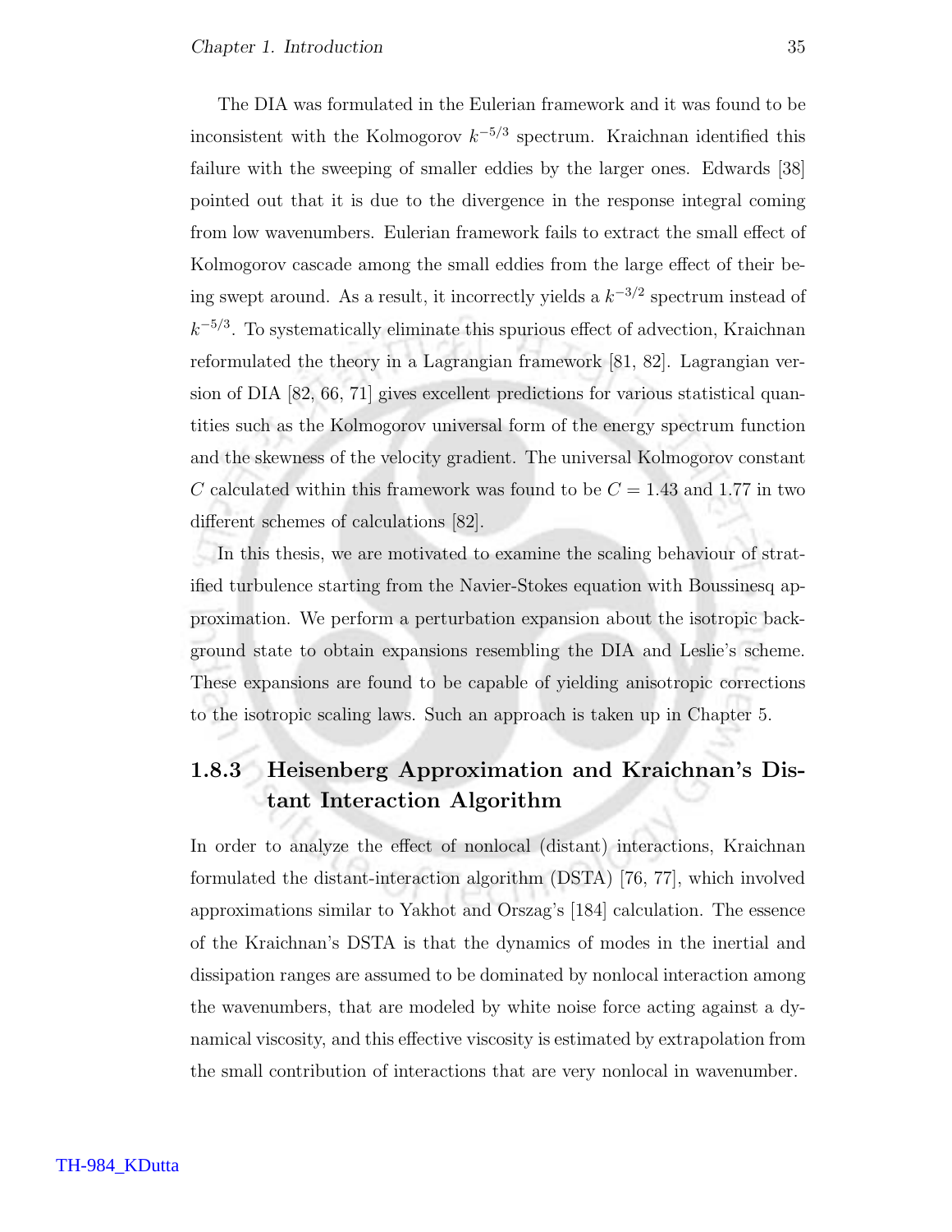The DIA was formulated in the Eulerian framework and it was found to be inconsistent with the Kolmogorov $k^{-5/3}$ spectrum. Kraichnan identified this failure with the sweeping of smaller eddies by the larger ones. Edwards [38] pointed out that it is due to the divergence in the response integral coming from low wavenumbers. Eulerian framework fails to extract the small effect of Kolmogorov cascade among the small eddies from the large effect of their being swept around. As a result, it incorrectly yields a $k^{-3/2}$ spectrum instead of $k^{-5/3}$. To systematically eliminate this spurious effect of advection, Kraichnan reformulated the theory in a Lagrangian framework [81, 82]. Lagrangian version of DIA [82, 66, 71] gives excellent predictions for various statistical quantities such as the Kolmogorov universal form of the energy spectrum function and the skewness of the velocity gradient. The universal Kolmogorov constant $C$ calculated within this framework was found to be $C = 1.43$ and 1.77 in two different schemes of calculations [82].

In this thesis, we are motivated to examine the scaling behaviour of stratified turbulence starting from the Navier-Stokes equation with Boussinesq approximation. We perform a perturbation expansion about the isotropic background state to obtain expansions resembling the DIA and Leslie's scheme. These expansions are found to be capable of yielding anisotropic corrections to the isotropic scaling laws. Such an approach is taken up in Chapter 5.

### 1.8.3 Heisenberg Approximation and Kraichnan's Distant Interaction Algorithm

In order to analyze the effect of nonlocal (distant) interactions, Kraichnan formulated the distant-interaction algorithm (DSTA) [76, 77], which involved approximations similar to Yakhot and Orszag's [184] calculation. The essence of the Kraichnan's DSTA is that the dynamics of modes in the inertial and dissipation ranges are assumed to be dominated by nonlocal interaction among the wavenumbers, that are modeled by white noise force acting against a dynamical viscosity, and this effective viscosity is estimated by extrapolation from the small contribution of interactions that are very nonlocal in wavenumber.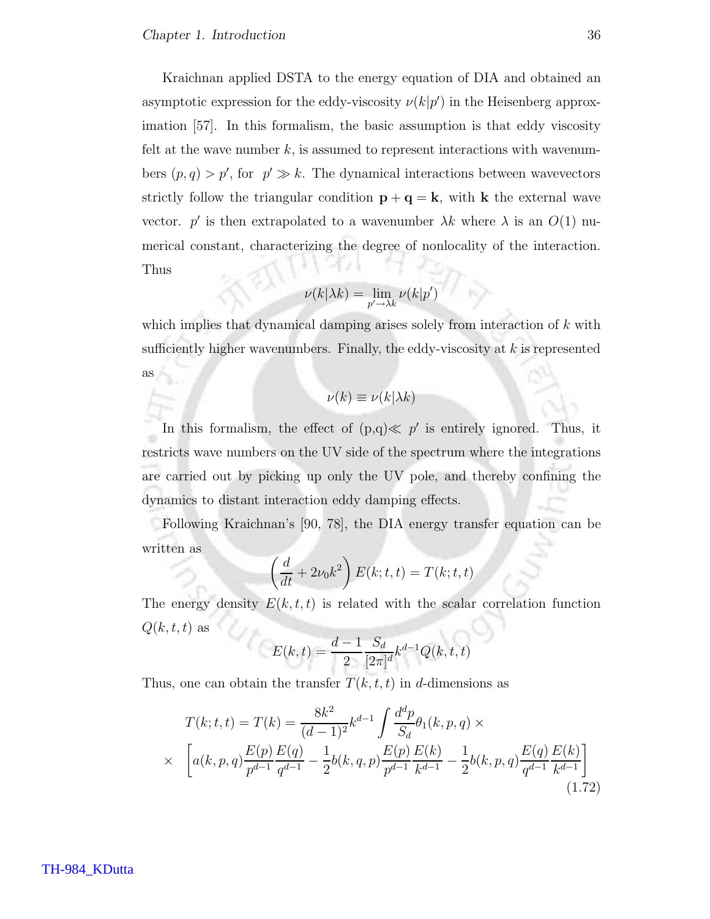Kraichnan applied DSTA to the energy equation of DIA and obtained an asymptotic expression for the eddy-viscosity $\nu(k|p')$ in the Heisenberg approximation [57]. In this formalism, the basic assumption is that eddy viscosity felt at the wave number $k$, is assumed to represent interactions with wavenumbers $(p, q) > p'$, for $p' \gg k$. The dynamical interactions between wavevectors strictly follow the triangular condition $\mathbf{p} + \mathbf{q} = \mathbf{k}$, with $\mathbf{k}$ the external wave vector. $p'$ is then extrapolated to a wavenumber $\lambda k$ where $\lambda$ is an $O(1)$ numerical constant, characterizing the degree of nonlocality of the interaction. Thus

$$\nu(k|\lambda k) = \lim_{p' \to \lambda k} \nu(k|p')$$

which implies that dynamical damping arises solely from interaction of $k$ with sufficiently higher wavenumbers. Finally, the eddy-viscosity at $k$ is represented as

$$\nu(k) \equiv \nu(k|\lambda k)$$

In this formalism, the effect of (p,q)$\ll p'$ is entirely ignored. Thus, it restricts wave numbers on the UV side of the spectrum where the integrations are carried out by picking up only the UV pole, and thereby confining the dynamics to distant interaction eddy damping effects.

Following Kraichnan's [90, 78], the DIA energy transfer equation can be written as

$$\left(\frac{d}{dt} + 2\nu_0 k^2\right) E(k;t,t) = T(k;t,t)$$

The energy density $E(k,t,t)$ is related with the scalar correlation function $Q(k,t,t)$ as

$$E(k,t) = \frac{d-1}{2} \frac{S_d}{[2\pi]^d} k^{d-1} Q(k,t,t)$$

Thus, one can obtain the transfer $T(k,t,t)$ in $d$-dimensions as

$$\begin{aligned} T(k;t,t) = T(k) &= \frac{8k^2}{(d-1)^2} k^{d-1} \int \frac{d^d p}{S_d} \theta_1(k,p,q) \times \\ \times \quad &\left[ a(k,p,q) \frac{E(p)}{p^{d-1}} \frac{E(q)}{q^{d-1}} - \frac{1}{2} b(k,q,p) \frac{E(p)}{p^{d-1}} \frac{E(k)}{k^{d-1}} - \frac{1}{2} b(k,p,q) \frac{E(q)}{q^{d-1}} \frac{E(k)}{k^{d-1}} \right] \end{aligned} \tag{1.72}$$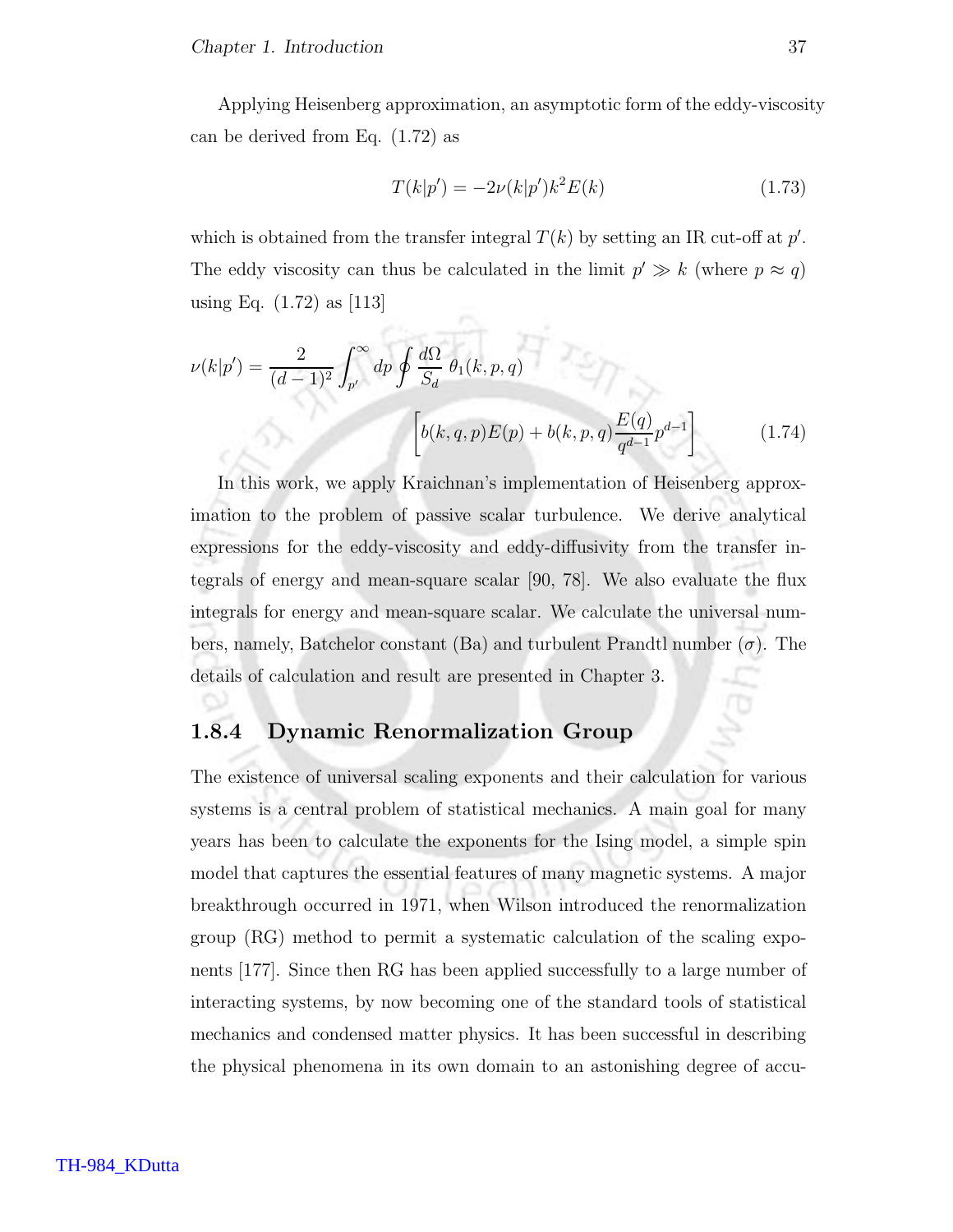Applying Heisenberg approximation, an asymptotic form of the eddy-viscosity can be derived from Eq. (1.72) as

$$T(k|p') = -2\nu(k|p')k^2 E(k) \tag{1.73}$$

which is obtained from the transfer integral $T(k)$ by setting an IR cut-off at $p'$. The eddy viscosity can thus be calculated in the limit $p' \gg k$ (where $p \approx q$) using Eq. (1.72) as [113]

$$\nu(k|p') = \frac{2}{(d-1)^2} \int_{p'}^{\infty} dp \oint \frac{d\Omega}{S_d}\, \theta_1(k,p,q) \left[ b(k,q,p)E(p) + b(k,p,q)\frac{E(q)}{q^{d-1}} p^{d-1} \right] \tag{1.74}$$

In this work, we apply Kraichnan's implementation of Heisenberg approximation to the problem of passive scalar turbulence. We derive analytical expressions for the eddy-viscosity and eddy-diffusivity from the transfer integrals of energy and mean-square scalar [90, 78]. We also evaluate the flux integrals for energy and mean-square scalar. We calculate the universal numbers, namely, Batchelor constant (Ba) and turbulent Prandtl number ($\sigma$). The details of calculation and result are presented in Chapter 3.

### 1.8.4 Dynamic Renormalization Group

The existence of universal scaling exponents and their calculation for various systems is a central problem of statistical mechanics. A main goal for many years has been to calculate the exponents for the Ising model, a simple spin model that captures the essential features of many magnetic systems. A major breakthrough occurred in 1971, when Wilson introduced the renormalization group (RG) method to permit a systematic calculation of the scaling exponents [177]. Since then RG has been applied successfully to a large number of interacting systems, by now becoming one of the standard tools of statistical mechanics and condensed matter physics. It has been successful in describing the physical phenomena in its own domain to an astonishing degree of accu-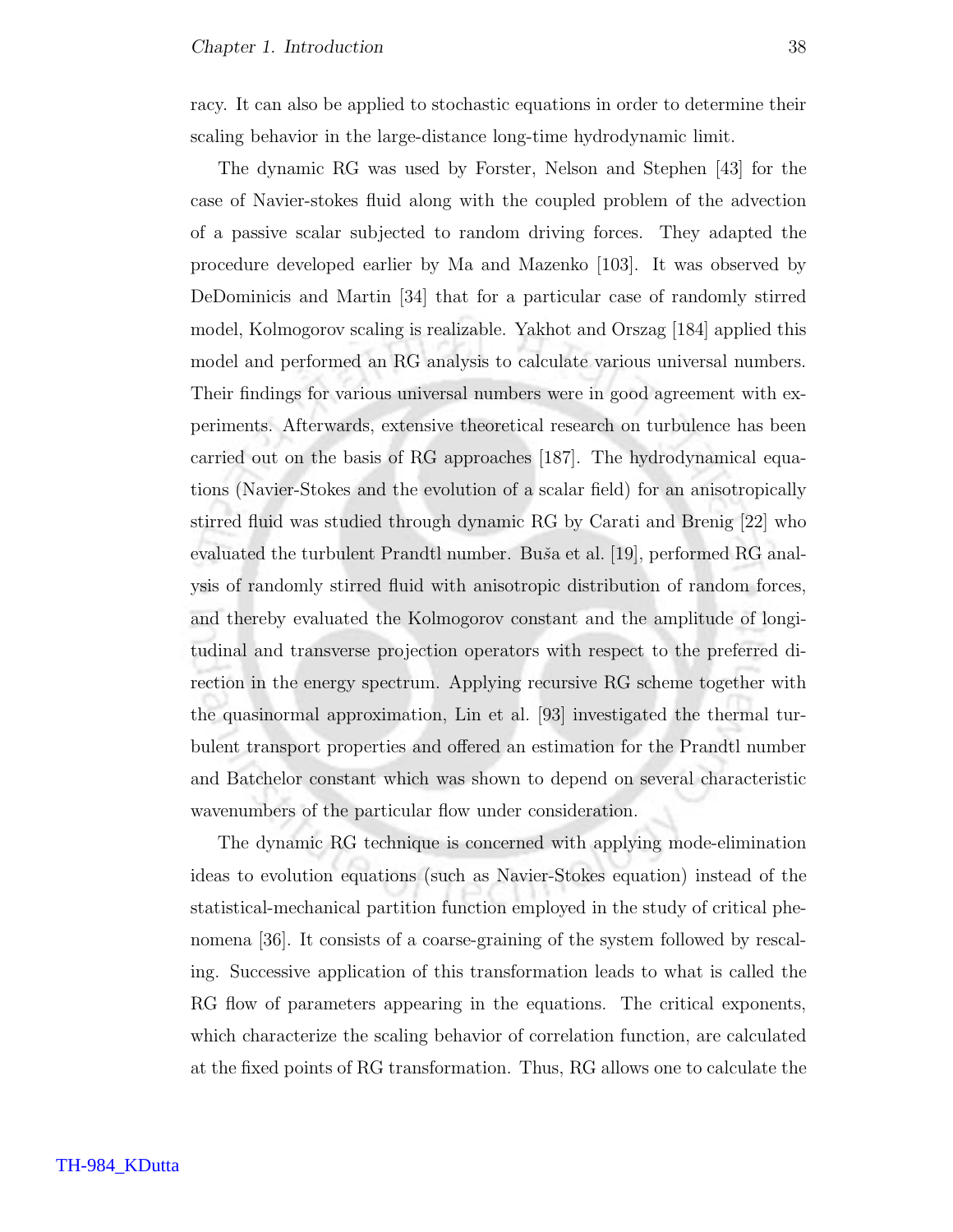racy. It can also be applied to stochastic equations in order to determine their scaling behavior in the large-distance long-time hydrodynamic limit.

The dynamic RG was used by Forster, Nelson and Stephen [43] for the case of Navier-stokes fluid along with the coupled problem of the advection of a passive scalar subjected to random driving forces. They adapted the procedure developed earlier by Ma and Mazenko [103]. It was observed by DeDominicis and Martin [34] that for a particular case of randomly stirred model, Kolmogorov scaling is realizable. Yakhot and Orszag [184] applied this model and performed an RG analysis to calculate various universal numbers. Their findings for various universal numbers were in good agreement with experiments. Afterwards, extensive theoretical research on turbulence has been carried out on the basis of RG approaches [187]. The hydrodynamical equations (Navier-Stokes and the evolution of a scalar field) for an anisotropically stirred fluid was studied through dynamic RG by Carati and Brenig [22] who evaluated the turbulent Prandtl number. Buša et al. [19], performed RG analysis of randomly stirred fluid with anisotropic distribution of random forces, and thereby evaluated the Kolmogorov constant and the amplitude of longitudinal and transverse projection operators with respect to the preferred direction in the energy spectrum. Applying recursive RG scheme together with the quasinormal approximation, Lin et al. [93] investigated the thermal turbulent transport properties and offered an estimation for the Prandtl number and Batchelor constant which was shown to depend on several characteristic wavenumbers of the particular flow under consideration.

The dynamic RG technique is concerned with applying mode-elimination ideas to evolution equations (such as Navier-Stokes equation) instead of the statistical-mechanical partition function employed in the study of critical phenomena [36]. It consists of a coarse-graining of the system followed by rescaling. Successive application of this transformation leads to what is called the RG flow of parameters appearing in the equations. The critical exponents, which characterize the scaling behavior of correlation function, are calculated at the fixed points of RG transformation. Thus, RG allows one to calculate the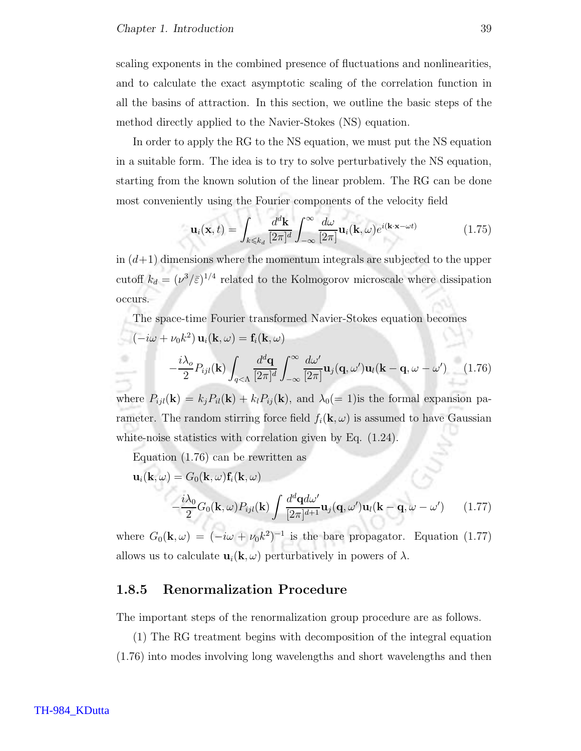scaling exponents in the combined presence of fluctuations and nonlinearities, and to calculate the exact asymptotic scaling of the correlation function in all the basins of attraction. In this section, we outline the basic steps of the method directly applied to the Navier-Stokes (NS) equation.

In order to apply the RG to the NS equation, we must put the NS equation in a suitable form. The idea is to try to solve perturbatively the NS equation, starting from the known solution of the linear problem. The RG can be done most conveniently using the Fourier components of the velocity field

$$\mathbf{u}_i(\mathbf{x}, t) = \int_{k \leqslant k_d} \frac{d^d\mathbf{k}}{[2\pi]^d} \int_{-\infty}^{\infty} \frac{d\omega}{[2\pi]} \mathbf{u}_i(\mathbf{k}, \omega) e^{i(\mathbf{k}\cdot\mathbf{x} - \omega t)} \tag{1.75}$$

in $(d+1)$ dimensions where the momentum integrals are subjected to the upper cutoff $k_d = (\nu^3/\bar{\varepsilon})^{1/4}$ related to the Kolmogorov microscale where dissipation occurs.

The space-time Fourier transformed Navier-Stokes equation becomes

$$(-i\omega + \nu_0 k^2)\, \mathbf{u}_i(\mathbf{k}, \omega) = \mathbf{f}_i(\mathbf{k}, \omega)$$
$$-\frac{i\lambda_o}{2} P_{ijl}(\mathbf{k}) \int_{q<\Lambda} \frac{d^d\mathbf{q}}{[2\pi]^d} \int_{-\infty}^{\infty} \frac{d\omega'}{[2\pi]} \mathbf{u}_j(\mathbf{q}, \omega')\mathbf{u}_l(\mathbf{k}-\mathbf{q}, \omega - \omega') \tag{1.76}$$

where $P_{ijl}(\mathbf{k}) = k_j P_{il}(\mathbf{k}) + k_l P_{ij}(\mathbf{k})$, and $\lambda_0(=1)$is the formal expansion parameter. The random stirring force field $f_i(\mathbf{k}, \omega)$ is assumed to have Gaussian white-noise statistics with correlation given by Eq. (1.24).

Equation (1.76) can be rewritten as

$$\mathbf{u}_i(\mathbf{k}, \omega) = G_0(\mathbf{k}, \omega)\mathbf{f}_i(\mathbf{k}, \omega)$$
$$-\frac{i\lambda_0}{2} G_0(\mathbf{k}, \omega) P_{ijl}(\mathbf{k}) \int \frac{d^d\mathbf{q}d\omega'}{[2\pi]^{d+1}} \mathbf{u}_j(\mathbf{q}, \omega')\mathbf{u}_l(\mathbf{k}-\mathbf{q}, \omega - \omega') \tag{1.77}$$

where $G_0(\mathbf{k}, \omega) = (-i\omega + \nu_0 k^2)^{-1}$ is the bare propagator. Equation (1.77) allows us to calculate $\mathbf{u}_i(\mathbf{k}, \omega)$ perturbatively in powers of $\lambda$.

### 1.8.5 Renormalization Procedure

The important steps of the renormalization group procedure are as follows.

(1) The RG treatment begins with decomposition of the integral equation (1.76) into modes involving long wavelengths and short wavelengths and then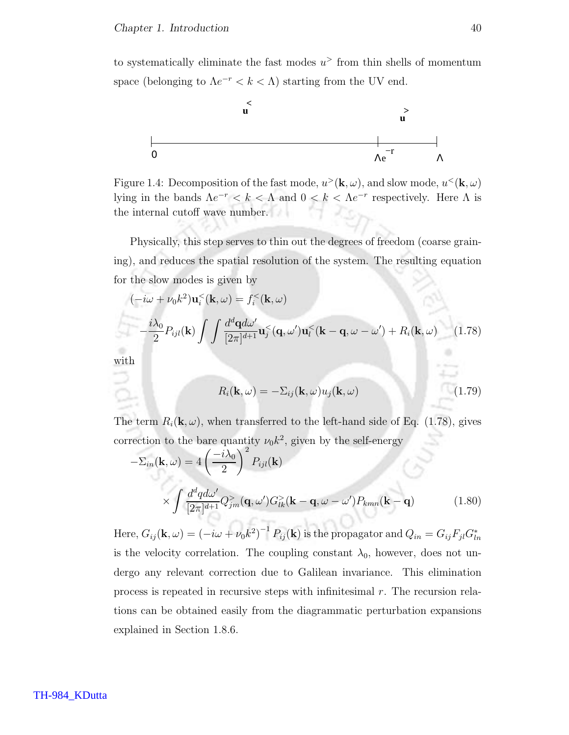to systematically eliminate the fast modes $u^>$ from thin shells of momentum space (belonging to $\Lambda e^{-r} < k < \Lambda$) starting from the UV end.

Figure 1.4: Decomposition of the fast mode, $u^>(\mathbf{k}, \omega)$, and slow mode, $u^<(\mathbf{k}, \omega)$ lying in the bands $\Lambda e^{-r} < k < \Lambda$ and $0 < k < \Lambda e^{-r}$ respectively. Here $\Lambda$ is the internal cutoff wave number.

Physically, this step serves to thin out the degrees of freedom (coarse graining), and reduces the spatial resolution of the system. The resulting equation for the slow modes is given by

$$(-i\omega + \nu_0 k^2)\mathbf{u}_i^<(\mathbf{k}, \omega) = f_i^<(\mathbf{k}, \omega)$$
$$-\frac{i\lambda_0}{2} P_{ijl}(\mathbf{k}) \int\int \frac{d^d\mathbf{q} d\omega'}{[2\pi]^{d+1}} \mathbf{u}_j^<(\mathbf{q}, \omega')\mathbf{u}_l^<(\mathbf{k}-\mathbf{q}, \omega-\omega') + R_i(\mathbf{k}, \omega) \tag{1.78}$$

with

$$R_i(\mathbf{k}, \omega) = -\Sigma_{ij}(\mathbf{k}, \omega) u_j(\mathbf{k}, \omega) \tag{1.79}$$

The term $R_i(\mathbf{k}, \omega)$, when transferred to the left-hand side of Eq. (1.78), gives correction to the bare quantity $\nu_0 k^2$, given by the self-energy

$$-\Sigma_{in}(\mathbf{k}, \omega) = 4\left(\frac{-i\lambda_0}{2}\right)^2 P_{ijl}(\mathbf{k})$$
$$\times \int \frac{d^d q d\omega'}{[2\pi]^{d+1}} Q_{jm}^>(\mathbf{q}, \omega') G_{lk}^>(\mathbf{k}-\mathbf{q}, \omega-\omega') P_{kmn}(\mathbf{k}-\mathbf{q}) \tag{1.80}$$

Here, $G_{ij}(\mathbf{k}, \omega) = \left(-i\omega + \nu_0 k^2\right)^{-1} P_{ij}(\mathbf{k})$ is the propagator and $Q_{in} = G_{ij} F_{jl} G_{ln}^*$ is the velocity correlation. The coupling constant $\lambda_0$, however, does not undergo any relevant correction due to Galilean invariance. This elimination process is repeated in recursive steps with infinitesimal $r$. The recursion relations can be obtained easily from the diagrammatic perturbation expansions explained in Section 1.8.6.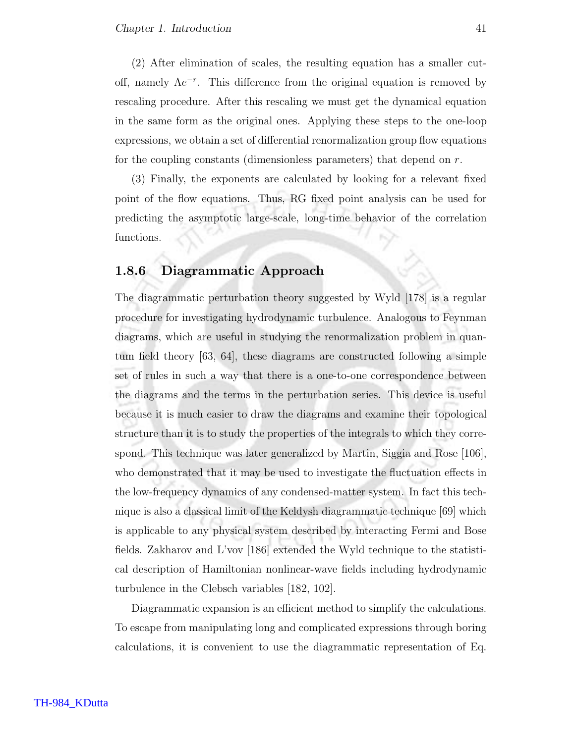(2) After elimination of scales, the resulting equation has a smaller cut-off, namely $\Lambda e^{-r}$. This difference from the original equation is removed by rescaling procedure. After this rescaling we must get the dynamical equation in the same form as the original ones. Applying these steps to the one-loop expressions, we obtain a set of differential renormalization group flow equations for the coupling constants (dimensionless parameters) that depend on $r$.

(3) Finally, the exponents are calculated by looking for a relevant fixed point of the flow equations. Thus, RG fixed point analysis can be used for predicting the asymptotic large-scale, long-time behavior of the correlation functions.

### 1.8.6 Diagrammatic Approach

The diagrammatic perturbation theory suggested by Wyld [178] is a regular procedure for investigating hydrodynamic turbulence. Analogous to Feynman diagrams, which are useful in studying the renormalization problem in quantum field theory [63, 64], these diagrams are constructed following a simple set of rules in such a way that there is a one-to-one correspondence between the diagrams and the terms in the perturbation series. This device is useful because it is much easier to draw the diagrams and examine their topological structure than it is to study the properties of the integrals to which they correspond. This technique was later generalized by Martin, Siggia and Rose [106], who demonstrated that it may be used to investigate the fluctuation effects in the low-frequency dynamics of any condensed-matter system. In fact this technique is also a classical limit of the Keldysh diagrammatic technique [69] which is applicable to any physical system described by interacting Fermi and Bose fields. Zakharov and L'vov [186] extended the Wyld technique to the statistical description of Hamiltonian nonlinear-wave fields including hydrodynamic turbulence in the Clebsch variables [182, 102].

Diagrammatic expansion is an efficient method to simplify the calculations. To escape from manipulating long and complicated expressions through boring calculations, it is convenient to use the diagrammatic representation of Eq.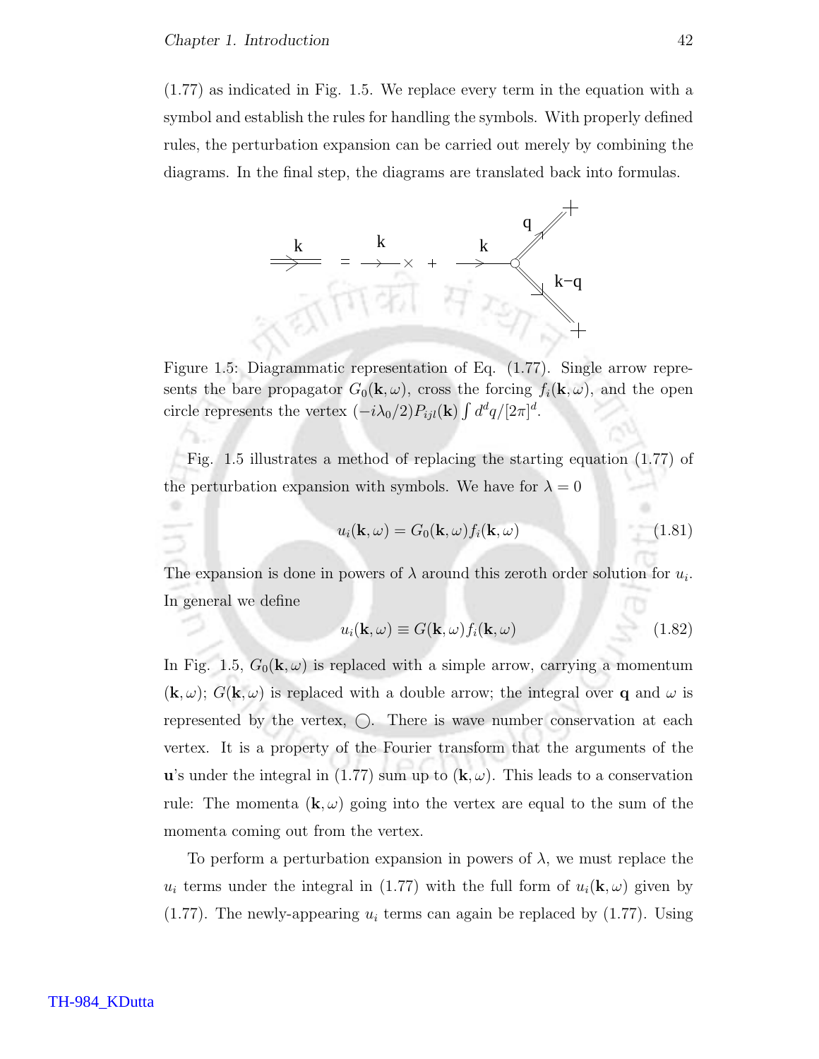(1.77) as indicated in Fig. 1.5. We replace every term in the equation with a symbol and establish the rules for handling the symbols. With properly defined rules, the perturbation expansion can be carried out merely by combining the diagrams. In the final step, the diagrams are translated back into formulas.

Figure 1.5: Diagrammatic representation of Eq. (1.77). Single arrow represents the bare propagator $G_0(\mathbf{k}, \omega)$, cross the forcing $f_i(\mathbf{k}, \omega)$, and the open circle represents the vertex $(-i\lambda_0/2)P_{ijl}(\mathbf{k}) \int d^dq/[2\pi]^d$.

Fig. 1.5 illustrates a method of replacing the starting equation (1.77) of the perturbation expansion with symbols. We have for $\lambda = 0$

$$u_i(\mathbf{k}, \omega) = G_0(\mathbf{k}, \omega) f_i(\mathbf{k}, \omega) \tag{1.81}$$

The expansion is done in powers of $\lambda$ around this zeroth order solution for $u_i$. In general we define

$$u_i(\mathbf{k}, \omega) \equiv G(\mathbf{k}, \omega) f_i(\mathbf{k}, \omega) \tag{1.82}$$

In Fig. 1.5, $G_0(\mathbf{k}, \omega)$ is replaced with a simple arrow, carrying a momentum $(\mathbf{k}, \omega)$; $G(\mathbf{k}, \omega)$ is replaced with a double arrow; the integral over $\mathbf{q}$ and $\omega$ is represented by the vertex, $\bigcirc$. There is wave number conservation at each vertex. It is a property of the Fourier transform that the arguments of the $\mathbf{u}$'s under the integral in (1.77) sum up to $(\mathbf{k}, \omega)$. This leads to a conservation rule: The momenta $(\mathbf{k}, \omega)$ going into the vertex are equal to the sum of the momenta coming out from the vertex.

To perform a perturbation expansion in powers of $\lambda$, we must replace the $u_i$ terms under the integral in (1.77) with the full form of $u_i(\mathbf{k}, \omega)$ given by (1.77). The newly-appearing $u_i$ terms can again be replaced by (1.77). Using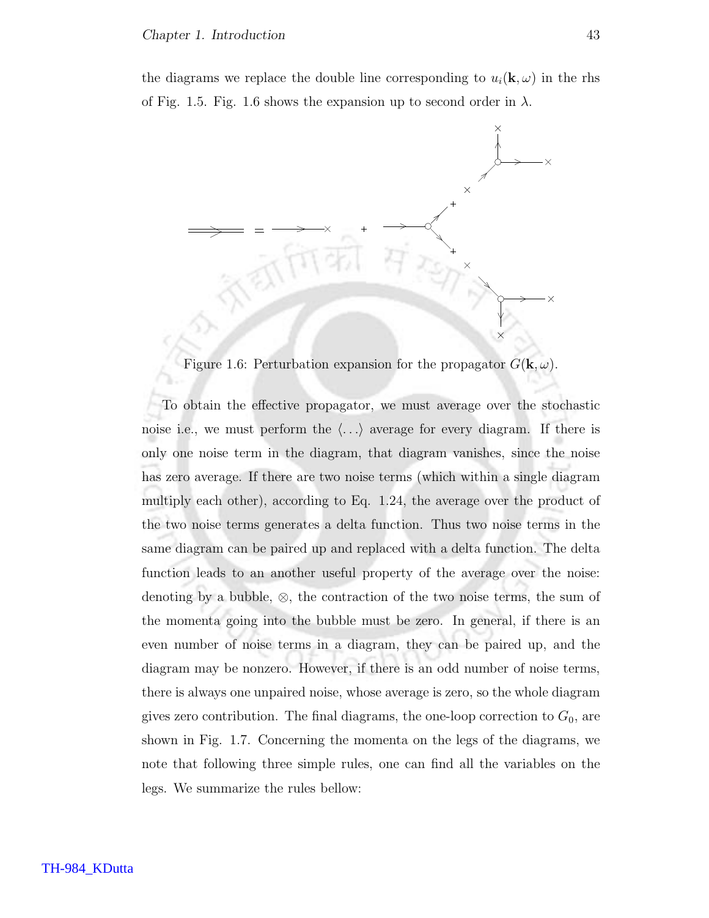the diagrams we replace the double line corresponding to $u_i(\mathbf{k}, \omega)$ in the rhs of Fig. 1.5. Fig. 1.6 shows the expansion up to second order in $\lambda$.

Figure 1.6: Perturbation expansion for the propagator $G(\mathbf{k}, \omega)$.

To obtain the effective propagator, we must average over the stochastic noise i.e., we must perform the $\langle \ldots \rangle$ average for every diagram. If there is only one noise term in the diagram, that diagram vanishes, since the noise has zero average. If there are two noise terms (which within a single diagram multiply each other), according to Eq. 1.24, the average over the product of the two noise terms generates a delta function. Thus two noise terms in the same diagram can be paired up and replaced with a delta function. The delta function leads to an another useful property of the average over the noise: denoting by a bubble, $\otimes$, the contraction of the two noise terms, the sum of the momenta going into the bubble must be zero. In general, if there is an even number of noise terms in a diagram, they can be paired up, and the diagram may be nonzero. However, if there is an odd number of noise terms, there is always one unpaired noise, whose average is zero, so the whole diagram gives zero contribution. The final diagrams, the one-loop correction to $G_0$, are shown in Fig. 1.7. Concerning the momenta on the legs of the diagrams, we note that following three simple rules, one can find all the variables on the legs. We summarize the rules bellow: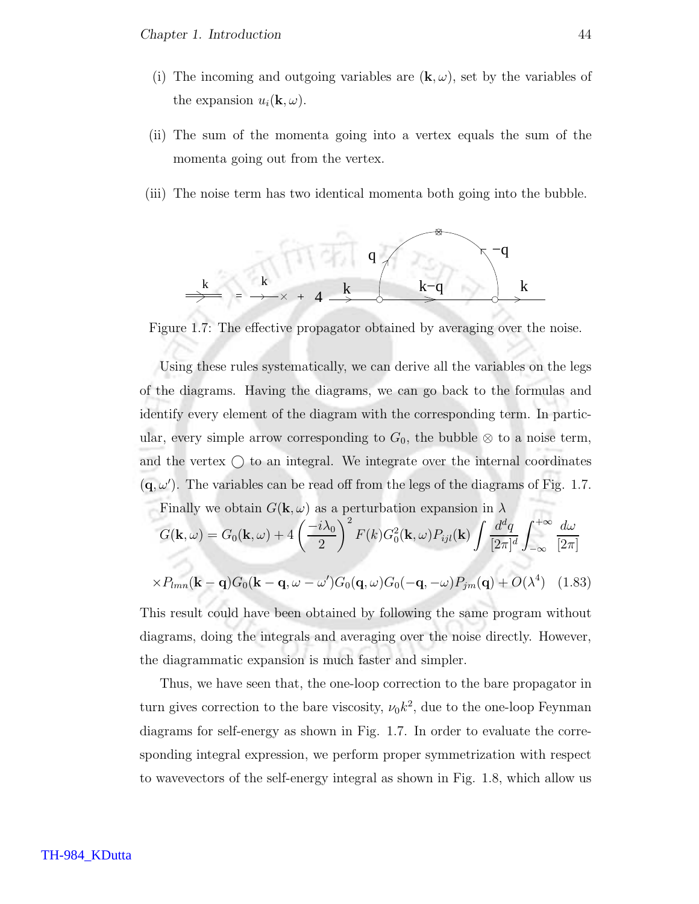(i) The incoming and outgoing variables are $(\mathbf{k}, \omega)$, set by the variables of the expansion $u_i(\mathbf{k}, \omega)$.

(ii) The sum of the momenta going into a vertex equals the sum of the momenta going out from the vertex.

(iii) The noise term has two identical momenta both going into the bubble.

Figure 1.7: The effective propagator obtained by averaging over the noise.

Using these rules systematically, we can derive all the variables on the legs of the diagrams. Having the diagrams, we can go back to the formulas and identify every element of the diagram with the corresponding term. In particular, every simple arrow corresponding to $G_0$, the bubble $\otimes$ to a noise term, and the vertex $\bigcirc$ to an integral. We integrate over the internal coordinates $(\mathbf{q}, \omega')$. The variables can be read off from the legs of the diagrams of Fig. 1.7.

Finally we obtain $G(\mathbf{k}, \omega)$ as a perturbation expansion in $\lambda$

$$G(\mathbf{k}, \omega) = G_0(\mathbf{k}, \omega) + 4\left(\frac{-i\lambda_0}{2}\right)^2 F(k) G_0^2(\mathbf{k}, \omega) P_{ijl}(\mathbf{k}) \int \frac{d^d q}{[2\pi]^d} \int_{-\infty}^{+\infty} \frac{d\omega}{[2\pi]}$$

$$\times P_{lmn}(\mathbf{k}-\mathbf{q}) G_0(\mathbf{k}-\mathbf{q}, \omega - \omega') G_0(\mathbf{q}, \omega) G_0(-\mathbf{q}, -\omega) P_{jm}(\mathbf{q}) + O(\lambda^4) \quad (1.83)$$

This result could have been obtained by following the same program without diagrams, doing the integrals and averaging over the noise directly. However, the diagrammatic expansion is much faster and simpler.

Thus, we have seen that, the one-loop correction to the bare propagator in turn gives correction to the bare viscosity, $\nu_0 k^2$, due to the one-loop Feynman diagrams for self-energy as shown in Fig. 1.7. In order to evaluate the corresponding integral expression, we perform proper symmetrization with respect to wavevectors of the self-energy integral as shown in Fig. 1.8, which allow us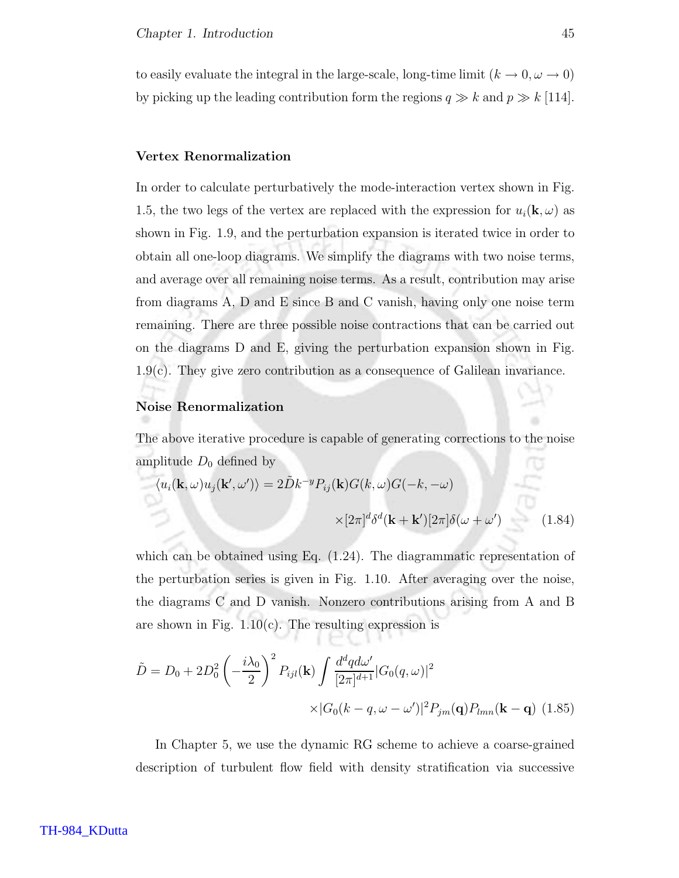to easily evaluate the integral in the large-scale, long-time limit ($k \to 0, \omega \to 0$) by picking up the leading contribution form the regions $q \gg k$ and $p \gg k$ [114].

### Vertex Renormalization

In order to calculate perturbatively the mode-interaction vertex shown in Fig. 1.5, the two legs of the vertex are replaced with the expression for $u_i(\mathbf{k}, \omega)$ as shown in Fig. 1.9, and the perturbation expansion is iterated twice in order to obtain all one-loop diagrams. We simplify the diagrams with two noise terms, and average over all remaining noise terms. As a result, contribution may arise from diagrams A, D and E since B and C vanish, having only one noise term remaining. There are three possible noise contractions that can be carried out on the diagrams D and E, giving the perturbation expansion shown in Fig. 1.9(c). They give zero contribution as a consequence of Galilean invariance.

### Noise Renormalization

The above iterative procedure is capable of generating corrections to the noise amplitude $D_0$ defined by

$$\langle u_i(\mathbf{k}, \omega) u_j(\mathbf{k}', \omega') \rangle = 2\tilde{D} k^{-y} P_{ij}(\mathbf{k}) G(k, \omega) G(-k, -\omega) \times [2\pi]^d \delta^d(\mathbf{k} + \mathbf{k}') [2\pi] \delta(\omega + \omega') \tag{1.84}$$

which can be obtained using Eq. (1.24). The diagrammatic representation of the perturbation series is given in Fig. 1.10. After averaging over the noise, the diagrams C and D vanish. Nonzero contributions arising from A and B are shown in Fig. 1.10(c). The resulting expression is

$$\tilde{D} = D_0 + 2D_0^2 \left( -\frac{i\lambda_0}{2} \right)^2 P_{ijl}(\mathbf{k}) \int \frac{d^d q d\omega'}{[2\pi]^{d+1}} |G_0(q, \omega)|^2 \times |G_0(k - q, \omega - \omega')|^2 P_{jm}(\mathbf{q}) P_{lmn}(\mathbf{k} - \mathbf{q}) \tag{1.85}$$

In Chapter 5, we use the dynamic RG scheme to achieve a coarse-grained description of turbulent flow field with density stratification via successive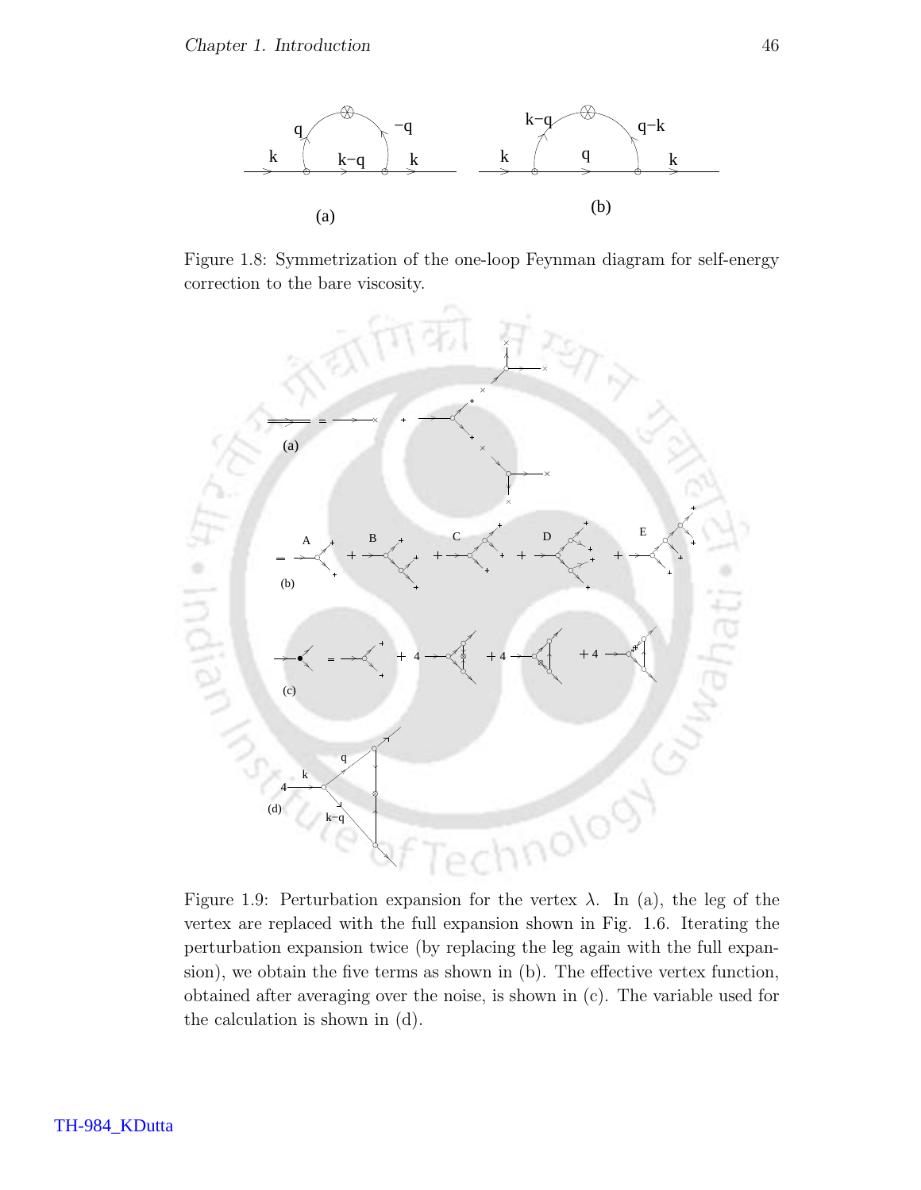Figure 1.8: Symmetrization of the one-loop Feynman diagram for self-energy correction to the bare viscosity.

Figure 1.9: Perturbation expansion for the vertex $\lambda$. In (a), the leg of the vertex are replaced with the full expansion shown in Fig. 1.6. Iterating the perturbation expansion twice (by replacing the leg again with the full expansion), we obtain the five terms as shown in (b). The effective vertex function, obtained after averaging over the noise, is shown in (c). The variable used for the calculation is shown in (d).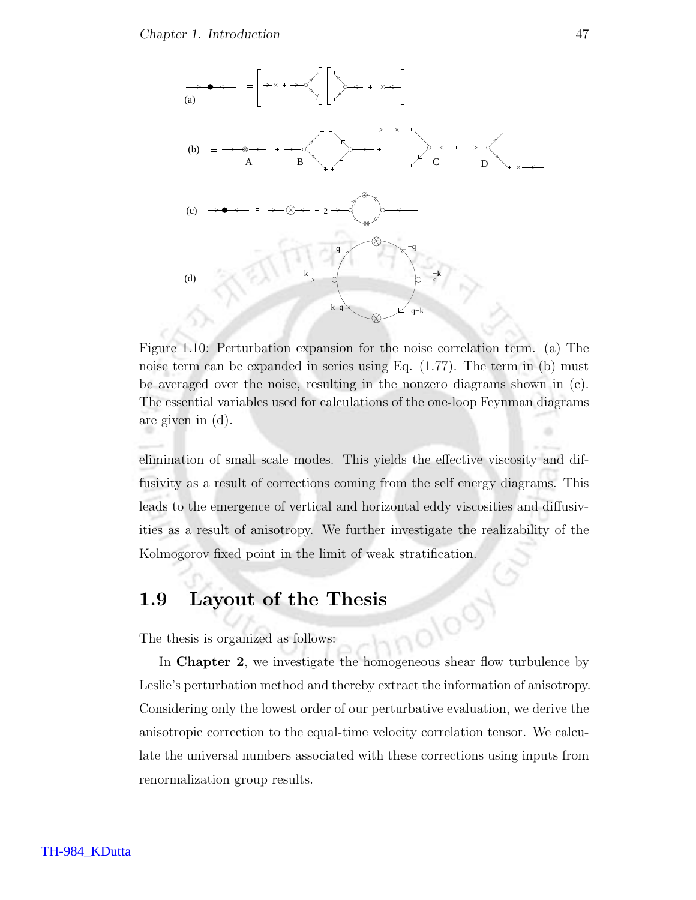Figure 1.10: Perturbation expansion for the noise correlation term. (a) The noise term can be expanded in series using Eq. (1.77). The term in (b) must be averaged over the noise, resulting in the nonzero diagrams shown in (c). The essential variables used for calculations of the one-loop Feynman diagrams are given in (d).

elimination of small scale modes. This yields the effective viscosity and diffusivity as a result of corrections coming from the self energy diagrams. This leads to the emergence of vertical and horizontal eddy viscosities and diffusivities as a result of anisotropy. We further investigate the realizability of the Kolmogorov fixed point in the limit of weak stratification.

## 1.9 Layout of the Thesis

The thesis is organized as follows:

In **Chapter 2**, we investigate the homogeneous shear flow turbulence by Leslie's perturbation method and thereby extract the information of anisotropy. Considering only the lowest order of our perturbative evaluation, we derive the anisotropic correction to the equal-time velocity correlation tensor. We calculate the universal numbers associated with these corrections using inputs from renormalization group results.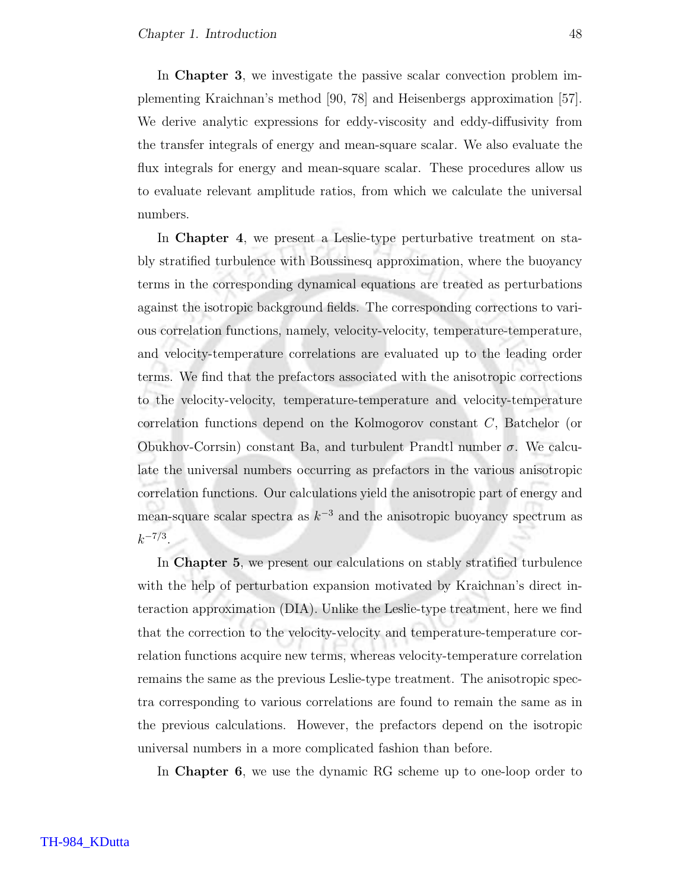In **Chapter 3**, we investigate the passive scalar convection problem implementing Kraichnan's method [90, 78] and Heisenbergs approximation [57]. We derive analytic expressions for eddy-viscosity and eddy-diffusivity from the transfer integrals of energy and mean-square scalar. We also evaluate the flux integrals for energy and mean-square scalar. These procedures allow us to evaluate relevant amplitude ratios, from which we calculate the universal numbers.

In **Chapter 4**, we present a Leslie-type perturbative treatment on stably stratified turbulence with Boussinesq approximation, where the buoyancy terms in the corresponding dynamical equations are treated as perturbations against the isotropic background fields. The corresponding corrections to various correlation functions, namely, velocity-velocity, temperature-temperature, and velocity-temperature correlations are evaluated up to the leading order terms. We find that the prefactors associated with the anisotropic corrections to the velocity-velocity, temperature-temperature and velocity-temperature correlation functions depend on the Kolmogorov constant $C$, Batchelor (or Obukhov-Corrsin) constant Ba, and turbulent Prandtl number $\sigma$. We calculate the universal numbers occurring as prefactors in the various anisotropic correlation functions. Our calculations yield the anisotropic part of energy and mean-square scalar spectra as $k^{-3}$ and the anisotropic buoyancy spectrum as $k^{-7/3}$.

In **Chapter 5**, we present our calculations on stably stratified turbulence with the help of perturbation expansion motivated by Kraichnan's direct interaction approximation (DIA). Unlike the Leslie-type treatment, here we find that the correction to the velocity-velocity and temperature-temperature correlation functions acquire new terms, whereas velocity-temperature correlation remains the same as the previous Leslie-type treatment. The anisotropic spectra corresponding to various correlations are found to remain the same as in the previous calculations. However, the prefactors depend on the isotropic universal numbers in a more complicated fashion than before.

In **Chapter 6**, we use the dynamic RG scheme up to one-loop order to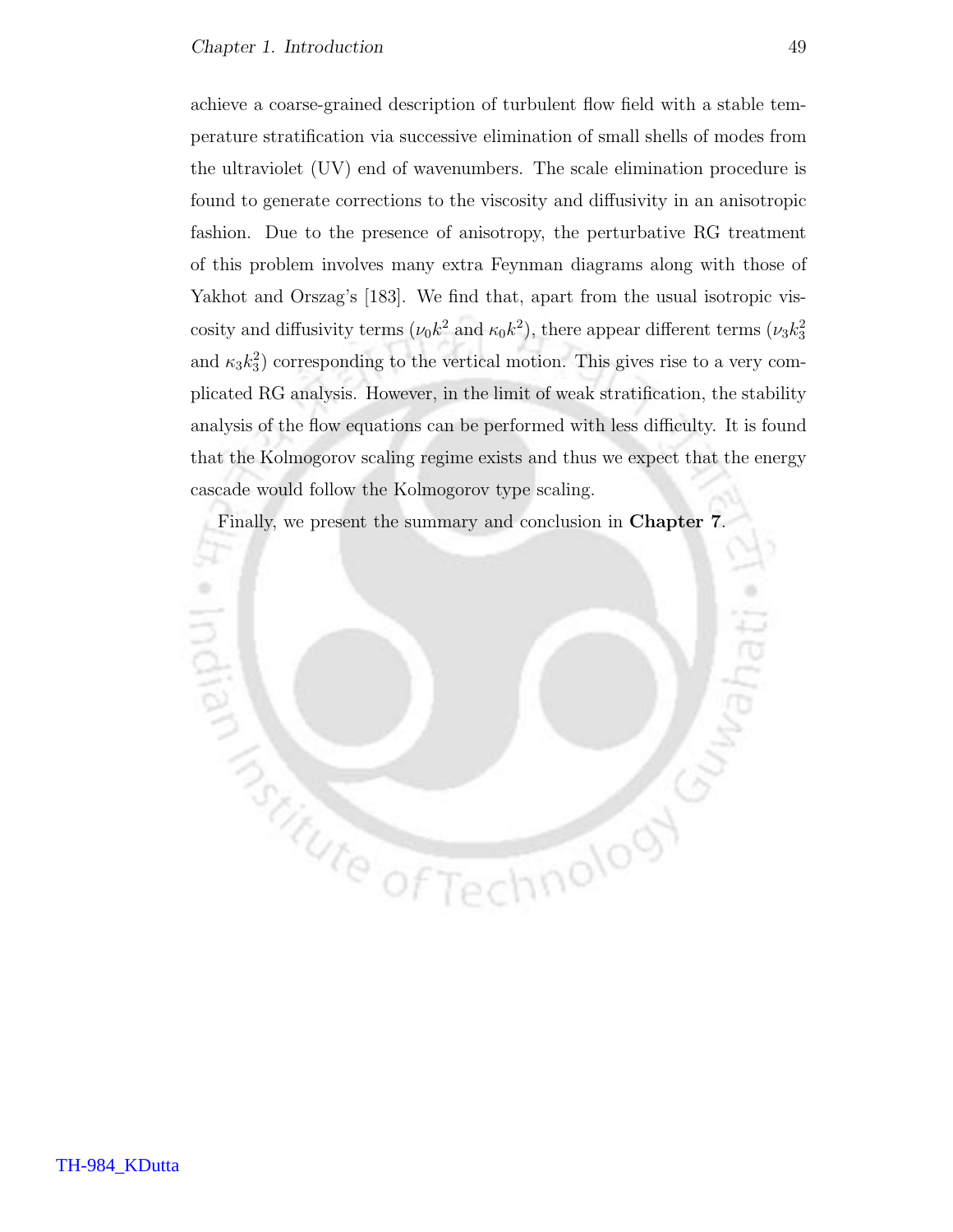achieve a coarse-grained description of turbulent flow field with a stable temperature stratification via successive elimination of small shells of modes from the ultraviolet (UV) end of wavenumbers. The scale elimination procedure is found to generate corrections to the viscosity and diffusivity in an anisotropic fashion. Due to the presence of anisotropy, the perturbative RG treatment of this problem involves many extra Feynman diagrams along with those of Yakhot and Orszag's [183]. We find that, apart from the usual isotropic viscosity and diffusivity terms ($\nu_0 k^2$ and $\kappa_0 k^2$), there appear different terms ($\nu_3 k_3^2$ and $\kappa_3 k_3^2$) corresponding to the vertical motion. This gives rise to a very complicated RG analysis. However, in the limit of weak stratification, the stability analysis of the flow equations can be performed with less difficulty. It is found that the Kolmogorov scaling regime exists and thus we expect that the energy cascade would follow the Kolmogorov type scaling.

Finally, we present the summary and conclusion in **Chapter 7**.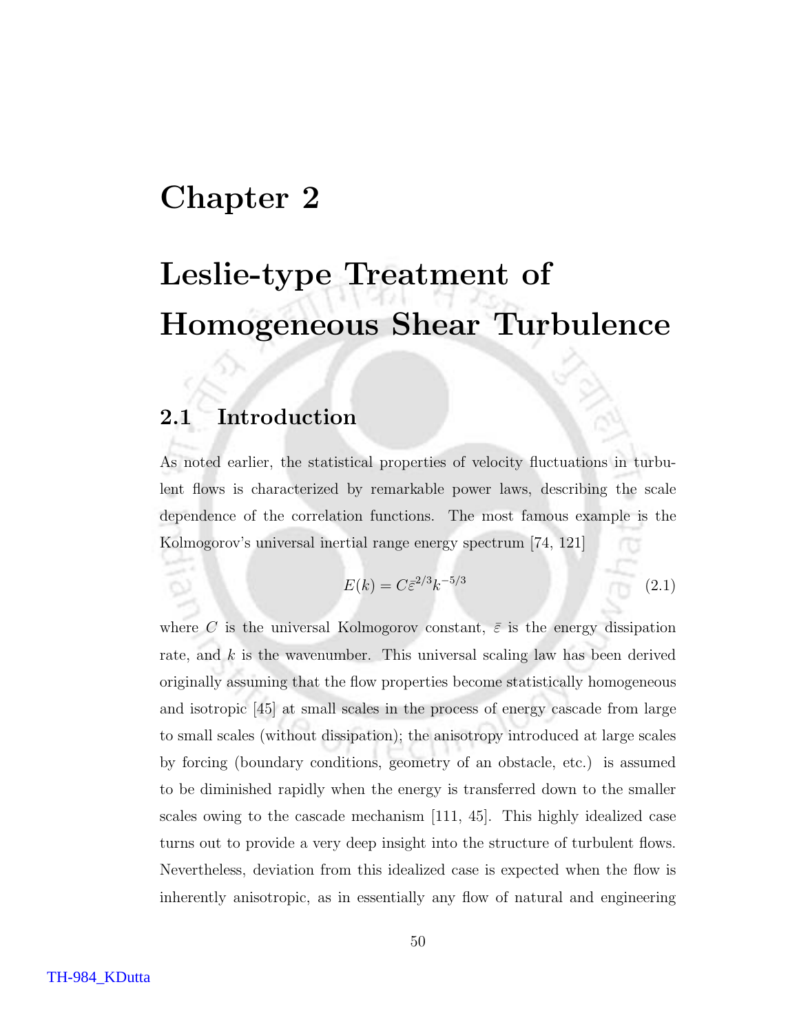# Chapter 2

# Leslie-type Treatment of Homogeneous Shear Turbulence

## 2.1 Introduction

As noted earlier, the statistical properties of velocity fluctuations in turbulent flows is characterized by remarkable power laws, describing the scale dependence of the correlation functions. The most famous example is the Kolmogorov's universal inertial range energy spectrum [74, 121]

$$E(k) = C\bar{\varepsilon}^{2/3}k^{-5/3} \tag{2.1}$$

where $C$ is the universal Kolmogorov constant, $\bar{\varepsilon}$ is the energy dissipation rate, and $k$ is the wavenumber. This universal scaling law has been derived originally assuming that the flow properties become statistically homogeneous and isotropic [45] at small scales in the process of energy cascade from large to small scales (without dissipation); the anisotropy introduced at large scales by forcing (boundary conditions, geometry of an obstacle, etc.) is assumed to be diminished rapidly when the energy is transferred down to the smaller scales owing to the cascade mechanism [111, 45]. This highly idealized case turns out to provide a very deep insight into the structure of turbulent flows. Nevertheless, deviation from this idealized case is expected when the flow is inherently anisotropic, as in essentially any flow of natural and engineering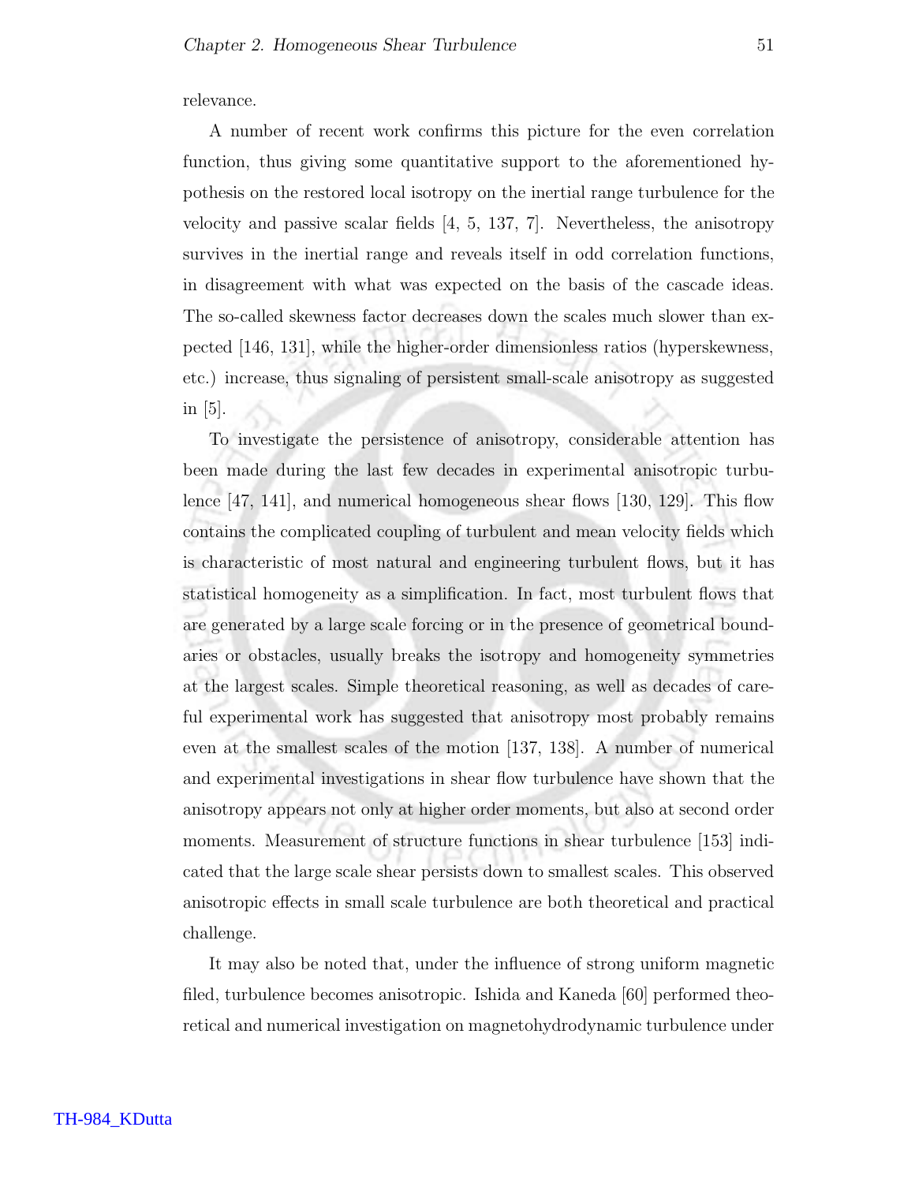relevance.

A number of recent work confirms this picture for the even correlation function, thus giving some quantitative support to the aforementioned hypothesis on the restored local isotropy on the inertial range turbulence for the velocity and passive scalar fields [4, 5, 137, 7]. Nevertheless, the anisotropy survives in the inertial range and reveals itself in odd correlation functions, in disagreement with what was expected on the basis of the cascade ideas. The so-called skewness factor decreases down the scales much slower than expected [146, 131], while the higher-order dimensionless ratios (hyperskewness, etc.) increase, thus signaling of persistent small-scale anisotropy as suggested in [5].

To investigate the persistence of anisotropy, considerable attention has been made during the last few decades in experimental anisotropic turbulence [47, 141], and numerical homogeneous shear flows [130, 129]. This flow contains the complicated coupling of turbulent and mean velocity fields which is characteristic of most natural and engineering turbulent flows, but it has statistical homogeneity as a simplification. In fact, most turbulent flows that are generated by a large scale forcing or in the presence of geometrical boundaries or obstacles, usually breaks the isotropy and homogeneity symmetries at the largest scales. Simple theoretical reasoning, as well as decades of careful experimental work has suggested that anisotropy most probably remains even at the smallest scales of the motion [137, 138]. A number of numerical and experimental investigations in shear flow turbulence have shown that the anisotropy appears not only at higher order moments, but also at second order moments. Measurement of structure functions in shear turbulence [153] indicated that the large scale shear persists down to smallest scales. This observed anisotropic effects in small scale turbulence are both theoretical and practical challenge.

It may also be noted that, under the influence of strong uniform magnetic filed, turbulence becomes anisotropic. Ishida and Kaneda [60] performed theoretical and numerical investigation on magnetohydrodynamic turbulence under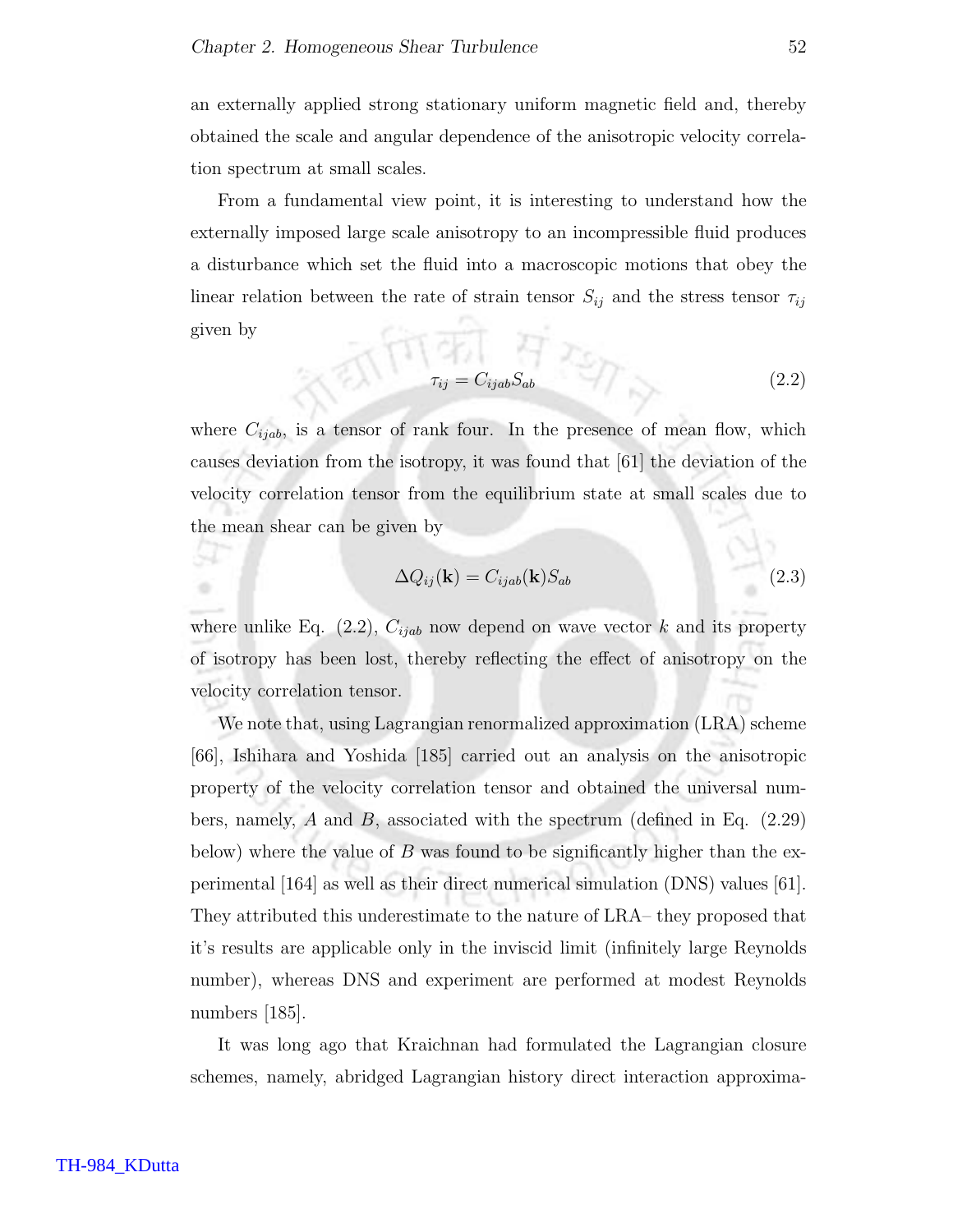an externally applied strong stationary uniform magnetic field and, thereby obtained the scale and angular dependence of the anisotropic velocity correlation spectrum at small scales.

From a fundamental view point, it is interesting to understand how the externally imposed large scale anisotropy to an incompressible fluid produces a disturbance which set the fluid into a macroscopic motions that obey the linear relation between the rate of strain tensor $S_{ij}$ and the stress tensor $\tau_{ij}$ given by

$$\tau_{ij} = C_{ijab} S_{ab} \tag{2.2}$$

where $C_{ijab}$, is a tensor of rank four. In the presence of mean flow, which causes deviation from the isotropy, it was found that [61] the deviation of the velocity correlation tensor from the equilibrium state at small scales due to the mean shear can be given by

$$\Delta Q_{ij}(\mathbf{k}) = C_{ijab}(\mathbf{k}) S_{ab} \tag{2.3}$$

where unlike Eq. (2.2), $C_{ijab}$ now depend on wave vector $k$ and its property of isotropy has been lost, thereby reflecting the effect of anisotropy on the velocity correlation tensor.

We note that, using Lagrangian renormalized approximation (LRA) scheme [66], Ishihara and Yoshida [185] carried out an analysis on the anisotropic property of the velocity correlation tensor and obtained the universal numbers, namely, $A$ and $B$, associated with the spectrum (defined in Eq. (2.29) below) where the value of $B$ was found to be significantly higher than the experimental [164] as well as their direct numerical simulation (DNS) values [61]. They attributed this underestimate to the nature of LRA– they proposed that it's results are applicable only in the inviscid limit (infinitely large Reynolds number), whereas DNS and experiment are performed at modest Reynolds numbers [185].

It was long ago that Kraichnan had formulated the Lagrangian closure schemes, namely, abridged Lagrangian history direct interaction approxima-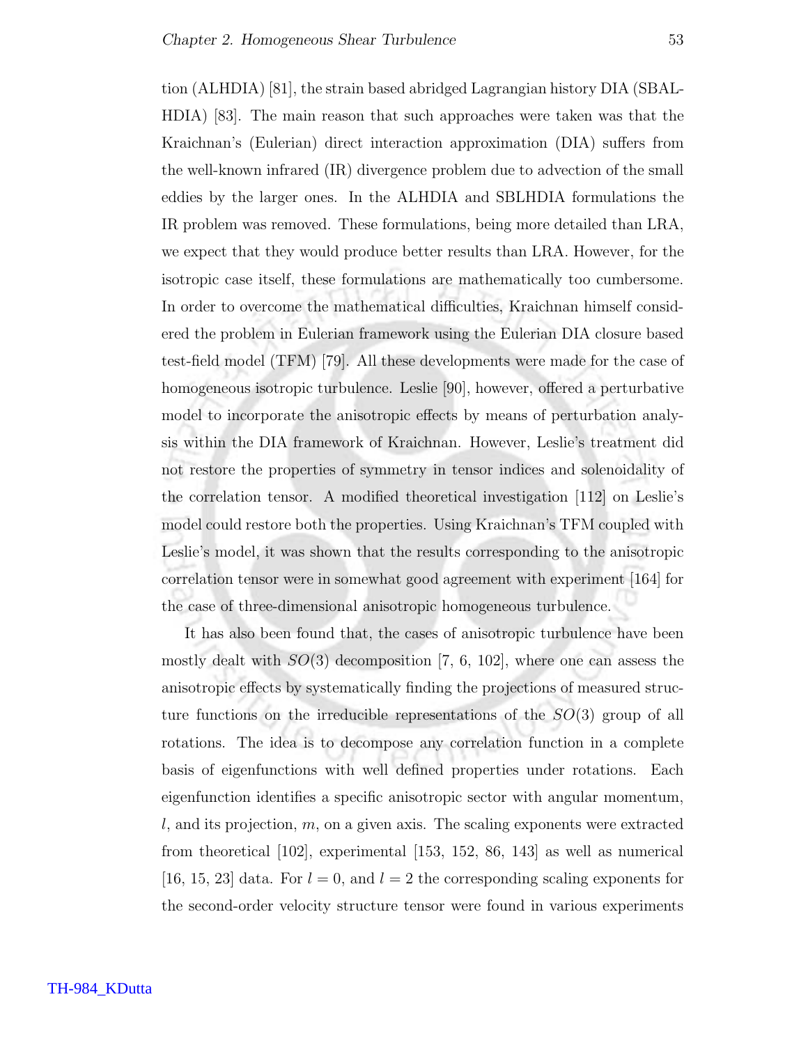tion (ALHDIA) [81], the strain based abridged Lagrangian history DIA (SBALHDIA) [83]. The main reason that such approaches were taken was that the Kraichnan's (Eulerian) direct interaction approximation (DIA) suffers from the well-known infrared (IR) divergence problem due to advection of the small eddies by the larger ones. In the ALHDIA and SBLHDIA formulations the IR problem was removed. These formulations, being more detailed than LRA, we expect that they would produce better results than LRA. However, for the isotropic case itself, these formulations are mathematically too cumbersome. In order to overcome the mathematical difficulties, Kraichnan himself considered the problem in Eulerian framework using the Eulerian DIA closure based test-field model (TFM) [79]. All these developments were made for the case of homogeneous isotropic turbulence. Leslie [90], however, offered a perturbative model to incorporate the anisotropic effects by means of perturbation analysis within the DIA framework of Kraichnan. However, Leslie's treatment did not restore the properties of symmetry in tensor indices and solenoidality of the correlation tensor. A modified theoretical investigation [112] on Leslie's model could restore both the properties. Using Kraichnan's TFM coupled with Leslie's model, it was shown that the results corresponding to the anisotropic correlation tensor were in somewhat good agreement with experiment [164] for the case of three-dimensional anisotropic homogeneous turbulence.

It has also been found that, the cases of anisotropic turbulence have been mostly dealt with $SO(3)$ decomposition [7, 6, 102], where one can assess the anisotropic effects by systematically finding the projections of measured structure functions on the irreducible representations of the $SO(3)$ group of all rotations. The idea is to decompose any correlation function in a complete basis of eigenfunctions with well defined properties under rotations. Each eigenfunction identifies a specific anisotropic sector with angular momentum, $l$, and its projection, $m$, on a given axis. The scaling exponents were extracted from theoretical [102], experimental [153, 152, 86, 143] as well as numerical [16, 15, 23] data. For $l = 0$, and $l = 2$ the corresponding scaling exponents for the second-order velocity structure tensor were found in various experiments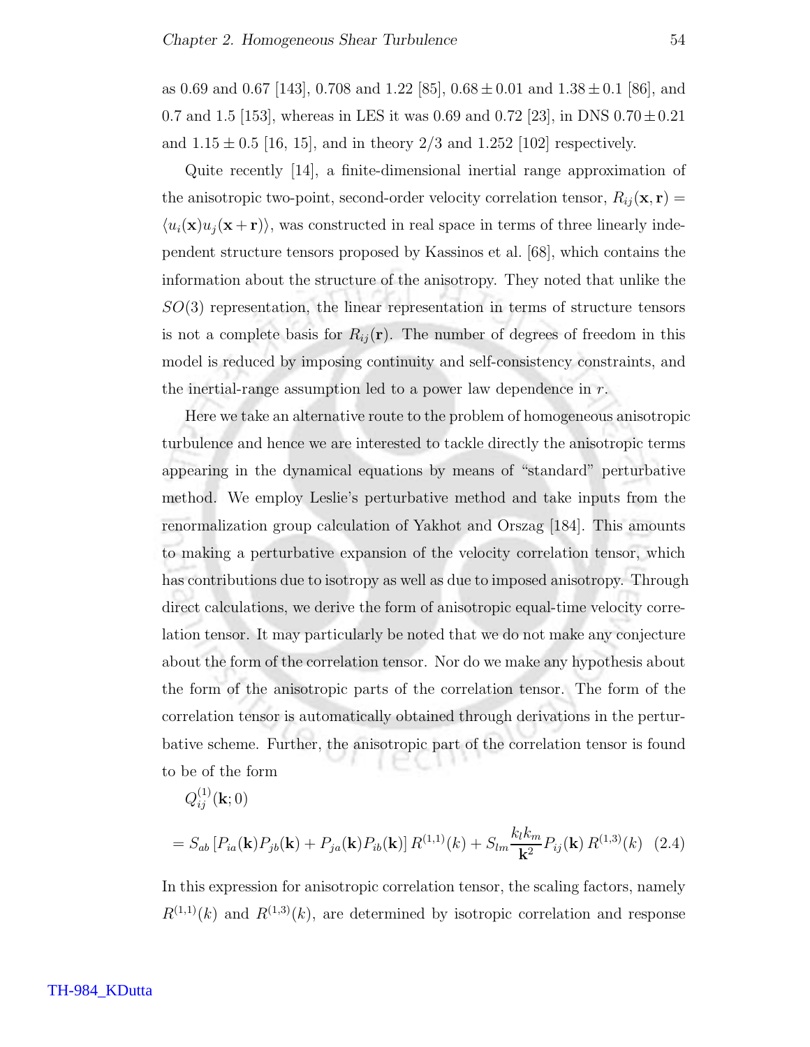as 0.69 and 0.67 [143], 0.708 and 1.22 [85], $0.68 \pm 0.01$ and $1.38 \pm 0.1$ [86], and 0.7 and 1.5 [153], whereas in LES it was 0.69 and 0.72 [23], in DNS $0.70 \pm 0.21$ and $1.15 \pm 0.5$ [16, 15], and in theory 2/3 and 1.252 [102] respectively.

Quite recently [14], a finite-dimensional inertial range approximation of the anisotropic two-point, second-order velocity correlation tensor, $R_{ij}(\mathbf{x}, \mathbf{r}) = \langle u_i(\mathbf{x}) u_j(\mathbf{x} + \mathbf{r}) \rangle$, was constructed in real space in terms of three linearly independent structure tensors proposed by Kassinos et al. [68], which contains the information about the structure of the anisotropy. They noted that unlike the $SO(3)$ representation, the linear representation in terms of structure tensors is not a complete basis for $R_{ij}(\mathbf{r})$. The number of degrees of freedom in this model is reduced by imposing continuity and self-consistency constraints, and the inertial-range assumption led to a power law dependence in $r$.

Here we take an alternative route to the problem of homogeneous anisotropic turbulence and hence we are interested to tackle directly the anisotropic terms appearing in the dynamical equations by means of "standard" perturbative method. We employ Leslie's perturbative method and take inputs from the renormalization group calculation of Yakhot and Orszag [184]. This amounts to making a perturbative expansion of the velocity correlation tensor, which has contributions due to isotropy as well as due to imposed anisotropy. Through direct calculations, we derive the form of anisotropic equal-time velocity correlation tensor. It may particularly be noted that we do not make any conjecture about the form of the correlation tensor. Nor do we make any hypothesis about the form of the anisotropic parts of the correlation tensor. The form of the correlation tensor is automatically obtained through derivations in the perturbative scheme. Further, the anisotropic part of the correlation tensor is found to be of the form

$$
\begin{aligned}
& Q^{(1)}_{ij}(\mathbf{k}; 0) \\
&= S_{ab} \left[ P_{ia}(\mathbf{k}) P_{jb}(\mathbf{k}) + P_{ja}(\mathbf{k}) P_{ib}(\mathbf{k}) \right] R^{(1,1)}(k) + S_{lm} \frac{k_l k_m}{\mathbf{k}^2} P_{ij}(\mathbf{k}) \, R^{(1,3)}(k) \quad (2.4)
\end{aligned}
$$

In this expression for anisotropic correlation tensor, the scaling factors, namely $R^{(1,1)}(k)$ and $R^{(1,3)}(k)$, are determined by isotropic correlation and response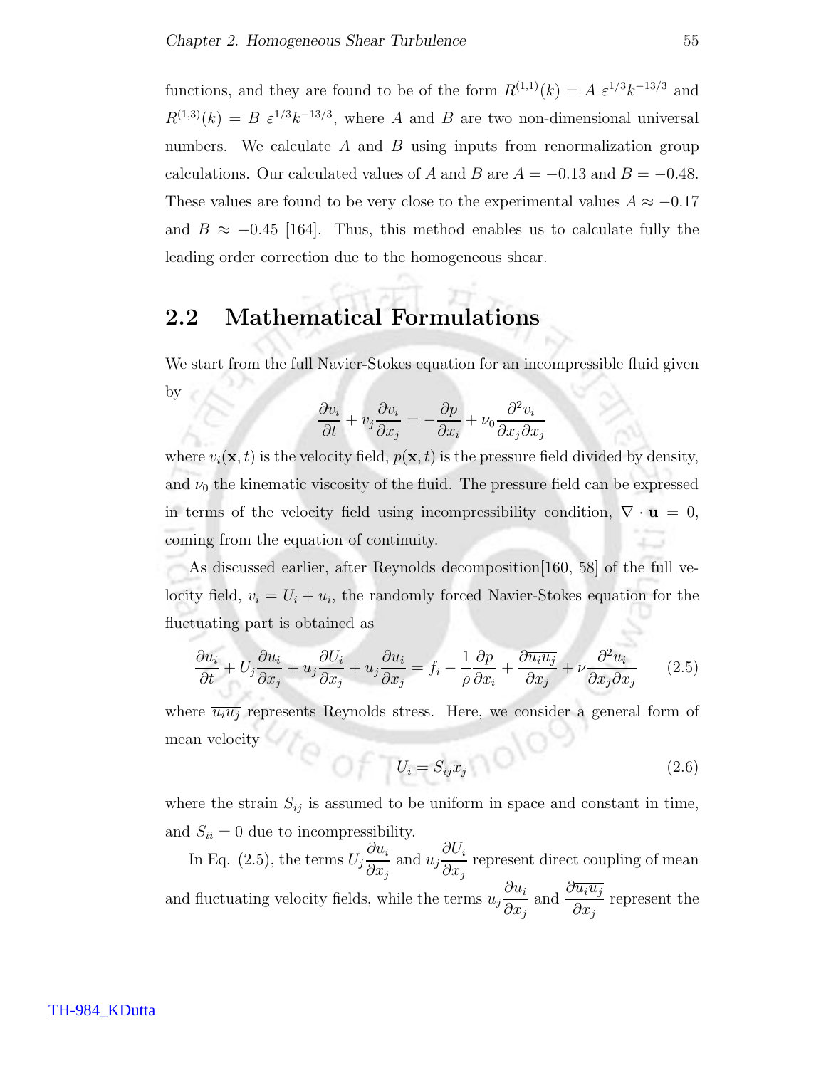functions, and they are found to be of the form $R^{(1,1)}(k) = A\ \varepsilon^{1/3}k^{-13/3}$ and $R^{(1,3)}(k) = B\ \varepsilon^{1/3}k^{-13/3}$, where $A$ and $B$ are two non-dimensional universal numbers. We calculate $A$ and $B$ using inputs from renormalization group calculations. Our calculated values of $A$ and $B$ are $A = -0.13$ and $B = -0.48$. These values are found to be very close to the experimental values $A \approx -0.17$ and $B \approx -0.45$ [164]. Thus, this method enables us to calculate fully the leading order correction due to the homogeneous shear.

## 2.2 Mathematical Formulations

We start from the full Navier-Stokes equation for an incompressible fluid given by

$$\frac{\partial v_i}{\partial t} + v_j \frac{\partial v_i}{\partial x_j} = -\frac{\partial p}{\partial x_i} + \nu_0 \frac{\partial^2 v_i}{\partial x_j \partial x_j}$$

where $v_i(\mathbf{x}, t)$ is the velocity field, $p(\mathbf{x}, t)$ is the pressure field divided by density, and $\nu_0$ the kinematic viscosity of the fluid. The pressure field can be expressed in terms of the velocity field using incompressibility condition, $\nabla \cdot \mathbf{u} = 0$, coming from the equation of continuity.

As discussed earlier, after Reynolds decomposition[160, 58] of the full velocity field, $v_i = U_i + u_i$, the randomly forced Navier-Stokes equation for the fluctuating part is obtained as

$$\frac{\partial u_i}{\partial t} + U_j \frac{\partial u_i}{\partial x_j} + u_j \frac{\partial U_i}{\partial x_j} + u_j \frac{\partial u_i}{\partial x_j} = f_i - \frac{1}{\rho}\frac{\partial p}{\partial x_i} + \frac{\partial \overline{u_i u_j}}{\partial x_j} + \nu \frac{\partial^2 u_i}{\partial x_j \partial x_j} \tag{2.5}$$

where $\overline{u_i u_j}$ represents Reynolds stress. Here, we consider a general form of mean velocity

$$U_i = S_{ij} x_j \tag{2.6}$$

where the strain $S_{ij}$ is assumed to be uniform in space and constant in time, and $S_{ii} = 0$ due to incompressibility.

In Eq. (2.5), the terms $U_j \dfrac{\partial u_i}{\partial x_j}$ and $u_j \dfrac{\partial U_i}{\partial x_j}$ represent direct coupling of mean and fluctuating velocity fields, while the terms $u_j \dfrac{\partial u_i}{\partial x_j}$ and $\dfrac{\partial \overline{u_i u_j}}{\partial x_j}$ represent the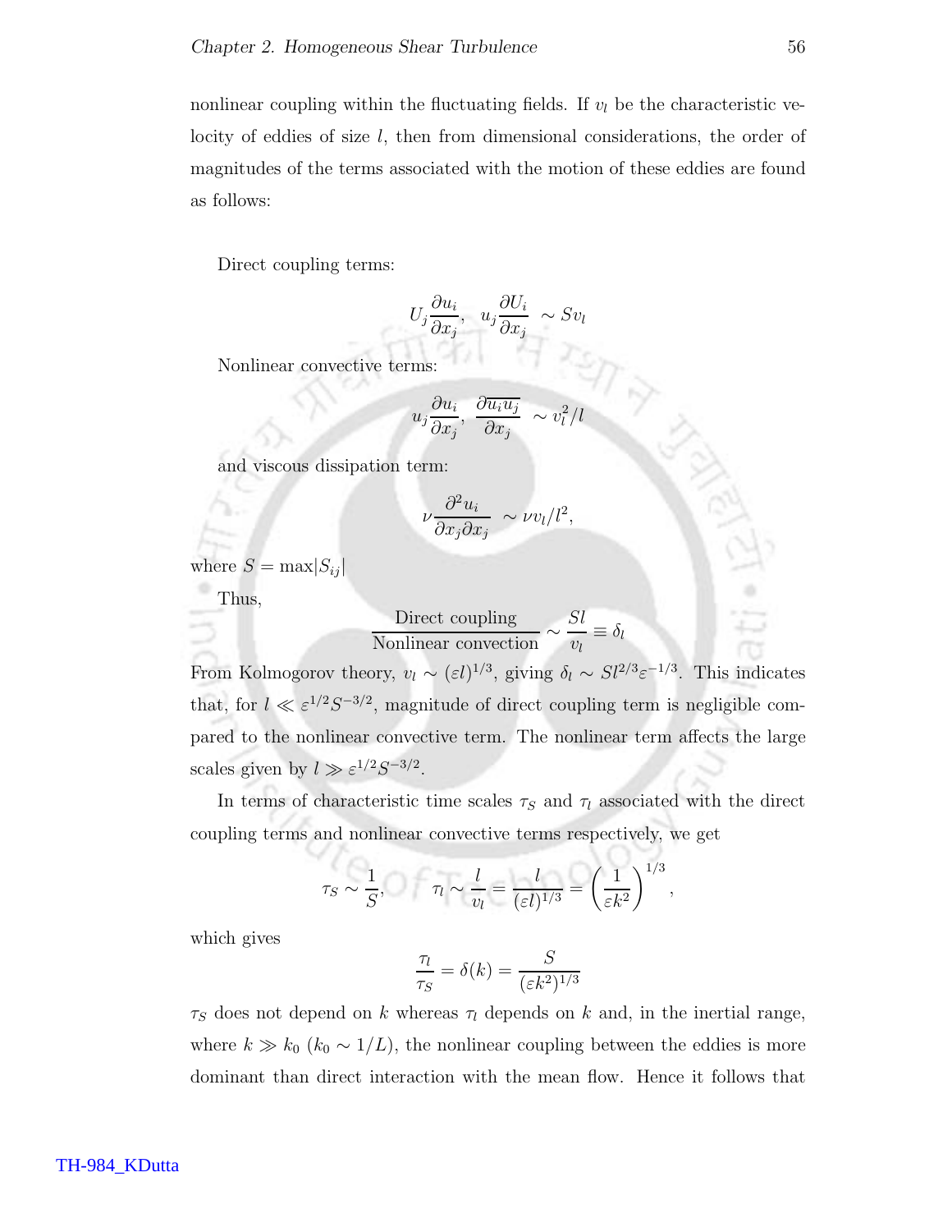nonlinear coupling within the fluctuating fields. If $v_l$ be the characteristic velocity of eddies of size $l$, then from dimensional considerations, the order of magnitudes of the terms associated with the motion of these eddies are found as follows:

Direct coupling terms:

$$U_j \frac{\partial u_i}{\partial x_j}, \;\; u_j \frac{\partial U_i}{\partial x_j} \;\sim S v_l$$

Nonlinear convective terms:

$$u_j \frac{\partial u_i}{\partial x_j}, \;\; \frac{\partial \overline{u_i u_j}}{\partial x_j} \;\sim v_l^2/l$$

and viscous dissipation term:

$$\nu \frac{\partial^2 u_i}{\partial x_j \partial x_j} \;\sim \nu v_l/l^2,$$

where $S = \max|S_{ij}|$

Thus,

$$\frac{\text{Direct coupling}}{\text{Nonlinear convection}} \sim \frac{Sl}{v_l} \equiv \delta_l$$

From Kolmogorov theory, $v_l \sim (\varepsilon l)^{1/3}$, giving $\delta_l \sim S l^{2/3} \varepsilon^{-1/3}$. This indicates that, for $l \ll \varepsilon^{1/2} S^{-3/2}$, magnitude of direct coupling term is negligible compared to the nonlinear convective term. The nonlinear term affects the large scales given by $l \gg \varepsilon^{1/2} S^{-3/2}$.

In terms of characteristic time scales $\tau_S$ and $\tau_l$ associated with the direct coupling terms and nonlinear convective terms respectively, we get

$$\tau_S \sim \frac{1}{S}, \qquad \tau_l \sim \frac{l}{v_l} = \frac{l}{(\varepsilon l)^{1/3}} = \left(\frac{1}{\varepsilon k^2}\right)^{1/3},$$

which gives

$$\frac{\tau_l}{\tau_S} = \delta(k) = \frac{S}{(\varepsilon k^2)^{1/3}}$$

$\tau_S$ does not depend on $k$ whereas $\tau_l$ depends on $k$ and, in the inertial range, where $k \gg k_0$ ($k_0 \sim 1/L$), the nonlinear coupling between the eddies is more dominant than direct interaction with the mean flow. Hence it follows that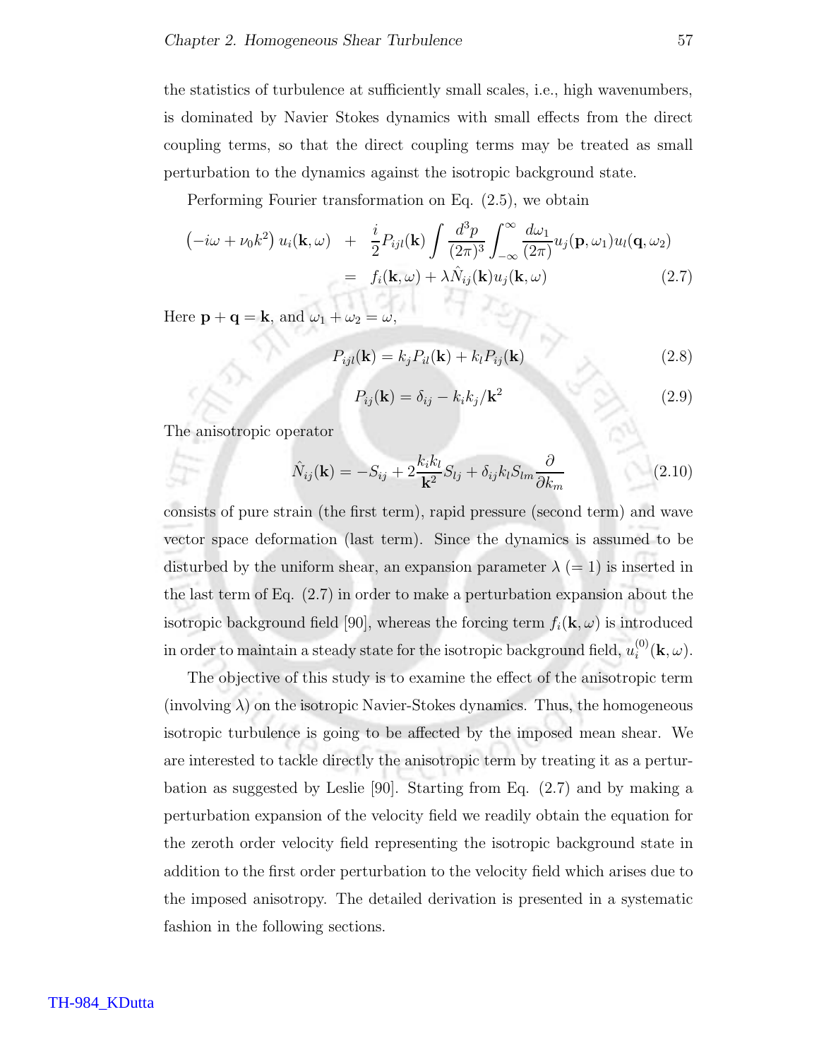the statistics of turbulence at sufficiently small scales, i.e., high wavenumbers, is dominated by Navier Stokes dynamics with small effects from the direct coupling terms, so that the direct coupling terms may be treated as small perturbation to the dynamics against the isotropic background state.

Performing Fourier transformation on Eq. (2.5), we obtain

$$\begin{aligned}\left(-i\omega + \nu_0 k^2\right) u_i(\mathbf{k},\omega) \quad &+ \quad \frac{i}{2} P_{ijl}(\mathbf{k}) \int \frac{d^3p}{(2\pi)^3} \int_{-\infty}^{\infty} \frac{d\omega_1}{(2\pi)} u_j(\mathbf{p},\omega_1) u_l(\mathbf{q},\omega_2) \\ &= \quad f_i(\mathbf{k},\omega) + \lambda \hat{N}_{ij}(\mathbf{k}) u_j(\mathbf{k},\omega) \end{aligned} \tag{2.7}$$

Here $\mathbf{p} + \mathbf{q} = \mathbf{k}$, and $\omega_1 + \omega_2 = \omega$,

$$P_{ijl}(\mathbf{k}) = k_j P_{il}(\mathbf{k}) + k_l P_{ij}(\mathbf{k}) \tag{2.8}$$

$$P_{ij}(\mathbf{k}) = \delta_{ij} - k_i k_j / \mathbf{k}^2 \tag{2.9}$$

The anisotropic operator

$$\hat{N}_{ij}(\mathbf{k}) = -S_{ij} + 2\frac{k_i k_l}{\mathbf{k}^2} S_{lj} + \delta_{ij} k_l S_{lm} \frac{\partial}{\partial k_m} \tag{2.10}$$

consists of pure strain (the first term), rapid pressure (second term) and wave vector space deformation (last term). Since the dynamics is assumed to be disturbed by the uniform shear, an expansion parameter $\lambda$ $(= 1)$ is inserted in the last term of Eq. (2.7) in order to make a perturbation expansion about the isotropic background field [90], whereas the forcing term $f_i(\mathbf{k},\omega)$ is introduced in order to maintain a steady state for the isotropic background field, $u_i^{(0)}(\mathbf{k},\omega)$.

The objective of this study is to examine the effect of the anisotropic term (involving $\lambda$) on the isotropic Navier-Stokes dynamics. Thus, the homogeneous isotropic turbulence is going to be affected by the imposed mean shear. We are interested to tackle directly the anisotropic term by treating it as a perturbation as suggested by Leslie [90]. Starting from Eq. (2.7) and by making a perturbation expansion of the velocity field we readily obtain the equation for the zeroth order velocity field representing the isotropic background state in addition to the first order perturbation to the velocity field which arises due to the imposed anisotropy. The detailed derivation is presented in a systematic fashion in the following sections.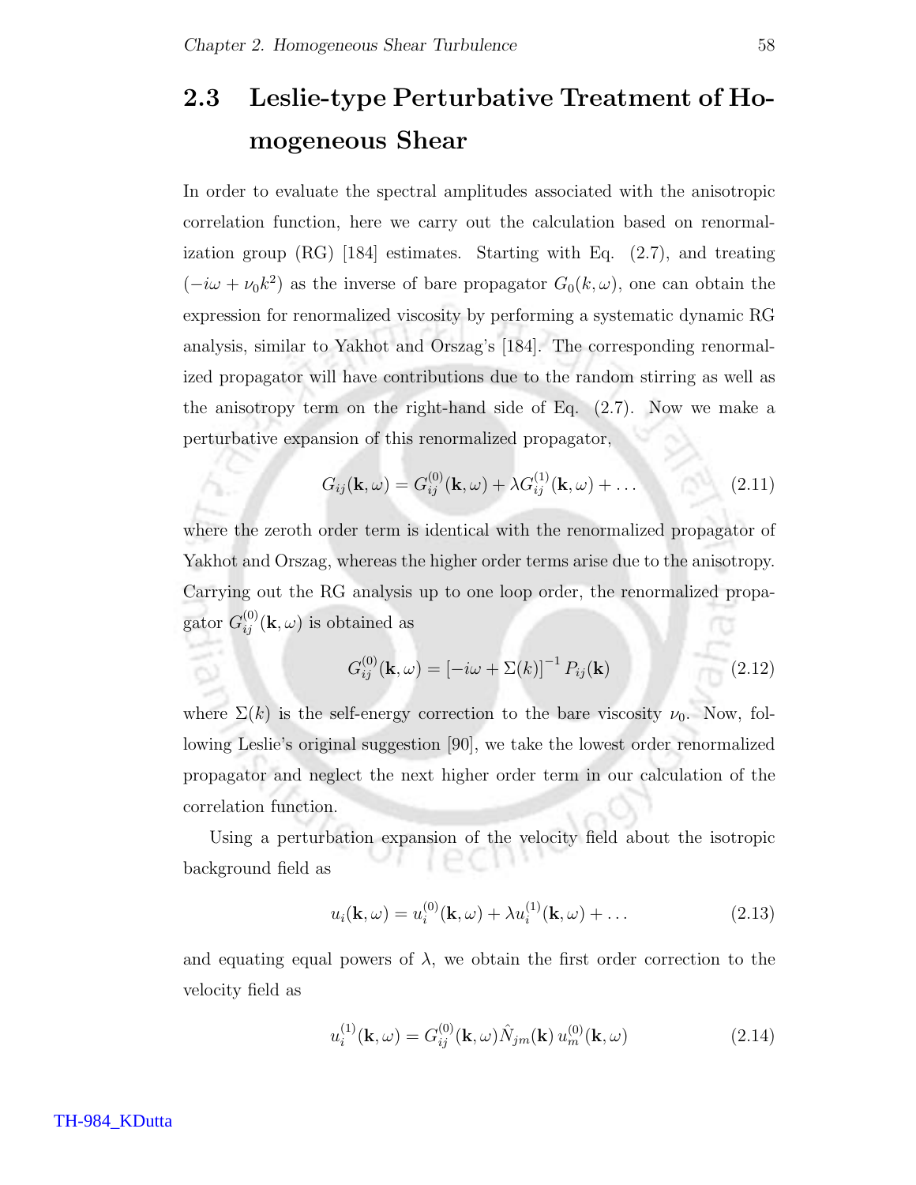## 2.3 Leslie-type Perturbative Treatment of Homogeneous Shear

In order to evaluate the spectral amplitudes associated with the anisotropic correlation function, here we carry out the calculation based on renormalization group (RG) [184] estimates. Starting with Eq. (2.7), and treating $(-i\omega + \nu_0 k^2)$ as the inverse of bare propagator $G_0(k, \omega)$, one can obtain the expression for renormalized viscosity by performing a systematic dynamic RG analysis, similar to Yakhot and Orszag's [184]. The corresponding renormalized propagator will have contributions due to the random stirring as well as the anisotropy term on the right-hand side of Eq. (2.7). Now we make a perturbative expansion of this renormalized propagator,

$$G_{ij}(\mathbf{k}, \omega) = G_{ij}^{(0)}(\mathbf{k}, \omega) + \lambda G_{ij}^{(1)}(\mathbf{k}, \omega) + \ldots \tag{2.11}$$

where the zeroth order term is identical with the renormalized propagator of Yakhot and Orszag, whereas the higher order terms arise due to the anisotropy. Carrying out the RG analysis up to one loop order, the renormalized propagator $G_{ij}^{(0)}(\mathbf{k}, \omega)$ is obtained as

$$G_{ij}^{(0)}(\mathbf{k}, \omega) = \left[-i\omega + \Sigma(k)\right]^{-1} P_{ij}(\mathbf{k}) \tag{2.12}$$

where $\Sigma(k)$ is the self-energy correction to the bare viscosity $\nu_0$. Now, following Leslie's original suggestion [90], we take the lowest order renormalized propagator and neglect the next higher order term in our calculation of the correlation function.

Using a perturbation expansion of the velocity field about the isotropic background field as

$$u_i(\mathbf{k}, \omega) = u_i^{(0)}(\mathbf{k}, \omega) + \lambda u_i^{(1)}(\mathbf{k}, \omega) + \ldots \tag{2.13}$$

and equating equal powers of $\lambda$, we obtain the first order correction to the velocity field as

$$u_i^{(1)}(\mathbf{k}, \omega) = G_{ij}^{(0)}(\mathbf{k}, \omega) \hat{N}_{jm}(\mathbf{k})\, u_m^{(0)}(\mathbf{k}, \omega) \tag{2.14}$$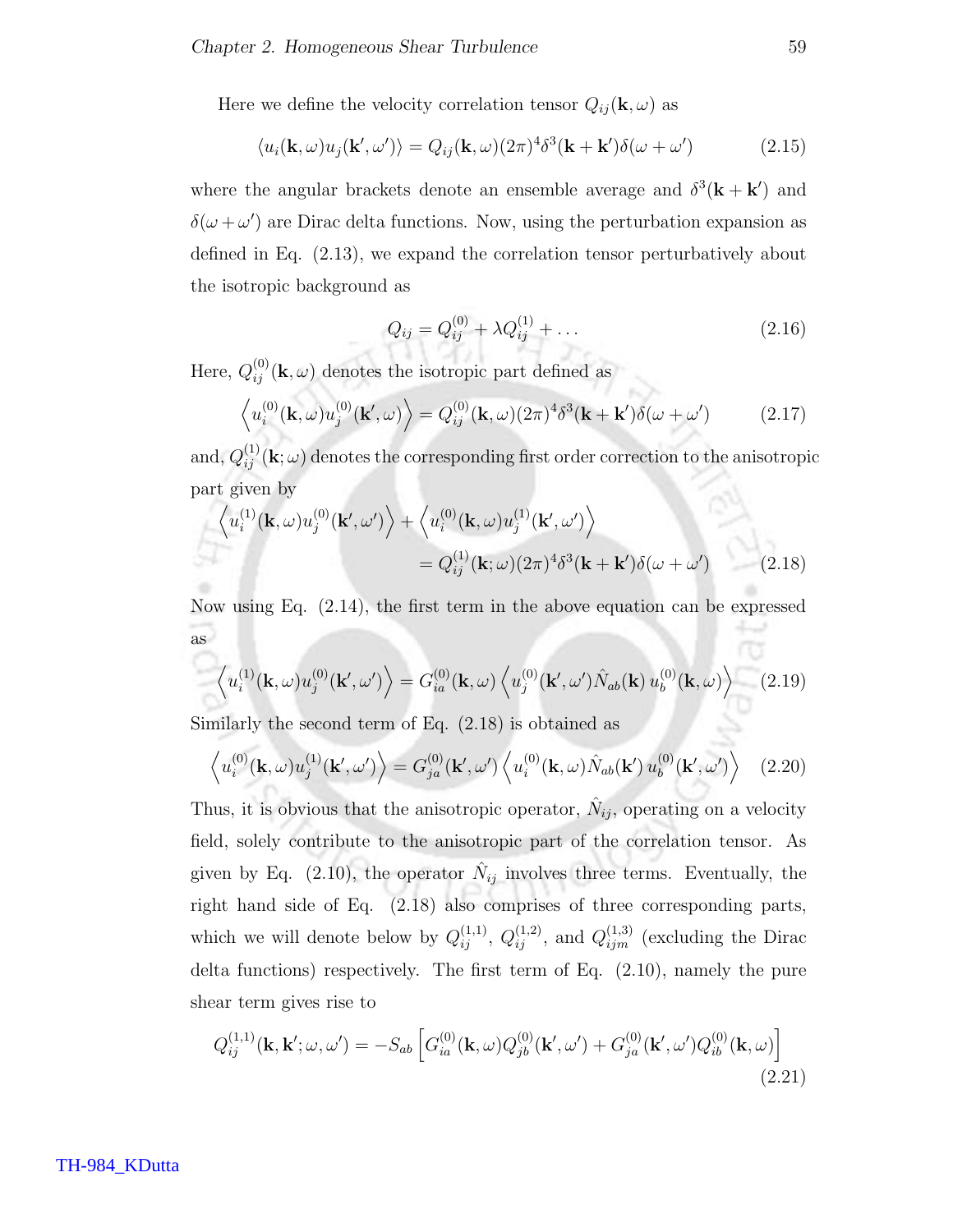Here we define the velocity correlation tensor $Q_{ij}(\mathbf{k},\omega)$ as

$$\langle u_i(\mathbf{k},\omega)u_j(\mathbf{k}',\omega')\rangle = Q_{ij}(\mathbf{k},\omega)(2\pi)^4\delta^3(\mathbf{k}+\mathbf{k}')\delta(\omega+\omega') \tag{2.15}$$

where the angular brackets denote an ensemble average and $\delta^3(\mathbf{k}+\mathbf{k}')$ and $\delta(\omega+\omega')$ are Dirac delta functions. Now, using the perturbation expansion as defined in Eq. (2.13), we expand the correlation tensor perturbatively about the isotropic background as

$$Q_{ij} = Q_{ij}^{(0)} + \lambda Q_{ij}^{(1)} + \dots \tag{2.16}$$

Here, $Q_{ij}^{(0)}(\mathbf{k},\omega)$ denotes the isotropic part defined as

$$\left\langle u_i^{(0)}(\mathbf{k},\omega)u_j^{(0)}(\mathbf{k}',\omega)\right\rangle = Q_{ij}^{(0)}(\mathbf{k},\omega)(2\pi)^4\delta^3(\mathbf{k}+\mathbf{k}')\delta(\omega+\omega') \tag{2.17}$$

and, $Q_{ij}^{(1)}(\mathbf{k};\omega)$ denotes the corresponding first order correction to the anisotropic part given by

$$\left\langle u_i^{(1)}(\mathbf{k},\omega)u_j^{(0)}(\mathbf{k}',\omega')\right\rangle + \left\langle u_i^{(0)}(\mathbf{k},\omega)u_j^{(1)}(\mathbf{k}',\omega')\right\rangle = Q_{ij}^{(1)}(\mathbf{k};\omega)(2\pi)^4\delta^3(\mathbf{k}+\mathbf{k}')\delta(\omega+\omega') \tag{2.18}$$

Now using Eq. (2.14), the first term in the above equation can be expressed as

$$\left\langle u_i^{(1)}(\mathbf{k},\omega)u_j^{(0)}(\mathbf{k}',\omega')\right\rangle = G_{ia}^{(0)}(\mathbf{k},\omega)\left\langle u_j^{(0)}(\mathbf{k}',\omega')\hat{N}_{ab}(\mathbf{k})\,u_b^{(0)}(\mathbf{k},\omega)\right\rangle \tag{2.19}$$

Similarly the second term of Eq. (2.18) is obtained as

$$\left\langle u_i^{(0)}(\mathbf{k},\omega)u_j^{(1)}(\mathbf{k}',\omega')\right\rangle = G_{ja}^{(0)}(\mathbf{k}',\omega')\left\langle u_i^{(0)}(\mathbf{k},\omega)\hat{N}_{ab}(\mathbf{k}')\,u_b^{(0)}(\mathbf{k}',\omega')\right\rangle \tag{2.20}$$

Thus, it is obvious that the anisotropic operator, $\hat{N}_{ij}$, operating on a velocity field, solely contribute to the anisotropic part of the correlation tensor. As given by Eq. (2.10), the operator $\hat{N}_{ij}$ involves three terms. Eventually, the right hand side of Eq. (2.18) also comprises of three corresponding parts, which we will denote below by $Q_{ij}^{(1,1)}$, $Q_{ij}^{(1,2)}$, and $Q_{ijm}^{(1,3)}$ (excluding the Dirac delta functions) respectively. The first term of Eq. (2.10), namely the pure shear term gives rise to

$$Q_{ij}^{(1,1)}(\mathbf{k},\mathbf{k}';\omega,\omega') = -S_{ab}\left[G_{ia}^{(0)}(\mathbf{k},\omega)Q_{jb}^{(0)}(\mathbf{k}',\omega') + G_{ja}^{(0)}(\mathbf{k}',\omega')Q_{ib}^{(0)}(\mathbf{k},\omega)\right] \tag{2.21}$$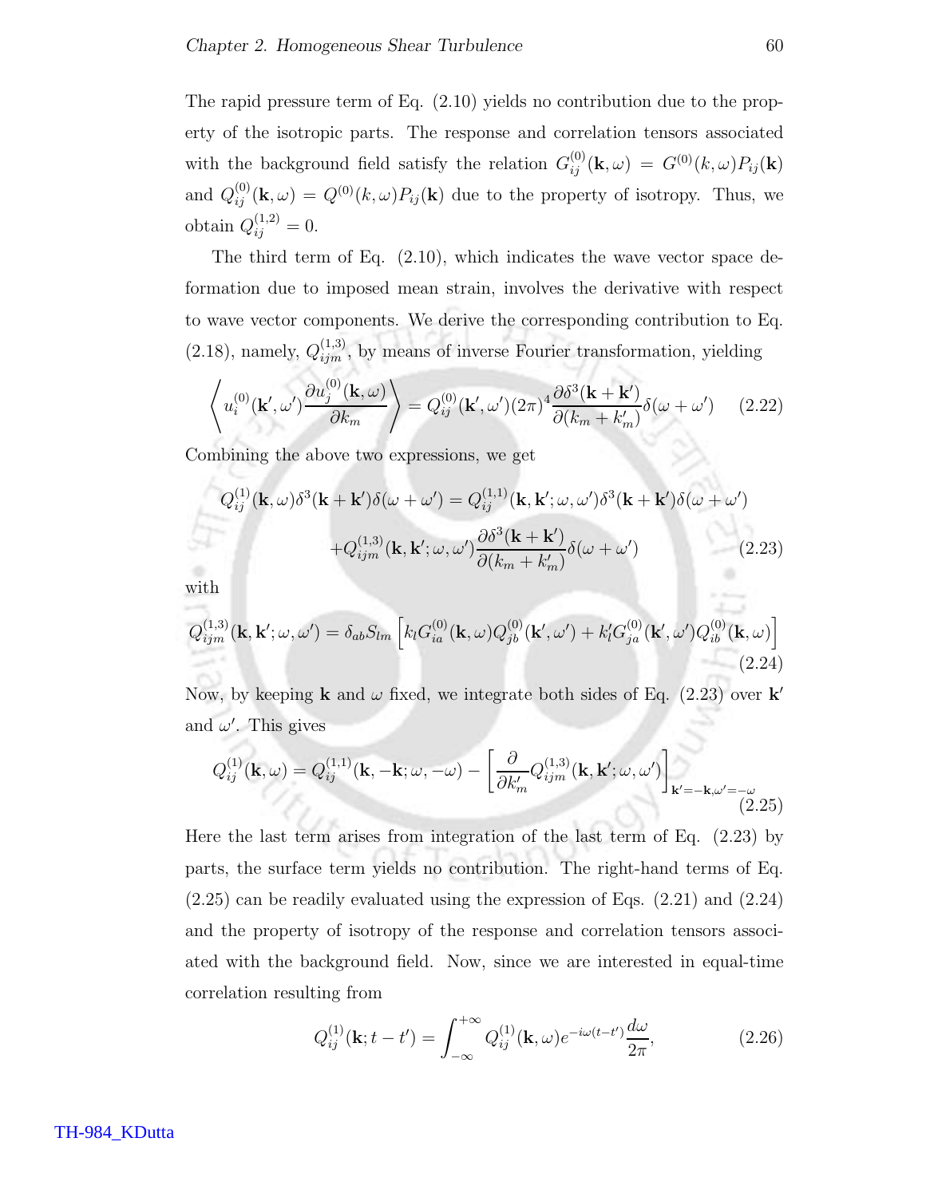The rapid pressure term of Eq. (2.10) yields no contribution due to the property of the isotropic parts. The response and correlation tensors associated with the background field satisfy the relation $G_{ij}^{(0)}(\mathbf{k}, \omega) = G^{(0)}(k, \omega) P_{ij}(\mathbf{k})$ and $Q_{ij}^{(0)}(\mathbf{k}, \omega) = Q^{(0)}(k, \omega) P_{ij}(\mathbf{k})$ due to the property of isotropy. Thus, we obtain $Q_{ij}^{(1,2)} = 0$.

The third term of Eq. (2.10), which indicates the wave vector space deformation due to imposed mean strain, involves the derivative with respect to wave vector components. We derive the corresponding contribution to Eq. (2.18), namely, $Q_{ijm}^{(1,3)}$, by means of inverse Fourier transformation, yielding

$$\left\langle u_i^{(0)}(\mathbf{k}', \omega') \frac{\partial u_j^{(0)}(\mathbf{k}, \omega)}{\partial k_m} \right\rangle = Q_{ij}^{(0)}(\mathbf{k}', \omega') (2\pi)^4 \frac{\partial \delta^3(\mathbf{k} + \mathbf{k}')}{\partial (k_m + k_m')} \delta(\omega + \omega') \tag{2.22}$$

Combining the above two expressions, we get

$$\begin{aligned} Q_{ij}^{(1)}(\mathbf{k}, \omega) \delta^3(\mathbf{k} + \mathbf{k}') \delta(\omega + \omega') &= Q_{ij}^{(1,1)}(\mathbf{k}, \mathbf{k}'; \omega, \omega') \delta^3(\mathbf{k} + \mathbf{k}') \delta(\omega + \omega') \\ &+ Q_{ijm}^{(1,3)}(\mathbf{k}, \mathbf{k}'; \omega, \omega') \frac{\partial \delta^3(\mathbf{k} + \mathbf{k}')}{\partial (k_m + k_m')} \delta(\omega + \omega') \end{aligned} \tag{2.23}$$

with

$$Q_{ijm}^{(1,3)}(\mathbf{k}, \mathbf{k}'; \omega, \omega') = \delta_{ab} S_{lm} \left[ k_l G_{ia}^{(0)}(\mathbf{k}, \omega) Q_{jb}^{(0)}(\mathbf{k}', \omega') + k_l' G_{ja}^{(0)}(\mathbf{k}', \omega') Q_{ib}^{(0)}(\mathbf{k}, \omega) \right] \tag{2.24}$$

Now, by keeping $\mathbf{k}$ and $\omega$ fixed, we integrate both sides of Eq. (2.23) over $\mathbf{k}'$ and $\omega'$. This gives

$$Q_{ij}^{(1)}(\mathbf{k}, \omega) = Q_{ij}^{(1,1)}(\mathbf{k}, -\mathbf{k}; \omega, -\omega) - \left[ \frac{\partial}{\partial k_m'} Q_{ijm}^{(1,3)}(\mathbf{k}, \mathbf{k}'; \omega, \omega') \right]_{\mathbf{k}' = -\mathbf{k}, \omega' = -\omega} \tag{2.25}$$

Here the last term arises from integration of the last term of Eq. (2.23) by parts, the surface term yields no contribution. The right-hand terms of Eq. (2.25) can be readily evaluated using the expression of Eqs. (2.21) and (2.24) and the property of isotropy of the response and correlation tensors associated with the background field. Now, since we are interested in equal-time correlation resulting from

$$Q_{ij}^{(1)}(\mathbf{k}; t - t') = \int_{-\infty}^{+\infty} Q_{ij}^{(1)}(\mathbf{k}, \omega) e^{-i\omega(t - t')} \frac{d\omega}{2\pi}, \tag{2.26}$$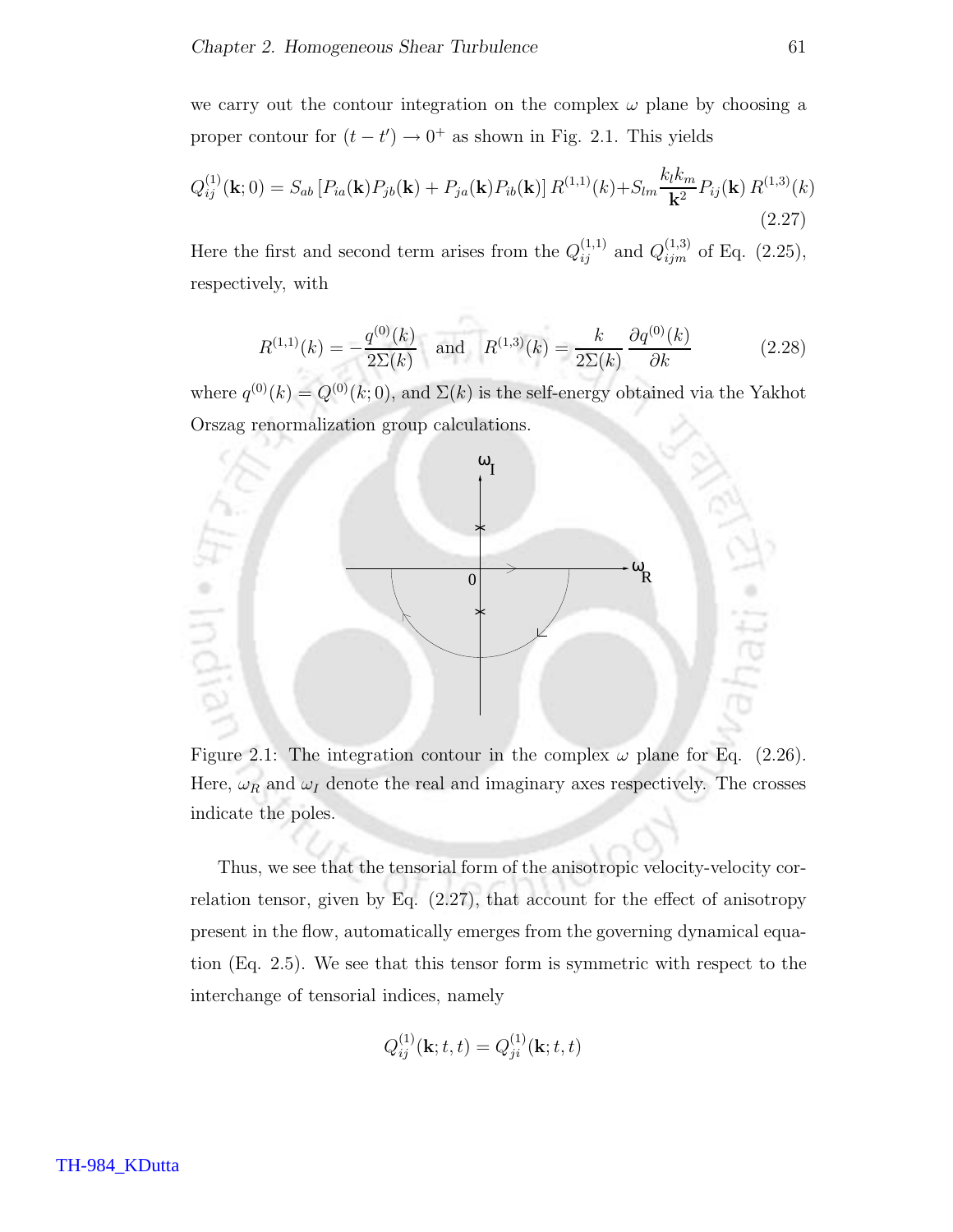we carry out the contour integration on the complex $\omega$ plane by choosing a proper contour for $(t - t') \to 0^+$ as shown in Fig. 2.1. This yields

$$Q_{ij}^{(1)}(\mathbf{k}; 0) = S_{ab}\left[P_{ia}(\mathbf{k})P_{jb}(\mathbf{k}) + P_{ja}(\mathbf{k})P_{ib}(\mathbf{k})\right] R^{(1,1)}(k) + S_{lm}\frac{k_l k_m}{\mathbf{k}^2} P_{ij}(\mathbf{k})\, R^{(1,3)}(k) \tag{2.27}$$

Here the first and second term arises from the $Q_{ij}^{(1,1)}$ and $Q_{ijm}^{(1,3)}$ of Eq. (2.25), respectively, with

$$R^{(1,1)}(k) = -\frac{q^{(0)}(k)}{2\Sigma(k)} \quad \text{and} \quad R^{(1,3)}(k) = \frac{k}{2\Sigma(k)}\,\frac{\partial q^{(0)}(k)}{\partial k} \tag{2.28}$$

where $q^{(0)}(k) = Q^{(0)}(k; 0)$, and $\Sigma(k)$ is the self-energy obtained via the Yakhot Orszag renormalization group calculations.

Figure 2.1: The integration contour in the complex $\omega$ plane for Eq. (2.26). Here, $\omega_R$ and $\omega_I$ denote the real and imaginary axes respectively. The crosses indicate the poles.

Thus, we see that the tensorial form of the anisotropic velocity-velocity correlation tensor, given by Eq. (2.27), that account for the effect of anisotropy present in the flow, automatically emerges from the governing dynamical equation (Eq. 2.5). We see that this tensor form is symmetric with respect to the interchange of tensorial indices, namely

$$Q_{ij}^{(1)}(\mathbf{k}; t, t) = Q_{ji}^{(1)}(\mathbf{k}; t, t)$$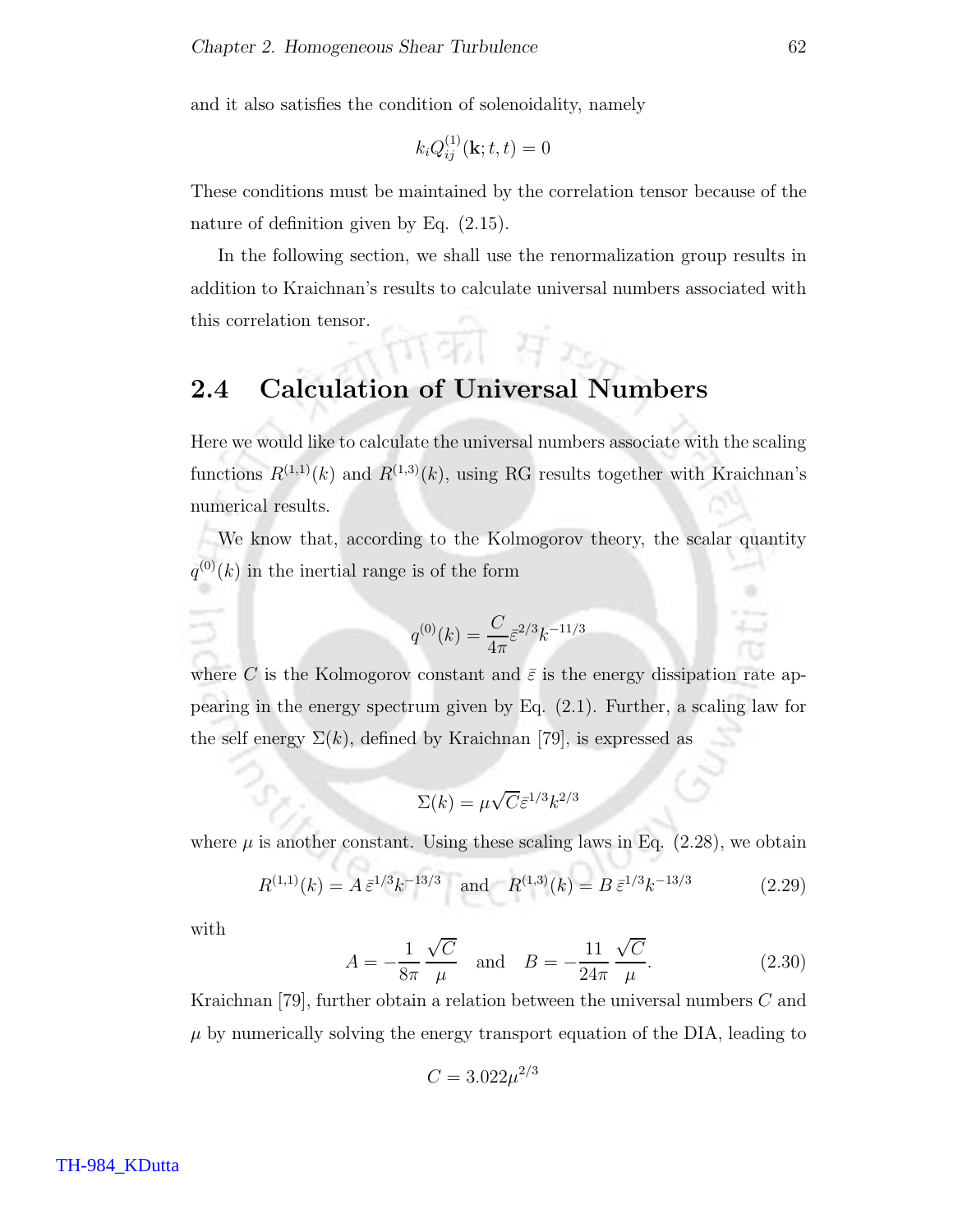and it also satisfies the condition of solenoidality, namely

$$k_i Q_{ij}^{(1)}(\mathbf{k};t,t) = 0$$

These conditions must be maintained by the correlation tensor because of the nature of definition given by Eq. (2.15).

In the following section, we shall use the renormalization group results in addition to Kraichnan's results to calculate universal numbers associated with this correlation tensor.

## 2.4 Calculation of Universal Numbers

Here we would like to calculate the universal numbers associate with the scaling functions $R^{(1,1)}(k)$ and $R^{(1,3)}(k)$, using RG results together with Kraichnan's numerical results.

We know that, according to the Kolmogorov theory, the scalar quantity $q^{(0)}(k)$ in the inertial range is of the form

$$q^{(0)}(k) = \frac{C}{4\pi}\bar{\varepsilon}^{2/3}k^{-11/3}$$

where $C$ is the Kolmogorov constant and $\bar{\varepsilon}$ is the energy dissipation rate appearing in the energy spectrum given by Eq. (2.1). Further, a scaling law for the self energy $\Sigma(k)$, defined by Kraichnan [79], is expressed as

$$\Sigma(k) = \mu\sqrt{C}\bar{\varepsilon}^{1/3}k^{2/3}$$

where $\mu$ is another constant. Using these scaling laws in Eq. (2.28), we obtain

$$R^{(1,1)}(k) = A\,\bar{\varepsilon}^{1/3}k^{-13/3} \quad \text{and} \quad R^{(1,3)}(k) = B\,\bar{\varepsilon}^{1/3}k^{-13/3} \tag{2.29}$$

with

$$A = -\frac{1}{8\pi}\frac{\sqrt{C}}{\mu} \quad \text{and} \quad B = -\frac{11}{24\pi}\frac{\sqrt{C}}{\mu}. \tag{2.30}$$

Kraichnan [79], further obtain a relation between the universal numbers $C$ and $\mu$ by numerically solving the energy transport equation of the DIA, leading to

$$C = 3.022\mu^{2/3}$$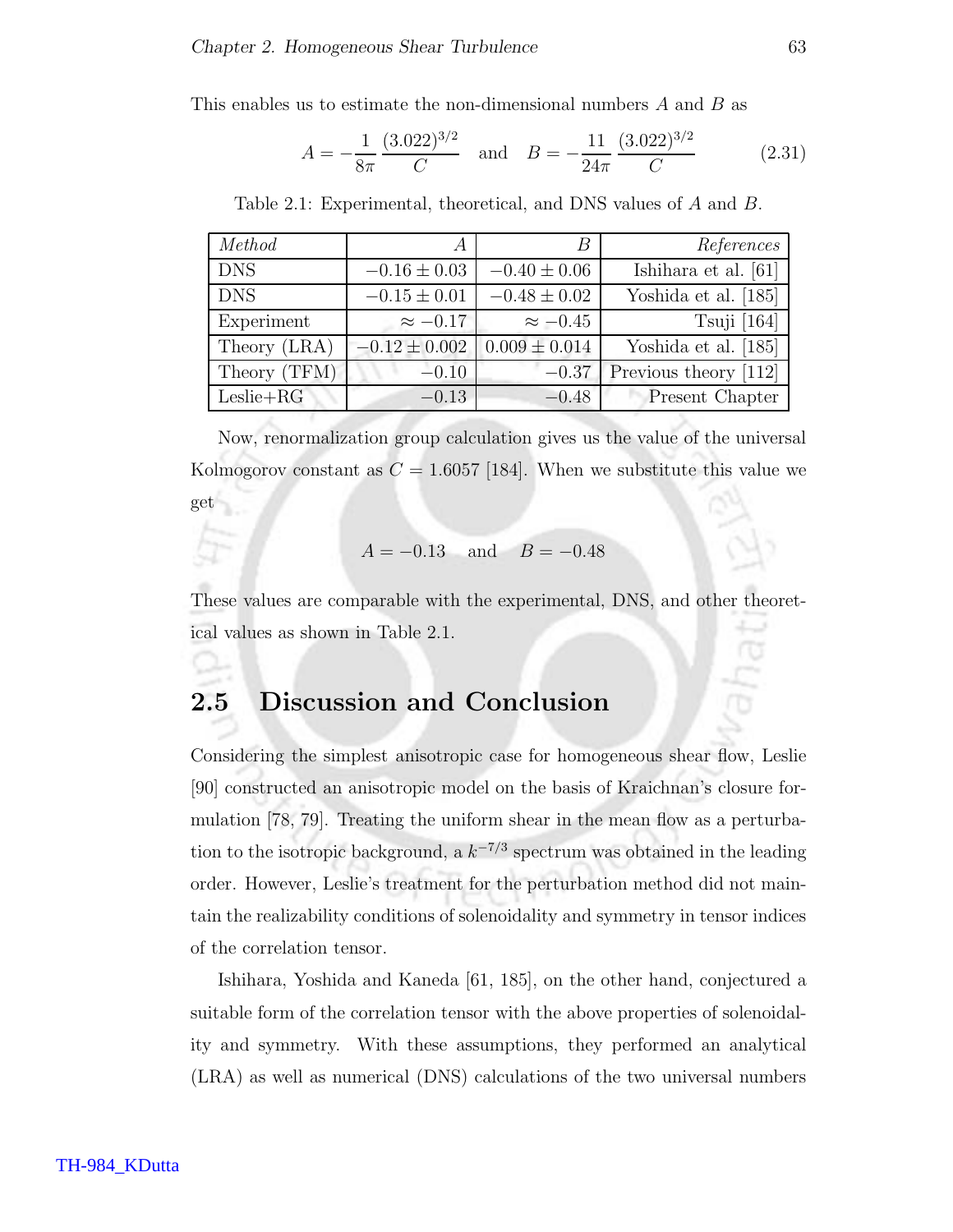This enables us to estimate the non-dimensional numbers $A$ and $B$ as

$$A = -\frac{1}{8\pi}\frac{(3.022)^{3/2}}{C} \quad \text{and} \quad B = -\frac{11}{24\pi}\frac{(3.022)^{3/2}}{C} \tag{2.31}$$

Table 2.1: Experimental, theoretical, and DNS values of $A$ and $B$.

| *Method* | $A$ | $B$ | *References* |
|---|---|---|---|
| DNS | $-0.16 \pm 0.03$ | $-0.40 \pm 0.06$ | Ishihara et al. [61] |
| DNS | $-0.15 \pm 0.01$ | $-0.48 \pm 0.02$ | Yoshida et al. [185] |
| Experiment | $\approx -0.17$ | $\approx -0.45$ | Tsuji [164] |
| Theory (LRA) | $-0.12 \pm 0.002$ | $0.009 \pm 0.014$ | Yoshida et al. [185] |
| Theory (TFM) | $-0.10$ | $-0.37$ | Previous theory [112] |
| Leslie+RG | $-0.13$ | $-0.48$ | Present Chapter |

Now, renormalization group calculation gives us the value of the universal Kolmogorov constant as $C = 1.6057$ [184]. When we substitute this value we get

$$A = -0.13 \quad \text{and} \quad B = -0.48$$

These values are comparable with the experimental, DNS, and other theoretical values as shown in Table 2.1.

## 2.5 Discussion and Conclusion

Considering the simplest anisotropic case for homogeneous shear flow, Leslie [90] constructed an anisotropic model on the basis of Kraichnan's closure formulation [78, 79]. Treating the uniform shear in the mean flow as a perturbation to the isotropic background, a $k^{-7/3}$ spectrum was obtained in the leading order. However, Leslie's treatment for the perturbation method did not maintain the realizability conditions of solenoidality and symmetry in tensor indices of the correlation tensor.

Ishihara, Yoshida and Kaneda [61, 185], on the other hand, conjectured a suitable form of the correlation tensor with the above properties of solenoidality and symmetry. With these assumptions, they performed an analytical (LRA) as well as numerical (DNS) calculations of the two universal numbers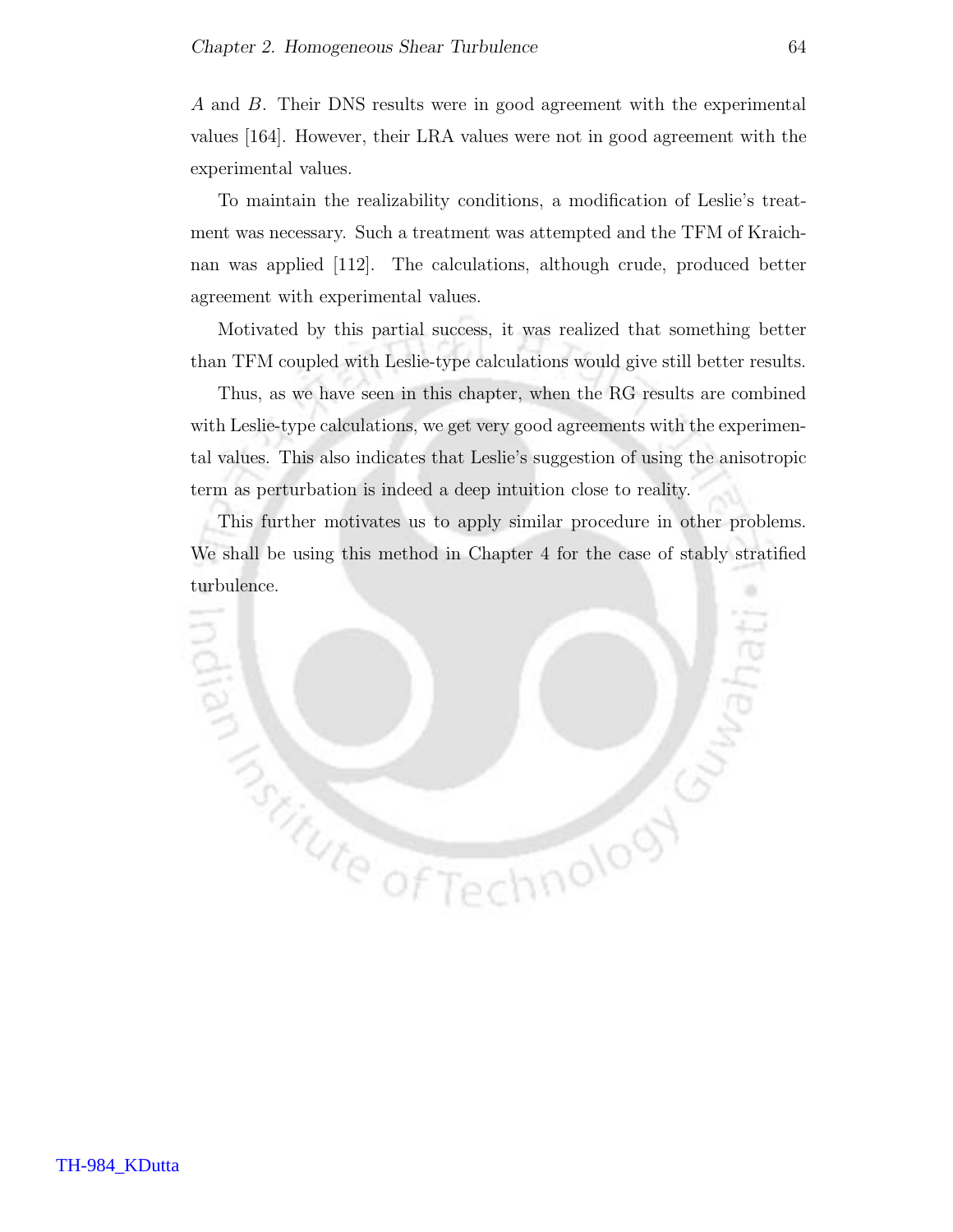$A$ and $B$. Their DNS results were in good agreement with the experimental values [164]. However, their LRA values were not in good agreement with the experimental values.

To maintain the realizability conditions, a modification of Leslie's treatment was necessary. Such a treatment was attempted and the TFM of Kraichnan was applied [112]. The calculations, although crude, produced better agreement with experimental values.

Motivated by this partial success, it was realized that something better than TFM coupled with Leslie-type calculations would give still better results.

Thus, as we have seen in this chapter, when the RG results are combined with Leslie-type calculations, we get very good agreements with the experimental values. This also indicates that Leslie's suggestion of using the anisotropic term as perturbation is indeed a deep intuition close to reality.

This further motivates us to apply similar procedure in other problems. We shall be using this method in Chapter 4 for the case of stably stratified turbulence.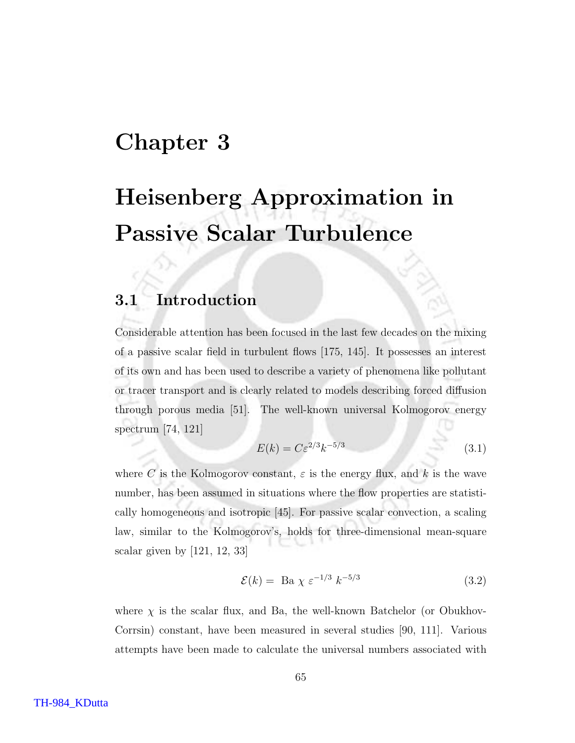# Chapter 3

# Heisenberg Approximation in Passive Scalar Turbulence

## 3.1 Introduction

Considerable attention has been focused in the last few decades on the mixing of a passive scalar field in turbulent flows [175, 145]. It possesses an interest of its own and has been used to describe a variety of phenomena like pollutant or tracer transport and is clearly related to models describing forced diffusion through porous media [51]. The well-known universal Kolmogorov energy spectrum [74, 121]

$$E(k) = C\varepsilon^{2/3}k^{-5/3} \tag{3.1}$$

where $C$ is the Kolmogorov constant, $\varepsilon$ is the energy flux, and $k$ is the wave number, has been assumed in situations where the flow properties are statistically homogeneous and isotropic [45]. For passive scalar convection, a scaling law, similar to the Kolmogorov's, holds for three-dimensional mean-square scalar given by [121, 12, 33]

$$\mathcal{E}(k) = \text{ Ba } \chi \ \varepsilon^{-1/3} \ k^{-5/3} \tag{3.2}$$

where $\chi$ is the scalar flux, and Ba, the well-known Batchelor (or Obukhov-Corrsin) constant, have been measured in several studies [90, 111]. Various attempts have been made to calculate the universal numbers associated with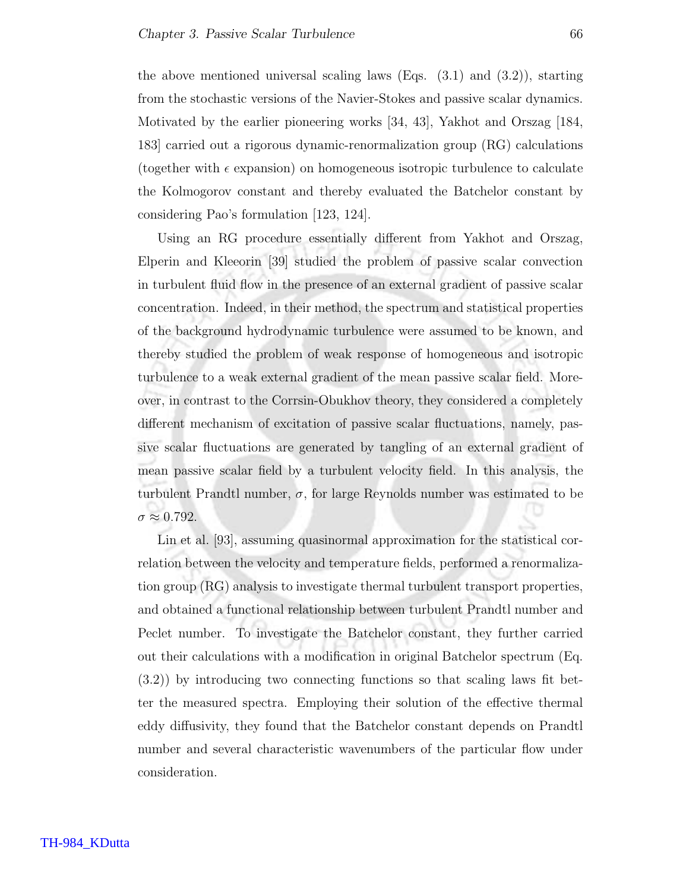the above mentioned universal scaling laws (Eqs. (3.1) and (3.2)), starting from the stochastic versions of the Navier-Stokes and passive scalar dynamics. Motivated by the earlier pioneering works [34, 43], Yakhot and Orszag [184, 183] carried out a rigorous dynamic-renormalization group (RG) calculations (together with $\epsilon$ expansion) on homogeneous isotropic turbulence to calculate the Kolmogorov constant and thereby evaluated the Batchelor constant by considering Pao's formulation [123, 124].

Using an RG procedure essentially different from Yakhot and Orszag, Elperin and Kleeorin [39] studied the problem of passive scalar convection in turbulent fluid flow in the presence of an external gradient of passive scalar concentration. Indeed, in their method, the spectrum and statistical properties of the background hydrodynamic turbulence were assumed to be known, and thereby studied the problem of weak response of homogeneous and isotropic turbulence to a weak external gradient of the mean passive scalar field. Moreover, in contrast to the Corrsin-Obukhov theory, they considered a completely different mechanism of excitation of passive scalar fluctuations, namely, passive scalar fluctuations are generated by tangling of an external gradient of mean passive scalar field by a turbulent velocity field. In this analysis, the turbulent Prandtl number, $\sigma$, for large Reynolds number was estimated to be $\sigma \approx 0.792$.

Lin et al. [93], assuming quasinormal approximation for the statistical correlation between the velocity and temperature fields, performed a renormalization group (RG) analysis to investigate thermal turbulent transport properties, and obtained a functional relationship between turbulent Prandtl number and Peclet number. To investigate the Batchelor constant, they further carried out their calculations with a modification in original Batchelor spectrum (Eq. (3.2)) by introducing two connecting functions so that scaling laws fit better the measured spectra. Employing their solution of the effective thermal eddy diffusivity, they found that the Batchelor constant depends on Prandtl number and several characteristic wavenumbers of the particular flow under consideration.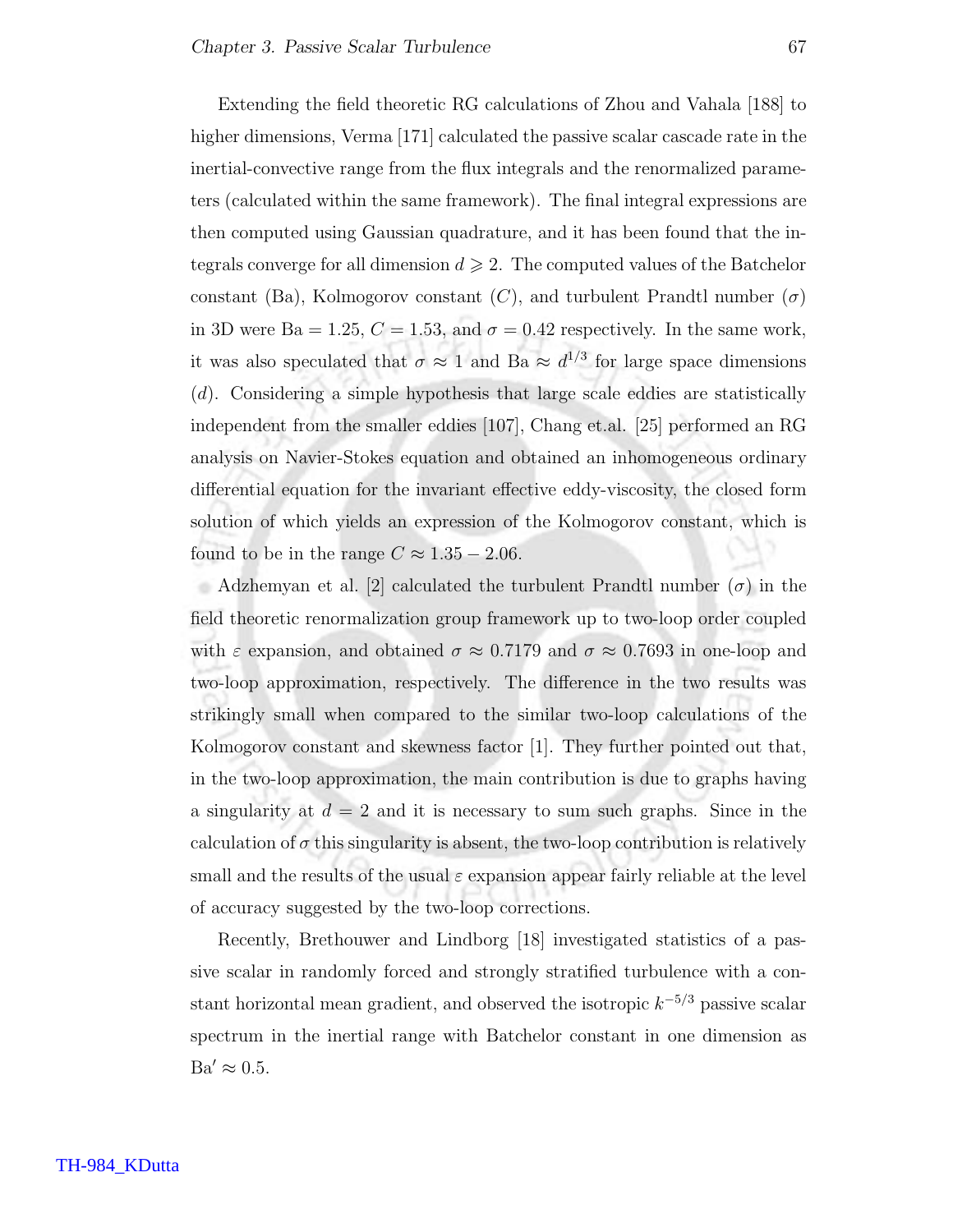Extending the field theoretic RG calculations of Zhou and Vahala [188] to higher dimensions, Verma [171] calculated the passive scalar cascade rate in the inertial-convective range from the flux integrals and the renormalized parameters (calculated within the same framework). The final integral expressions are then computed using Gaussian quadrature, and it has been found that the integrals converge for all dimension $d \geqslant 2$. The computed values of the Batchelor constant (Ba), Kolmogorov constant ($C$), and turbulent Prandtl number ($\sigma$) in 3D were $\mathrm{Ba} = 1.25$, $C = 1.53$, and $\sigma = 0.42$ respectively. In the same work, it was also speculated that $\sigma \approx 1$ and $\mathrm{Ba} \approx d^{1/3}$ for large space dimensions ($d$). Considering a simple hypothesis that large scale eddies are statistically independent from the smaller eddies [107], Chang et.al. [25] performed an RG analysis on Navier-Stokes equation and obtained an inhomogeneous ordinary differential equation for the invariant effective eddy-viscosity, the closed form solution of which yields an expression of the Kolmogorov constant, which is found to be in the range $C \approx 1.35 - 2.06$.

Adzhemyan et al. [2] calculated the turbulent Prandtl number ($\sigma$) in the field theoretic renormalization group framework up to two-loop order coupled with $\varepsilon$ expansion, and obtained $\sigma \approx 0.7179$ and $\sigma \approx 0.7693$ in one-loop and two-loop approximation, respectively. The difference in the two results was strikingly small when compared to the similar two-loop calculations of the Kolmogorov constant and skewness factor [1]. They further pointed out that, in the two-loop approximation, the main contribution is due to graphs having a singularity at $d = 2$ and it is necessary to sum such graphs. Since in the calculation of $\sigma$ this singularity is absent, the two-loop contribution is relatively small and the results of the usual $\varepsilon$ expansion appear fairly reliable at the level of accuracy suggested by the two-loop corrections.

Recently, Brethouwer and Lindborg [18] investigated statistics of a passive scalar in randomly forced and strongly stratified turbulence with a constant horizontal mean gradient, and observed the isotropic $k^{-5/3}$ passive scalar spectrum in the inertial range with Batchelor constant in one dimension as $\mathrm{Ba}' \approx 0.5$.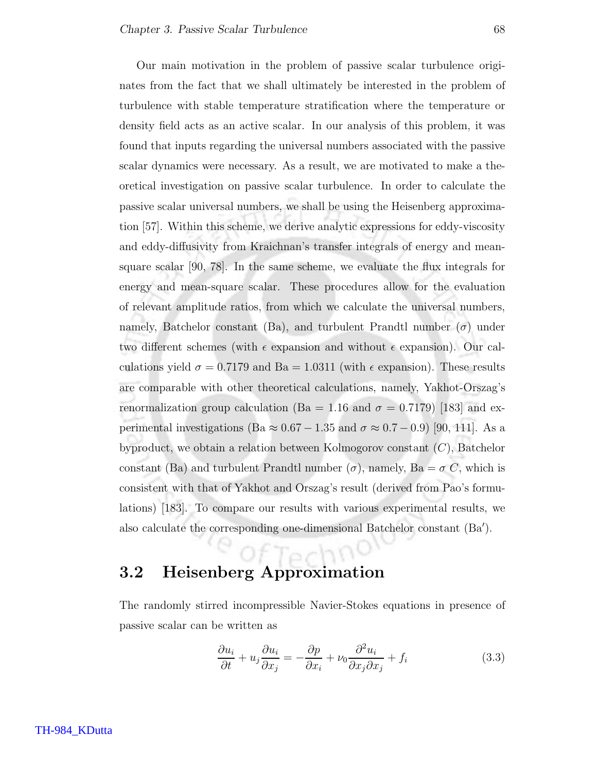Our main motivation in the problem of passive scalar turbulence originates from the fact that we shall ultimately be interested in the problem of turbulence with stable temperature stratification where the temperature or density field acts as an active scalar. In our analysis of this problem, it was found that inputs regarding the universal numbers associated with the passive scalar dynamics were necessary. As a result, we are motivated to make a theoretical investigation on passive scalar turbulence. In order to calculate the passive scalar universal numbers, we shall be using the Heisenberg approximation [57]. Within this scheme, we derive analytic expressions for eddy-viscosity and eddy-diffusivity from Kraichnan's transfer integrals of energy and mean-square scalar [90, 78]. In the same scheme, we evaluate the flux integrals for energy and mean-square scalar. These procedures allow for the evaluation of relevant amplitude ratios, from which we calculate the universal numbers, namely, Batchelor constant (Ba), and turbulent Prandtl number ($\sigma$) under two different schemes (with $\epsilon$ expansion and without $\epsilon$ expansion). Our calculations yield $\sigma = 0.7179$ and Ba $= 1.0311$ (with $\epsilon$ expansion). These results are comparable with other theoretical calculations, namely, Yakhot-Orszag's renormalization group calculation (Ba $= 1.16$ and $\sigma = 0.7179$) [183] and experimental investigations (Ba $\approx 0.67 - 1.35$ and $\sigma \approx 0.7 - 0.9$) [90, 111]. As a byproduct, we obtain a relation between Kolmogorov constant ($C$), Batchelor constant (Ba) and turbulent Prandtl number ($\sigma$), namely, Ba $= \sigma\, C$, which is consistent with that of Yakhot and Orszag's result (derived from Pao's formulations) [183]. To compare our results with various experimental results, we also calculate the corresponding one-dimensional Batchelor constant (Ba$'$).

## 3.2 Heisenberg Approximation

The randomly stirred incompressible Navier-Stokes equations in presence of passive scalar can be written as

$$\frac{\partial u_i}{\partial t} + u_j \frac{\partial u_i}{\partial x_j} = -\frac{\partial p}{\partial x_i} + \nu_0 \frac{\partial^2 u_i}{\partial x_j \partial x_j} + f_i \tag{3.3}$$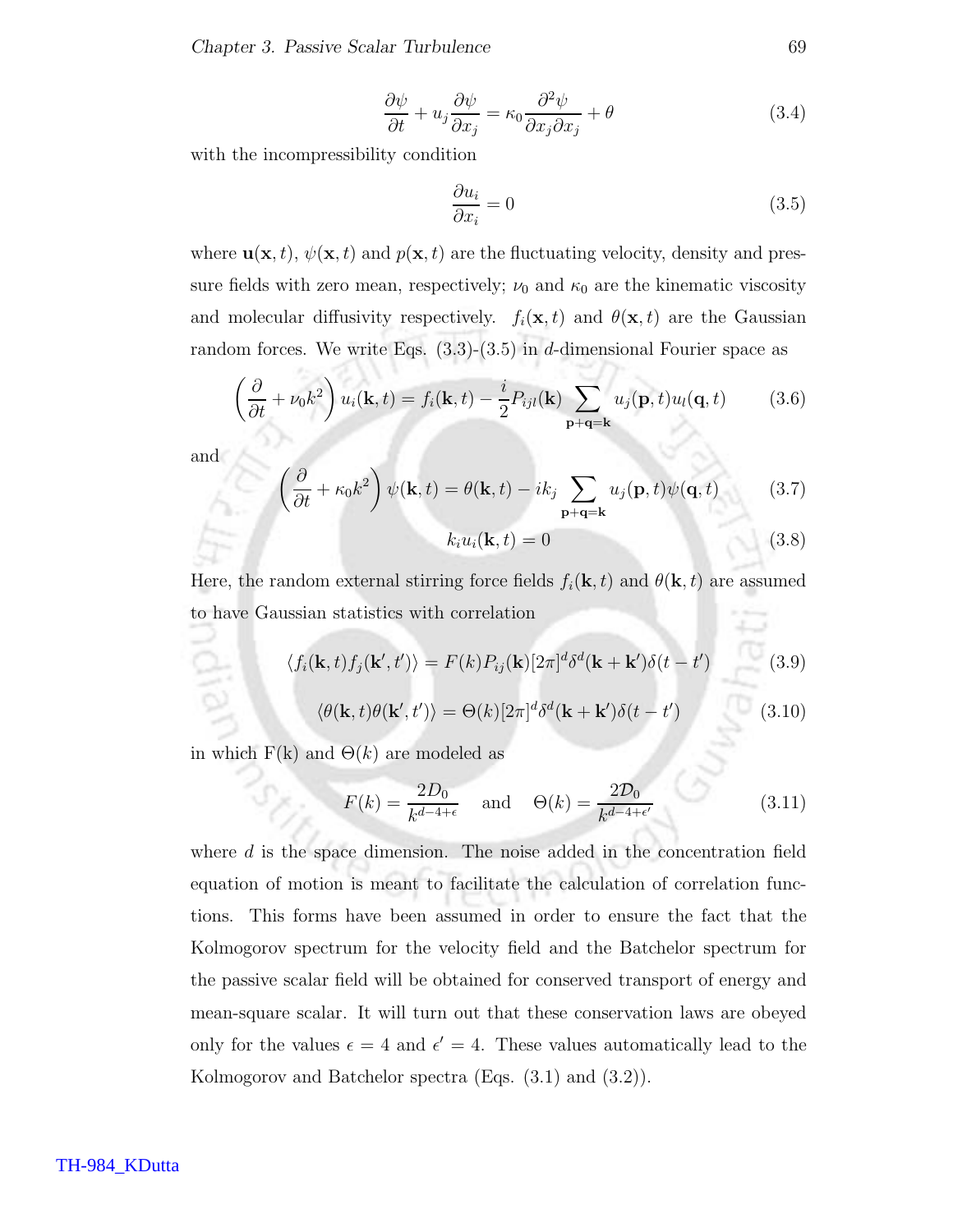$$\frac{\partial \psi}{\partial t} + u_j \frac{\partial \psi}{\partial x_j} = \kappa_0 \frac{\partial^2 \psi}{\partial x_j \partial x_j} + \theta \tag{3.4}$$

with the incompressibility condition

$$\frac{\partial u_i}{\partial x_i} = 0 \tag{3.5}$$

where $\mathbf{u}(\mathbf{x}, t)$, $\psi(\mathbf{x}, t)$ and $p(\mathbf{x}, t)$ are the fluctuating velocity, density and pressure fields with zero mean, respectively; $\nu_0$ and $\kappa_0$ are the kinematic viscosity and molecular diffusivity respectively. $f_i(\mathbf{x}, t)$ and $\theta(\mathbf{x}, t)$ are the Gaussian random forces. We write Eqs. (3.3)-(3.5) in $d$-dimensional Fourier space as

$$\left(\frac{\partial}{\partial t} + \nu_0 k^2\right) u_i(\mathbf{k}, t) = f_i(\mathbf{k}, t) - \frac{i}{2} P_{ijl}(\mathbf{k}) \sum_{\mathbf{p}+\mathbf{q}=\mathbf{k}} u_j(\mathbf{p}, t) u_l(\mathbf{q}, t) \tag{3.6}$$

and

$$\left(\frac{\partial}{\partial t} + \kappa_0 k^2\right) \psi(\mathbf{k}, t) = \theta(\mathbf{k}, t) - ik_j \sum_{\mathbf{p}+\mathbf{q}=\mathbf{k}} u_j(\mathbf{p}, t) \psi(\mathbf{q}, t) \tag{3.7}$$

$$k_i u_i(\mathbf{k}, t) = 0 \tag{3.8}$$

Here, the random external stirring force fields $f_i(\mathbf{k}, t)$ and $\theta(\mathbf{k}, t)$ are assumed to have Gaussian statistics with correlation

$$\langle f_i(\mathbf{k}, t) f_j(\mathbf{k}', t') \rangle = F(k) P_{ij}(\mathbf{k}) [2\pi]^d \delta^d(\mathbf{k} + \mathbf{k}') \delta(t - t') \tag{3.9}$$

$$\langle \theta(\mathbf{k}, t) \theta(\mathbf{k}', t') \rangle = \Theta(k) [2\pi]^d \delta^d(\mathbf{k} + \mathbf{k}') \delta(t - t') \tag{3.10}$$

in which F(k) and $\Theta(k)$ are modeled as

$$F(k) = \frac{2D_0}{k^{d-4+\epsilon}} \quad \text{and} \quad \Theta(k) = \frac{2\mathcal{D}_0}{k^{d-4+\epsilon'}} \tag{3.11}$$

where $d$ is the space dimension. The noise added in the concentration field equation of motion is meant to facilitate the calculation of correlation functions. This forms have been assumed in order to ensure the fact that the Kolmogorov spectrum for the velocity field and the Batchelor spectrum for the passive scalar field will be obtained for conserved transport of energy and mean-square scalar. It will turn out that these conservation laws are obeyed only for the values $\epsilon = 4$ and $\epsilon' = 4$. These values automatically lead to the Kolmogorov and Batchelor spectra (Eqs. (3.1) and (3.2)).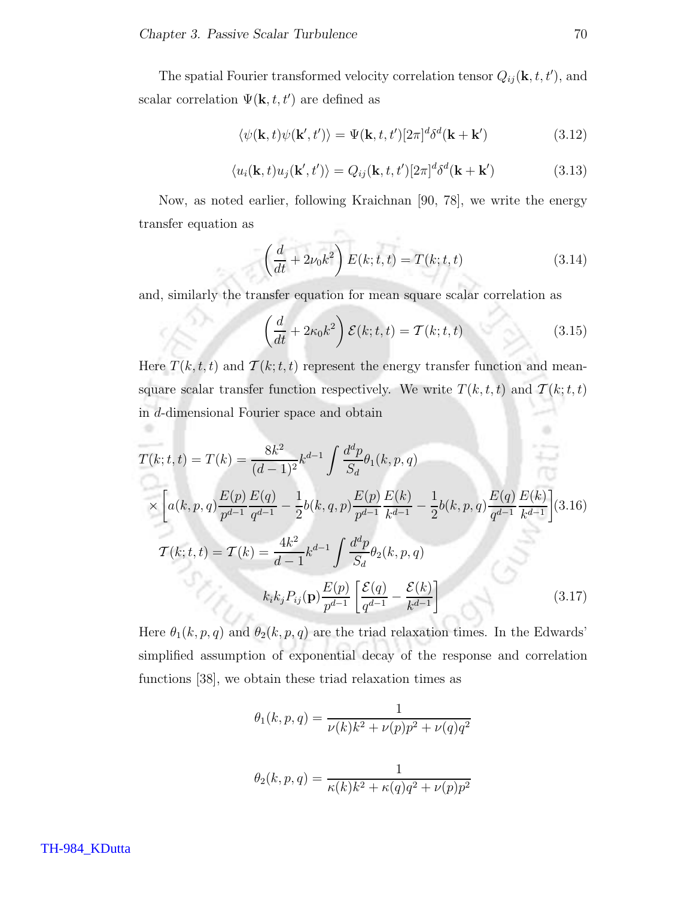The spatial Fourier transformed velocity correlation tensor $Q_{ij}(\mathbf{k}, t, t')$, and scalar correlation $\Psi(\mathbf{k}, t, t')$ are defined as

$$\langle \psi(\mathbf{k}, t)\psi(\mathbf{k}', t')\rangle = \Psi(\mathbf{k}, t, t')[2\pi]^d \delta^d(\mathbf{k} + \mathbf{k}') \tag{3.12}$$

$$\langle u_i(\mathbf{k}, t)u_j(\mathbf{k}', t')\rangle = Q_{ij}(\mathbf{k}, t, t')[2\pi]^d \delta^d(\mathbf{k} + \mathbf{k}') \tag{3.13}$$

Now, as noted earlier, following Kraichnan [90, 78], we write the energy transfer equation as

$$\left(\frac{d}{dt} + 2\nu_0 k^2\right) E(k; t, t) = T(k; t, t) \tag{3.14}$$

and, similarly the transfer equation for mean square scalar correlation as

$$\left(\frac{d}{dt} + 2\kappa_0 k^2\right) \mathcal{E}(k; t, t) = \mathcal{T}(k; t, t) \tag{3.15}$$

Here $T(k, t, t)$ and $\mathcal{T}(k; t, t)$ represent the energy transfer function and mean-square scalar transfer function respectively. We write $T(k, t, t)$ and $\mathcal{T}(k; t, t)$ in $d$-dimensional Fourier space and obtain

$$\begin{aligned}
T(k; t, t) = T(k) &= \frac{8k^2}{(d-1)^2} k^{d-1} \int \frac{d^d p}{S_d} \theta_1(k, p, q) \\
&\times \left[ a(k, p, q) \frac{E(p)}{p^{d-1}} \frac{E(q)}{q^{d-1}} - \frac{1}{2} b(k, q, p) \frac{E(p)}{p^{d-1}} \frac{E(k)}{k^{d-1}} - \frac{1}{2} b(k, p, q) \frac{E(q)}{q^{d-1}} \frac{E(k)}{k^{d-1}} \right]
\end{aligned} \tag{3.16}$$

$$\begin{aligned}
\mathcal{T}(k; t, t) = \mathcal{T}(k) &= \frac{4k^2}{d-1} k^{d-1} \int \frac{d^d p}{S_d} \theta_2(k, p, q) \\
&\quad k_i k_j P_{ij}(\mathbf{p}) \frac{E(p)}{p^{d-1}} \left[ \frac{\mathcal{E}(q)}{q^{d-1}} - \frac{\mathcal{E}(k)}{k^{d-1}} \right]
\end{aligned} \tag{3.17}$$

Here $\theta_1(k, p, q)$ and $\theta_2(k, p, q)$ are the triad relaxation times. In the Edwards' simplified assumption of exponential decay of the response and correlation functions [38], we obtain these triad relaxation times as

$$\theta_1(k, p, q) = \frac{1}{\nu(k)k^2 + \nu(p)p^2 + \nu(q)q^2}$$

$$\theta_2(k, p, q) = \frac{1}{\kappa(k)k^2 + \kappa(q)q^2 + \nu(p)p^2}$$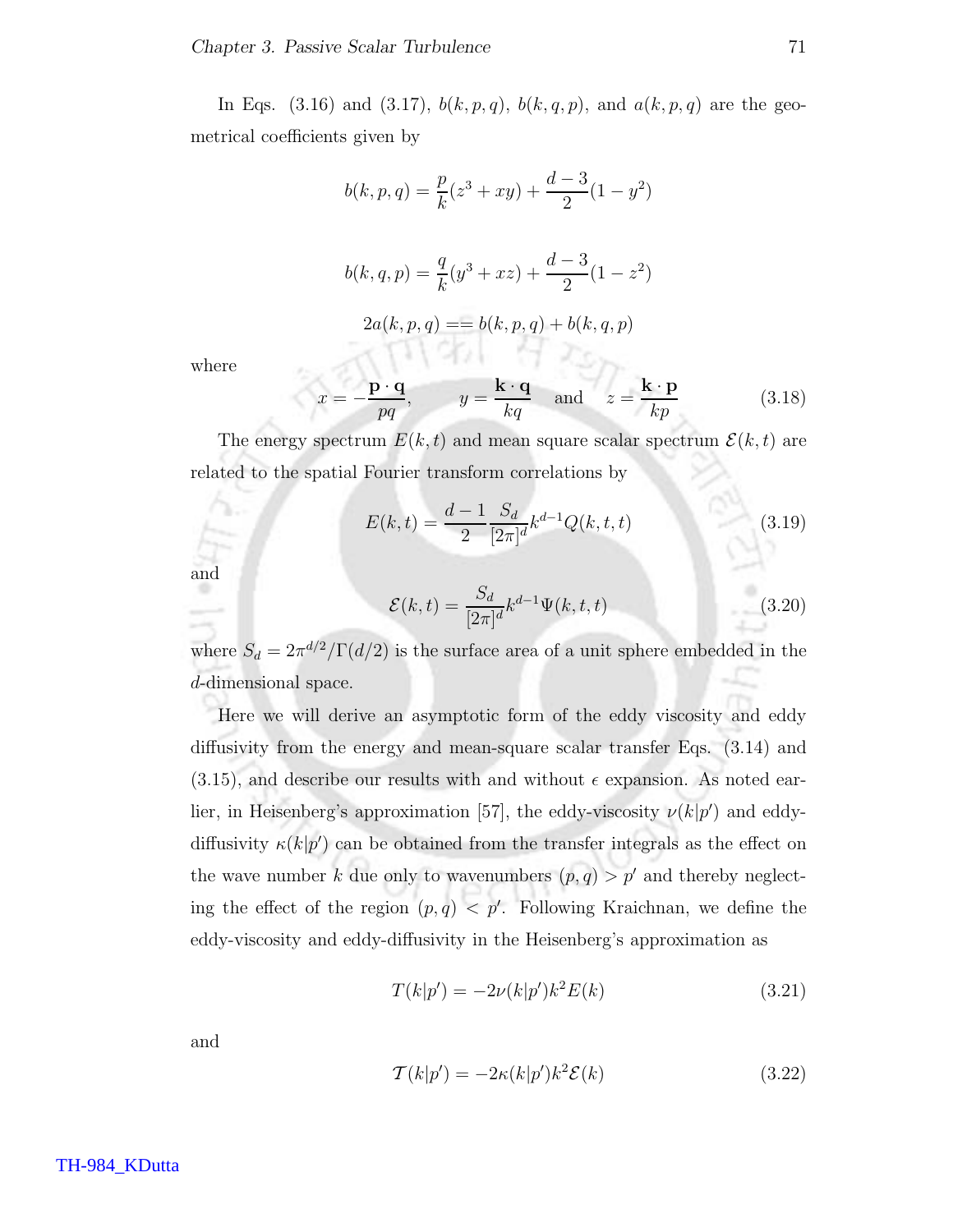In Eqs. (3.16) and (3.17), $b(k,p,q)$, $b(k,q,p)$, and $a(k,p,q)$ are the geometrical coefficients given by

$$b(k,p,q) = \frac{p}{k}(z^3 + xy) + \frac{d-3}{2}(1-y^2)$$

$$b(k,q,p) = \frac{q}{k}(y^3 + xz) + \frac{d-3}{2}(1-z^2)$$

$$2a(k,p,q) == b(k,p,q) + b(k,q,p)$$

where

$$x = -\frac{\mathbf{p}\cdot\mathbf{q}}{pq}, \qquad y = \frac{\mathbf{k}\cdot\mathbf{q}}{kq} \quad \text{and} \quad z = \frac{\mathbf{k}\cdot\mathbf{p}}{kp} \tag{3.18}$$

The energy spectrum $E(k,t)$ and mean square scalar spectrum $\mathcal{E}(k,t)$ are related to the spatial Fourier transform correlations by

$$E(k,t) = \frac{d-1}{2}\frac{S_d}{[2\pi]^d}k^{d-1}Q(k,t,t) \tag{3.19}$$

and

$$\mathcal{E}(k,t) = \frac{S_d}{[2\pi]^d}k^{d-1}\Psi(k,t,t) \tag{3.20}$$

where $S_d = 2\pi^{d/2}/\Gamma(d/2)$ is the surface area of a unit sphere embedded in the $d$-dimensional space.

Here we will derive an asymptotic form of the eddy viscosity and eddy diffusivity from the energy and mean-square scalar transfer Eqs. (3.14) and (3.15), and describe our results with and without $\epsilon$ expansion. As noted earlier, in Heisenberg's approximation [57], the eddy-viscosity $\nu(k|p')$ and eddy-diffusivity $\kappa(k|p')$ can be obtained from the transfer integrals as the effect on the wave number $k$ due only to wavenumbers $(p,q) > p'$ and thereby neglecting the effect of the region $(p,q) < p'$. Following Kraichnan, we define the eddy-viscosity and eddy-diffusivity in the Heisenberg's approximation as

$$T(k|p') = -2\nu(k|p')k^2E(k) \tag{3.21}$$

and

$$\mathcal{T}(k|p') = -2\kappa(k|p')k^2\mathcal{E}(k) \tag{3.22}$$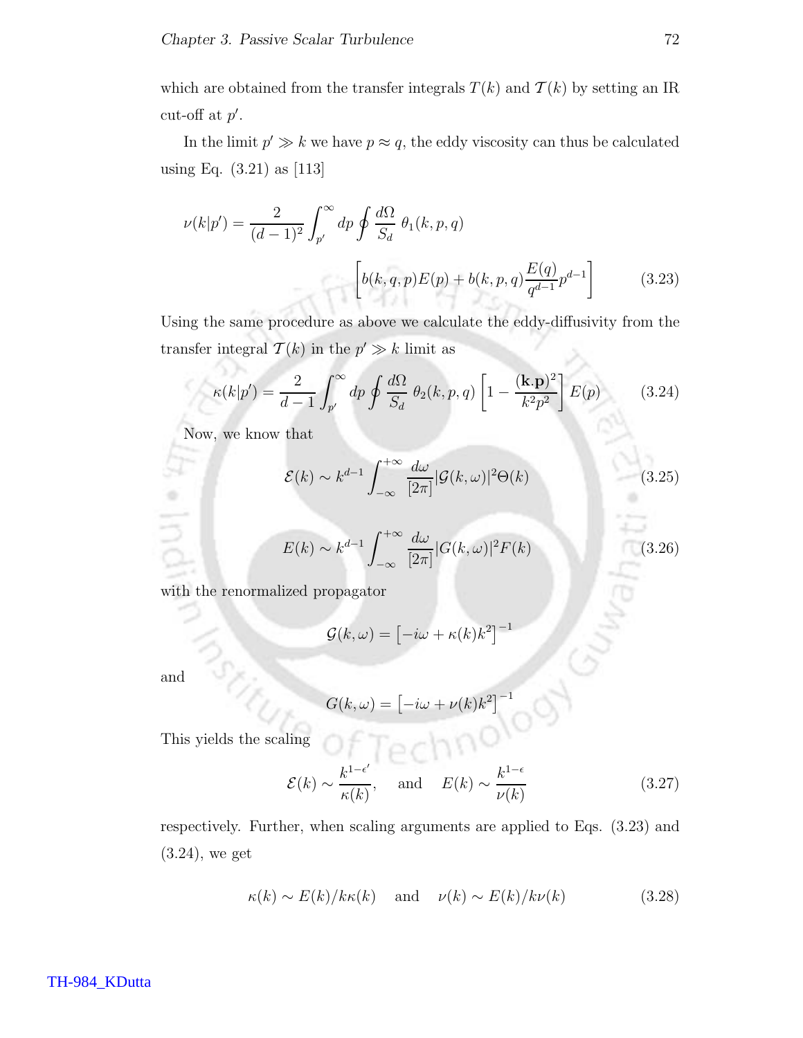which are obtained from the transfer integrals $T(k)$ and $\mathcal{T}(k)$ by setting an IR cut-off at $p'$.

In the limit $p' \gg k$ we have $p \approx q$, the eddy viscosity can thus be calculated using Eq. (3.21) as [113]

$$\nu(k|p') = \frac{2}{(d-1)^2} \int_{p'}^{\infty} dp \oint \frac{d\Omega}{S_d}\, \theta_1(k,p,q) \left[ b(k,q,p)E(p) + b(k,p,q)\frac{E(q)}{q^{d-1}}p^{d-1} \right] \tag{3.23}$$

Using the same procedure as above we calculate the eddy-diffusivity from the transfer integral $\mathcal{T}(k)$ in the $p' \gg k$ limit as

$$\kappa(k|p') = \frac{2}{d-1} \int_{p'}^{\infty} dp \oint \frac{d\Omega}{S_d}\, \theta_2(k,p,q) \left[ 1 - \frac{(\mathbf{k}.\mathbf{p})^2}{k^2p^2} \right] E(p) \tag{3.24}$$

Now, we know that

$$\mathcal{E}(k) \sim k^{d-1} \int_{-\infty}^{+\infty} \frac{d\omega}{[2\pi]} |\mathcal{G}(k,\omega)|^2 \Theta(k) \tag{3.25}$$

$$E(k) \sim k^{d-1} \int_{-\infty}^{+\infty} \frac{d\omega}{[2\pi]} |G(k,\omega)|^2 F(k) \tag{3.26}$$

with the renormalized propagator

$$\mathcal{G}(k,\omega) = \left[ -i\omega + \kappa(k)k^2 \right]^{-1}$$

and

$$G(k,\omega) = \left[ -i\omega + \nu(k)k^2 \right]^{-1}$$

This yields the scaling

$$\mathcal{E}(k) \sim \frac{k^{1-\epsilon'}}{\kappa(k)}, \quad \text{and} \quad E(k) \sim \frac{k^{1-\epsilon}}{\nu(k)} \tag{3.27}$$

respectively. Further, when scaling arguments are applied to Eqs. (3.23) and (3.24), we get

$$\kappa(k) \sim E(k)/k\kappa(k) \quad \text{and} \quad \nu(k) \sim E(k)/k\nu(k) \tag{3.28}$$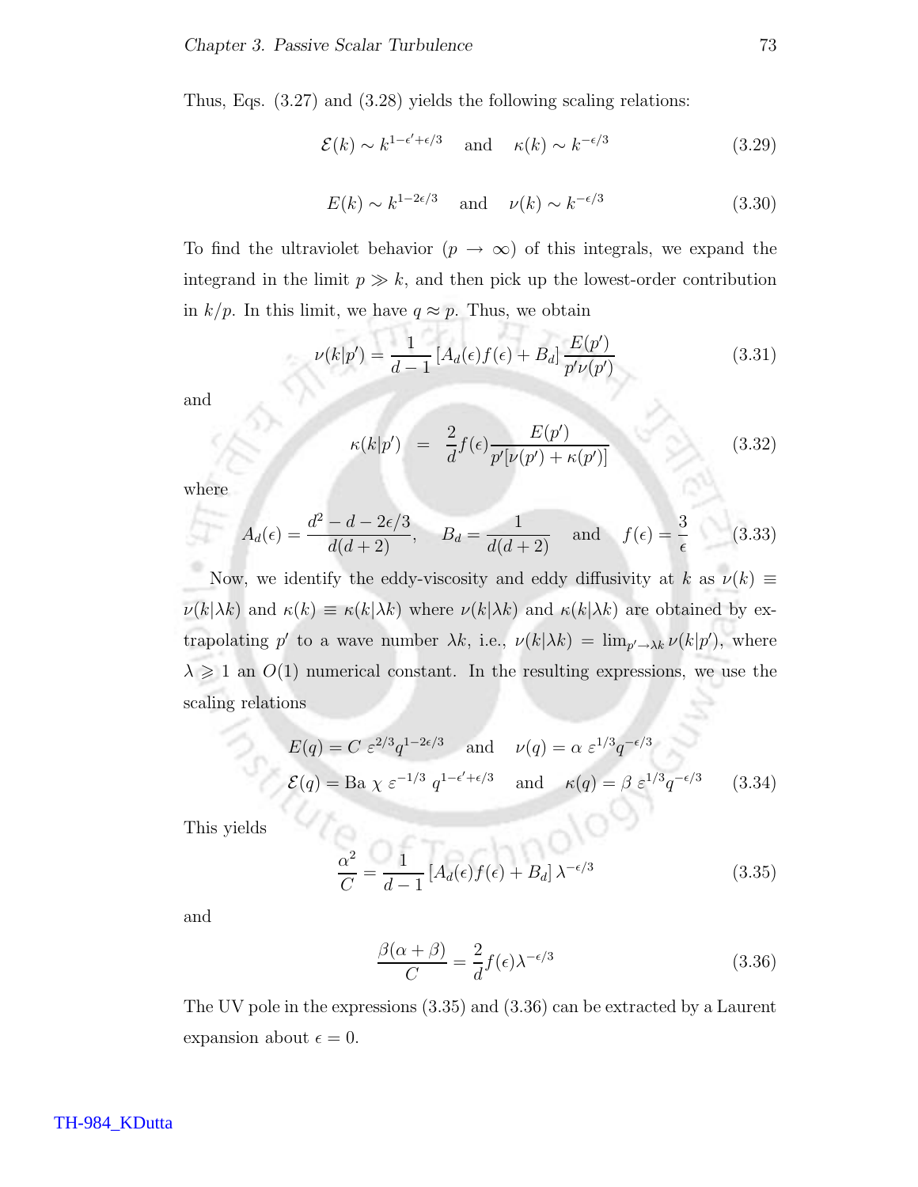Thus, Eqs. (3.27) and (3.28) yields the following scaling relations:

$$\mathcal{E}(k) \sim k^{1-\epsilon'+\epsilon/3} \quad \text{and} \quad \kappa(k) \sim k^{-\epsilon/3} \tag{3.29}$$

$$E(k) \sim k^{1-2\epsilon/3} \quad \text{and} \quad \nu(k) \sim k^{-\epsilon/3} \tag{3.30}$$

To find the ultraviolet behavior ($p \to \infty$) of this integrals, we expand the integrand in the limit $p \gg k$, and then pick up the lowest-order contribution in $k/p$. In this limit, we have $q \approx p$. Thus, we obtain

$$\nu(k|p') = \frac{1}{d-1}\left[A_d(\epsilon)f(\epsilon) + B_d\right]\frac{E(p')}{p'\nu(p')} \tag{3.31}$$

and

$$\kappa(k|p') \;\; = \;\; \frac{2}{d}f(\epsilon)\frac{E(p')}{p'[\nu(p') + \kappa(p')]} \tag{3.32}$$

where

$$A_d(\epsilon) = \frac{d^2 - d - 2\epsilon/3}{d(d+2)}, \quad B_d = \frac{1}{d(d+2)} \quad \text{and} \quad f(\epsilon) = \frac{3}{\epsilon} \tag{3.33}$$

Now, we identify the eddy-viscosity and eddy diffusivity at $k$ as $\nu(k) \equiv \nu(k|\lambda k)$ and $\kappa(k) \equiv \kappa(k|\lambda k)$ where $\nu(k|\lambda k)$ and $\kappa(k|\lambda k)$ are obtained by extrapolating $p'$ to a wave number $\lambda k$, i.e., $\nu(k|\lambda k) = \lim_{p' \to \lambda k} \nu(k|p')$, where $\lambda \geqslant 1$ an $O(1)$ numerical constant. In the resulting expressions, we use the scaling relations

$$E(q) = C\ \varepsilon^{2/3} q^{1-2\epsilon/3} \quad \text{and} \quad \nu(q) = \alpha\ \varepsilon^{1/3} q^{-\epsilon/3}$$
$$\mathcal{E}(q) = \text{Ba}\ \chi\ \varepsilon^{-1/3}\ q^{1-\epsilon'+\epsilon/3} \quad \text{and} \quad \kappa(q) = \beta\ \varepsilon^{1/3} q^{-\epsilon/3} \tag{3.34}$$

This yields

$$\frac{\alpha^2}{C} = \frac{1}{d-1}\left[A_d(\epsilon)f(\epsilon) + B_d\right]\lambda^{-\epsilon/3} \tag{3.35}$$

and

$$\frac{\beta(\alpha+\beta)}{C} = \frac{2}{d}f(\epsilon)\lambda^{-\epsilon/3} \tag{3.36}$$

The UV pole in the expressions (3.35) and (3.36) can be extracted by a Laurent expansion about $\epsilon = 0$.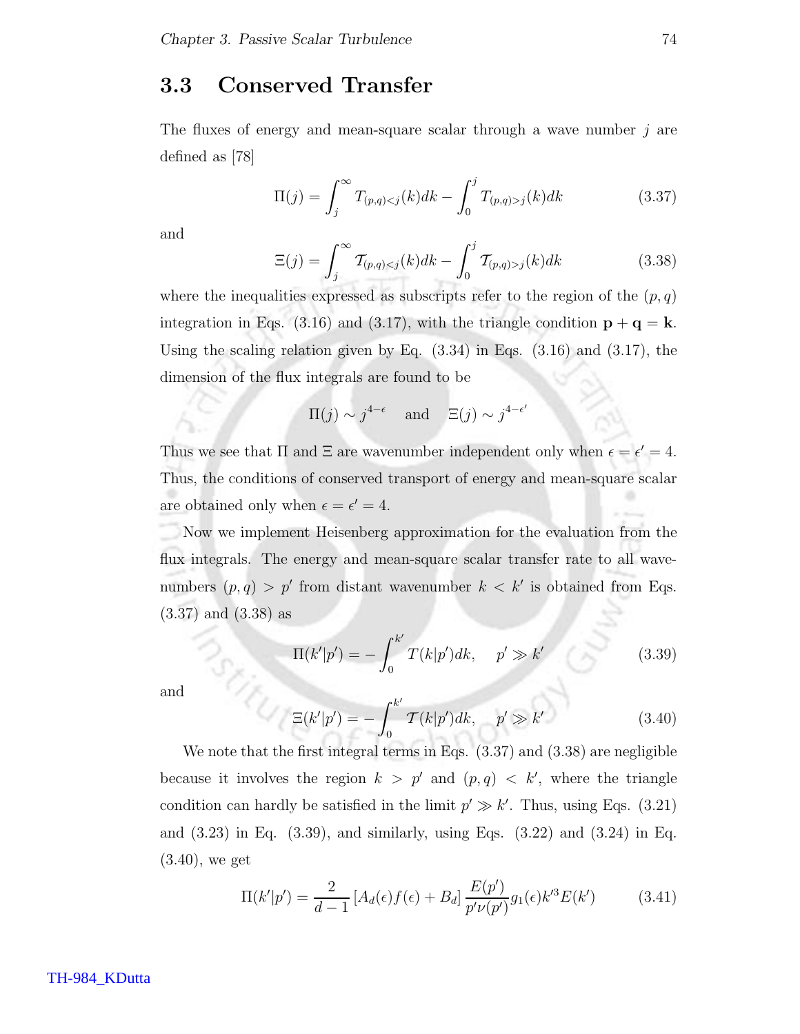## 3.3 Conserved Transfer

The fluxes of energy and mean-square scalar through a wave number $j$ are defined as [78]

$$\Pi(j) = \int_j^\infty T_{(p,q)<j}(k)dk - \int_0^j T_{(p,q)>j}(k)dk \tag{3.37}$$

and

$$\Xi(j) = \int_j^\infty \mathcal{T}_{(p,q)<j}(k)dk - \int_0^j \mathcal{T}_{(p,q)>j}(k)dk \tag{3.38}$$

where the inequalities expressed as subscripts refer to the region of the $(p, q)$ integration in Eqs. (3.16) and (3.17), with the triangle condition $\mathbf{p} + \mathbf{q} = \mathbf{k}$. Using the scaling relation given by Eq. (3.34) in Eqs. (3.16) and (3.17), the dimension of the flux integrals are found to be

$$\Pi(j) \sim j^{4-\epsilon} \quad \text{and} \quad \Xi(j) \sim j^{4-\epsilon'}$$

Thus we see that $\Pi$ and $\Xi$ are wavenumber independent only when $\epsilon = \epsilon' = 4$. Thus, the conditions of conserved transport of energy and mean-square scalar are obtained only when $\epsilon = \epsilon' = 4$.

Now we implement Heisenberg approximation for the evaluation from the flux integrals. The energy and mean-square scalar transfer rate to all wavenumbers $(p, q) > p'$ from distant wavenumber $k < k'$ is obtained from Eqs. (3.37) and (3.38) as

$$\Pi(k'|p') = -\int_0^{k'} T(k|p')dk, \quad p' \gg k' \tag{3.39}$$

and

$$\Xi(k'|p') = -\int_0^{k'} \mathcal{T}(k|p')dk, \quad p' \gg k' \tag{3.40}$$

We note that the first integral terms in Eqs. (3.37) and (3.38) are negligible because it involves the region $k > p'$ and $(p, q) < k'$, where the triangle condition can hardly be satisfied in the limit $p' \gg k'$. Thus, using Eqs. (3.21) and (3.23) in Eq. (3.39), and similarly, using Eqs. (3.22) and (3.24) in Eq. (3.40), we get

$$\Pi(k'|p') = \frac{2}{d-1}\left[A_d(\epsilon)f(\epsilon) + B_d\right]\frac{E(p')}{p'\nu(p')}g_1(\epsilon)k'^3 E(k') \tag{3.41}$$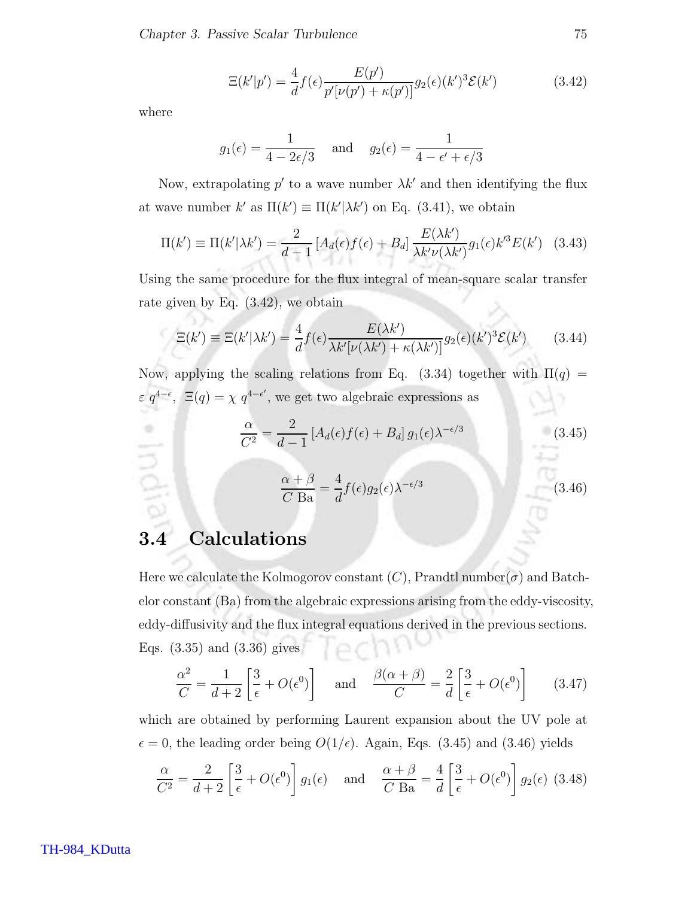$$\Xi(k'|p') = \frac{4}{d} f(\epsilon) \frac{E(p')}{p'[\nu(p') + \kappa(p')]} g_2(\epsilon)(k')^3 \mathcal{E}(k') \tag{3.42}$$

where

$$g_1(\epsilon) = \frac{1}{4 - 2\epsilon/3} \quad \text{and} \quad g_2(\epsilon) = \frac{1}{4 - \epsilon' + \epsilon/3}$$

Now, extrapolating $p'$ to a wave number $\lambda k'$ and then identifying the flux at wave number $k'$ as $\Pi(k') \equiv \Pi(k'|\lambda k')$ on Eq. (3.41), we obtain

$$\Pi(k') \equiv \Pi(k'|\lambda k') = \frac{2}{d-1} \left[A_d(\epsilon) f(\epsilon) + B_d\right] \frac{E(\lambda k')}{\lambda k' \nu(\lambda k')} g_1(\epsilon) k'^3 E(k') \tag{3.43}$$

Using the same procedure for the flux integral of mean-square scalar transfer rate given by Eq. (3.42), we obtain

$$\Xi(k') \equiv \Xi(k'|\lambda k') = \frac{4}{d} f(\epsilon) \frac{E(\lambda k')}{\lambda k'[\nu(\lambda k') + \kappa(\lambda k')]} g_2(\epsilon)(k')^3 \mathcal{E}(k') \tag{3.44}$$

Now, applying the scaling relations from Eq. (3.34) together with $\Pi(q) = \varepsilon\, q^{4-\epsilon}$, $\Xi(q) = \chi\, q^{4-\epsilon'}$, we get two algebraic expressions as

$$\frac{\alpha}{C^2} = \frac{2}{d-1} \left[A_d(\epsilon) f(\epsilon) + B_d\right] g_1(\epsilon) \lambda^{-\epsilon/3} \tag{3.45}$$

$$\frac{\alpha + \beta}{C \text{ Ba}} = \frac{4}{d} f(\epsilon) g_2(\epsilon) \lambda^{-\epsilon/3} \tag{3.46}$$

## 3.4 Calculations

Here we calculate the Kolmogorov constant ($C$), Prandtl number($\sigma$) and Batchelor constant (Ba) from the algebraic expressions arising from the eddy-viscosity, eddy-diffusivity and the flux integral equations derived in the previous sections. Eqs. (3.35) and (3.36) gives

$$\frac{\alpha^2}{C} = \frac{1}{d+2} \left[\frac{3}{\epsilon} + O(\epsilon^0)\right] \quad \text{and} \quad \frac{\beta(\alpha + \beta)}{C} = \frac{2}{d} \left[\frac{3}{\epsilon} + O(\epsilon^0)\right] \tag{3.47}$$

which are obtained by performing Laurent expansion about the UV pole at $\epsilon = 0$, the leading order being $O(1/\epsilon)$. Again, Eqs. (3.45) and (3.46) yields

$$\frac{\alpha}{C^2} = \frac{2}{d+2} \left[\frac{3}{\epsilon} + O(\epsilon^0)\right] g_1(\epsilon) \quad \text{and} \quad \frac{\alpha + \beta}{C \text{ Ba}} = \frac{4}{d} \left[\frac{3}{\epsilon} + O(\epsilon^0)\right] g_2(\epsilon) \tag{3.48}$$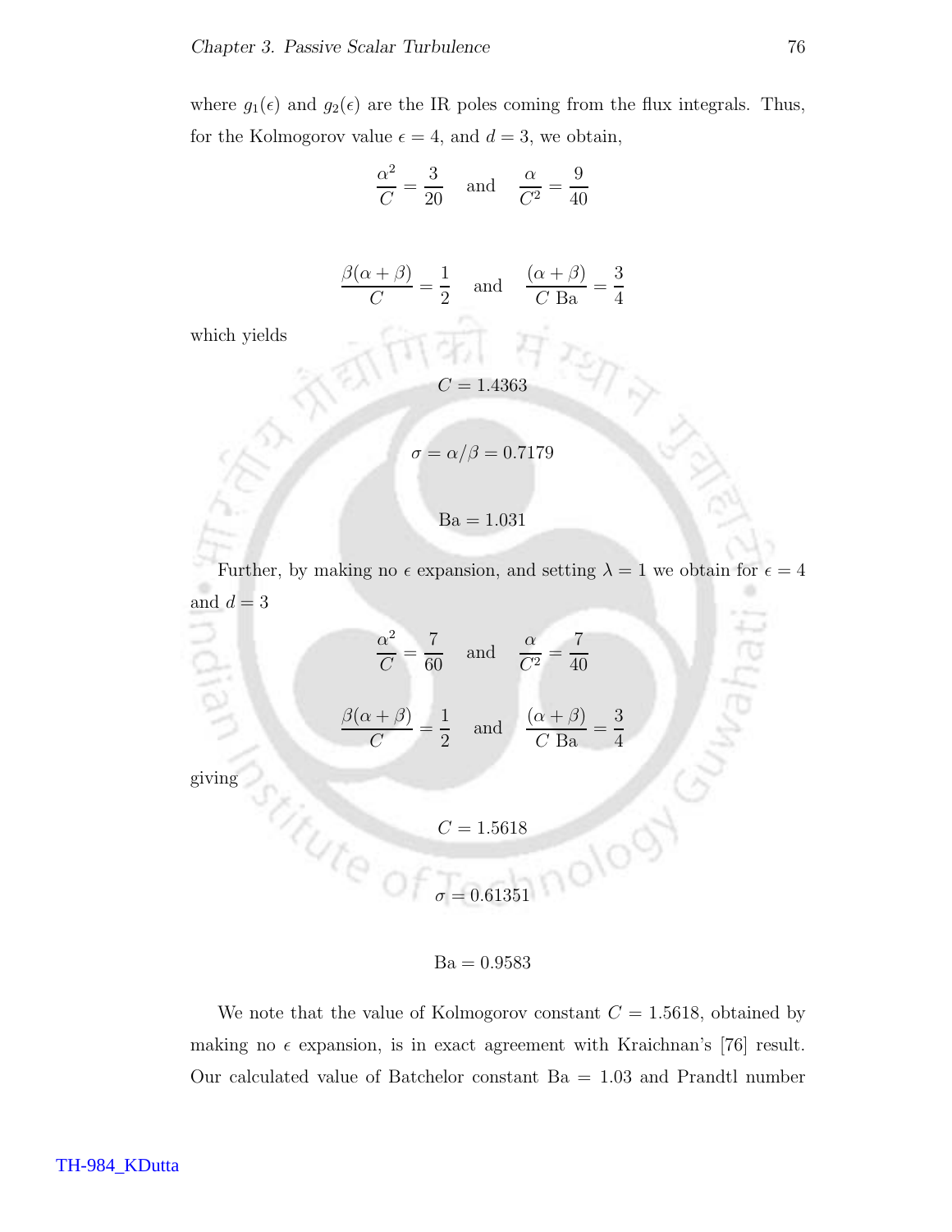where $g_1(\epsilon)$ and $g_2(\epsilon)$ are the IR poles coming from the flux integrals. Thus, for the Kolmogorov value $\epsilon = 4$, and $d = 3$, we obtain,

$$\frac{\alpha^2}{C} = \frac{3}{20} \quad \text{and} \quad \frac{\alpha}{C^2} = \frac{9}{40}$$

$$\frac{\beta(\alpha+\beta)}{C} = \frac{1}{2} \quad \text{and} \quad \frac{(\alpha+\beta)}{C\ \text{Ba}} = \frac{3}{4}$$

which yields

$$C = 1.4363$$

$$\sigma = \alpha/\beta = 0.7179$$

$$\text{Ba} = 1.031$$

Further, by making no $\epsilon$ expansion, and setting $\lambda = 1$ we obtain for $\epsilon = 4$ and $d = 3$

$$\frac{\alpha^2}{C} = \frac{7}{60} \quad \text{and} \quad \frac{\alpha}{C^2} = \frac{7}{40}$$

$$\frac{\beta(\alpha+\beta)}{C} = \frac{1}{2} \quad \text{and} \quad \frac{(\alpha+\beta)}{C\ \text{Ba}} = \frac{3}{4}$$

giving

$$C = 1.5618$$

$$\sigma = 0.61351$$

$$\text{Ba} = 0.9583$$

We note that the value of Kolmogorov constant $C = 1.5618$, obtained by making no $\epsilon$ expansion, is in exact agreement with Kraichnan's [76] result. Our calculated value of Batchelor constant $\text{Ba} = 1.03$ and Prandtl number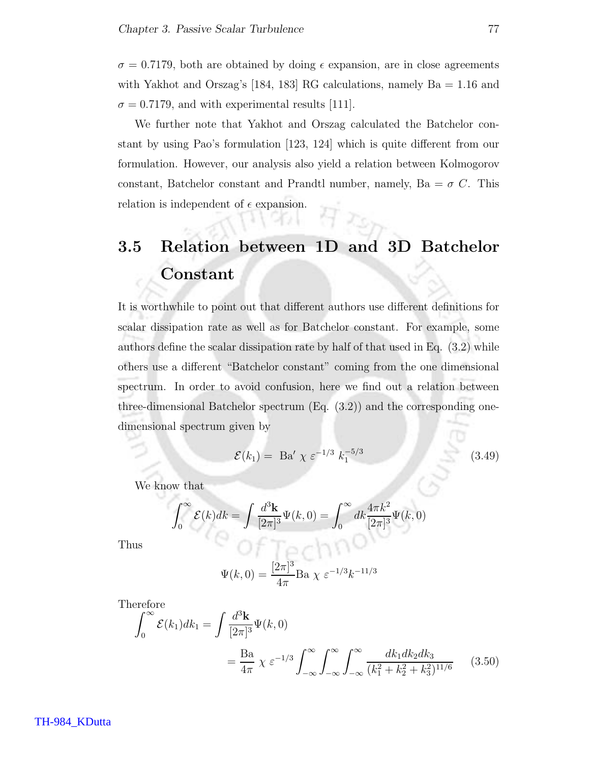$\sigma = 0.7179$, both are obtained by doing $\epsilon$ expansion, are in close agreements with Yakhot and Orszag's [184, 183] RG calculations, namely Ba = 1.16 and $\sigma = 0.7179$, and with experimental results [111].

We further note that Yakhot and Orszag calculated the Batchelor constant by using Pao's formulation [123, 124] which is quite different from our formulation. However, our analysis also yield a relation between Kolmogorov constant, Batchelor constant and Prandtl number, namely, Ba $= \sigma\ C$. This relation is independent of $\epsilon$ expansion.

## 3.5 Relation between 1D and 3D Batchelor Constant

It is worthwhile to point out that different authors use different definitions for scalar dissipation rate as well as for Batchelor constant. For example, some authors define the scalar dissipation rate by half of that used in Eq. (3.2) while others use a different "Batchelor constant" coming from the one dimensional spectrum. In order to avoid confusion, here we find out a relation between three-dimensional Batchelor spectrum (Eq. (3.2)) and the corresponding one-dimensional spectrum given by

$$\mathcal{E}(k_1) = \text{ Ba}'\ \chi\ \varepsilon^{-1/3}\ k_1^{-5/3} \tag{3.49}$$

We know that

$$\int_0^\infty \mathcal{E}(k)dk = \int \frac{d^3\mathbf{k}}{[2\pi]^3}\Psi(k,0) = \int_0^\infty dk \frac{4\pi k^2}{[2\pi]^3}\Psi(k,0)$$

Thus

$$\Psi(k,0) = \frac{[2\pi]^3}{4\pi}\text{Ba}\ \chi\ \varepsilon^{-1/3}k^{-11/3}$$

Therefore

$$\begin{aligned}\int_0^\infty \mathcal{E}(k_1)dk_1 &= \int \frac{d^3\mathbf{k}}{[2\pi]^3}\Psi(k,0)\\ &= \frac{\text{Ba}}{4\pi}\ \chi\ \varepsilon^{-1/3}\int_{-\infty}^\infty\int_{-\infty}^\infty\int_{-\infty}^\infty \frac{dk_1dk_2dk_3}{(k_1^2+k_2^2+k_3^2)^{11/6}}\end{aligned} \tag{3.50}$$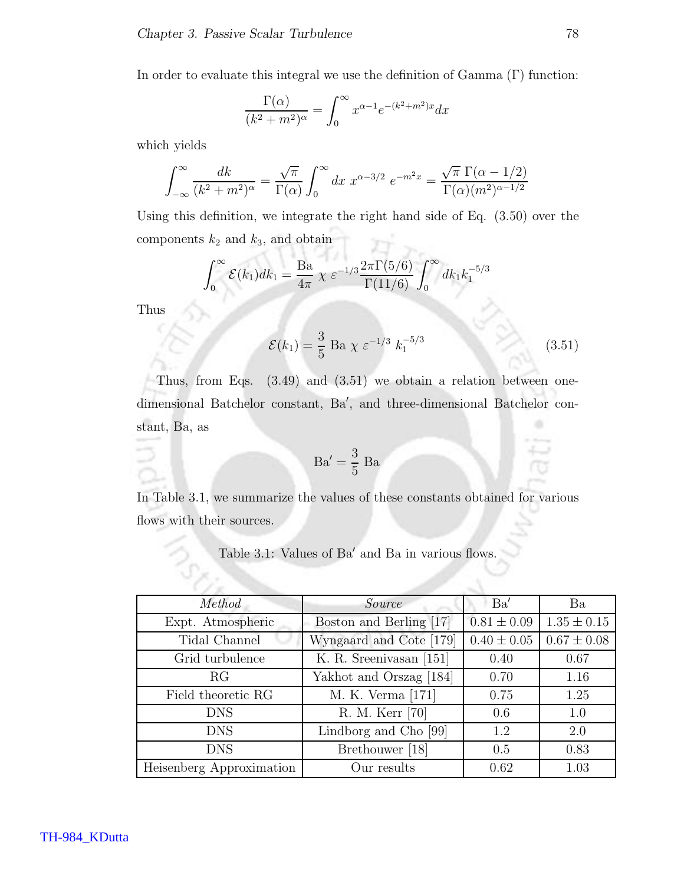In order to evaluate this integral we use the definition of Gamma ($\Gamma$) function:

$$\frac{\Gamma(\alpha)}{(k^2+m^2)^\alpha} = \int_0^\infty x^{\alpha-1} e^{-(k^2+m^2)x} dx$$

which yields

$$\int_{-\infty}^{\infty} \frac{dk}{(k^2+m^2)^\alpha} = \frac{\sqrt{\pi}}{\Gamma(\alpha)} \int_0^\infty dx \; x^{\alpha-3/2} \; e^{-m^2 x} = \frac{\sqrt{\pi}\;\Gamma(\alpha-1/2)}{\Gamma(\alpha)(m^2)^{\alpha-1/2}}$$

Using this definition, we integrate the right hand side of Eq. (3.50) over the components $k_2$ and $k_3$, and obtain

$$\int_0^\infty \mathcal{E}(k_1) dk_1 = \frac{\text{Ba}}{4\pi} \; \chi \; \varepsilon^{-1/3} \frac{2\pi\Gamma(5/6)}{\Gamma(11/6)} \int_0^\infty dk_1 k_1^{-5/3}$$

Thus

$$\mathcal{E}(k_1) = \frac{3}{5} \; \text{Ba} \; \chi \; \varepsilon^{-1/3} \; k_1^{-5/3} \tag{3.51}$$

Thus, from Eqs. (3.49) and (3.51) we obtain a relation between one-dimensional Batchelor constant, $\text{Ba}'$, and three-dimensional Batchelor constant, Ba, as

$$\text{Ba}' = \frac{3}{5} \; \text{Ba}$$

In Table 3.1, we summarize the values of these constants obtained for various flows with their sources.

Table 3.1: Values of $\text{Ba}'$ and Ba in various flows.

| *Method* | *Source* | $\text{Ba}'$ | Ba |
|---|---|---|---|
| Expt. Atmospheric | Boston and Berling [17] | $0.81 \pm 0.09$ | $1.35 \pm 0.15$ |
| Tidal Channel | Wyngaard and Cote [179] | $0.40 \pm 0.05$ | $0.67 \pm 0.08$ |
| Grid turbulence | K. R. Sreenivasan [151] | 0.40 | 0.67 |
| RG | Yakhot and Orszag [184] | 0.70 | 1.16 |
| Field theoretic RG | M. K. Verma [171] | 0.75 | 1.25 |
| DNS | R. M. Kerr [70] | 0.6 | 1.0 |
| DNS | Lindborg and Cho [99] | 1.2 | 2.0 |
| DNS | Brethouwer [18] | 0.5 | 0.83 |
| Heisenberg Approximation | Our results | 0.62 | 1.03 |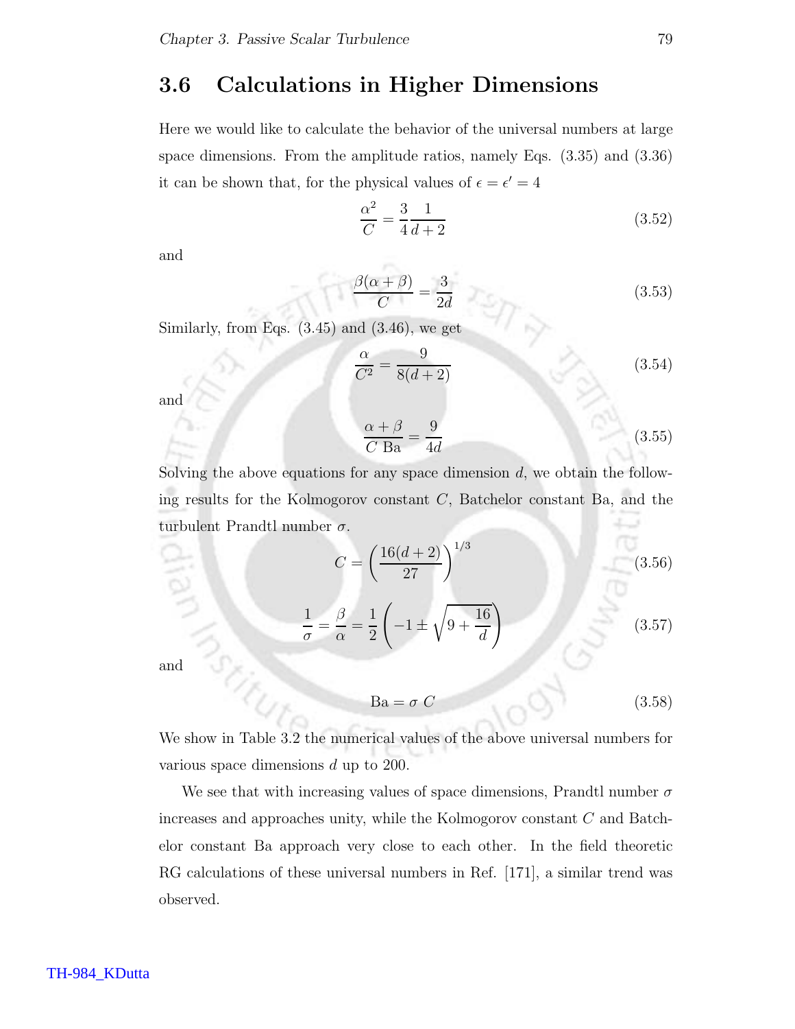## 3.6 Calculations in Higher Dimensions

Here we would like to calculate the behavior of the universal numbers at large space dimensions. From the amplitude ratios, namely Eqs. (3.35) and (3.36) it can be shown that, for the physical values of $\epsilon = \epsilon' = 4$

$$\frac{\alpha^2}{C} = \frac{3}{4}\frac{1}{d+2} \tag{3.52}$$

and

$$\frac{\beta(\alpha+\beta)}{C} = \frac{3}{2d} \tag{3.53}$$

Similarly, from Eqs. (3.45) and (3.46), we get

$$\frac{\alpha}{C^2} = \frac{9}{8(d+2)} \tag{3.54}$$

and

$$\frac{\alpha+\beta}{C\ \mathrm{Ba}} = \frac{9}{4d} \tag{3.55}$$

Solving the above equations for any space dimension $d$, we obtain the following results for the Kolmogorov constant $C$, Batchelor constant Ba, and the turbulent Prandtl number $\sigma$.

$$C = \left(\frac{16(d+2)}{27}\right)^{1/3} \tag{3.56}$$

$$\frac{1}{\sigma} = \frac{\beta}{\alpha} = \frac{1}{2}\left(-1 \pm \sqrt{9 + \frac{16}{d}}\right) \tag{3.57}$$

and

$$\mathrm{Ba} = \sigma\ C \tag{3.58}$$

We show in Table 3.2 the numerical values of the above universal numbers for various space dimensions $d$ up to 200.

We see that with increasing values of space dimensions, Prandtl number $\sigma$ increases and approaches unity, while the Kolmogorov constant $C$ and Batchelor constant Ba approach very close to each other. In the field theoretic RG calculations of these universal numbers in Ref. [171], a similar trend was observed.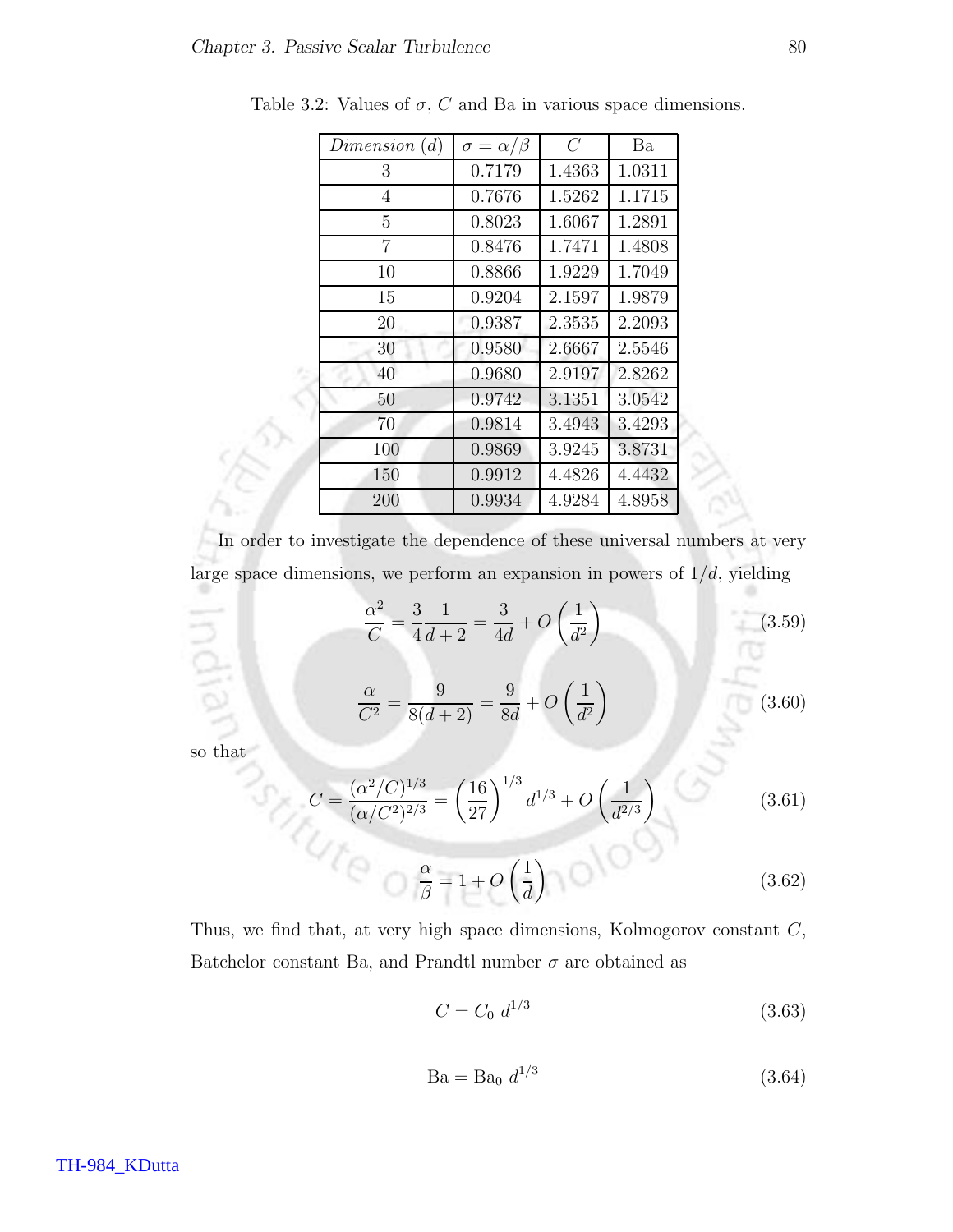Table 3.2: Values of $\sigma$, $C$ and Ba in various space dimensions.

| *Dimension* ($d$) | $\sigma = \alpha/\beta$ | $C$ | Ba |
|---|---|---|---|
| 3 | 0.7179 | 1.4363 | 1.0311 |
| 4 | 0.7676 | 1.5262 | 1.1715 |
| 5 | 0.8023 | 1.6067 | 1.2891 |
| 7 | 0.8476 | 1.7471 | 1.4808 |
| 10 | 0.8866 | 1.9229 | 1.7049 |
| 15 | 0.9204 | 2.1597 | 1.9879 |
| 20 | 0.9387 | 2.3535 | 2.2093 |
| 30 | 0.9580 | 2.6667 | 2.5546 |
| 40 | 0.9680 | 2.9197 | 2.8262 |
| 50 | 0.9742 | 3.1351 | 3.0542 |
| 70 | 0.9814 | 3.4943 | 3.4293 |
| 100 | 0.9869 | 3.9245 | 3.8731 |
| 150 | 0.9912 | 4.4826 | 4.4432 |
| 200 | 0.9934 | 4.9284 | 4.8958 |

In order to investigate the dependence of these universal numbers at very large space dimensions, we perform an expansion in powers of $1/d$, yielding

$$\frac{\alpha^2}{C} = \frac{3}{4}\frac{1}{d+2} = \frac{3}{4d} + O\left(\frac{1}{d^2}\right) \tag{3.59}$$

$$\frac{\alpha}{C^2} = \frac{9}{8(d+2)} = \frac{9}{8d} + O\left(\frac{1}{d^2}\right) \tag{3.60}$$

so that

$$C = \frac{(\alpha^2/C)^{1/3}}{(\alpha/C^2)^{2/3}} = \left(\frac{16}{27}\right)^{1/3} d^{1/3} + O\left(\frac{1}{d^{2/3}}\right) \tag{3.61}$$

$$\frac{\alpha}{\beta} = 1 + O\left(\frac{1}{d}\right) \tag{3.62}$$

Thus, we find that, at very high space dimensions, Kolmogorov constant $C$, Batchelor constant Ba, and Prandtl number $\sigma$ are obtained as

$$C = C_0 \; d^{1/3} \tag{3.63}$$

$$\mathrm{Ba} = \mathrm{Ba}_0 \; d^{1/3} \tag{3.64}$$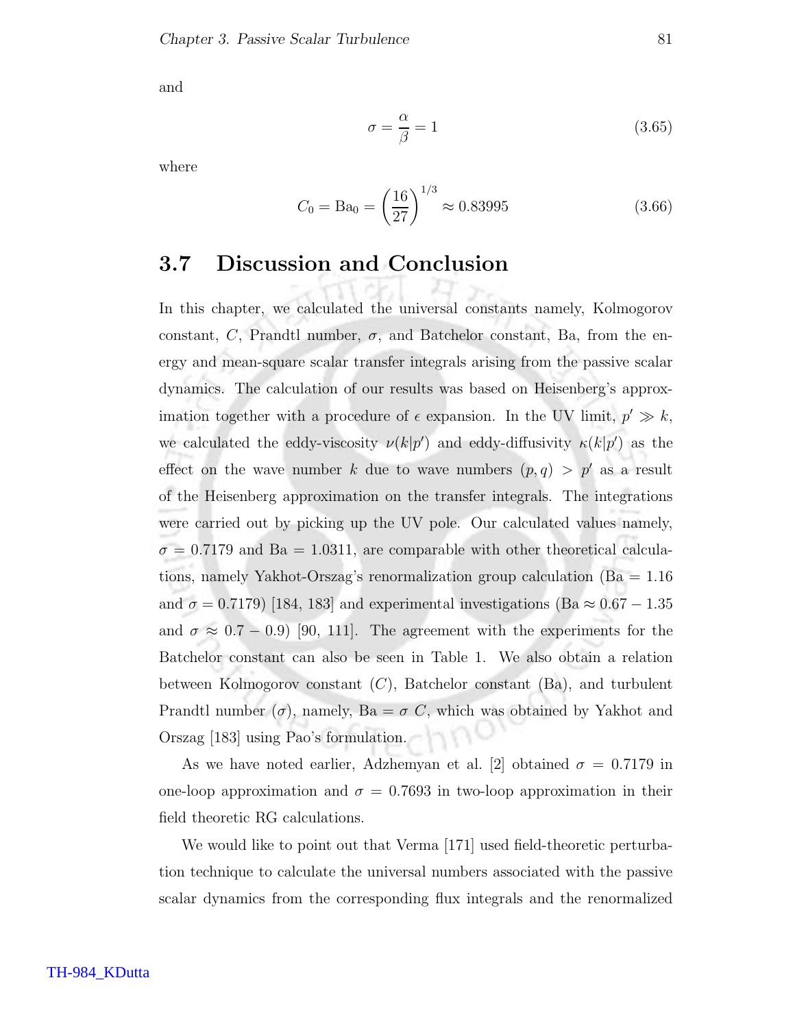and

$$\sigma = \frac{\alpha}{\beta} = 1 \tag{3.65}$$

where

$$C_0 = \mathrm{Ba}_0 = \left(\frac{16}{27}\right)^{1/3} \approx 0.83995 \tag{3.66}$$

## 3.7 Discussion and Conclusion

In this chapter, we calculated the universal constants namely, Kolmogorov constant, $C$, Prandtl number, $\sigma$, and Batchelor constant, Ba, from the energy and mean-square scalar transfer integrals arising from the passive scalar dynamics. The calculation of our results was based on Heisenberg's approximation together with a procedure of $\epsilon$ expansion. In the UV limit, $p' \gg k$, we calculated the eddy-viscosity $\nu(k|p')$ and eddy-diffusivity $\kappa(k|p')$ as the effect on the wave number $k$ due to wave numbers $(p, q) > p'$ as a result of the Heisenberg approximation on the transfer integrals. The integrations were carried out by picking up the UV pole. Our calculated values namely, $\sigma = 0.7179$ and $\mathrm{Ba} = 1.0311$, are comparable with other theoretical calculations, namely Yakhot-Orszag's renormalization group calculation ($\mathrm{Ba} = 1.16$ and $\sigma = 0.7179$) [184, 183] and experimental investigations ($\mathrm{Ba} \approx 0.67 - 1.35$ and $\sigma \approx 0.7 - 0.9$) [90, 111]. The agreement with the experiments for the Batchelor constant can also be seen in Table 1. We also obtain a relation between Kolmogorov constant ($C$), Batchelor constant (Ba), and turbulent Prandtl number ($\sigma$), namely, $\mathrm{Ba} = \sigma\, C$, which was obtained by Yakhot and Orszag [183] using Pao's formulation.

As we have noted earlier, Adzhemyan et al. [2] obtained $\sigma = 0.7179$ in one-loop approximation and $\sigma = 0.7693$ in two-loop approximation in their field theoretic RG calculations.

We would like to point out that Verma [171] used field-theoretic perturbation technique to calculate the universal numbers associated with the passive scalar dynamics from the corresponding flux integrals and the renormalized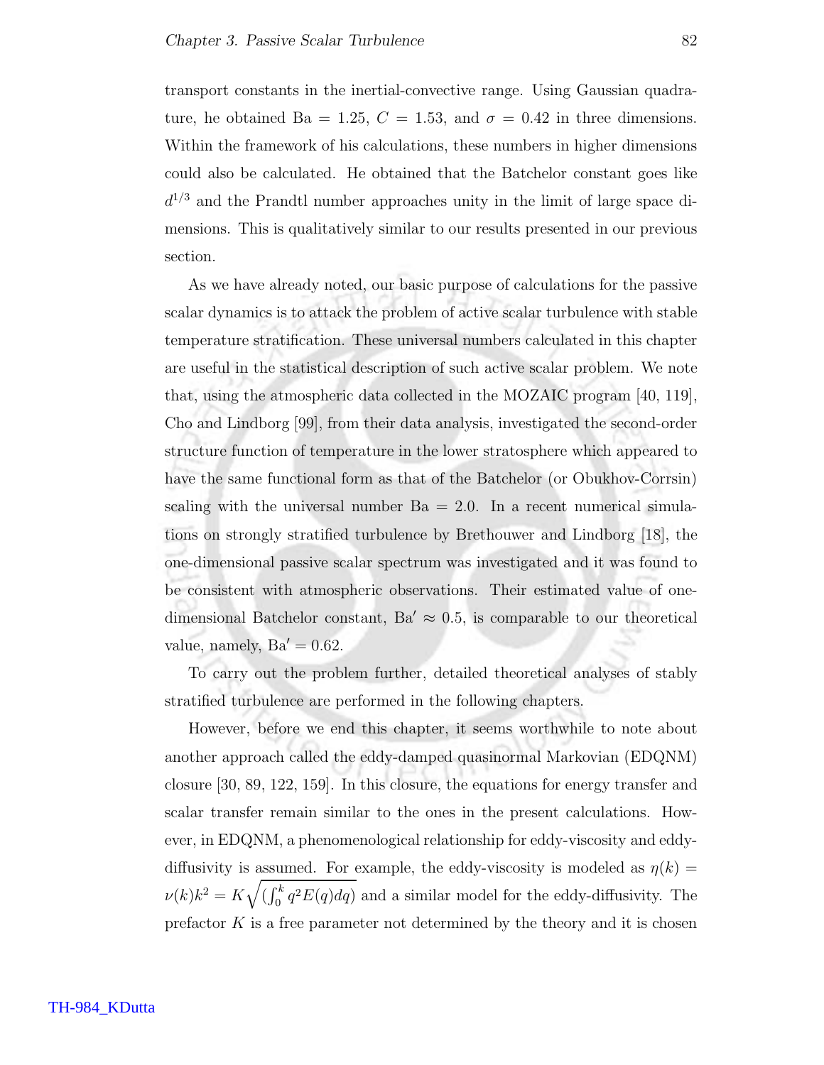transport constants in the inertial-convective range. Using Gaussian quadrature, he obtained Ba $= 1.25$, $C = 1.53$, and $\sigma = 0.42$ in three dimensions. Within the framework of his calculations, these numbers in higher dimensions could also be calculated. He obtained that the Batchelor constant goes like $d^{1/3}$ and the Prandtl number approaches unity in the limit of large space dimensions. This is qualitatively similar to our results presented in our previous section.

As we have already noted, our basic purpose of calculations for the passive scalar dynamics is to attack the problem of active scalar turbulence with stable temperature stratification. These universal numbers calculated in this chapter are useful in the statistical description of such active scalar problem. We note that, using the atmospheric data collected in the MOZAIC program [40, 119], Cho and Lindborg [99], from their data analysis, investigated the second-order structure function of temperature in the lower stratosphere which appeared to have the same functional form as that of the Batchelor (or Obukhov-Corrsin) scaling with the universal number Ba $= 2.0$. In a recent numerical simulations on strongly stratified turbulence by Brethouwer and Lindborg [18], the one-dimensional passive scalar spectrum was investigated and it was found to be consistent with atmospheric observations. Their estimated value of one-dimensional Batchelor constant, $\mathrm{Ba}' \approx 0.5$, is comparable to our theoretical value, namely, $\mathrm{Ba}' = 0.62$.

To carry out the problem further, detailed theoretical analyses of stably stratified turbulence are performed in the following chapters.

However, before we end this chapter, it seems worthwhile to note about another approach called the eddy-damped quasinormal Markovian (EDQNM) closure [30, 89, 122, 159]. In this closure, the equations for energy transfer and scalar transfer remain similar to the ones in the present calculations. However, in EDQNM, a phenomenological relationship for eddy-viscosity and eddy-diffusivity is assumed. For example, the eddy-viscosity is modeled as $\eta(k) = \nu(k)k^2 = K\sqrt{(\int_0^k q^2 E(q)dq)}$ and a similar model for the eddy-diffusivity. The prefactor $K$ is a free parameter not determined by the theory and it is chosen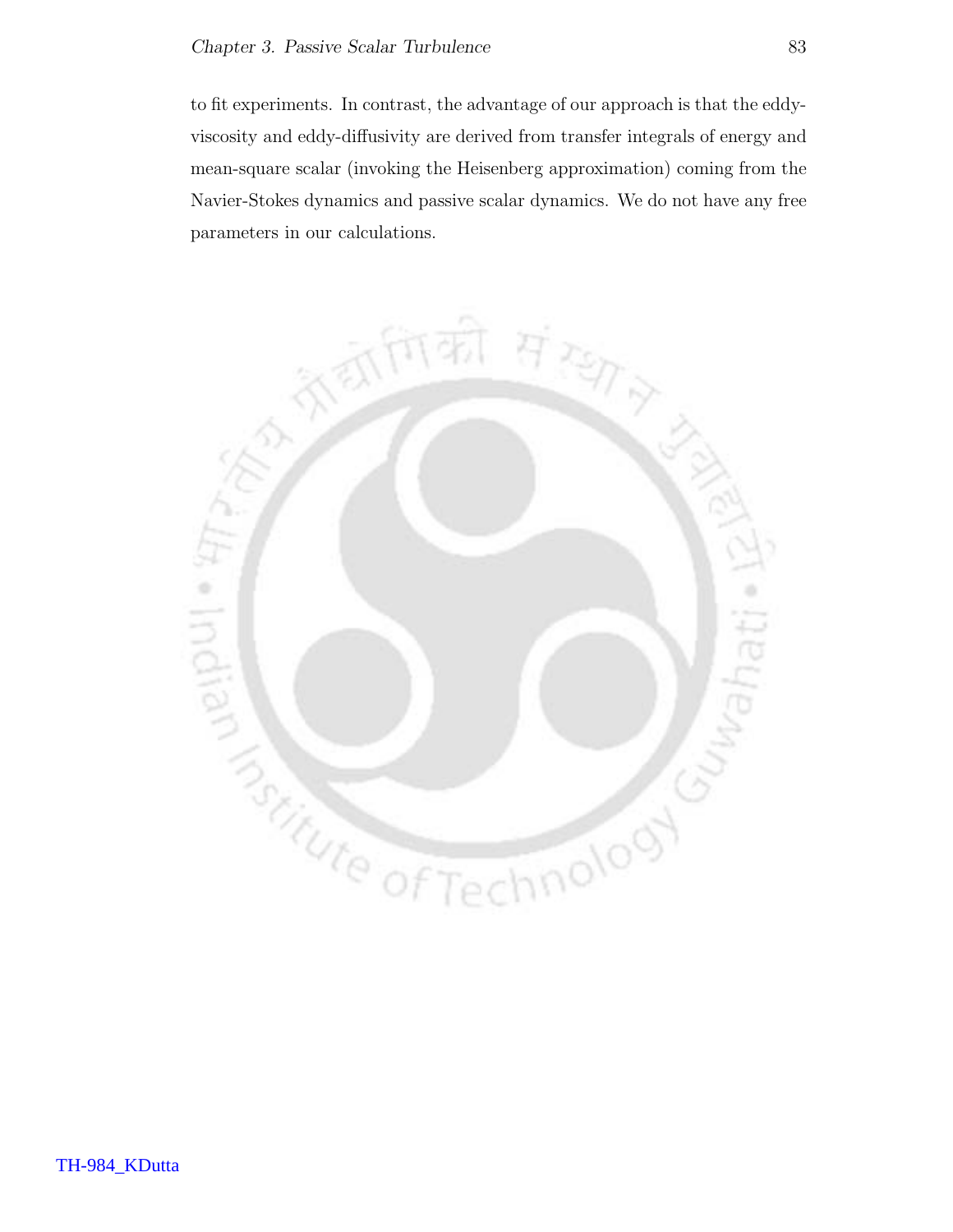to fit experiments. In contrast, the advantage of our approach is that the eddy-viscosity and eddy-diffusivity are derived from transfer integrals of energy and mean-square scalar (invoking the Heisenberg approximation) coming from the Navier-Stokes dynamics and passive scalar dynamics. We do not have any free parameters in our calculations.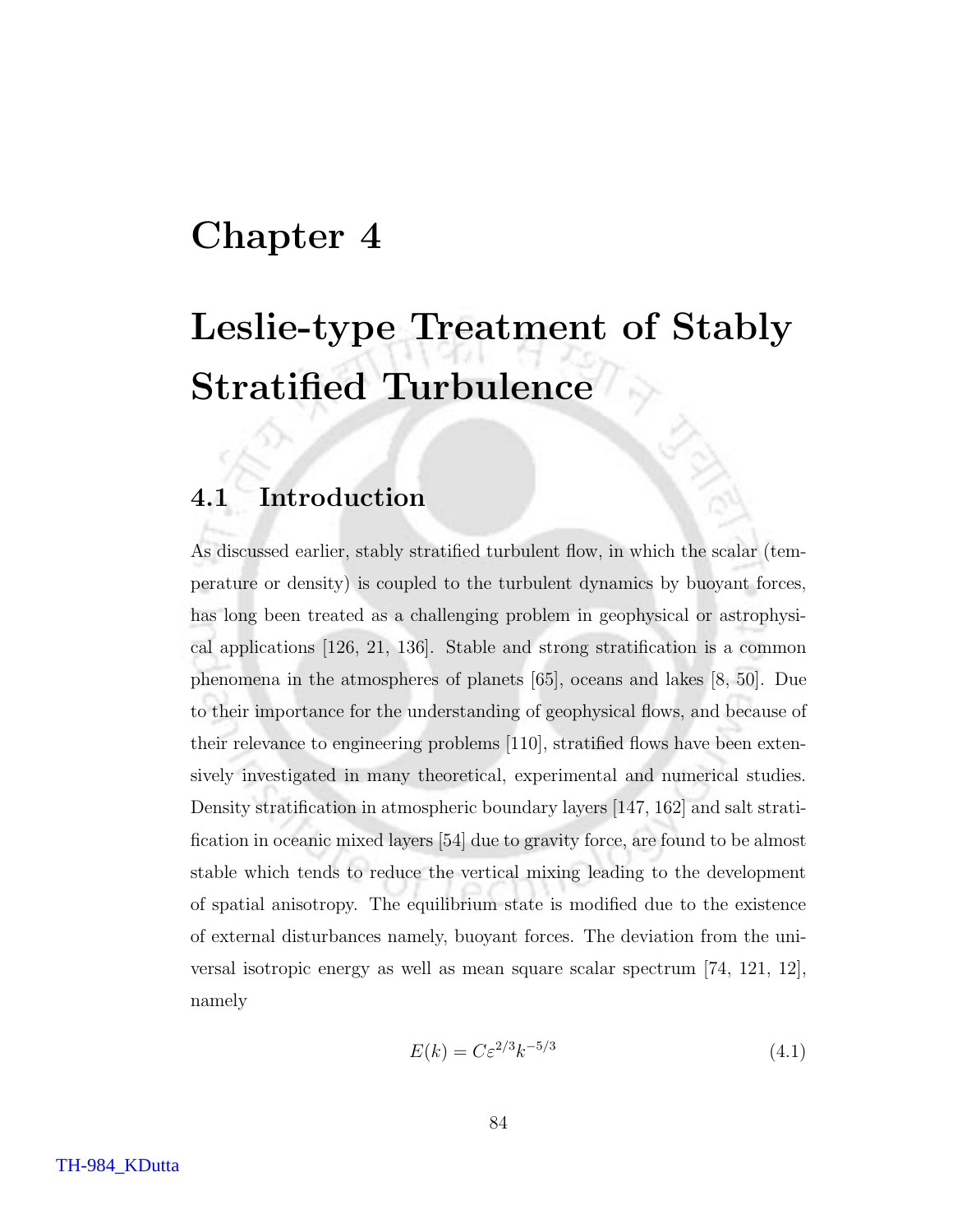# Chapter 4

# Leslie-type Treatment of Stably Stratified Turbulence

## 4.1 Introduction

As discussed earlier, stably stratified turbulent flow, in which the scalar (temperature or density) is coupled to the turbulent dynamics by buoyant forces, has long been treated as a challenging problem in geophysical or astrophysical applications [126, 21, 136]. Stable and strong stratification is a common phenomena in the atmospheres of planets [65], oceans and lakes [8, 50]. Due to their importance for the understanding of geophysical flows, and because of their relevance to engineering problems [110], stratified flows have been extensively investigated in many theoretical, experimental and numerical studies. Density stratification in atmospheric boundary layers [147, 162] and salt stratification in oceanic mixed layers [54] due to gravity force, are found to be almost stable which tends to reduce the vertical mixing leading to the development of spatial anisotropy. The equilibrium state is modified due to the existence of external disturbances namely, buoyant forces. The deviation from the universal isotropic energy as well as mean square scalar spectrum [74, 121, 12], namely

$$E(k) = C\varepsilon^{2/3}k^{-5/3} \tag{4.1}$$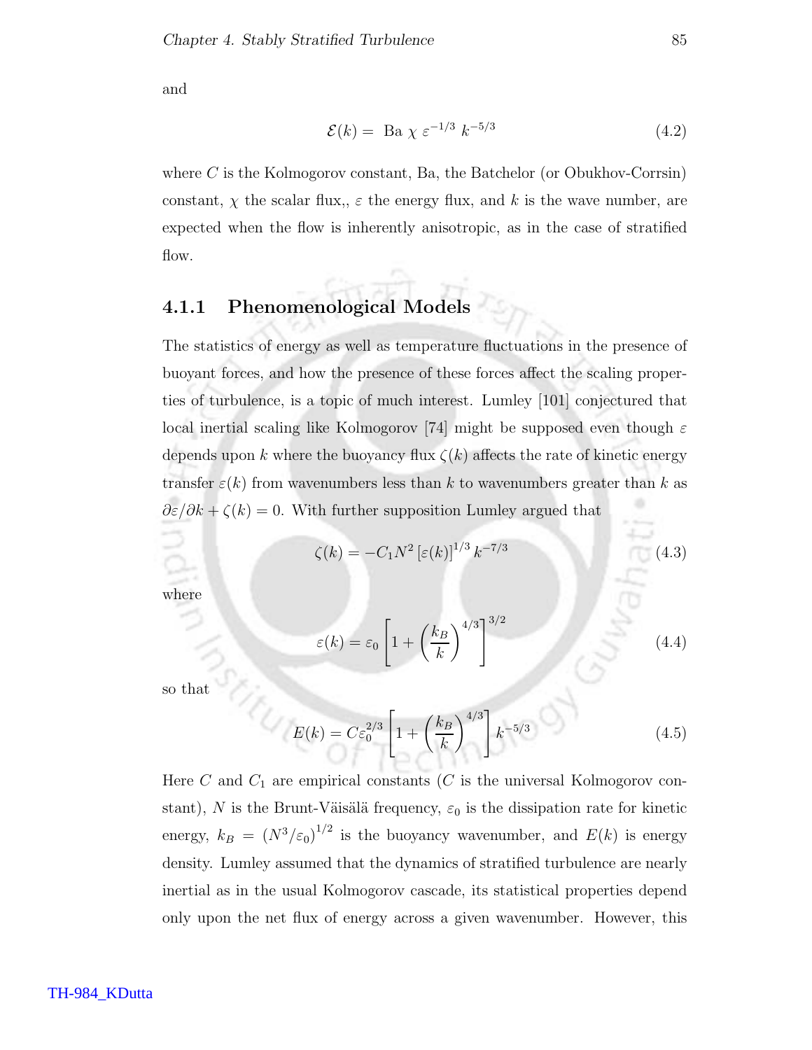and

$$\mathcal{E}(k) = \text{ Ba } \chi \; \varepsilon^{-1/3} \; k^{-5/3} \tag{4.2}$$

where $C$ is the Kolmogorov constant, Ba, the Batchelor (or Obukhov-Corrsin) constant, $\chi$ the scalar flux,, $\varepsilon$ the energy flux, and $k$ is the wave number, are expected when the flow is inherently anisotropic, as in the case of stratified flow.

### 4.1.1 Phenomenological Models

The statistics of energy as well as temperature fluctuations in the presence of buoyant forces, and how the presence of these forces affect the scaling properties of turbulence, is a topic of much interest. Lumley [101] conjectured that local inertial scaling like Kolmogorov [74] might be supposed even though $\varepsilon$ depends upon $k$ where the buoyancy flux $\zeta(k)$ affects the rate of kinetic energy transfer $\varepsilon(k)$ from wavenumbers less than $k$ to wavenumbers greater than $k$ as $\partial\varepsilon/\partial k + \zeta(k) = 0$. With further supposition Lumley argued that

$$\zeta(k) = -C_1 N^2 \left[\varepsilon(k)\right]^{1/3} k^{-7/3} \tag{4.3}$$

where

$$\varepsilon(k) = \varepsilon_0 \left[1 + \left(\frac{k_B}{k}\right)^{4/3}\right]^{3/2} \tag{4.4}$$

so that

$$E(k) = C\varepsilon_0^{2/3} \left[1 + \left(\frac{k_B}{k}\right)^{4/3}\right] k^{-5/3} \tag{4.5}$$

Here $C$ and $C_1$ are empirical constants ($C$ is the universal Kolmogorov constant), $N$ is the Brunt-Väisälä frequency, $\varepsilon_0$ is the dissipation rate for kinetic energy, $k_B = \left(N^3/\varepsilon_0\right)^{1/2}$ is the buoyancy wavenumber, and $E(k)$ is energy density. Lumley assumed that the dynamics of stratified turbulence are nearly inertial as in the usual Kolmogorov cascade, its statistical properties depend only upon the net flux of energy across a given wavenumber. However, this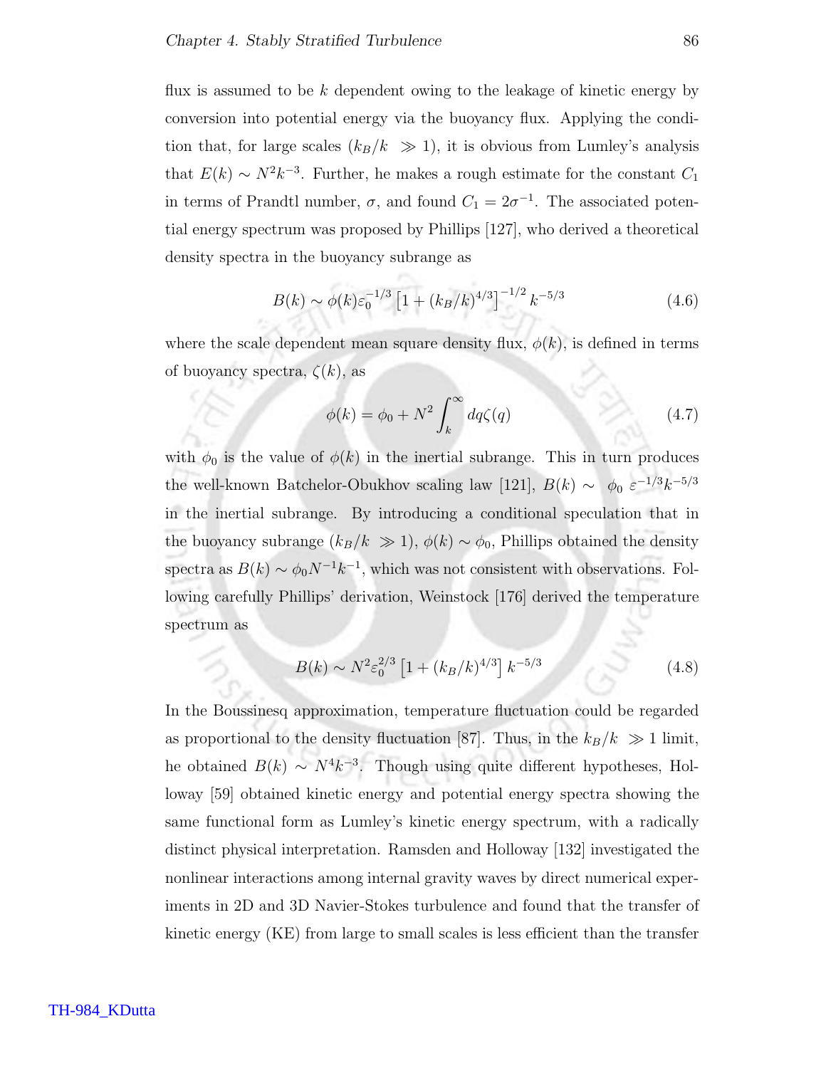flux is assumed to be $k$ dependent owing to the leakage of kinetic energy by conversion into potential energy via the buoyancy flux. Applying the condition that, for large scales ($k_B/k \gg 1$), it is obvious from Lumley's analysis that $E(k) \sim N^2k^{-3}$. Further, he makes a rough estimate for the constant $C_1$ in terms of Prandtl number, $\sigma$, and found $C_1 = 2\sigma^{-1}$. The associated potential energy spectrum was proposed by Phillips [127], who derived a theoretical density spectra in the buoyancy subrange as

$$B(k) \sim \phi(k)\varepsilon_0^{-1/3}\left[1 + (k_B/k)^{4/3}\right]^{-1/2} k^{-5/3} \tag{4.6}$$

where the scale dependent mean square density flux, $\phi(k)$, is defined in terms of buoyancy spectra, $\zeta(k)$, as

$$\phi(k) = \phi_0 + N^2 \int_k^{\infty} dq\zeta(q) \tag{4.7}$$

with $\phi_0$ is the value of $\phi(k)$ in the inertial subrange. This in turn produces the well-known Batchelor-Obukhov scaling law [121], $B(k) \sim \phi_0 \, \varepsilon^{-1/3}k^{-5/3}$ in the inertial subrange. By introducing a conditional speculation that in the buoyancy subrange ($k_B/k \gg 1$), $\phi(k) \sim \phi_0$, Phillips obtained the density spectra as $B(k) \sim \phi_0 N^{-1}k^{-1}$, which was not consistent with observations. Following carefully Phillips' derivation, Weinstock [176] derived the temperature spectrum as

$$B(k) \sim N^2\varepsilon_0^{2/3}\left[1 + (k_B/k)^{4/3}\right] k^{-5/3} \tag{4.8}$$

In the Boussinesq approximation, temperature fluctuation could be regarded as proportional to the density fluctuation [87]. Thus, in the $k_B/k \gg 1$ limit, he obtained $B(k) \sim N^4k^{-3}$. Though using quite different hypotheses, Holloway [59] obtained kinetic energy and potential energy spectra showing the same functional form as Lumley's kinetic energy spectrum, with a radically distinct physical interpretation. Ramsden and Holloway [132] investigated the nonlinear interactions among internal gravity waves by direct numerical experiments in 2D and 3D Navier-Stokes turbulence and found that the transfer of kinetic energy (KE) from large to small scales is less efficient than the transfer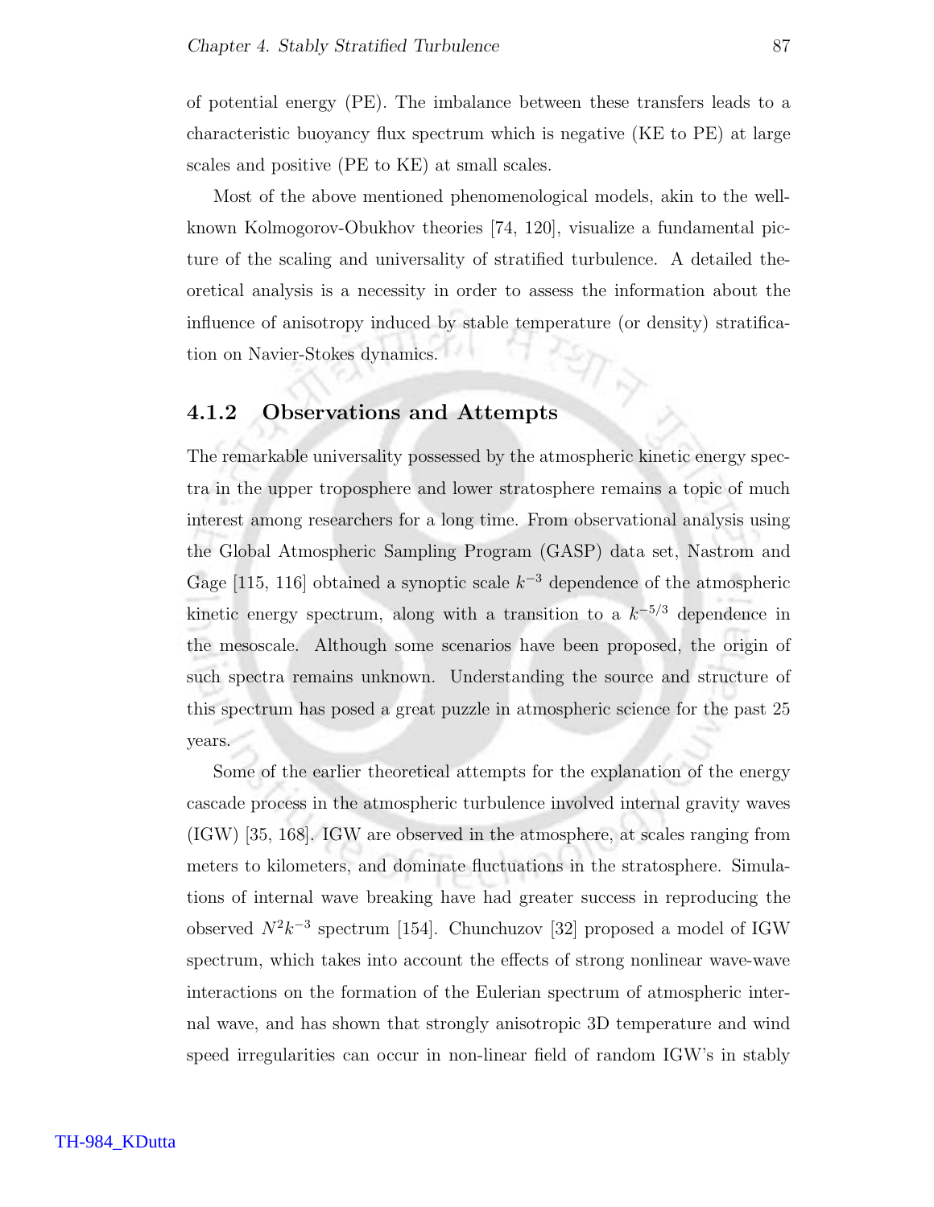of potential energy (PE). The imbalance between these transfers leads to a characteristic buoyancy flux spectrum which is negative (KE to PE) at large scales and positive (PE to KE) at small scales.

Most of the above mentioned phenomenological models, akin to the well-known Kolmogorov-Obukhov theories [74, 120], visualize a fundamental picture of the scaling and universality of stratified turbulence. A detailed theoretical analysis is a necessity in order to assess the information about the influence of anisotropy induced by stable temperature (or density) stratification on Navier-Stokes dynamics.

### 4.1.2 Observations and Attempts

The remarkable universality possessed by the atmospheric kinetic energy spectra in the upper troposphere and lower stratosphere remains a topic of much interest among researchers for a long time. From observational analysis using the Global Atmospheric Sampling Program (GASP) data set, Nastrom and Gage [115, 116] obtained a synoptic scale $k^{-3}$ dependence of the atmospheric kinetic energy spectrum, along with a transition to a $k^{-5/3}$ dependence in the mesoscale. Although some scenarios have been proposed, the origin of such spectra remains unknown. Understanding the source and structure of this spectrum has posed a great puzzle in atmospheric science for the past 25 years.

Some of the earlier theoretical attempts for the explanation of the energy cascade process in the atmospheric turbulence involved internal gravity waves (IGW) [35, 168]. IGW are observed in the atmosphere, at scales ranging from meters to kilometers, and dominate fluctuations in the stratosphere. Simulations of internal wave breaking have had greater success in reproducing the observed $N^2k^{-3}$ spectrum [154]. Chunchuzov [32] proposed a model of IGW spectrum, which takes into account the effects of strong nonlinear wave-wave interactions on the formation of the Eulerian spectrum of atmospheric internal wave, and has shown that strongly anisotropic 3D temperature and wind speed irregularities can occur in non-linear field of random IGW's in stably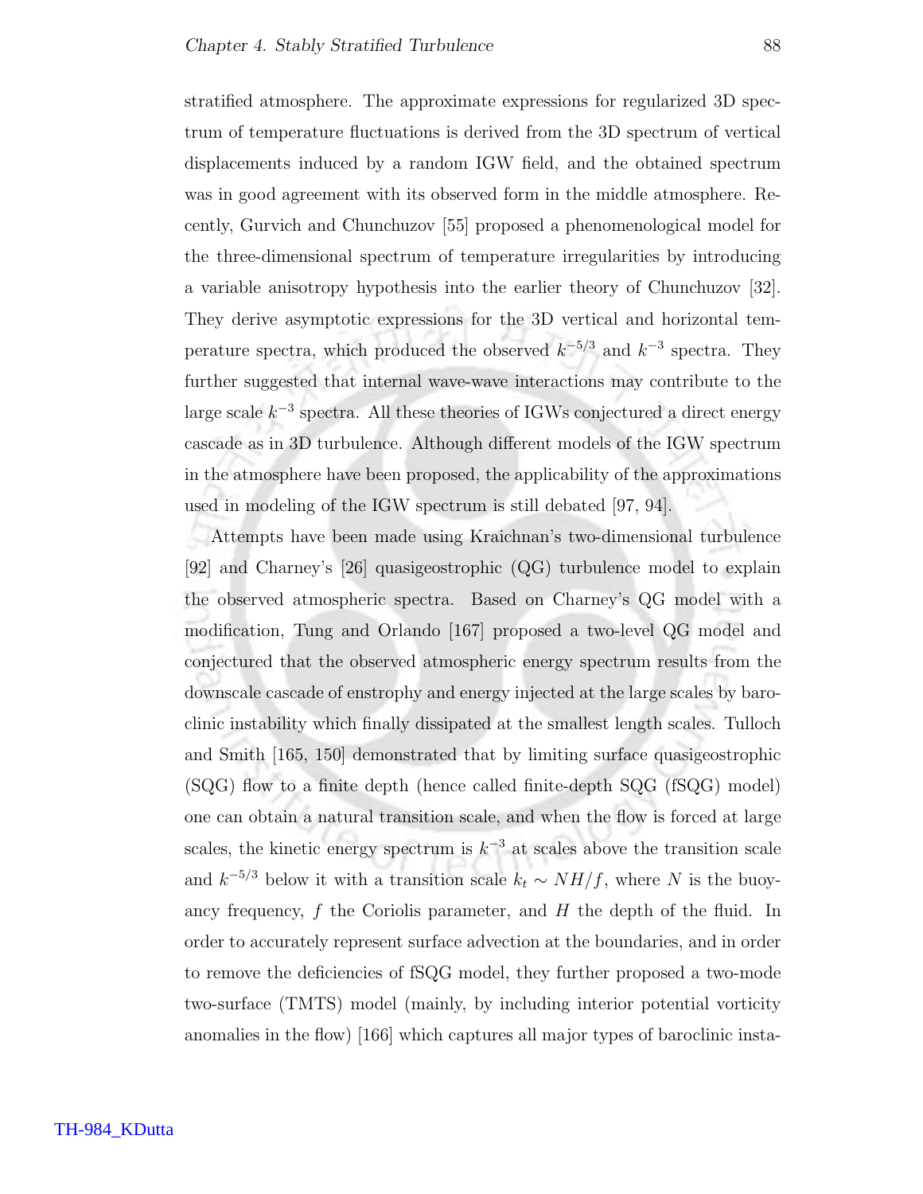stratified atmosphere. The approximate expressions for regularized 3D spectrum of temperature fluctuations is derived from the 3D spectrum of vertical displacements induced by a random IGW field, and the obtained spectrum was in good agreement with its observed form in the middle atmosphere. Recently, Gurvich and Chunchuzov [55] proposed a phenomenological model for the three-dimensional spectrum of temperature irregularities by introducing a variable anisotropy hypothesis into the earlier theory of Chunchuzov [32]. They derive asymptotic expressions for the 3D vertical and horizontal temperature spectra, which produced the observed $k^{-5/3}$ and $k^{-3}$ spectra. They further suggested that internal wave-wave interactions may contribute to the large scale $k^{-3}$ spectra. All these theories of IGWs conjectured a direct energy cascade as in 3D turbulence. Although different models of the IGW spectrum in the atmosphere have been proposed, the applicability of the approximations used in modeling of the IGW spectrum is still debated [97, 94].

Attempts have been made using Kraichnan's two-dimensional turbulence [92] and Charney's [26] quasigeostrophic (QG) turbulence model to explain the observed atmospheric spectra. Based on Charney's QG model with a modification, Tung and Orlando [167] proposed a two-level QG model and conjectured that the observed atmospheric energy spectrum results from the downscale cascade of enstrophy and energy injected at the large scales by baroclinic instability which finally dissipated at the smallest length scales. Tulloch and Smith [165, 150] demonstrated that by limiting surface quasigeostrophic (SQG) flow to a finite depth (hence called finite-depth SQG (fSQG) model) one can obtain a natural transition scale, and when the flow is forced at large scales, the kinetic energy spectrum is $k^{-3}$ at scales above the transition scale and $k^{-5/3}$ below it with a transition scale $k_t \sim NH/f$, where $N$ is the buoyancy frequency, $f$ the Coriolis parameter, and $H$ the depth of the fluid. In order to accurately represent surface advection at the boundaries, and in order to remove the deficiencies of fSQG model, they further proposed a two-mode two-surface (TMTS) model (mainly, by including interior potential vorticity anomalies in the flow) [166] which captures all major types of baroclinic insta-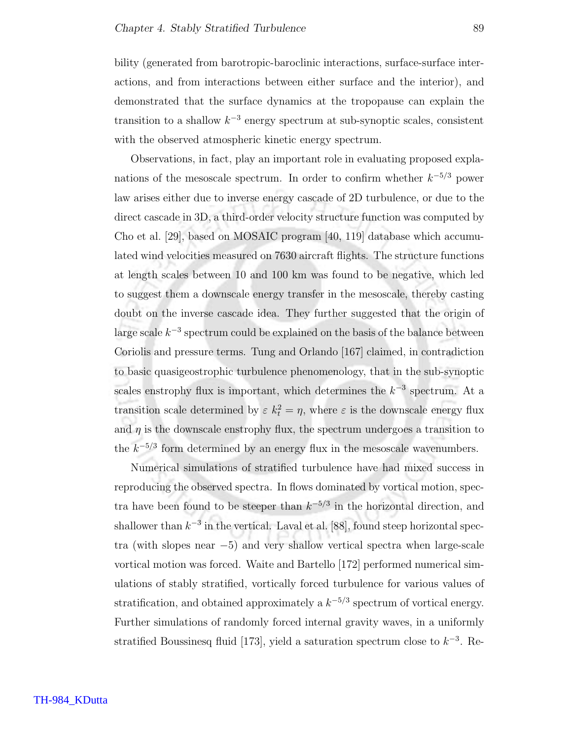bility (generated from barotropic-baroclinic interactions, surface-surface interactions, and from interactions between either surface and the interior), and demonstrated that the surface dynamics at the tropopause can explain the transition to a shallow $k^{-3}$ energy spectrum at sub-synoptic scales, consistent with the observed atmospheric kinetic energy spectrum.

Observations, in fact, play an important role in evaluating proposed explanations of the mesoscale spectrum. In order to confirm whether $k^{-5/3}$ power law arises either due to inverse energy cascade of 2D turbulence, or due to the direct cascade in 3D, a third-order velocity structure function was computed by Cho et al. [29], based on MOSAIC program [40, 119] database which accumulated wind velocities measured on 7630 aircraft flights. The structure functions at length scales between 10 and 100 km was found to be negative, which led to suggest them a downscale energy transfer in the mesoscale, thereby casting doubt on the inverse cascade idea. They further suggested that the origin of large scale $k^{-3}$ spectrum could be explained on the basis of the balance between Coriolis and pressure terms. Tung and Orlando [167] claimed, in contradiction to basic quasigeostrophic turbulence phenomenology, that in the sub-synoptic scales enstrophy flux is important, which determines the $k^{-3}$ spectrum. At a transition scale determined by $\varepsilon\ k_t^2 = \eta$, where $\varepsilon$ is the downscale energy flux and $\eta$ is the downscale enstrophy flux, the spectrum undergoes a transition to the $k^{-5/3}$ form determined by an energy flux in the mesoscale wavenumbers.

Numerical simulations of stratified turbulence have had mixed success in reproducing the observed spectra. In flows dominated by vortical motion, spectra have been found to be steeper than $k^{-5/3}$ in the horizontal direction, and shallower than $k^{-3}$ in the vertical. Laval et al. [88], found steep horizontal spectra (with slopes near $-5$) and very shallow vertical spectra when large-scale vortical motion was forced. Waite and Bartello [172] performed numerical simulations of stably stratified, vortically forced turbulence for various values of stratification, and obtained approximately a $k^{-5/3}$ spectrum of vortical energy. Further simulations of randomly forced internal gravity waves, in a uniformly stratified Boussinesq fluid [173], yield a saturation spectrum close to $k^{-3}$. Re-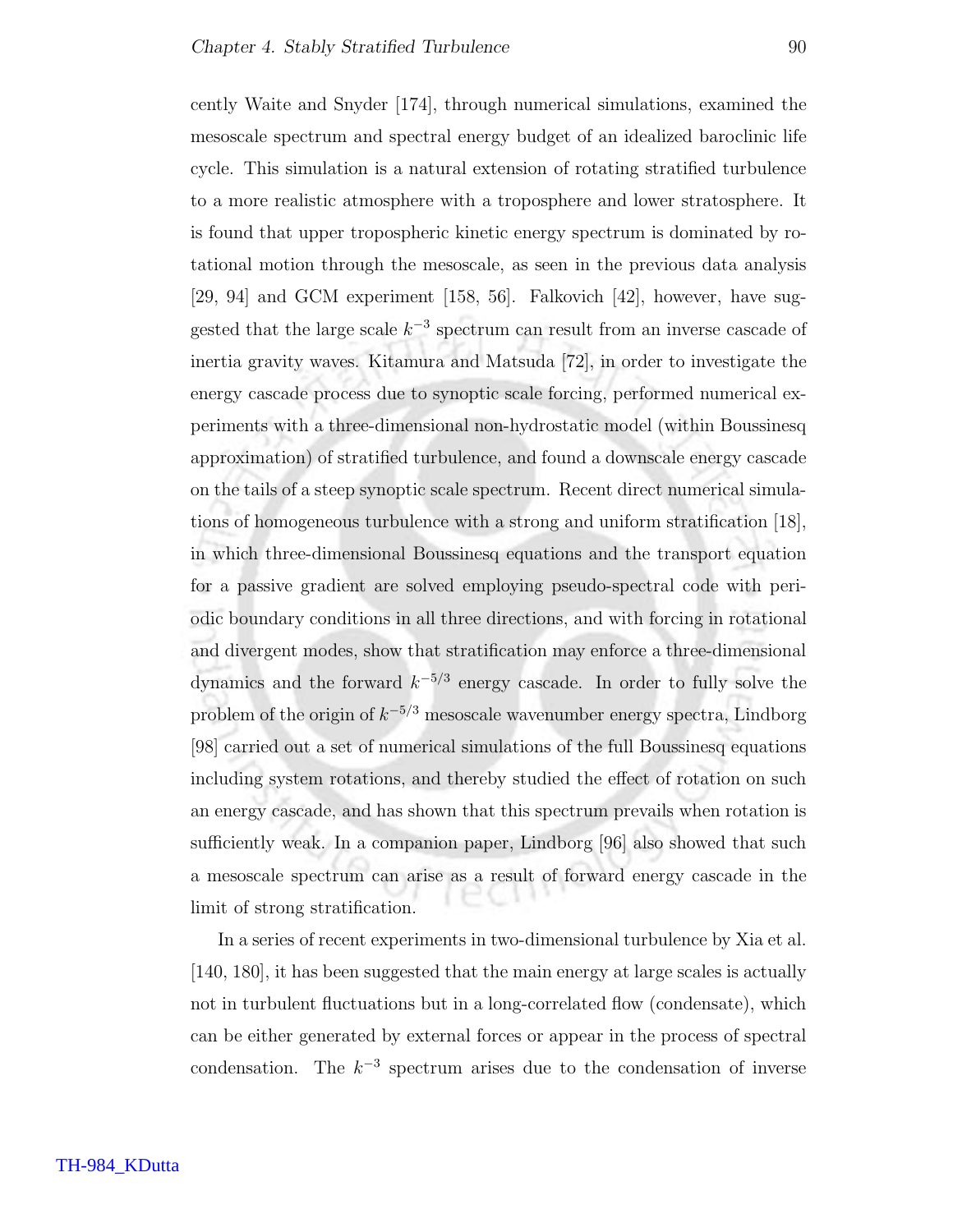cently Waite and Snyder [174], through numerical simulations, examined the mesoscale spectrum and spectral energy budget of an idealized baroclinic life cycle. This simulation is a natural extension of rotating stratified turbulence to a more realistic atmosphere with a troposphere and lower stratosphere. It is found that upper tropospheric kinetic energy spectrum is dominated by rotational motion through the mesoscale, as seen in the previous data analysis [29, 94] and GCM experiment [158, 56]. Falkovich [42], however, have suggested that the large scale $k^{-3}$ spectrum can result from an inverse cascade of inertia gravity waves. Kitamura and Matsuda [72], in order to investigate the energy cascade process due to synoptic scale forcing, performed numerical experiments with a three-dimensional non-hydrostatic model (within Boussinesq approximation) of stratified turbulence, and found a downscale energy cascade on the tails of a steep synoptic scale spectrum. Recent direct numerical simulations of homogeneous turbulence with a strong and uniform stratification [18], in which three-dimensional Boussinesq equations and the transport equation for a passive gradient are solved employing pseudo-spectral code with periodic boundary conditions in all three directions, and with forcing in rotational and divergent modes, show that stratification may enforce a three-dimensional dynamics and the forward $k^{-5/3}$ energy cascade. In order to fully solve the problem of the origin of $k^{-5/3}$ mesoscale wavenumber energy spectra, Lindborg [98] carried out a set of numerical simulations of the full Boussinesq equations including system rotations, and thereby studied the effect of rotation on such an energy cascade, and has shown that this spectrum prevails when rotation is sufficiently weak. In a companion paper, Lindborg [96] also showed that such a mesoscale spectrum can arise as a result of forward energy cascade in the limit of strong stratification.

In a series of recent experiments in two-dimensional turbulence by Xia et al. [140, 180], it has been suggested that the main energy at large scales is actually not in turbulent fluctuations but in a long-correlated flow (condensate), which can be either generated by external forces or appear in the process of spectral condensation. The $k^{-3}$ spectrum arises due to the condensation of inverse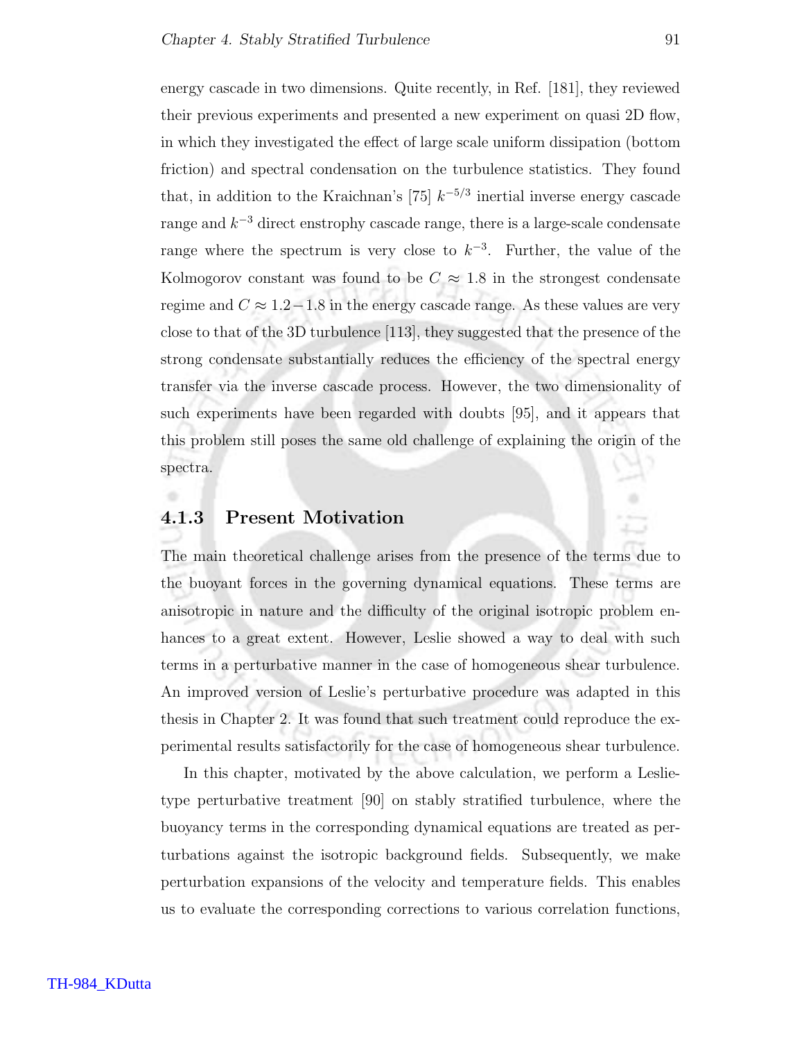energy cascade in two dimensions. Quite recently, in Ref. [181], they reviewed their previous experiments and presented a new experiment on quasi 2D flow, in which they investigated the effect of large scale uniform dissipation (bottom friction) and spectral condensation on the turbulence statistics. They found that, in addition to the Kraichnan's [75] $k^{-5/3}$ inertial inverse energy cascade range and $k^{-3}$ direct enstrophy cascade range, there is a large-scale condensate range where the spectrum is very close to $k^{-3}$. Further, the value of the Kolmogorov constant was found to be $C \approx 1.8$ in the strongest condensate regime and $C \approx 1.2 - 1.8$ in the energy cascade range. As these values are very close to that of the 3D turbulence [113], they suggested that the presence of the strong condensate substantially reduces the efficiency of the spectral energy transfer via the inverse cascade process. However, the two dimensionality of such experiments have been regarded with doubts [95], and it appears that this problem still poses the same old challenge of explaining the origin of the spectra.

### 4.1.3 Present Motivation

The main theoretical challenge arises from the presence of the terms due to the buoyant forces in the governing dynamical equations. These terms are anisotropic in nature and the difficulty of the original isotropic problem enhances to a great extent. However, Leslie showed a way to deal with such terms in a perturbative manner in the case of homogeneous shear turbulence. An improved version of Leslie's perturbative procedure was adapted in this thesis in Chapter 2. It was found that such treatment could reproduce the experimental results satisfactorily for the case of homogeneous shear turbulence.

In this chapter, motivated by the above calculation, we perform a Leslie-type perturbative treatment [90] on stably stratified turbulence, where the buoyancy terms in the corresponding dynamical equations are treated as perturbations against the isotropic background fields. Subsequently, we make perturbation expansions of the velocity and temperature fields. This enables us to evaluate the corresponding corrections to various correlation functions,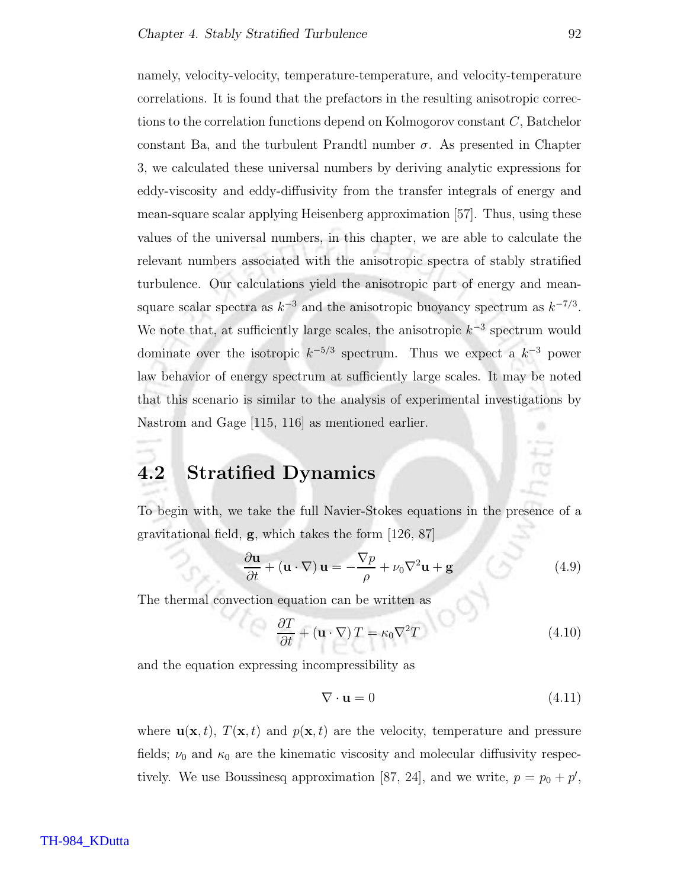namely, velocity-velocity, temperature-temperature, and velocity-temperature correlations. It is found that the prefactors in the resulting anisotropic corrections to the correlation functions depend on Kolmogorov constant $C$, Batchelor constant Ba, and the turbulent Prandtl number $\sigma$. As presented in Chapter 3, we calculated these universal numbers by deriving analytic expressions for eddy-viscosity and eddy-diffusivity from the transfer integrals of energy and mean-square scalar applying Heisenberg approximation [57]. Thus, using these values of the universal numbers, in this chapter, we are able to calculate the relevant numbers associated with the anisotropic spectra of stably stratified turbulence. Our calculations yield the anisotropic part of energy and mean-square scalar spectra as $k^{-3}$ and the anisotropic buoyancy spectrum as $k^{-7/3}$. We note that, at sufficiently large scales, the anisotropic $k^{-3}$ spectrum would dominate over the isotropic $k^{-5/3}$ spectrum. Thus we expect a $k^{-3}$ power law behavior of energy spectrum at sufficiently large scales. It may be noted that this scenario is similar to the analysis of experimental investigations by Nastrom and Gage [115, 116] as mentioned earlier.

## 4.2 Stratified Dynamics

To begin with, we take the full Navier-Stokes equations in the presence of a gravitational field, $\mathbf{g}$, which takes the form [126, 87]

$$\frac{\partial \mathbf{u}}{\partial t} + (\mathbf{u} \cdot \nabla)\,\mathbf{u} = -\frac{\nabla p}{\rho} + \nu_0 \nabla^2 \mathbf{u} + \mathbf{g} \tag{4.9}$$

The thermal convection equation can be written as

$$\frac{\partial T}{\partial t} + (\mathbf{u} \cdot \nabla)\,T = \kappa_0 \nabla^2 T \tag{4.10}$$

and the equation expressing incompressibility as

$$\nabla \cdot \mathbf{u} = 0 \tag{4.11}$$

where $\mathbf{u}(\mathbf{x}, t)$, $T(\mathbf{x}, t)$ and $p(\mathbf{x}, t)$ are the velocity, temperature and pressure fields; $\nu_0$ and $\kappa_0$ are the kinematic viscosity and molecular diffusivity respectively. We use Boussinesq approximation [87, 24], and we write, $p = p_0 + p'$,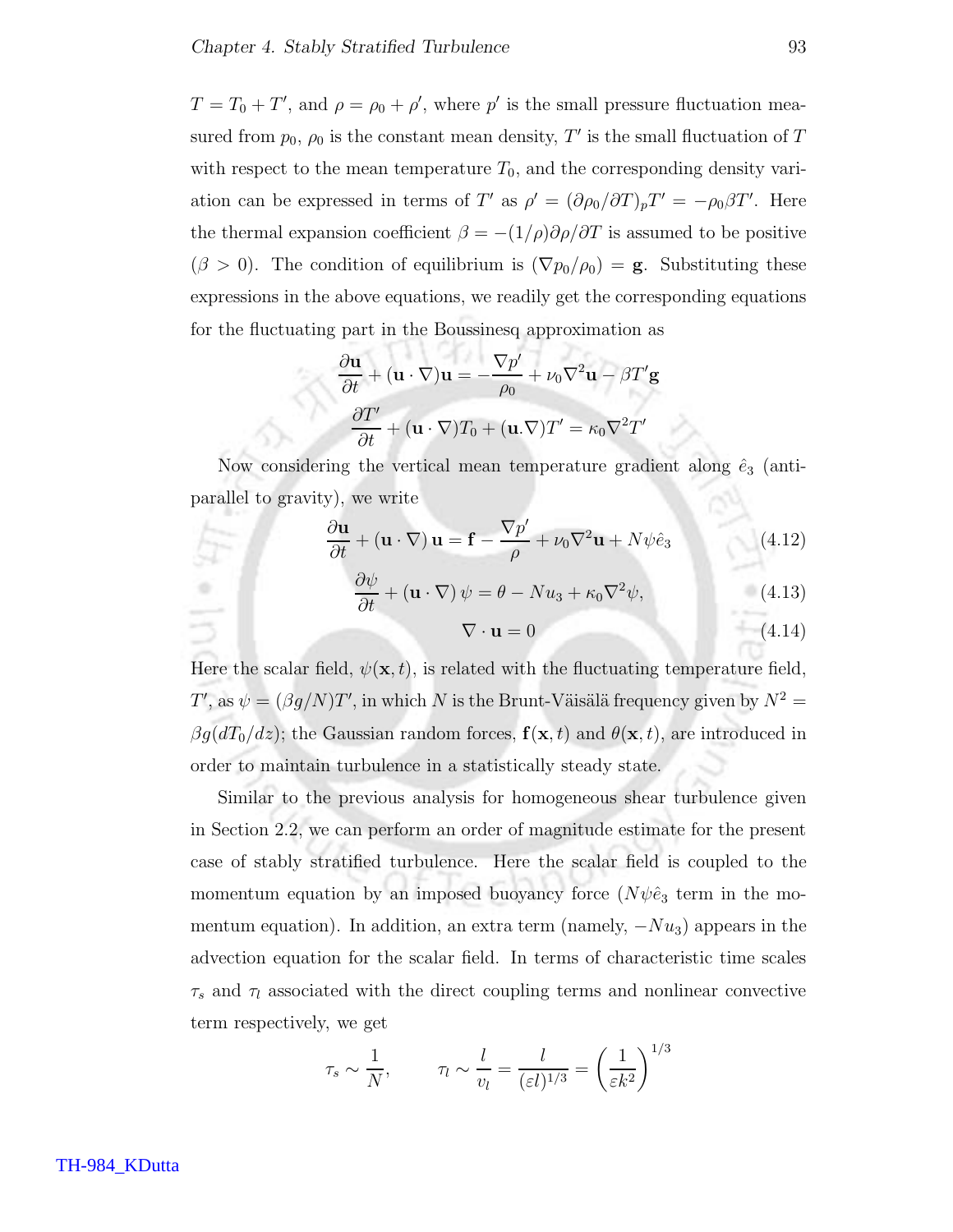$T = T_0 + T'$, and $\rho = \rho_0 + \rho'$, where $p'$ is the small pressure fluctuation measured from $p_0$, $\rho_0$ is the constant mean density, $T'$ is the small fluctuation of $T$ with respect to the mean temperature $T_0$, and the corresponding density variation can be expressed in terms of $T'$ as $\rho' = (\partial \rho_0/\partial T)_p T' = -\rho_0 \beta T'$. Here the thermal expansion coefficient $\beta = -(1/\rho)\partial\rho/\partial T$ is assumed to be positive ($\beta > 0$). The condition of equilibrium is $(\nabla p_0/\rho_0) = \mathbf{g}$. Substituting these expressions in the above equations, we readily get the corresponding equations for the fluctuating part in the Boussinesq approximation as

$$\frac{\partial \mathbf{u}}{\partial t} + (\mathbf{u} \cdot \nabla)\mathbf{u} = -\frac{\nabla p'}{\rho_0} + \nu_0 \nabla^2 \mathbf{u} - \beta T' \mathbf{g}$$

$$\frac{\partial T'}{\partial t} + (\mathbf{u} \cdot \nabla) T_0 + (\mathbf{u}.\nabla) T' = \kappa_0 \nabla^2 T'$$

Now considering the vertical mean temperature gradient along $\hat{e}_3$ (anti-parallel to gravity), we write

$$\frac{\partial \mathbf{u}}{\partial t} + (\mathbf{u} \cdot \nabla)\, \mathbf{u} = \mathbf{f} - \frac{\nabla p'}{\rho} + \nu_0 \nabla^2 \mathbf{u} + N\psi \hat{e}_3 \tag{4.12}$$

$$\frac{\partial \psi}{\partial t} + (\mathbf{u} \cdot \nabla)\, \psi = \theta - N u_3 + \kappa_0 \nabla^2 \psi, \tag{4.13}$$

$$\nabla \cdot \mathbf{u} = 0 \tag{4.14}$$

Here the scalar field, $\psi(\mathbf{x}, t)$, is related with the fluctuating temperature field, $T'$, as $\psi = (\beta g/N) T'$, in which $N$ is the Brunt-Väisälä frequency given by $N^2 = \beta g (dT_0/dz)$; the Gaussian random forces, $\mathbf{f}(\mathbf{x}, t)$ and $\theta(\mathbf{x}, t)$, are introduced in order to maintain turbulence in a statistically steady state.

Similar to the previous analysis for homogeneous shear turbulence given in Section 2.2, we can perform an order of magnitude estimate for the present case of stably stratified turbulence. Here the scalar field is coupled to the momentum equation by an imposed buoyancy force ($N\psi\hat{e}_3$ term in the momentum equation). In addition, an extra term (namely, $-Nu_3$) appears in the advection equation for the scalar field. In terms of characteristic time scales $\tau_s$ and $\tau_l$ associated with the direct coupling terms and nonlinear convective term respectively, we get

$$\tau_s \sim \frac{1}{N}, \qquad \tau_l \sim \frac{l}{v_l} = \frac{l}{(\varepsilon l)^{1/3}} = \left(\frac{1}{\varepsilon k^2}\right)^{1/3}$$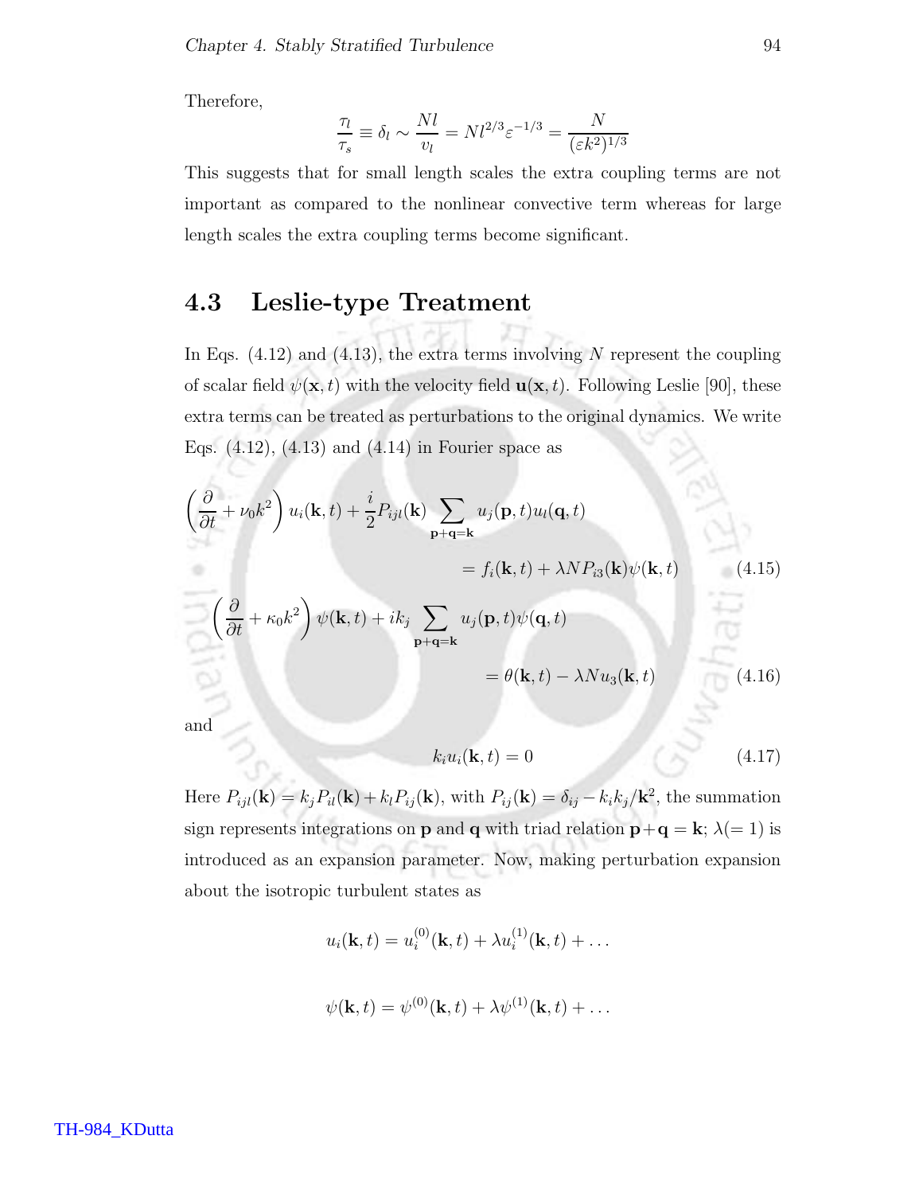Therefore,

$$\frac{\tau_l}{\tau_s} \equiv \delta_l \sim \frac{Nl}{v_l} = Nl^{2/3}\varepsilon^{-1/3} = \frac{N}{(\varepsilon k^2)^{1/3}}$$

This suggests that for small length scales the extra coupling terms are not important as compared to the nonlinear convective term whereas for large length scales the extra coupling terms become significant.

## 4.3 Leslie-type Treatment

In Eqs. (4.12) and (4.13), the extra terms involving $N$ represent the coupling of scalar field $\psi(\mathbf{x},t)$ with the velocity field $\mathbf{u}(\mathbf{x},t)$. Following Leslie [90], these extra terms can be treated as perturbations to the original dynamics. We write Eqs. (4.12), (4.13) and (4.14) in Fourier space as

$$\left(\frac{\partial}{\partial t} + \nu_0 k^2\right) u_i(\mathbf{k},t) + \frac{i}{2} P_{ijl}(\mathbf{k}) \sum_{\mathbf{p}+\mathbf{q}=\mathbf{k}} u_j(\mathbf{p},t) u_l(\mathbf{q},t)$$
$$= f_i(\mathbf{k},t) + \lambda N P_{i3}(\mathbf{k}) \psi(\mathbf{k},t) \tag{4.15}$$

$$\left(\frac{\partial}{\partial t} + \kappa_0 k^2\right) \psi(\mathbf{k},t) + i k_j \sum_{\mathbf{p}+\mathbf{q}=\mathbf{k}} u_j(\mathbf{p},t) \psi(\mathbf{q},t)$$
$$= \theta(\mathbf{k},t) - \lambda N u_3(\mathbf{k},t) \tag{4.16}$$

and

$$k_i u_i(\mathbf{k},t) = 0 \tag{4.17}$$

Here $P_{ijl}(\mathbf{k}) = k_j P_{il}(\mathbf{k}) + k_l P_{ij}(\mathbf{k})$, with $P_{ij}(\mathbf{k}) = \delta_{ij} - k_i k_j / \mathbf{k}^2$, the summation sign represents integrations on $\mathbf{p}$ and $\mathbf{q}$ with triad relation $\mathbf{p}+\mathbf{q}=\mathbf{k}$; $\lambda(=1)$ is introduced as an expansion parameter. Now, making perturbation expansion about the isotropic turbulent states as

$$u_i(\mathbf{k},t) = u_i^{(0)}(\mathbf{k},t) + \lambda u_i^{(1)}(\mathbf{k},t) + \dots$$

$$\psi(\mathbf{k},t) = \psi^{(0)}(\mathbf{k},t) + \lambda \psi^{(1)}(\mathbf{k},t) + \dots$$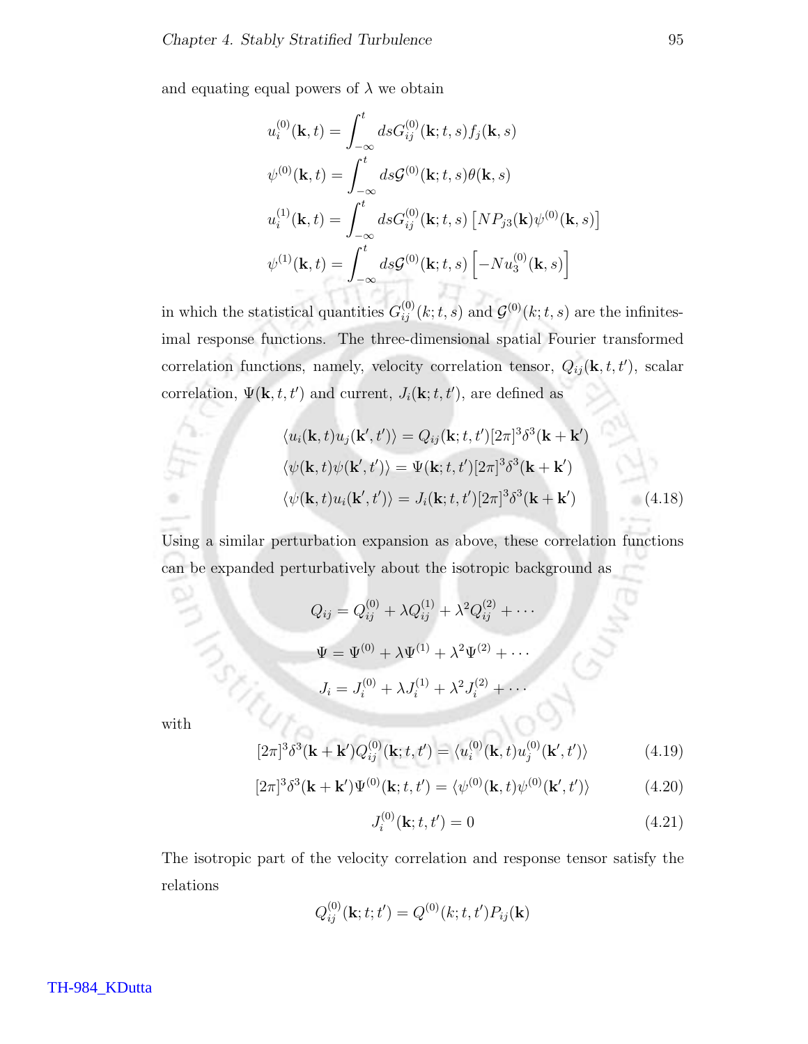and equating equal powers of $\lambda$ we obtain

$$
\begin{aligned}
u_i^{(0)}(\mathbf{k},t) &= \int_{-\infty}^{t} ds G_{ij}^{(0)}(\mathbf{k};t,s) f_j(\mathbf{k},s) \\
\psi^{(0)}(\mathbf{k},t) &= \int_{-\infty}^{t} ds \mathcal{G}^{(0)}(\mathbf{k};t,s) \theta(\mathbf{k},s) \\
u_i^{(1)}(\mathbf{k},t) &= \int_{-\infty}^{t} ds G_{ij}^{(0)}(\mathbf{k};t,s) \left[ N P_{j3}(\mathbf{k}) \psi^{(0)}(\mathbf{k},s) \right] \\
\psi^{(1)}(\mathbf{k},t) &= \int_{-\infty}^{t} ds \mathcal{G}^{(0)}(\mathbf{k};t,s) \left[ -N u_3^{(0)}(\mathbf{k},s) \right]
\end{aligned}
$$

in which the statistical quantities $G_{ij}^{(0)}(k;t,s)$ and $\mathcal{G}^{(0)}(k;t,s)$ are the infinitesimal response functions. The three-dimensional spatial Fourier transformed correlation functions, namely, velocity correlation tensor, $Q_{ij}(\mathbf{k},t,t')$, scalar correlation, $\Psi(\mathbf{k},t,t')$ and current, $J_i(\mathbf{k};t,t')$, are defined as

$$
\begin{aligned}
\langle u_i(\mathbf{k},t) u_j(\mathbf{k}',t') \rangle &= Q_{ij}(\mathbf{k};t,t')[2\pi]^3 \delta^3(\mathbf{k}+\mathbf{k}') \\
\langle \psi(\mathbf{k},t) \psi(\mathbf{k}',t') \rangle &= \Psi(\mathbf{k};t,t')[2\pi]^3 \delta^3(\mathbf{k}+\mathbf{k}') \\
\langle \psi(\mathbf{k},t) u_i(\mathbf{k}',t') \rangle &= J_i(\mathbf{k};t,t')[2\pi]^3 \delta^3(\mathbf{k}+\mathbf{k}')
\end{aligned} \tag{4.18}
$$

Using a similar perturbation expansion as above, these correlation functions can be expanded perturbatively about the isotropic background as

$$
\begin{aligned}
Q_{ij} &= Q_{ij}^{(0)} + \lambda Q_{ij}^{(1)} + \lambda^2 Q_{ij}^{(2)} + \cdots \\
\Psi &= \Psi^{(0)} + \lambda \Psi^{(1)} + \lambda^2 \Psi^{(2)} + \cdots \\
J_i &= J_i^{(0)} + \lambda J_i^{(1)} + \lambda^2 J_i^{(2)} + \cdots
\end{aligned}
$$

with

$$
[2\pi]^3 \delta^3(\mathbf{k}+\mathbf{k}') Q_{ij}^{(0)}(\mathbf{k};t,t') = \langle u_i^{(0)}(\mathbf{k},t) u_j^{(0)}(\mathbf{k}',t') \rangle \tag{4.19}
$$

$$
[2\pi]^3 \delta^3(\mathbf{k}+\mathbf{k}') \Psi^{(0)}(\mathbf{k};t,t') = \langle \psi^{(0)}(\mathbf{k},t) \psi^{(0)}(\mathbf{k}',t') \rangle \tag{4.20}
$$

$$
J_i^{(0)}(\mathbf{k};t,t') = 0 \tag{4.21}
$$

The isotropic part of the velocity correlation and response tensor satisfy the relations

$$
Q_{ij}^{(0)}(\mathbf{k};t;t') = Q^{(0)}(k;t,t') P_{ij}(\mathbf{k})
$$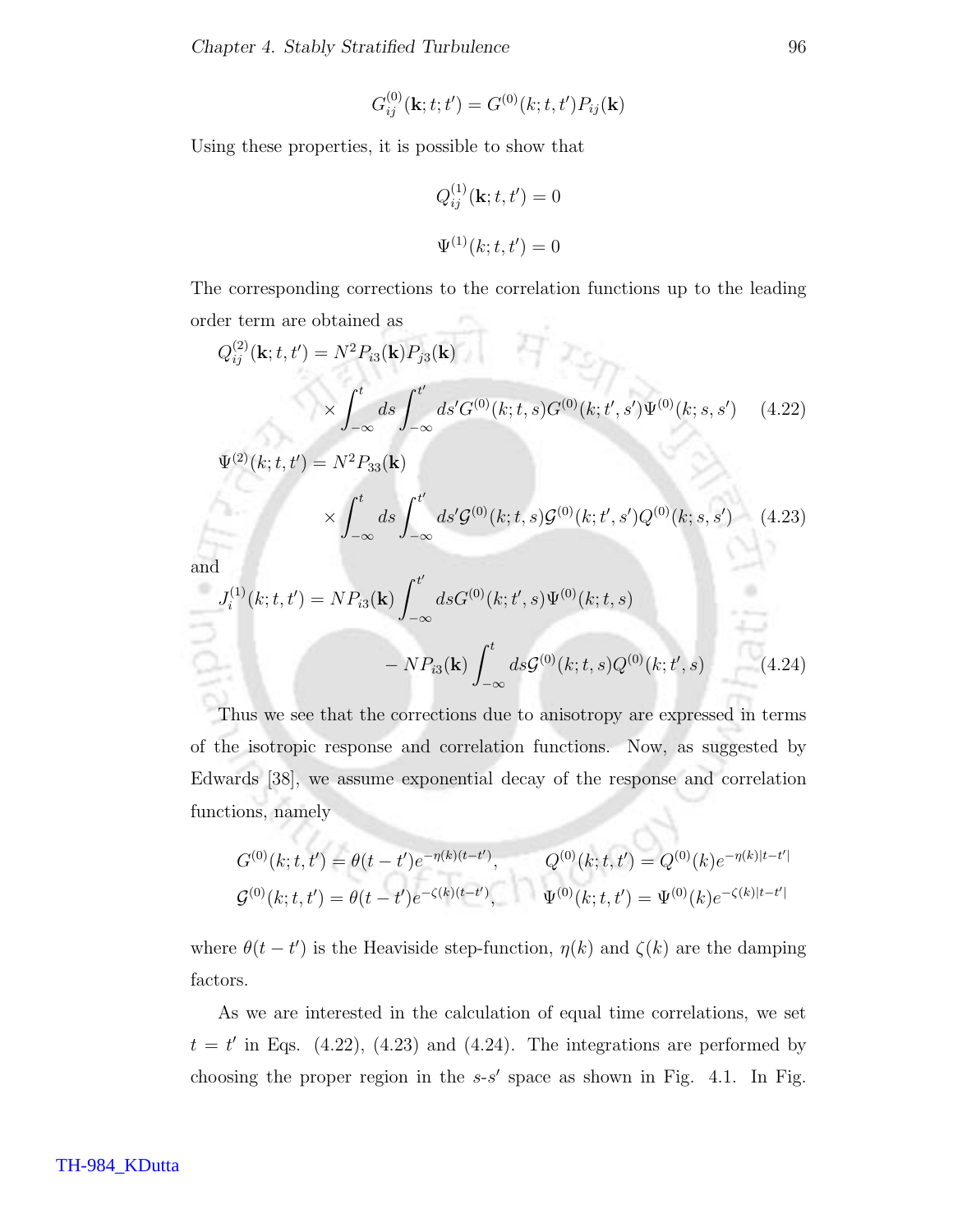$$G_{ij}^{(0)}(\mathbf{k};t;t') = G^{(0)}(k;t,t')P_{ij}(\mathbf{k})$$

Using these properties, it is possible to show that

$$Q_{ij}^{(1)}(\mathbf{k};t,t') = 0$$

$$\Psi^{(1)}(k;t,t') = 0$$

The corresponding corrections to the correlation functions up to the leading order term are obtained as

$$Q_{ij}^{(2)}(\mathbf{k};t,t') = N^2 P_{i3}(\mathbf{k})P_{j3}(\mathbf{k}) \times \int_{-\infty}^{t} ds \int_{-\infty}^{t'} ds' G^{(0)}(k;t,s)G^{(0)}(k;t',s')\Psi^{(0)}(k;s,s') \quad (4.22)$$

$$\Psi^{(2)}(k;t,t') = N^2 P_{33}(\mathbf{k}) \times \int_{-\infty}^{t} ds \int_{-\infty}^{t'} ds' \mathcal{G}^{(0)}(k;t,s)\mathcal{G}^{(0)}(k;t',s')Q^{(0)}(k;s,s') \quad (4.23)$$

and

$$J_i^{(1)}(k;t,t') = NP_{i3}(\mathbf{k})\int_{-\infty}^{t'} ds G^{(0)}(k;t',s)\Psi^{(0)}(k;t,s) - NP_{i3}(\mathbf{k})\int_{-\infty}^{t} ds \mathcal{G}^{(0)}(k;t,s)Q^{(0)}(k;t',s) \quad (4.24)$$

Thus we see that the corrections due to anisotropy are expressed in terms of the isotropic response and correlation functions. Now, as suggested by Edwards [38], we assume exponential decay of the response and correlation functions, namely

$$G^{(0)}(k;t,t') = \theta(t-t')e^{-\eta(k)(t-t')}, \qquad Q^{(0)}(k;t,t') = Q^{(0)}(k)e^{-\eta(k)|t-t'|}$$

$$\mathcal{G}^{(0)}(k;t,t') = \theta(t-t')e^{-\zeta(k)(t-t')}, \qquad \Psi^{(0)}(k;t,t') = \Psi^{(0)}(k)e^{-\zeta(k)|t-t'|}$$

where $\theta(t-t')$ is the Heaviside step-function, $\eta(k)$ and $\zeta(k)$ are the damping factors.

As we are interested in the calculation of equal time correlations, we set $t = t'$ in Eqs. (4.22), (4.23) and (4.24). The integrations are performed by choosing the proper region in the $s$-$s'$ space as shown in Fig. 4.1. In Fig.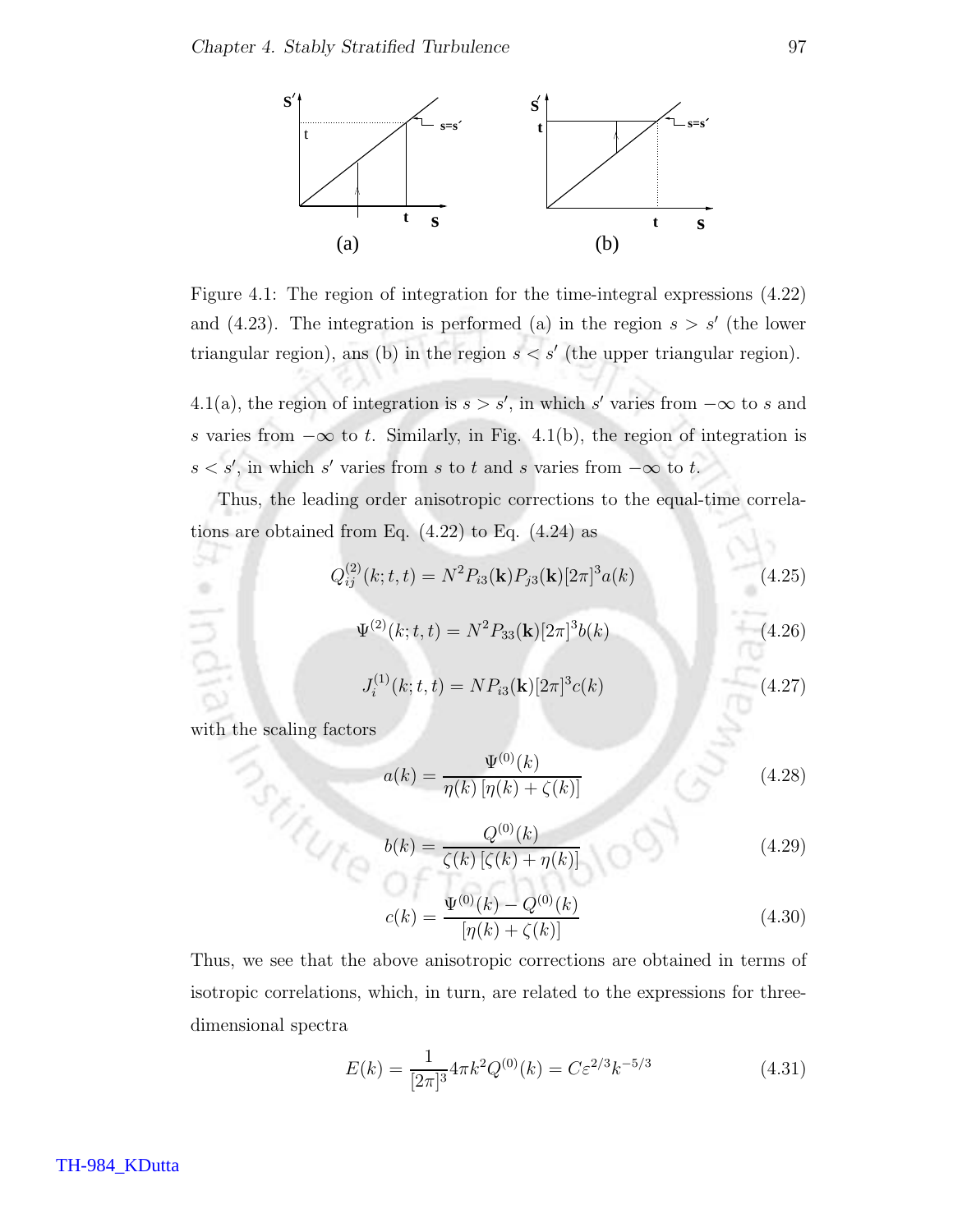Figure 4.1: The region of integration for the time-integral expressions (4.22) and (4.23). The integration is performed (a) in the region $s > s'$ (the lower triangular region), ans (b) in the region $s < s'$ (the upper triangular region).

4.1(a), the region of integration is $s > s'$, in which $s'$ varies from $-\infty$ to $s$ and $s$ varies from $-\infty$ to $t$. Similarly, in Fig. 4.1(b), the region of integration is $s < s'$, in which $s'$ varies from $s$ to $t$ and $s$ varies from $-\infty$ to $t$.

Thus, the leading order anisotropic corrections to the equal-time correlations are obtained from Eq. (4.22) to Eq. (4.24) as

$$Q_{ij}^{(2)}(k;t,t) = N^2 P_{i3}(\mathbf{k}) P_{j3}(\mathbf{k}) [2\pi]^3 a(k) \tag{4.25}$$

$$\Psi^{(2)}(k;t,t) = N^2 P_{33}(\mathbf{k}) [2\pi]^3 b(k) \tag{4.26}$$

$$J_i^{(1)}(k;t,t) = N P_{i3}(\mathbf{k}) [2\pi]^3 c(k) \tag{4.27}$$

with the scaling factors

$$a(k) = \frac{\Psi^{(0)}(k)}{\eta(k)\,[\eta(k) + \zeta(k)]} \tag{4.28}$$

$$b(k) = \frac{Q^{(0)}(k)}{\zeta(k)\,[\zeta(k) + \eta(k)]} \tag{4.29}$$

$$c(k) = \frac{\Psi^{(0)}(k) - Q^{(0)}(k)}{[\eta(k) + \zeta(k)]} \tag{4.30}$$

Thus, we see that the above anisotropic corrections are obtained in terms of isotropic correlations, which, in turn, are related to the expressions for three-dimensional spectra

$$E(k) = \frac{1}{[2\pi]^3} 4\pi k^2 Q^{(0)}(k) = C\varepsilon^{2/3} k^{-5/3} \tag{4.31}$$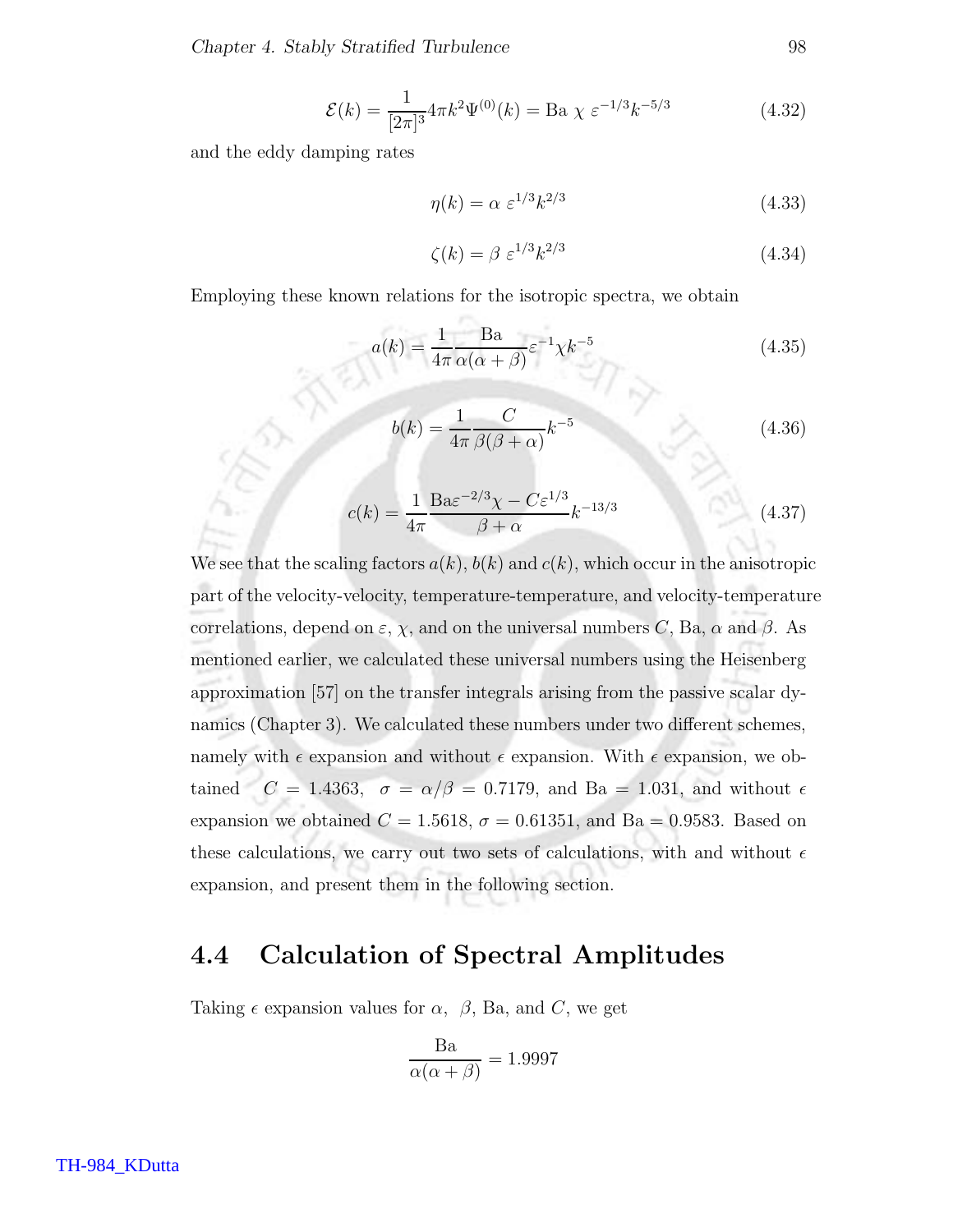$$\mathcal{E}(k) = \frac{1}{[2\pi]^3} 4\pi k^2 \Psi^{(0)}(k) = \text{Ba}\ \chi\ \varepsilon^{-1/3} k^{-5/3} \tag{4.32}$$

and the eddy damping rates

$$\eta(k) = \alpha\ \varepsilon^{1/3} k^{2/3} \tag{4.33}$$

$$\zeta(k) = \beta\ \varepsilon^{1/3} k^{2/3} \tag{4.34}$$

Employing these known relations for the isotropic spectra, we obtain

$$a(k) = \frac{1}{4\pi} \frac{\text{Ba}}{\alpha(\alpha+\beta)} \varepsilon^{-1} \chi k^{-5} \tag{4.35}$$

$$b(k) = \frac{1}{4\pi} \frac{C}{\beta(\beta+\alpha)} k^{-5} \tag{4.36}$$

$$c(k) = \frac{1}{4\pi} \frac{\text{Ba}\varepsilon^{-2/3}\chi - C\varepsilon^{1/3}}{\beta+\alpha} k^{-13/3} \tag{4.37}$$

We see that the scaling factors $a(k)$, $b(k)$ and $c(k)$, which occur in the anisotropic part of the velocity-velocity, temperature-temperature, and velocity-temperature correlations, depend on $\varepsilon$, $\chi$, and on the universal numbers $C$, Ba, $\alpha$ and $\beta$. As mentioned earlier, we calculated these universal numbers using the Heisenberg approximation [57] on the transfer integrals arising from the passive scalar dynamics (Chapter 3). We calculated these numbers under two different schemes, namely with $\epsilon$ expansion and without $\epsilon$ expansion. With $\epsilon$ expansion, we obtained $C = 1.4363$, $\sigma = \alpha/\beta = 0.7179$, and $\text{Ba} = 1.031$, and without $\epsilon$ expansion we obtained $C = 1.5618$, $\sigma = 0.61351$, and $\text{Ba} = 0.9583$. Based on these calculations, we carry out two sets of calculations, with and without $\epsilon$ expansion, and present them in the following section.

## 4.4 Calculation of Spectral Amplitudes

Taking $\epsilon$ expansion values for $\alpha$, $\beta$, Ba, and $C$, we get

$$\frac{\text{Ba}}{\alpha(\alpha+\beta)} = 1.9997$$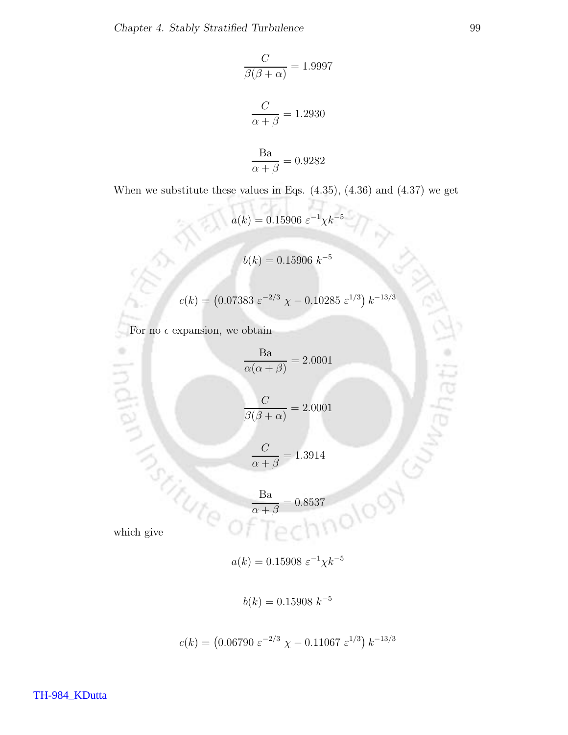$$\frac{C}{\beta(\beta+\alpha)} = 1.9997$$

$$\frac{C}{\alpha+\beta} = 1.2930$$

$$\frac{\text{Ba}}{\alpha+\beta} = 0.9282$$

When we substitute these values in Eqs. (4.35), (4.36) and (4.37) we get

$$a(k) = 0.15906\ \varepsilon^{-1}\chi k^{-5}$$

$$b(k) = 0.15906\ k^{-5}$$

$$c(k) = \left(0.07383\ \varepsilon^{-2/3}\ \chi - 0.10285\ \varepsilon^{1/3}\right) k^{-13/3}$$

For no $\epsilon$ expansion, we obtain

$$\frac{\text{Ba}}{\alpha(\alpha+\beta)} = 2.0001$$

$$\frac{C}{\beta(\beta+\alpha)} = 2.0001$$

$$\frac{C}{\alpha+\beta} = 1.3914$$

$$\frac{\text{Ba}}{\alpha+\beta} = 0.8537$$

which give

$$a(k) = 0.15908\ \varepsilon^{-1}\chi k^{-5}$$

$$b(k) = 0.15908\ k^{-5}$$

$$c(k) = \left(0.06790\ \varepsilon^{-2/3}\ \chi - 0.11067\ \varepsilon^{1/3}\right) k^{-13/3}$$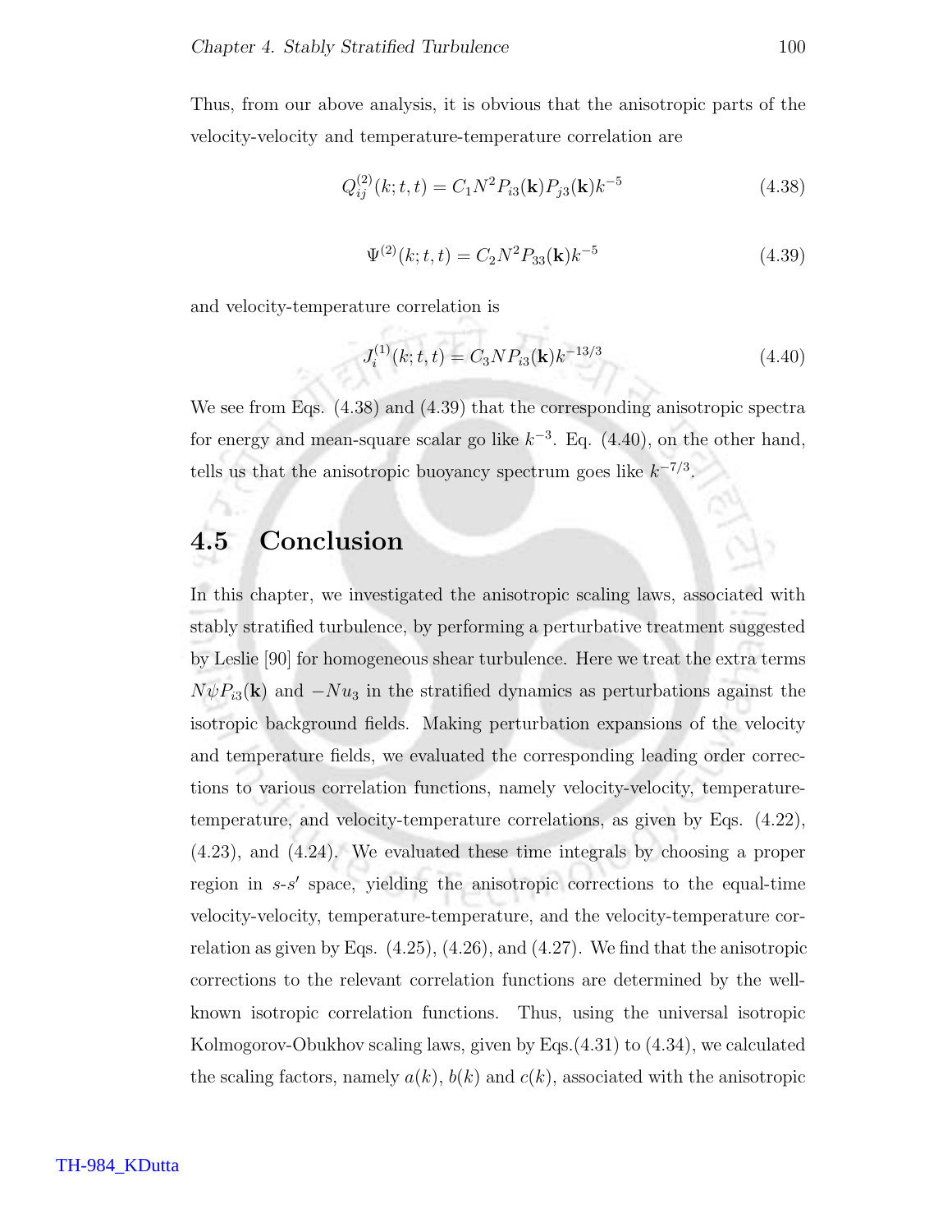Thus, from our above analysis, it is obvious that the anisotropic parts of the velocity-velocity and temperature-temperature correlation are

$$Q_{ij}^{(2)}(k;t,t) = C_1 N^2 P_{i3}(\mathbf{k}) P_{j3}(\mathbf{k}) k^{-5} \tag{4.38}$$

$$\Psi^{(2)}(k;t,t) = C_2 N^2 P_{33}(\mathbf{k}) k^{-5} \tag{4.39}$$

and velocity-temperature correlation is

$$J_i^{(1)}(k;t,t) = C_3 N P_{i3}(\mathbf{k}) k^{-13/3} \tag{4.40}$$

We see from Eqs. (4.38) and (4.39) that the corresponding anisotropic spectra for energy and mean-square scalar go like $k^{-3}$. Eq. (4.40), on the other hand, tells us that the anisotropic buoyancy spectrum goes like $k^{-7/3}$.

## 4.5 Conclusion

In this chapter, we investigated the anisotropic scaling laws, associated with stably stratified turbulence, by performing a perturbative treatment suggested by Leslie [90] for homogeneous shear turbulence. Here we treat the extra terms $N\psi P_{i3}(\mathbf{k})$ and $-Nu_3$ in the stratified dynamics as perturbations against the isotropic background fields. Making perturbation expansions of the velocity and temperature fields, we evaluated the corresponding leading order corrections to various correlation functions, namely velocity-velocity, temperature-temperature, and velocity-temperature correlations, as given by Eqs. (4.22), (4.23), and (4.24). We evaluated these time integrals by choosing a proper region in $s$-$s'$ space, yielding the anisotropic corrections to the equal-time velocity-velocity, temperature-temperature, and the velocity-temperature correlation as given by Eqs. (4.25), (4.26), and (4.27). We find that the anisotropic corrections to the relevant correlation functions are determined by the well-known isotropic correlation functions. Thus, using the universal isotropic Kolmogorov-Obukhov scaling laws, given by Eqs.(4.31) to (4.34), we calculated the scaling factors, namely $a(k)$, $b(k)$ and $c(k)$, associated with the anisotropic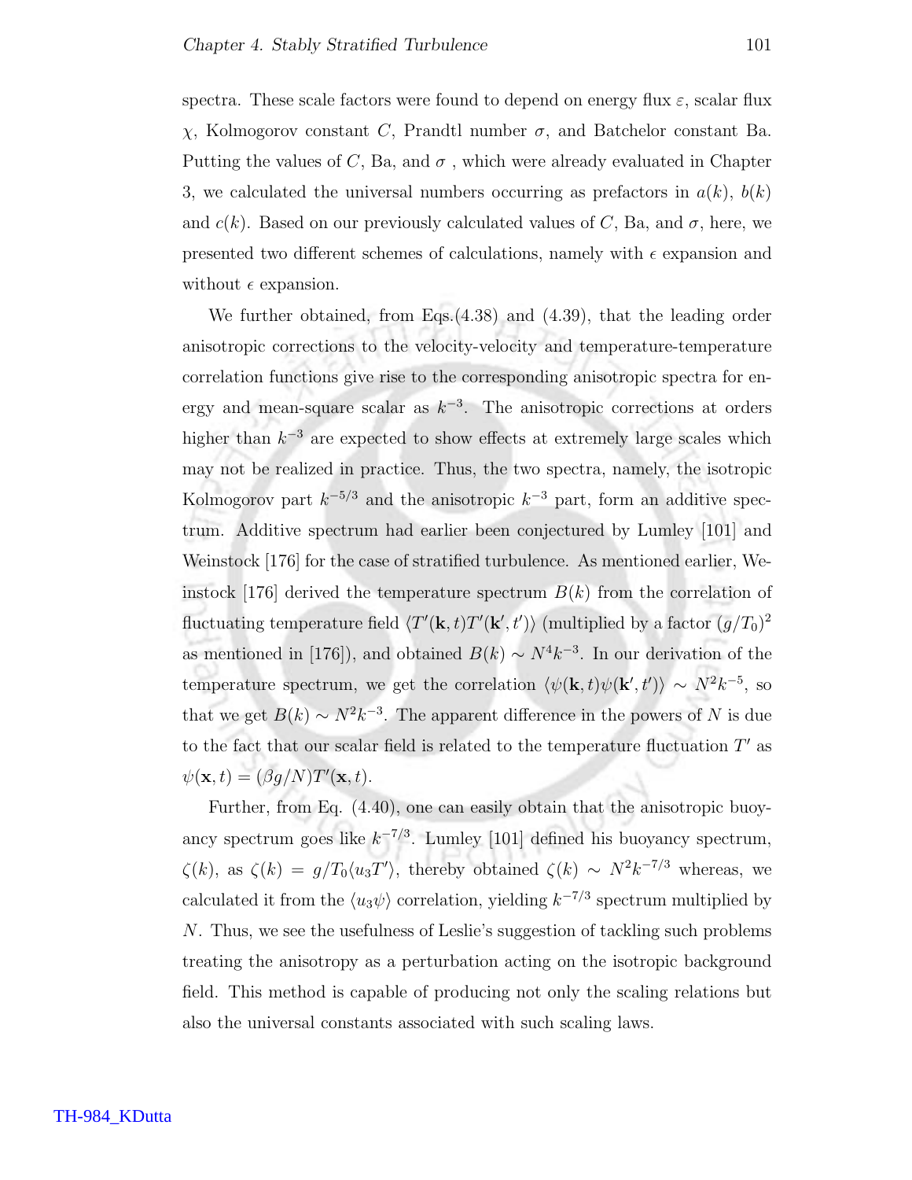spectra. These scale factors were found to depend on energy flux $\varepsilon$, scalar flux $\chi$, Kolmogorov constant $C$, Prandtl number $\sigma$, and Batchelor constant Ba. Putting the values of $C$, Ba, and $\sigma$ , which were already evaluated in Chapter 3, we calculated the universal numbers occurring as prefactors in $a(k)$, $b(k)$ and $c(k)$. Based on our previously calculated values of $C$, Ba, and $\sigma$, here, we presented two different schemes of calculations, namely with $\epsilon$ expansion and without $\epsilon$ expansion.

We further obtained, from Eqs.(4.38) and (4.39), that the leading order anisotropic corrections to the velocity-velocity and temperature-temperature correlation functions give rise to the corresponding anisotropic spectra for energy and mean-square scalar as $k^{-3}$. The anisotropic corrections at orders higher than $k^{-3}$ are expected to show effects at extremely large scales which may not be realized in practice. Thus, the two spectra, namely, the isotropic Kolmogorov part $k^{-5/3}$ and the anisotropic $k^{-3}$ part, form an additive spectrum. Additive spectrum had earlier been conjectured by Lumley [101] and Weinstock [176] for the case of stratified turbulence. As mentioned earlier, Weinstock [176] derived the temperature spectrum $B(k)$ from the correlation of fluctuating temperature field $\langle T'(\mathbf{k},t)T'(\mathbf{k}',t')\rangle$ (multiplied by a factor $(g/T_0)^2$ as mentioned in [176]), and obtained $B(k) \sim N^4 k^{-3}$. In our derivation of the temperature spectrum, we get the correlation $\langle \psi(\mathbf{k},t)\psi(\mathbf{k}',t')\rangle \sim N^2 k^{-5}$, so that we get $B(k) \sim N^2 k^{-3}$. The apparent difference in the powers of $N$ is due to the fact that our scalar field is related to the temperature fluctuation $T'$ as $\psi(\mathbf{x},t) = (\beta g/N)T'(\mathbf{x},t)$.

Further, from Eq. (4.40), one can easily obtain that the anisotropic buoyancy spectrum goes like $k^{-7/3}$. Lumley [101] defined his buoyancy spectrum, $\zeta(k)$, as $\zeta(k) = g/T_0\langle u_3 T'\rangle$, thereby obtained $\zeta(k) \sim N^2 k^{-7/3}$ whereas, we calculated it from the $\langle u_3\psi\rangle$ correlation, yielding $k^{-7/3}$ spectrum multiplied by $N$. Thus, we see the usefulness of Leslie's suggestion of tackling such problems treating the anisotropy as a perturbation acting on the isotropic background field. This method is capable of producing not only the scaling relations but also the universal constants associated with such scaling laws.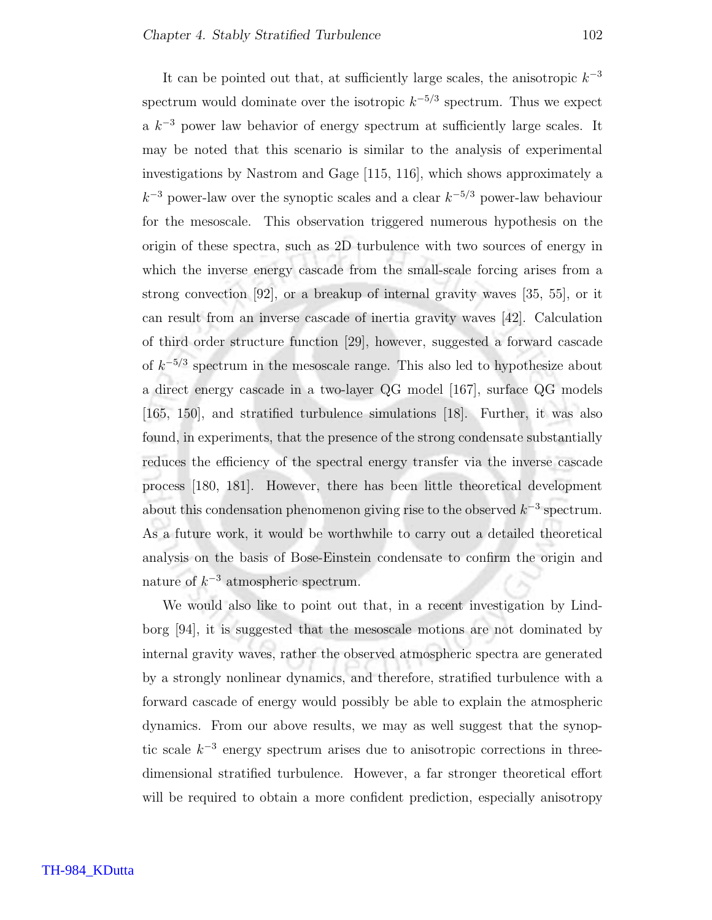It can be pointed out that, at sufficiently large scales, the anisotropic $k^{-3}$ spectrum would dominate over the isotropic $k^{-5/3}$ spectrum. Thus we expect a $k^{-3}$ power law behavior of energy spectrum at sufficiently large scales. It may be noted that this scenario is similar to the analysis of experimental investigations by Nastrom and Gage [115, 116], which shows approximately a $k^{-3}$ power-law over the synoptic scales and a clear $k^{-5/3}$ power-law behaviour for the mesoscale. This observation triggered numerous hypothesis on the origin of these spectra, such as 2D turbulence with two sources of energy in which the inverse energy cascade from the small-scale forcing arises from a strong convection [92], or a breakup of internal gravity waves [35, 55], or it can result from an inverse cascade of inertia gravity waves [42]. Calculation of third order structure function [29], however, suggested a forward cascade of $k^{-5/3}$ spectrum in the mesoscale range. This also led to hypothesize about a direct energy cascade in a two-layer QG model [167], surface QG models [165, 150], and stratified turbulence simulations [18]. Further, it was also found, in experiments, that the presence of the strong condensate substantially reduces the efficiency of the spectral energy transfer via the inverse cascade process [180, 181]. However, there has been little theoretical development about this condensation phenomenon giving rise to the observed $k^{-3}$ spectrum. As a future work, it would be worthwhile to carry out a detailed theoretical analysis on the basis of Bose-Einstein condensate to confirm the origin and nature of $k^{-3}$ atmospheric spectrum.

We would also like to point out that, in a recent investigation by Lindborg [94], it is suggested that the mesoscale motions are not dominated by internal gravity waves, rather the observed atmospheric spectra are generated by a strongly nonlinear dynamics, and therefore, stratified turbulence with a forward cascade of energy would possibly be able to explain the atmospheric dynamics. From our above results, we may as well suggest that the synoptic scale $k^{-3}$ energy spectrum arises due to anisotropic corrections in three-dimensional stratified turbulence. However, a far stronger theoretical effort will be required to obtain a more confident prediction, especially anisotropy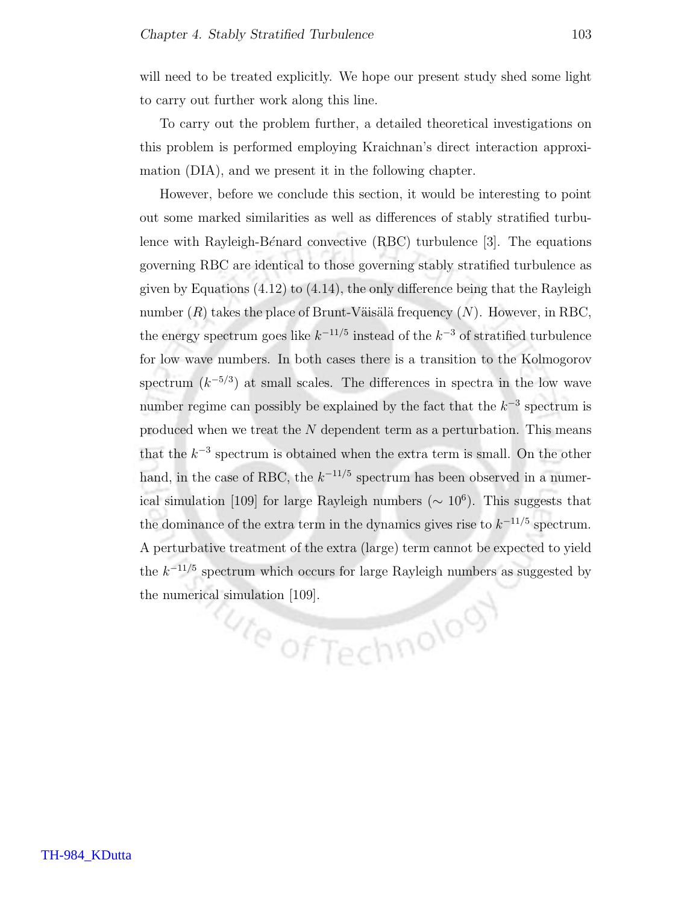will need to be treated explicitly. We hope our present study shed some light to carry out further work along this line.

To carry out the problem further, a detailed theoretical investigations on this problem is performed employing Kraichnan's direct interaction approximation (DIA), and we present it in the following chapter.

However, before we conclude this section, it would be interesting to point out some marked similarities as well as differences of stably stratified turbulence with Rayleigh-Bénard convective (RBC) turbulence [3]. The equations governing RBC are identical to those governing stably stratified turbulence as given by Equations (4.12) to (4.14), the only difference being that the Rayleigh number ($R$) takes the place of Brunt-Väisälä frequency ($N$). However, in RBC, the energy spectrum goes like $k^{-11/5}$ instead of the $k^{-3}$ of stratified turbulence for low wave numbers. In both cases there is a transition to the Kolmogorov spectrum ($k^{-5/3}$) at small scales. The differences in spectra in the low wave number regime can possibly be explained by the fact that the $k^{-3}$ spectrum is produced when we treat the $N$ dependent term as a perturbation. This means that the $k^{-3}$ spectrum is obtained when the extra term is small. On the other hand, in the case of RBC, the $k^{-11/5}$ spectrum has been observed in a numerical simulation [109] for large Rayleigh numbers ($\sim 10^6$). This suggests that the dominance of the extra term in the dynamics gives rise to $k^{-11/5}$ spectrum. A perturbative treatment of the extra (large) term cannot be expected to yield the $k^{-11/5}$ spectrum which occurs for large Rayleigh numbers as suggested by the numerical simulation [109].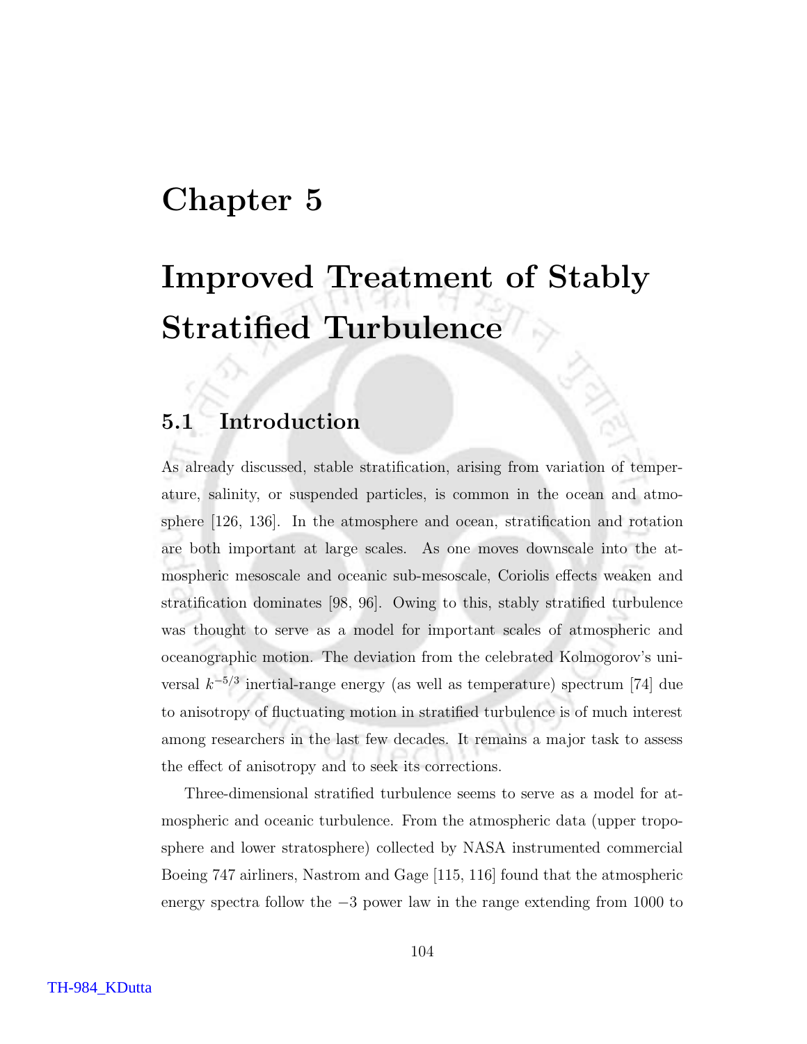# Chapter 5

# Improved Treatment of Stably Stratified Turbulence

## 5.1 Introduction

As already discussed, stable stratification, arising from variation of temperature, salinity, or suspended particles, is common in the ocean and atmosphere [126, 136]. In the atmosphere and ocean, stratification and rotation are both important at large scales. As one moves downscale into the atmospheric mesoscale and oceanic sub-mesoscale, Coriolis effects weaken and stratification dominates [98, 96]. Owing to this, stably stratified turbulence was thought to serve as a model for important scales of atmospheric and oceanographic motion. The deviation from the celebrated Kolmogorov's universal $k^{-5/3}$ inertial-range energy (as well as temperature) spectrum [74] due to anisotropy of fluctuating motion in stratified turbulence is of much interest among researchers in the last few decades. It remains a major task to assess the effect of anisotropy and to seek its corrections.

Three-dimensional stratified turbulence seems to serve as a model for atmospheric and oceanic turbulence. From the atmospheric data (upper troposphere and lower stratosphere) collected by NASA instrumented commercial Boeing 747 airliners, Nastrom and Gage [115, 116] found that the atmospheric energy spectra follow the $-3$ power law in the range extending from 1000 to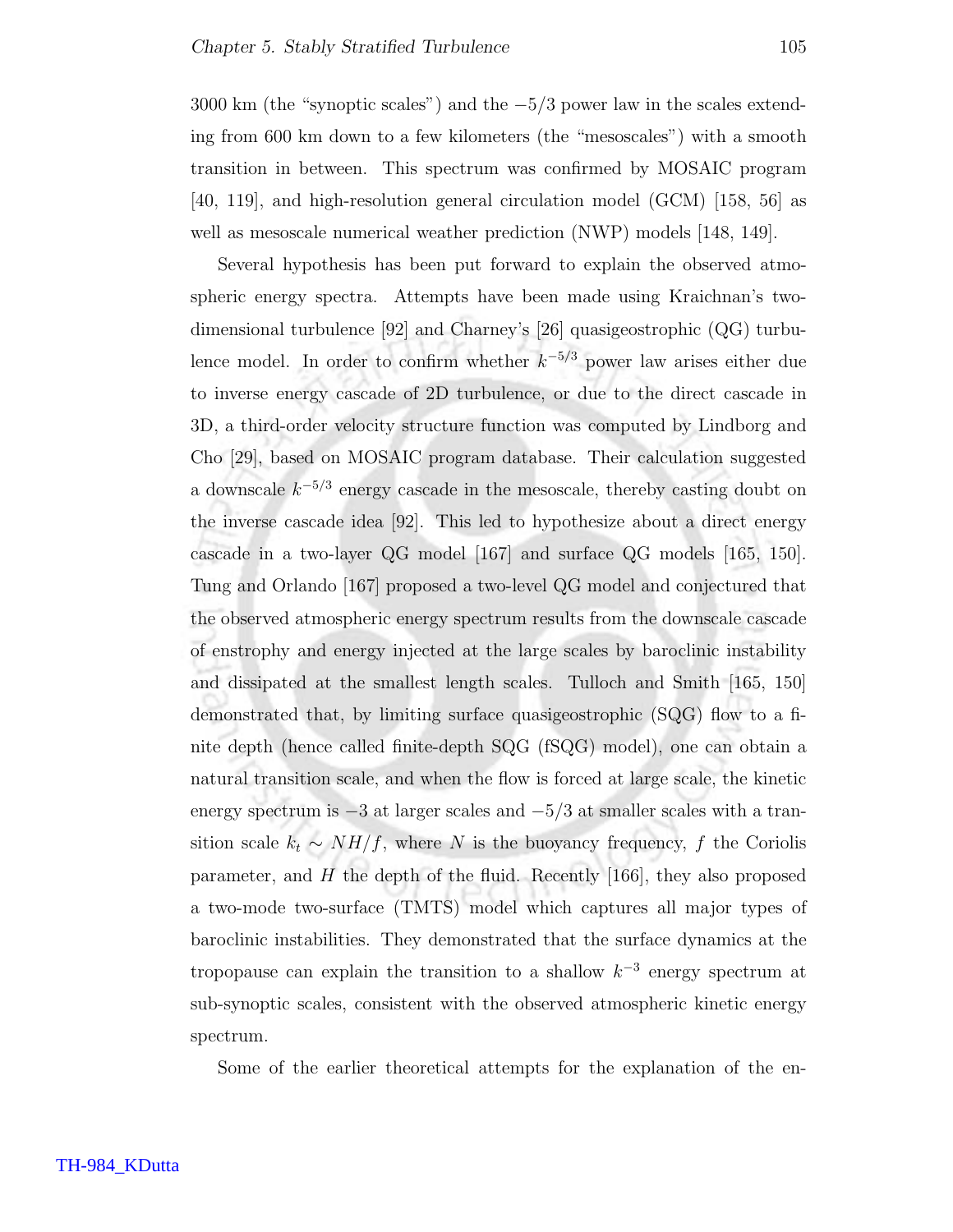3000 km (the "synoptic scales") and the $-5/3$ power law in the scales extending from 600 km down to a few kilometers (the "mesoscales") with a smooth transition in between. This spectrum was confirmed by MOSAIC program [40, 119], and high-resolution general circulation model (GCM) [158, 56] as well as mesoscale numerical weather prediction (NWP) models [148, 149].

Several hypothesis has been put forward to explain the observed atmospheric energy spectra. Attempts have been made using Kraichnan's two-dimensional turbulence [92] and Charney's [26] quasigeostrophic (QG) turbulence model. In order to confirm whether $k^{-5/3}$ power law arises either due to inverse energy cascade of 2D turbulence, or due to the direct cascade in 3D, a third-order velocity structure function was computed by Lindborg and Cho [29], based on MOSAIC program database. Their calculation suggested a downscale $k^{-5/3}$ energy cascade in the mesoscale, thereby casting doubt on the inverse cascade idea [92]. This led to hypothesize about a direct energy cascade in a two-layer QG model [167] and surface QG models [165, 150]. Tung and Orlando [167] proposed a two-level QG model and conjectured that the observed atmospheric energy spectrum results from the downscale cascade of enstrophy and energy injected at the large scales by baroclinic instability and dissipated at the smallest length scales. Tulloch and Smith [165, 150] demonstrated that, by limiting surface quasigeostrophic (SQG) flow to a finite depth (hence called finite-depth SQG (fSQG) model), one can obtain a natural transition scale, and when the flow is forced at large scale, the kinetic energy spectrum is $-3$ at larger scales and $-5/3$ at smaller scales with a transition scale $k_t \sim NH/f$, where $N$ is the buoyancy frequency, $f$ the Coriolis parameter, and $H$ the depth of the fluid. Recently [166], they also proposed a two-mode two-surface (TMTS) model which captures all major types of baroclinic instabilities. They demonstrated that the surface dynamics at the tropopause can explain the transition to a shallow $k^{-3}$ energy spectrum at sub-synoptic scales, consistent with the observed atmospheric kinetic energy spectrum.

Some of the earlier theoretical attempts for the explanation of the en-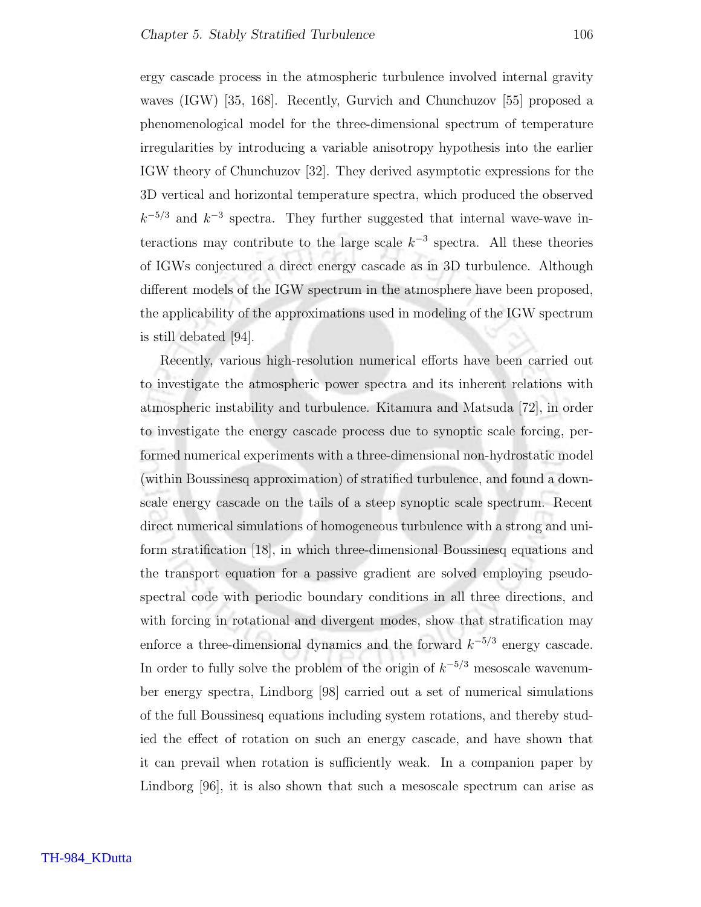ergy cascade process in the atmospheric turbulence involved internal gravity waves (IGW) [35, 168]. Recently, Gurvich and Chunchuzov [55] proposed a phenomenological model for the three-dimensional spectrum of temperature irregularities by introducing a variable anisotropy hypothesis into the earlier IGW theory of Chunchuzov [32]. They derived asymptotic expressions for the 3D vertical and horizontal temperature spectra, which produced the observed $k^{-5/3}$ and $k^{-3}$ spectra. They further suggested that internal wave-wave interactions may contribute to the large scale $k^{-3}$ spectra. All these theories of IGWs conjectured a direct energy cascade as in 3D turbulence. Although different models of the IGW spectrum in the atmosphere have been proposed, the applicability of the approximations used in modeling of the IGW spectrum is still debated [94].

Recently, various high-resolution numerical efforts have been carried out to investigate the atmospheric power spectra and its inherent relations with atmospheric instability and turbulence. Kitamura and Matsuda [72], in order to investigate the energy cascade process due to synoptic scale forcing, performed numerical experiments with a three-dimensional non-hydrostatic model (within Boussinesq approximation) of stratified turbulence, and found a down-scale energy cascade on the tails of a steep synoptic scale spectrum. Recent direct numerical simulations of homogeneous turbulence with a strong and uniform stratification [18], in which three-dimensional Boussinesq equations and the transport equation for a passive gradient are solved employing pseudo-spectral code with periodic boundary conditions in all three directions, and with forcing in rotational and divergent modes, show that stratification may enforce a three-dimensional dynamics and the forward $k^{-5/3}$ energy cascade. In order to fully solve the problem of the origin of $k^{-5/3}$ mesoscale wavenumber energy spectra, Lindborg [98] carried out a set of numerical simulations of the full Boussinesq equations including system rotations, and thereby studied the effect of rotation on such an energy cascade, and have shown that it can prevail when rotation is sufficiently weak. In a companion paper by Lindborg [96], it is also shown that such a mesoscale spectrum can arise as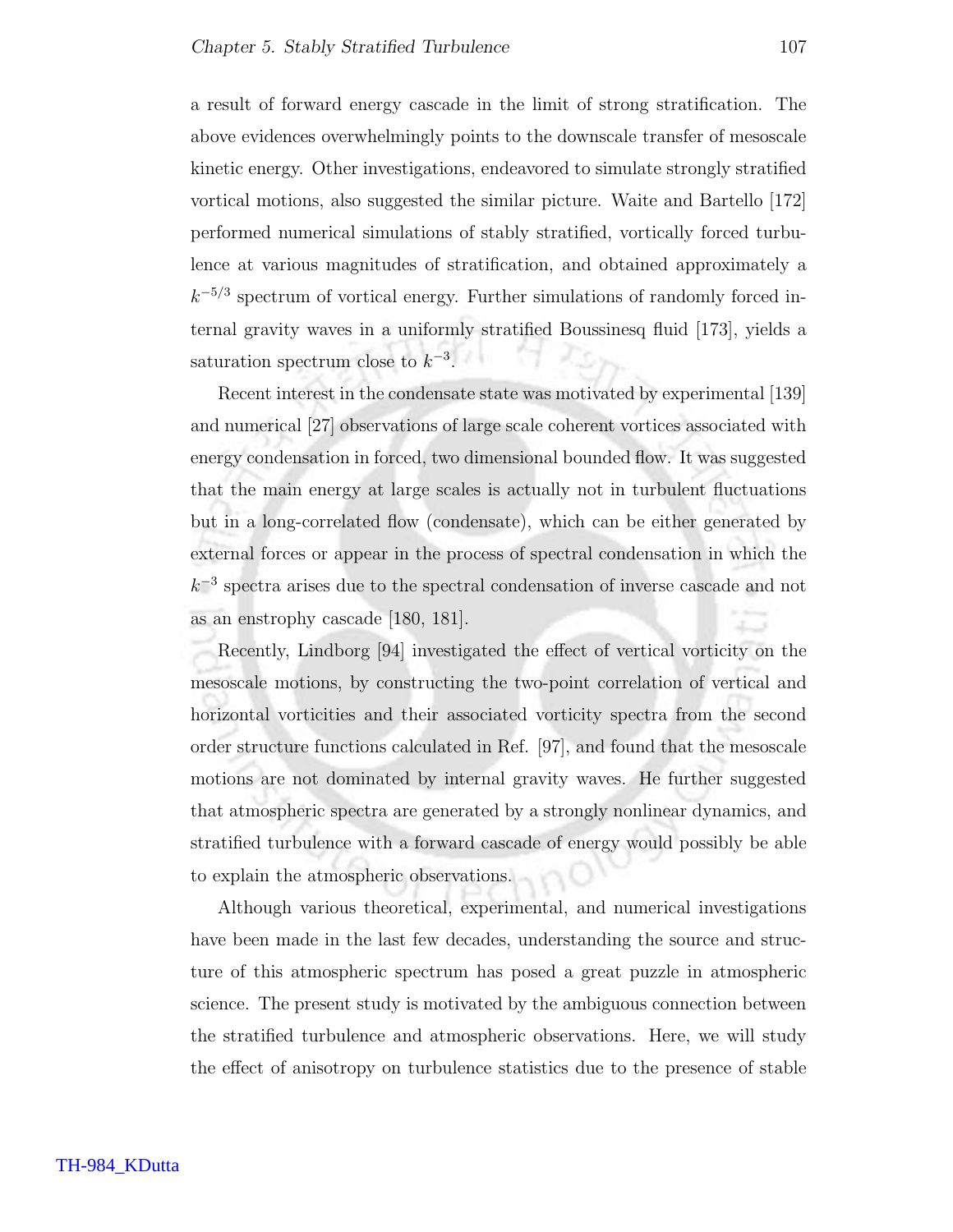a result of forward energy cascade in the limit of strong stratification. The above evidences overwhelmingly points to the downscale transfer of mesoscale kinetic energy. Other investigations, endeavored to simulate strongly stratified vortical motions, also suggested the similar picture. Waite and Bartello [172] performed numerical simulations of stably stratified, vortically forced turbulence at various magnitudes of stratification, and obtained approximately a $k^{-5/3}$ spectrum of vortical energy. Further simulations of randomly forced internal gravity waves in a uniformly stratified Boussinesq fluid [173], yields a saturation spectrum close to $k^{-3}$.

Recent interest in the condensate state was motivated by experimental [139] and numerical [27] observations of large scale coherent vortices associated with energy condensation in forced, two dimensional bounded flow. It was suggested that the main energy at large scales is actually not in turbulent fluctuations but in a long-correlated flow (condensate), which can be either generated by external forces or appear in the process of spectral condensation in which the $k^{-3}$ spectra arises due to the spectral condensation of inverse cascade and not as an enstrophy cascade [180, 181].

Recently, Lindborg [94] investigated the effect of vertical vorticity on the mesoscale motions, by constructing the two-point correlation of vertical and horizontal vorticities and their associated vorticity spectra from the second order structure functions calculated in Ref. [97], and found that the mesoscale motions are not dominated by internal gravity waves. He further suggested that atmospheric spectra are generated by a strongly nonlinear dynamics, and stratified turbulence with a forward cascade of energy would possibly be able to explain the atmospheric observations.

Although various theoretical, experimental, and numerical investigations have been made in the last few decades, understanding the source and structure of this atmospheric spectrum has posed a great puzzle in atmospheric science. The present study is motivated by the ambiguous connection between the stratified turbulence and atmospheric observations. Here, we will study the effect of anisotropy on turbulence statistics due to the presence of stable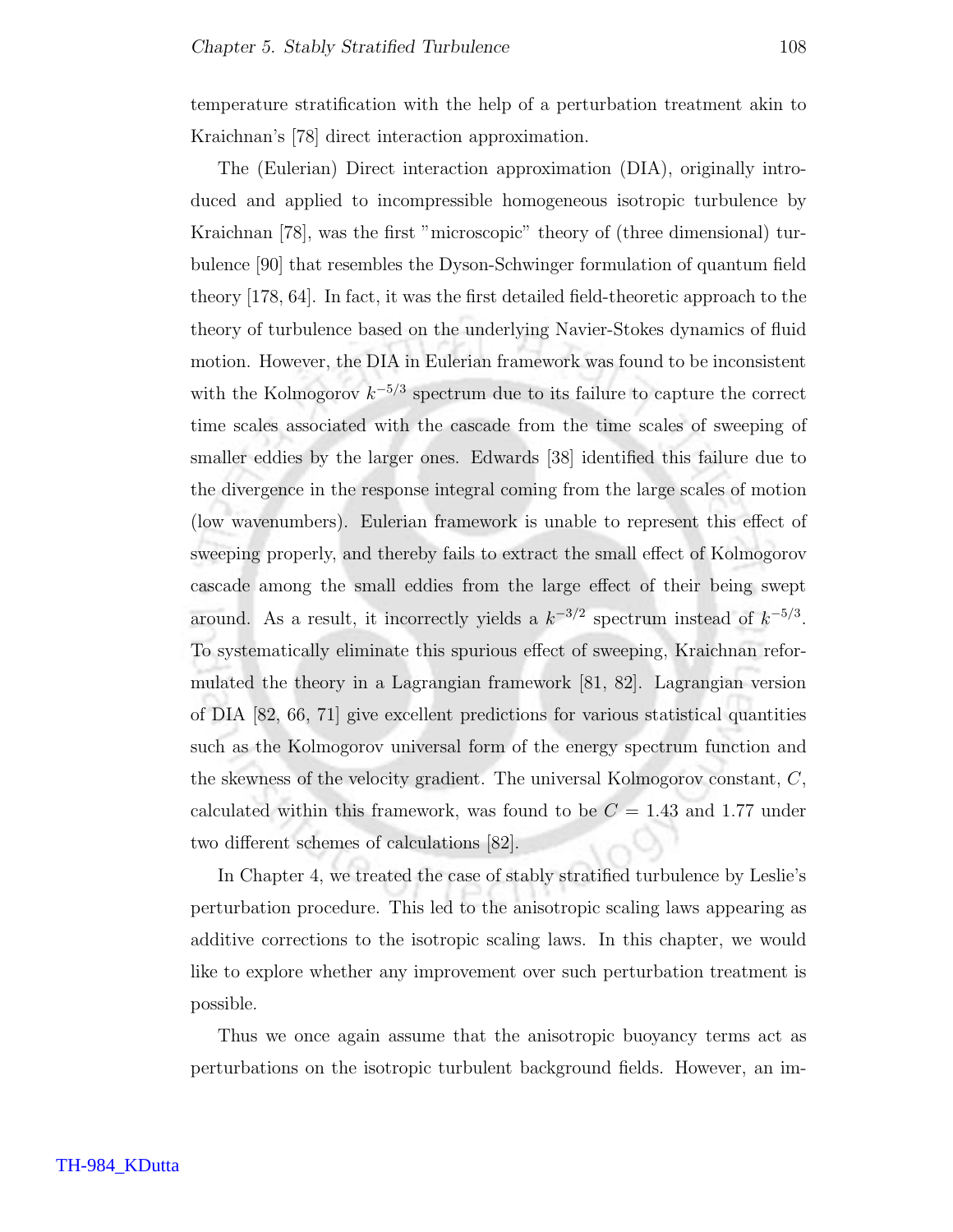temperature stratification with the help of a perturbation treatment akin to Kraichnan's [78] direct interaction approximation.

The (Eulerian) Direct interaction approximation (DIA), originally introduced and applied to incompressible homogeneous isotropic turbulence by Kraichnan [78], was the first "microscopic" theory of (three dimensional) turbulence [90] that resembles the Dyson-Schwinger formulation of quantum field theory [178, 64]. In fact, it was the first detailed field-theoretic approach to the theory of turbulence based on the underlying Navier-Stokes dynamics of fluid motion. However, the DIA in Eulerian framework was found to be inconsistent with the Kolmogorov $k^{-5/3}$ spectrum due to its failure to capture the correct time scales associated with the cascade from the time scales of sweeping of smaller eddies by the larger ones. Edwards [38] identified this failure due to the divergence in the response integral coming from the large scales of motion (low wavenumbers). Eulerian framework is unable to represent this effect of sweeping properly, and thereby fails to extract the small effect of Kolmogorov cascade among the small eddies from the large effect of their being swept around. As a result, it incorrectly yields a $k^{-3/2}$ spectrum instead of $k^{-5/3}$. To systematically eliminate this spurious effect of sweeping, Kraichnan reformulated the theory in a Lagrangian framework [81, 82]. Lagrangian version of DIA [82, 66, 71] give excellent predictions for various statistical quantities such as the Kolmogorov universal form of the energy spectrum function and the skewness of the velocity gradient. The universal Kolmogorov constant, $C$, calculated within this framework, was found to be $C = 1.43$ and $1.77$ under two different schemes of calculations [82].

In Chapter 4, we treated the case of stably stratified turbulence by Leslie's perturbation procedure. This led to the anisotropic scaling laws appearing as additive corrections to the isotropic scaling laws. In this chapter, we would like to explore whether any improvement over such perturbation treatment is possible.

Thus we once again assume that the anisotropic buoyancy terms act as perturbations on the isotropic turbulent background fields. However, an im-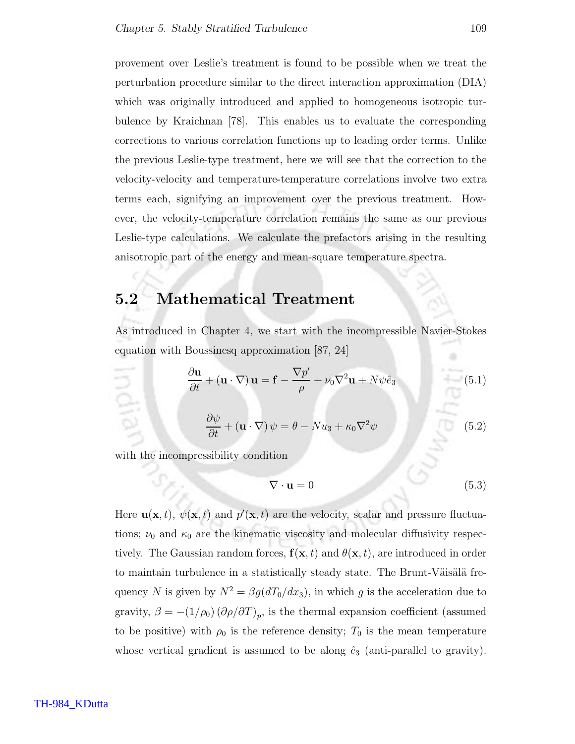provement over Leslie's treatment is found to be possible when we treat the perturbation procedure similar to the direct interaction approximation (DIA) which was originally introduced and applied to homogeneous isotropic turbulence by Kraichnan [78]. This enables us to evaluate the corresponding corrections to various correlation functions up to leading order terms. Unlike the previous Leslie-type treatment, here we will see that the correction to the velocity-velocity and temperature-temperature correlations involve two extra terms each, signifying an improvement over the previous treatment. However, the velocity-temperature correlation remains the same as our previous Leslie-type calculations. We calculate the prefactors arising in the resulting anisotropic part of the energy and mean-square temperature spectra.

## 5.2 Mathematical Treatment

As introduced in Chapter 4, we start with the incompressible Navier-Stokes equation with Boussinesq approximation [87, 24]

$$\frac{\partial \mathbf{u}}{\partial t} + (\mathbf{u} \cdot \nabla)\,\mathbf{u} = \mathbf{f} - \frac{\nabla p'}{\rho} + \nu_0 \nabla^2 \mathbf{u} + N\psi \hat{e}_3 \tag{5.1}$$

$$\frac{\partial \psi}{\partial t} + (\mathbf{u} \cdot \nabla)\,\psi = \theta - N u_3 + \kappa_0 \nabla^2 \psi \tag{5.2}$$

with the incompressibility condition

$$\nabla \cdot \mathbf{u} = 0 \tag{5.3}$$

Here $\mathbf{u}(\mathbf{x}, t)$, $\psi(\mathbf{x}, t)$ and $p'(\mathbf{x}, t)$ are the velocity, scalar and pressure fluctuations; $\nu_0$ and $\kappa_0$ are the kinematic viscosity and molecular diffusivity respectively. The Gaussian random forces, $\mathbf{f}(\mathbf{x}, t)$ and $\theta(\mathbf{x}, t)$, are introduced in order to maintain turbulence in a statistically steady state. The Brunt-Väisälä frequency $N$ is given by $N^2 = \beta g (dT_0/dx_3)$, in which $g$ is the acceleration due to gravity, $\beta = -(1/\rho_0)\left(\partial \rho / \partial T\right)_p$, is the thermal expansion coefficient (assumed to be positive) with $\rho_0$ is the reference density; $T_0$ is the mean temperature whose vertical gradient is assumed to be along $\hat{e}_3$ (anti-parallel to gravity).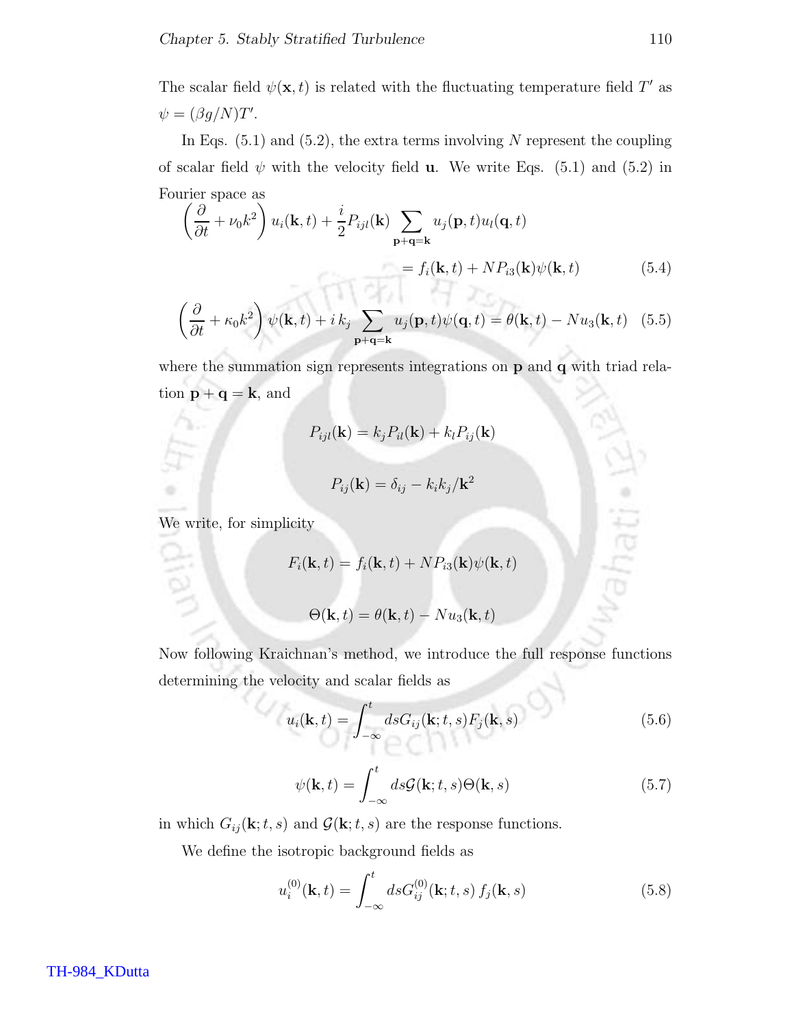The scalar field $\psi(\mathbf{x},t)$ is related with the fluctuating temperature field $T'$ as $\psi = (\beta g/N)T'$.

In Eqs. (5.1) and (5.2), the extra terms involving $N$ represent the coupling of scalar field $\psi$ with the velocity field $\mathbf{u}$. We write Eqs. (5.1) and (5.2) in Fourier space as

$$\left(\frac{\partial}{\partial t} + \nu_0 k^2\right) u_i(\mathbf{k},t) + \frac{i}{2} P_{ijl}(\mathbf{k}) \sum_{\mathbf{p}+\mathbf{q}=\mathbf{k}} u_j(\mathbf{p},t) u_l(\mathbf{q},t) = f_i(\mathbf{k},t) + N P_{i3}(\mathbf{k}) \psi(\mathbf{k},t) \tag{5.4}$$

$$\left(\frac{\partial}{\partial t} + \kappa_0 k^2\right) \psi(\mathbf{k},t) + i\, k_j \sum_{\mathbf{p}+\mathbf{q}=\mathbf{k}} u_j(\mathbf{p},t) \psi(\mathbf{q},t) = \theta(\mathbf{k},t) - N u_3(\mathbf{k},t) \tag{5.5}$$

where the summation sign represents integrations on $\mathbf{p}$ and $\mathbf{q}$ with triad relation $\mathbf{p}+\mathbf{q}=\mathbf{k}$, and

$$P_{ijl}(\mathbf{k}) = k_j P_{il}(\mathbf{k}) + k_l P_{ij}(\mathbf{k})$$

$$P_{ij}(\mathbf{k}) = \delta_{ij} - k_i k_j/\mathbf{k}^2$$

We write, for simplicity

$$F_i(\mathbf{k},t) = f_i(\mathbf{k},t) + N P_{i3}(\mathbf{k}) \psi(\mathbf{k},t)$$

$$\Theta(\mathbf{k},t) = \theta(\mathbf{k},t) - N u_3(\mathbf{k},t)$$

Now following Kraichnan's method, we introduce the full response functions determining the velocity and scalar fields as

$$u_i(\mathbf{k},t) = \int_{-\infty}^{t} ds G_{ij}(\mathbf{k};t,s) F_j(\mathbf{k},s) \tag{5.6}$$

$$\psi(\mathbf{k},t) = \int_{-\infty}^{t} ds \mathcal{G}(\mathbf{k};t,s) \Theta(\mathbf{k},s) \tag{5.7}$$

in which $G_{ij}(\mathbf{k};t,s)$ and $\mathcal{G}(\mathbf{k};t,s)$ are the response functions.

We define the isotropic background fields as

$$u_i^{(0)}(\mathbf{k},t) = \int_{-\infty}^{t} ds G_{ij}^{(0)}(\mathbf{k};t,s)\, f_j(\mathbf{k},s) \tag{5.8}$$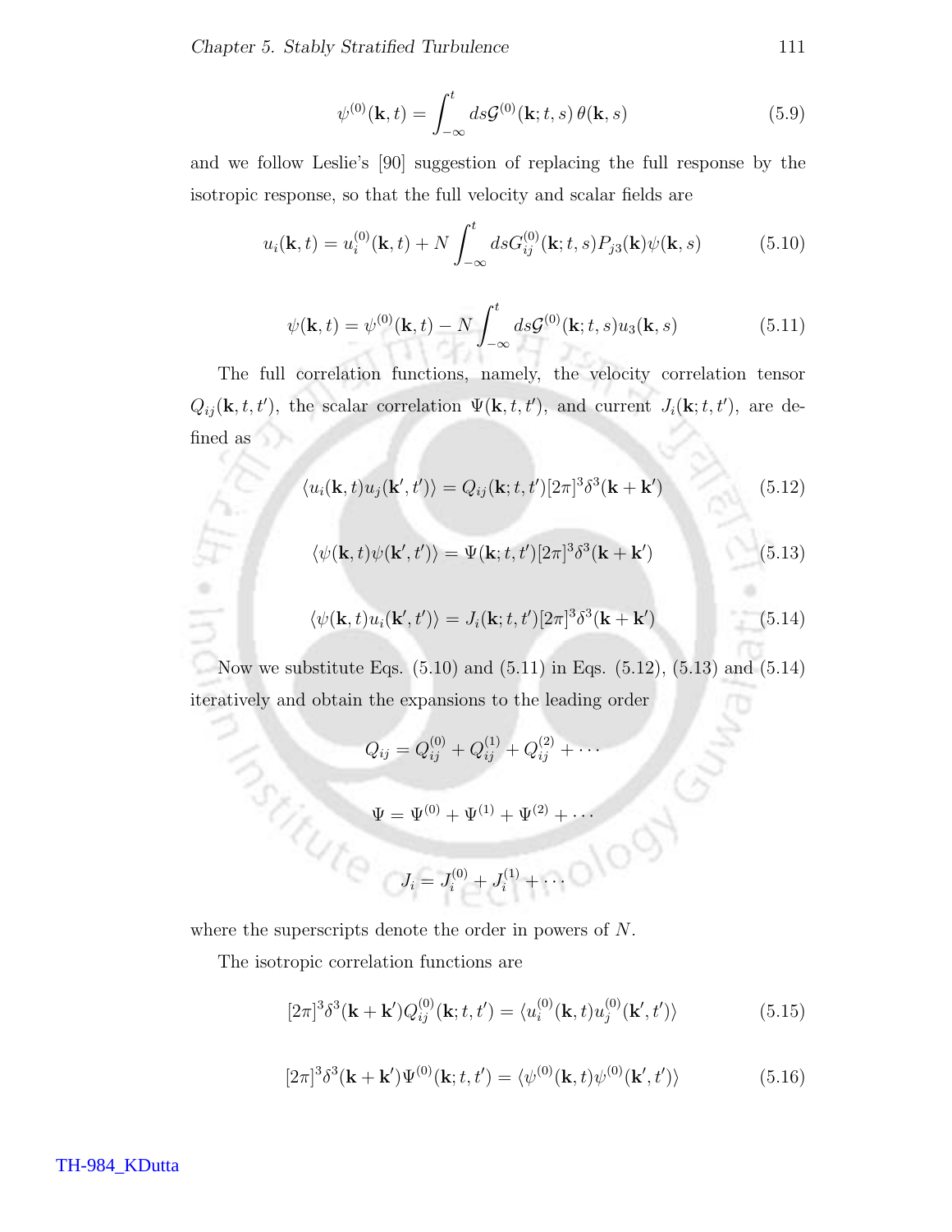$$\psi^{(0)}(\mathbf{k},t) = \int_{-\infty}^{t} ds \mathcal{G}^{(0)}(\mathbf{k};t,s)\,\theta(\mathbf{k},s) \tag{5.9}$$

and we follow Leslie's [90] suggestion of replacing the full response by the isotropic response, so that the full velocity and scalar fields are

$$u_i(\mathbf{k},t) = u_i^{(0)}(\mathbf{k},t) + N\int_{-\infty}^{t} ds G_{ij}^{(0)}(\mathbf{k};t,s)P_{j3}(\mathbf{k})\psi(\mathbf{k},s) \tag{5.10}$$

$$\psi(\mathbf{k},t) = \psi^{(0)}(\mathbf{k},t) - N\int_{-\infty}^{t} ds \mathcal{G}^{(0)}(\mathbf{k};t,s)u_3(\mathbf{k},s) \tag{5.11}$$

The full correlation functions, namely, the velocity correlation tensor $Q_{ij}(\mathbf{k},t,t')$, the scalar correlation $\Psi(\mathbf{k},t,t')$, and current $J_i(\mathbf{k};t,t')$, are defined as

$$\langle u_i(\mathbf{k},t)u_j(\mathbf{k}',t')\rangle = Q_{ij}(\mathbf{k};t,t')[2\pi]^3\delta^3(\mathbf{k}+\mathbf{k}') \tag{5.12}$$

$$\langle \psi(\mathbf{k},t)\psi(\mathbf{k}',t')\rangle = \Psi(\mathbf{k};t,t')[2\pi]^3\delta^3(\mathbf{k}+\mathbf{k}') \tag{5.13}$$

$$\langle \psi(\mathbf{k},t)u_i(\mathbf{k}',t')\rangle = J_i(\mathbf{k};t,t')[2\pi]^3\delta^3(\mathbf{k}+\mathbf{k}') \tag{5.14}$$

Now we substitute Eqs. (5.10) and (5.11) in Eqs. (5.12), (5.13) and (5.14) iteratively and obtain the expansions to the leading order

$$Q_{ij} = Q_{ij}^{(0)} + Q_{ij}^{(1)} + Q_{ij}^{(2)} + \cdots$$

$$\Psi = \Psi^{(0)} + \Psi^{(1)} + \Psi^{(2)} + \cdots$$

$$J_i = J_i^{(0)} + J_i^{(1)} + \cdots$$

where the superscripts denote the order in powers of $N$.

The isotropic correlation functions are

$$[2\pi]^3\delta^3(\mathbf{k}+\mathbf{k}')Q_{ij}^{(0)}(\mathbf{k};t,t') = \langle u_i^{(0)}(\mathbf{k},t)u_j^{(0)}(\mathbf{k}',t')\rangle \tag{5.15}$$

$$[2\pi]^3\delta^3(\mathbf{k}+\mathbf{k}')\Psi^{(0)}(\mathbf{k};t,t') = \langle \psi^{(0)}(\mathbf{k},t)\psi^{(0)}(\mathbf{k}',t')\rangle \tag{5.16}$$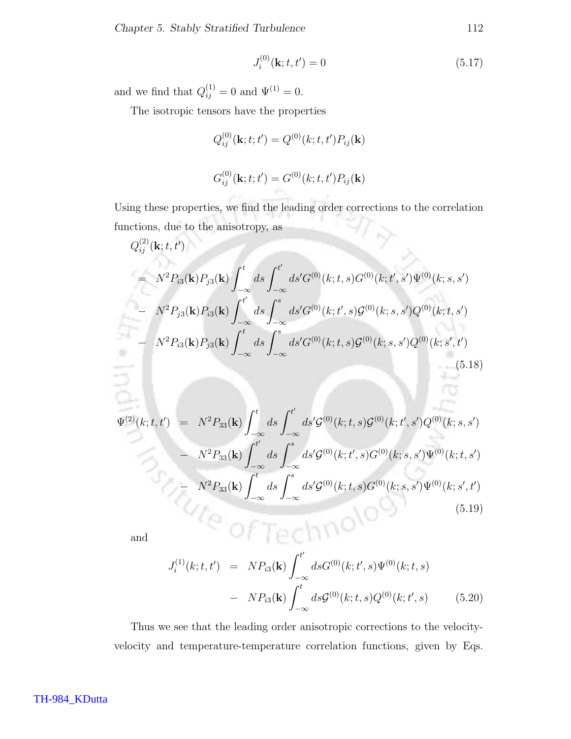$$J_i^{(0)}(\mathbf{k};t,t') = 0 \tag{5.17}$$

and we find that $Q_{ij}^{(1)} = 0$ and $\Psi^{(1)} = 0$.

The isotropic tensors have the properties

$$Q_{ij}^{(0)}(\mathbf{k};t;t') = Q^{(0)}(k;t,t')P_{ij}(\mathbf{k})$$

$$G_{ij}^{(0)}(\mathbf{k};t;t') = G^{(0)}(k;t,t')P_{ij}(\mathbf{k})$$

Using these properties, we find the leading order corrections to the correlation functions, due to the anisotropy, as

$$\begin{aligned}
&Q_{ij}^{(2)}(\mathbf{k};t,t') \\
&= N^2 P_{i3}(\mathbf{k})P_{j3}(\mathbf{k})\int_{-\infty}^{t} ds \int_{-\infty}^{t'} ds' G^{(0)}(k;t,s)G^{(0)}(k;t',s')\Psi^{(0)}(k;s,s') \\
&- N^2 P_{j3}(\mathbf{k})P_{i3}(\mathbf{k})\int_{-\infty}^{t'} ds \int_{-\infty}^{s} ds' G^{(0)}(k;t',s)\mathcal{G}^{(0)}(k;s,s')Q^{(0)}(k;t,s') \\
&- N^2 P_{i3}(\mathbf{k})P_{j3}(\mathbf{k})\int_{-\infty}^{t} ds \int_{-\infty}^{s} ds' G^{(0)}(k;t,s)\mathcal{G}^{(0)}(k;s,s')Q^{(0)}(k;s',t')
\end{aligned} \tag{5.18}$$

$$\begin{aligned}
\Psi^{(2)}(k;t,t') &= N^2 P_{33}(\mathbf{k})\int_{-\infty}^{t} ds \int_{-\infty}^{t'} ds' \mathcal{G}^{(0)}(k;t,s)\mathcal{G}^{(0)}(k;t',s')Q^{(0)}(k;s,s') \\
&- N^2 P_{33}(\mathbf{k})\int_{-\infty}^{t'} ds \int_{-\infty}^{s} ds' \mathcal{G}^{(0)}(k;t',s)G^{(0)}(k;s,s')\Psi^{(0)}(k;t,s') \\
&- N^2 P_{33}(\mathbf{k})\int_{-\infty}^{t} ds \int_{-\infty}^{s} ds' \mathcal{G}^{(0)}(k;t,s)G^{(0)}(k;s,s')\Psi^{(0)}(k;s',t')
\end{aligned} \tag{5.19}$$

and

$$\begin{aligned}
J_i^{(1)}(k;t,t') &= N P_{i3}(\mathbf{k})\int_{-\infty}^{t'} ds G^{(0)}(k;t',s)\Psi^{(0)}(k;t,s) \\
&- N P_{i3}(\mathbf{k})\int_{-\infty}^{t} ds \mathcal{G}^{(0)}(k;t,s)Q^{(0)}(k;t',s)
\end{aligned} \tag{5.20}$$

Thus we see that the leading order anisotropic corrections to the velocity-velocity and temperature-temperature correlation functions, given by Eqs.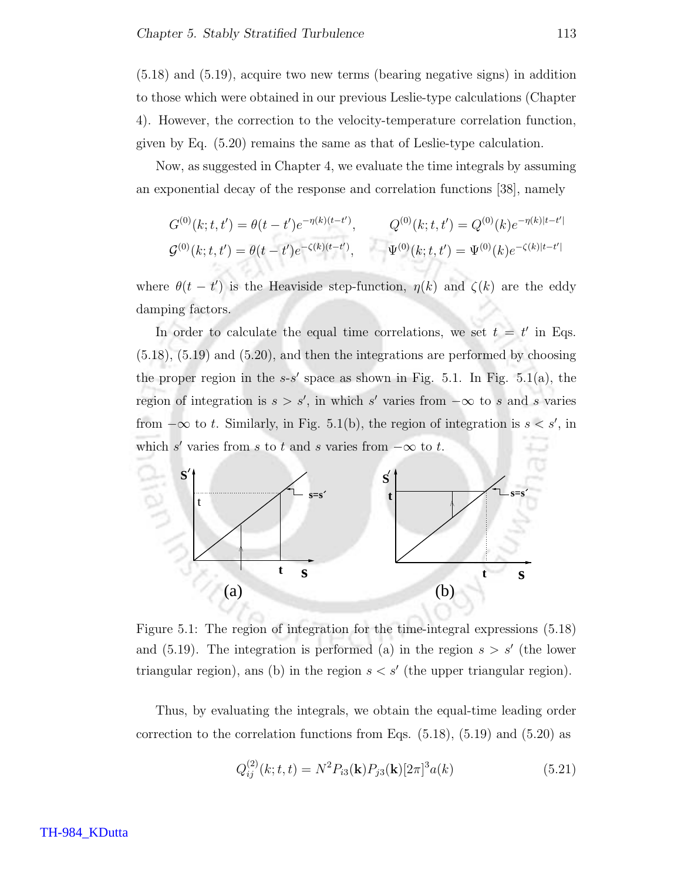(5.18) and (5.19), acquire two new terms (bearing negative signs) in addition to those which were obtained in our previous Leslie-type calculations (Chapter 4). However, the correction to the velocity-temperature correlation function, given by Eq. (5.20) remains the same as that of Leslie-type calculation.

Now, as suggested in Chapter 4, we evaluate the time integrals by assuming an exponential decay of the response and correlation functions [38], namely

$$G^{(0)}(k;t,t') = \theta(t-t')e^{-\eta(k)(t-t')}, \qquad Q^{(0)}(k;t,t') = Q^{(0)}(k)e^{-\eta(k)|t-t'|}$$
$$\mathcal{G}^{(0)}(k;t,t') = \theta(t-t')e^{-\zeta(k)(t-t')}, \qquad \Psi^{(0)}(k;t,t') = \Psi^{(0)}(k)e^{-\zeta(k)|t-t'|}$$

where $\theta(t-t')$ is the Heaviside step-function, $\eta(k)$ and $\zeta(k)$ are the eddy damping factors.

In order to calculate the equal time correlations, we set $t = t'$ in Eqs. (5.18), (5.19) and (5.20), and then the integrations are performed by choosing the proper region in the $s$-$s'$ space as shown in Fig. 5.1. In Fig. 5.1(a), the region of integration is $s > s'$, in which $s'$ varies from $-\infty$ to $s$ and $s$ varies from $-\infty$ to $t$. Similarly, in Fig. 5.1(b), the region of integration is $s < s'$, in which $s'$ varies from $s$ to $t$ and $s$ varies from $-\infty$ to $t$.

Figure 5.1: The region of integration for the time-integral expressions (5.18) and (5.19). The integration is performed (a) in the region $s > s'$ (the lower triangular region), ans (b) in the region $s < s'$ (the upper triangular region).

Thus, by evaluating the integrals, we obtain the equal-time leading order correction to the correlation functions from Eqs. (5.18), (5.19) and (5.20) as

$$Q^{(2)}_{ij}(k;t,t) = N^2 P_{i3}(\mathbf{k})P_{j3}(\mathbf{k})[2\pi]^3 a(k) \tag{5.21}$$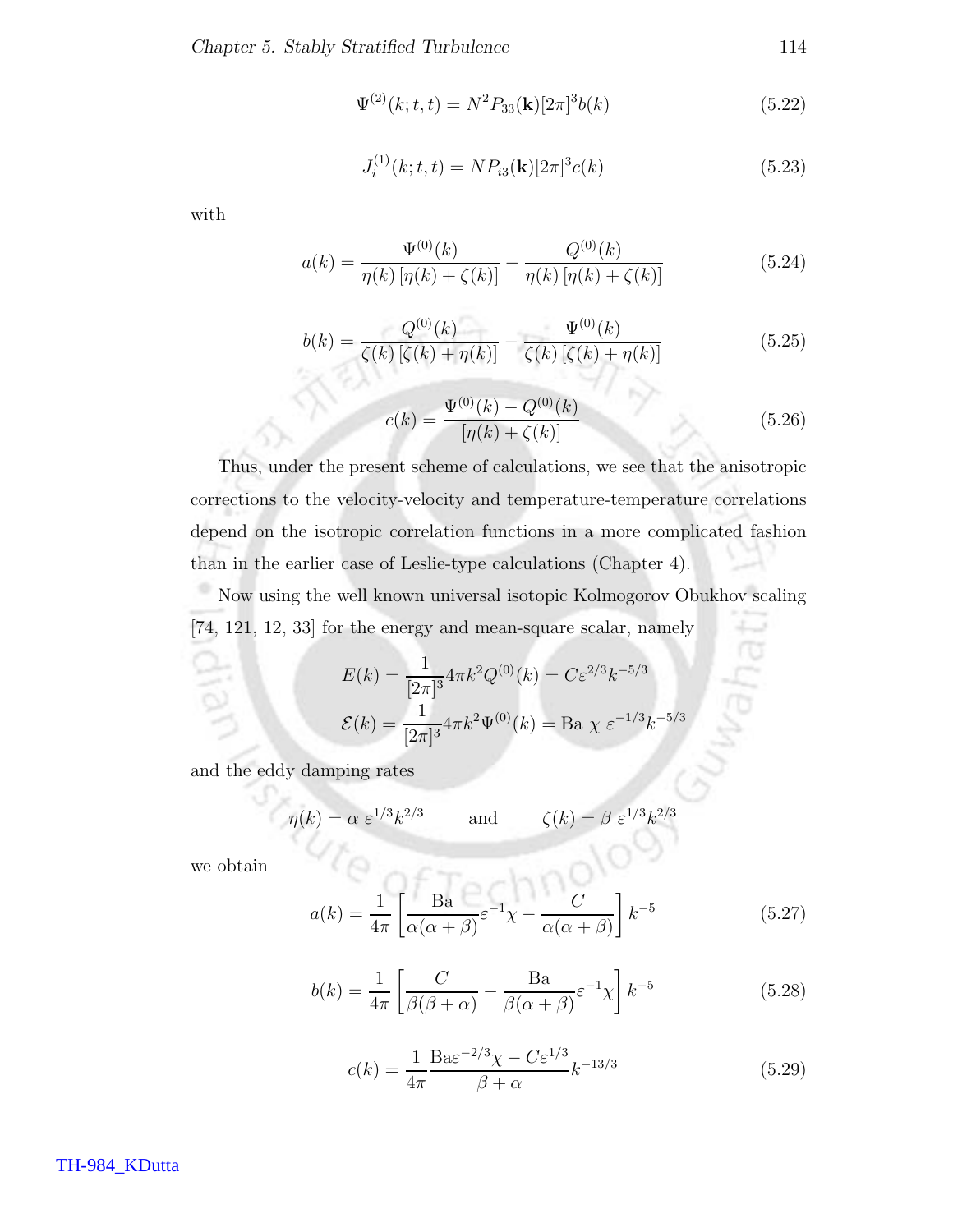$$\Psi^{(2)}(k;t,t) = N^2 P_{33}(\mathbf{k})[2\pi]^3 b(k) \tag{5.22}$$

$$J_i^{(1)}(k;t,t) = N P_{i3}(\mathbf{k})[2\pi]^3 c(k) \tag{5.23}$$

with

$$a(k) = \frac{\Psi^{(0)}(k)}{\eta(k)\,[\eta(k)+\zeta(k)]} - \frac{Q^{(0)}(k)}{\eta(k)\,[\eta(k)+\zeta(k)]} \tag{5.24}$$

$$b(k) = \frac{Q^{(0)}(k)}{\zeta(k)\,[\zeta(k)+\eta(k)]} - \frac{\Psi^{(0)}(k)}{\zeta(k)\,[\zeta(k)+\eta(k)]} \tag{5.25}$$

$$c(k) = \frac{\Psi^{(0)}(k) - Q^{(0)}(k)}{[\eta(k)+\zeta(k)]} \tag{5.26}$$

Thus, under the present scheme of calculations, we see that the anisotropic corrections to the velocity-velocity and temperature-temperature correlations depend on the isotropic correlation functions in a more complicated fashion than in the earlier case of Leslie-type calculations (Chapter 4).

Now using the well known universal isotopic Kolmogorov Obukhov scaling [74, 121, 12, 33] for the energy and mean-square scalar, namely

$$E(k) = \frac{1}{[2\pi]^3} 4\pi k^2 Q^{(0)}(k) = C\varepsilon^{2/3} k^{-5/3}$$
$$\mathcal{E}(k) = \frac{1}{[2\pi]^3} 4\pi k^2 \Psi^{(0)}(k) = \mathrm{Ba}\ \chi\ \varepsilon^{-1/3} k^{-5/3}$$

and the eddy damping rates

$$\eta(k) = \alpha\ \varepsilon^{1/3} k^{2/3} \qquad \text{and} \qquad \zeta(k) = \beta\ \varepsilon^{1/3} k^{2/3}$$

we obtain

$$a(k) = \frac{1}{4\pi}\left[\frac{\mathrm{Ba}}{\alpha(\alpha+\beta)}\varepsilon^{-1}\chi - \frac{C}{\alpha(\alpha+\beta)}\right] k^{-5} \tag{5.27}$$

$$b(k) = \frac{1}{4\pi}\left[\frac{C}{\beta(\beta+\alpha)} - \frac{\mathrm{Ba}}{\beta(\alpha+\beta)}\varepsilon^{-1}\chi\right] k^{-5} \tag{5.28}$$

$$c(k) = \frac{1}{4\pi}\frac{\mathrm{Ba}\varepsilon^{-2/3}\chi - C\varepsilon^{1/3}}{\beta+\alpha} k^{-13/3} \tag{5.29}$$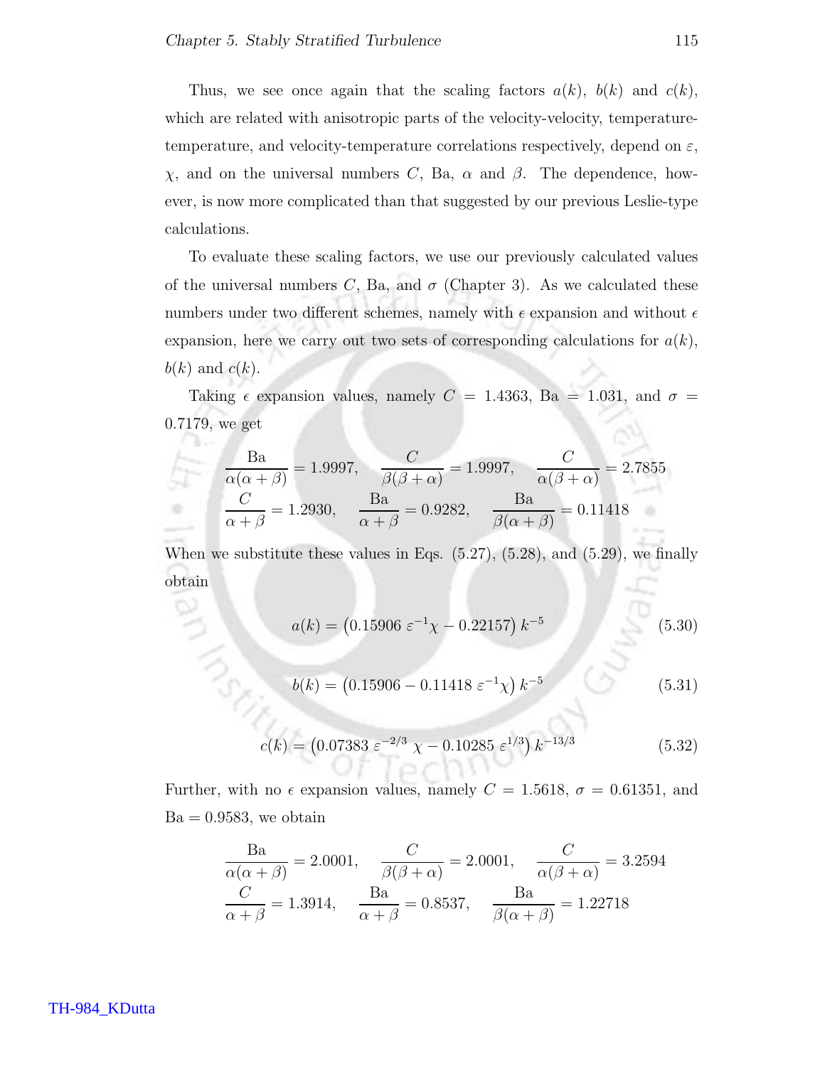Thus, we see once again that the scaling factors $a(k)$, $b(k)$ and $c(k)$, which are related with anisotropic parts of the velocity-velocity, temperature-temperature, and velocity-temperature correlations respectively, depend on $\varepsilon$, $\chi$, and on the universal numbers $C$, Ba, $\alpha$ and $\beta$. The dependence, however, is now more complicated than that suggested by our previous Leslie-type calculations.

To evaluate these scaling factors, we use our previously calculated values of the universal numbers $C$, Ba, and $\sigma$ (Chapter 3). As we calculated these numbers under two different schemes, namely with $\epsilon$ expansion and without $\epsilon$ expansion, here we carry out two sets of corresponding calculations for $a(k)$, $b(k)$ and $c(k)$.

Taking $\epsilon$ expansion values, namely $C = 1.4363$, $\mathrm{Ba} = 1.031$, and $\sigma = 0.7179$, we get

$$
\frac{\mathrm{Ba}}{\alpha(\alpha+\beta)} = 1.9997, \quad \frac{C}{\beta(\beta+\alpha)} = 1.9997, \quad \frac{C}{\alpha(\beta+\alpha)} = 2.7855
$$
$$
\frac{C}{\alpha+\beta} = 1.2930, \quad \frac{\mathrm{Ba}}{\alpha+\beta} = 0.9282, \quad \frac{\mathrm{Ba}}{\beta(\alpha+\beta)} = 0.11418
$$

When we substitute these values in Eqs. (5.27), (5.28), and (5.29), we finally obtain

$$
a(k) = \left(0.15906\ \varepsilon^{-1}\chi - 0.22157\right) k^{-5} \tag{5.30}
$$

$$
b(k) = \left(0.15906 - 0.11418\ \varepsilon^{-1}\chi\right) k^{-5} \tag{5.31}
$$

$$
c(k) = \left(0.07383\ \varepsilon^{-2/3}\ \chi - 0.10285\ \varepsilon^{1/3}\right) k^{-13/3} \tag{5.32}
$$

Further, with no $\epsilon$ expansion values, namely $C = 1.5618$, $\sigma = 0.61351$, and $\mathrm{Ba} = 0.9583$, we obtain

$$
\frac{\mathrm{Ba}}{\alpha(\alpha+\beta)} = 2.0001, \quad \frac{C}{\beta(\beta+\alpha)} = 2.0001, \quad \frac{C}{\alpha(\beta+\alpha)} = 3.2594
$$
$$
\frac{C}{\alpha+\beta} = 1.3914, \quad \frac{\mathrm{Ba}}{\alpha+\beta} = 0.8537, \quad \frac{\mathrm{Ba}}{\beta(\alpha+\beta)} = 1.22718
$$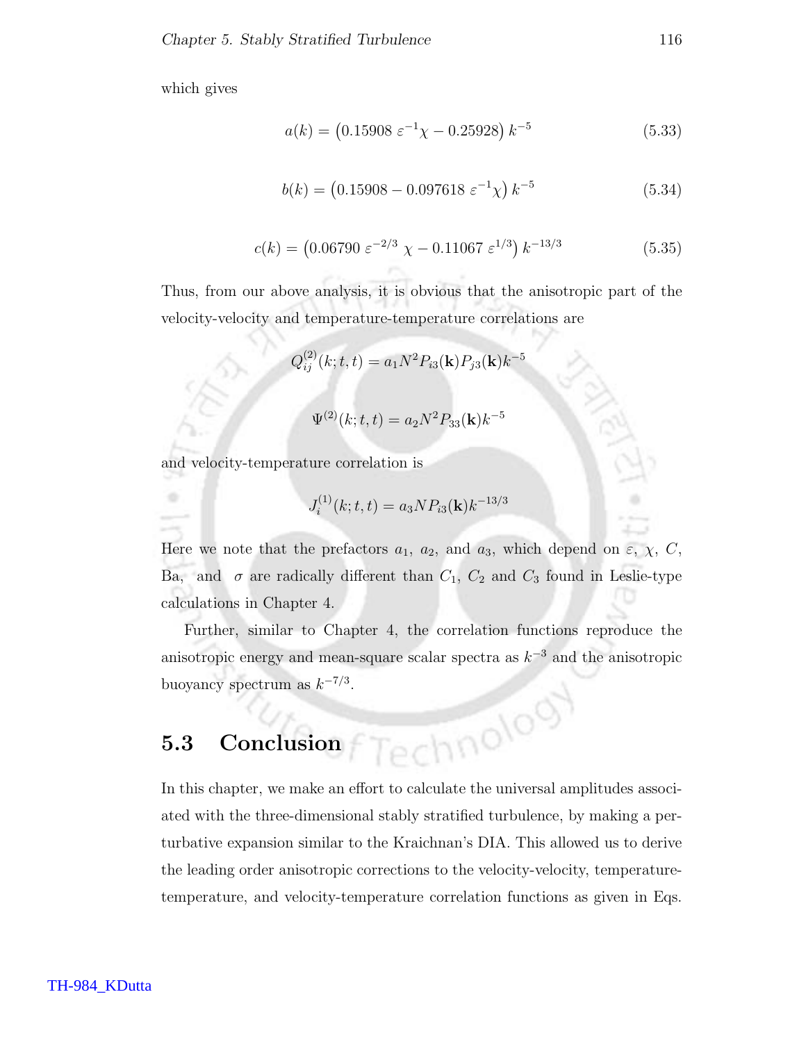which gives

$$a(k) = \left(0.15908 \ \varepsilon^{-1}\chi - 0.25928\right) k^{-5} \tag{5.33}$$

$$b(k) = \left(0.15908 - 0.097618 \ \varepsilon^{-1}\chi\right) k^{-5} \tag{5.34}$$

$$c(k) = \left(0.06790 \ \varepsilon^{-2/3} \ \chi - 0.11067 \ \varepsilon^{1/3}\right) k^{-13/3} \tag{5.35}$$

Thus, from our above analysis, it is obvious that the anisotropic part of the velocity-velocity and temperature-temperature correlations are

$$Q_{ij}^{(2)}(k;t,t) = a_1 N^2 P_{i3}(\mathbf{k}) P_{j3}(\mathbf{k}) k^{-5}$$

$$\Psi^{(2)}(k;t,t) = a_2 N^2 P_{33}(\mathbf{k}) k^{-5}$$

and velocity-temperature correlation is

$$J_i^{(1)}(k;t,t) = a_3 N P_{i3}(\mathbf{k}) k^{-13/3}$$

Here we note that the prefactors $a_1$, $a_2$, and $a_3$, which depend on $\varepsilon$, $\chi$, $C$, Ba, and $\sigma$ are radically different than $C_1$, $C_2$ and $C_3$ found in Leslie-type calculations in Chapter 4.

Further, similar to Chapter 4, the correlation functions reproduce the anisotropic energy and mean-square scalar spectra as $k^{-3}$ and the anisotropic buoyancy spectrum as $k^{-7/3}$.

## 5.3 Conclusion

In this chapter, we make an effort to calculate the universal amplitudes associated with the three-dimensional stably stratified turbulence, by making a perturbative expansion similar to the Kraichnan's DIA. This allowed us to derive the leading order anisotropic corrections to the velocity-velocity, temperature-temperature, and velocity-temperature correlation functions as given in Eqs.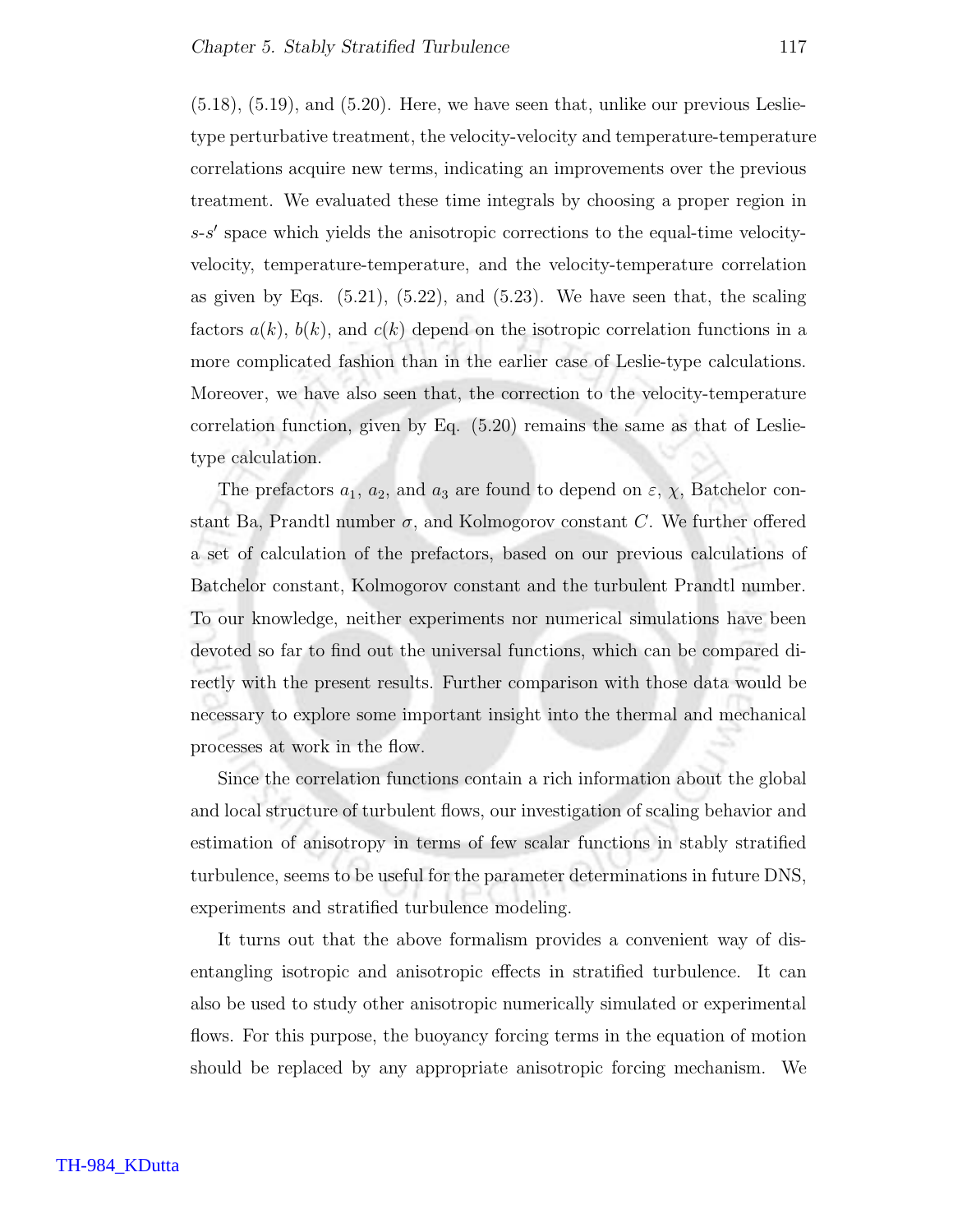(5.18), (5.19), and (5.20). Here, we have seen that, unlike our previous Leslie-type perturbative treatment, the velocity-velocity and temperature-temperature correlations acquire new terms, indicating an improvements over the previous treatment. We evaluated these time integrals by choosing a proper region in $s$-$s'$ space which yields the anisotropic corrections to the equal-time velocity-velocity, temperature-temperature, and the velocity-temperature correlation as given by Eqs. (5.21), (5.22), and (5.23). We have seen that, the scaling factors $a(k)$, $b(k)$, and $c(k)$ depend on the isotropic correlation functions in a more complicated fashion than in the earlier case of Leslie-type calculations. Moreover, we have also seen that, the correction to the velocity-temperature correlation function, given by Eq. (5.20) remains the same as that of Leslie-type calculation.

The prefactors $a_1$, $a_2$, and $a_3$ are found to depend on $\varepsilon$, $\chi$, Batchelor constant Ba, Prandtl number $\sigma$, and Kolmogorov constant $C$. We further offered a set of calculation of the prefactors, based on our previous calculations of Batchelor constant, Kolmogorov constant and the turbulent Prandtl number. To our knowledge, neither experiments nor numerical simulations have been devoted so far to find out the universal functions, which can be compared directly with the present results. Further comparison with those data would be necessary to explore some important insight into the thermal and mechanical processes at work in the flow.

Since the correlation functions contain a rich information about the global and local structure of turbulent flows, our investigation of scaling behavior and estimation of anisotropy in terms of few scalar functions in stably stratified turbulence, seems to be useful for the parameter determinations in future DNS, experiments and stratified turbulence modeling.

It turns out that the above formalism provides a convenient way of disentangling isotropic and anisotropic effects in stratified turbulence. It can also be used to study other anisotropic numerically simulated or experimental flows. For this purpose, the buoyancy forcing terms in the equation of motion should be replaced by any appropriate anisotropic forcing mechanism. We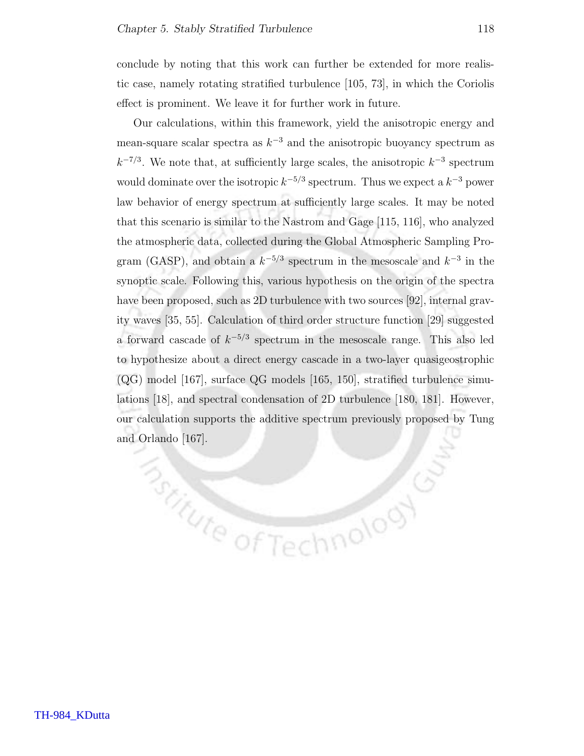conclude by noting that this work can further be extended for more realistic case, namely rotating stratified turbulence [105, 73], in which the Coriolis effect is prominent. We leave it for further work in future.

Our calculations, within this framework, yield the anisotropic energy and mean-square scalar spectra as $k^{-3}$ and the anisotropic buoyancy spectrum as $k^{-7/3}$. We note that, at sufficiently large scales, the anisotropic $k^{-3}$ spectrum would dominate over the isotropic $k^{-5/3}$ spectrum. Thus we expect a $k^{-3}$ power law behavior of energy spectrum at sufficiently large scales. It may be noted that this scenario is similar to the Nastrom and Gage [115, 116], who analyzed the atmospheric data, collected during the Global Atmospheric Sampling Program (GASP), and obtain a $k^{-5/3}$ spectrum in the mesoscale and $k^{-3}$ in the synoptic scale. Following this, various hypothesis on the origin of the spectra have been proposed, such as 2D turbulence with two sources [92], internal gravity waves [35, 55]. Calculation of third order structure function [29] suggested a forward cascade of $k^{-5/3}$ spectrum in the mesoscale range. This also led to hypothesize about a direct energy cascade in a two-layer quasigeostrophic (QG) model [167], surface QG models [165, 150], stratified turbulence simulations [18], and spectral condensation of 2D turbulence [180, 181]. However, our calculation supports the additive spectrum previously proposed by Tung and Orlando [167].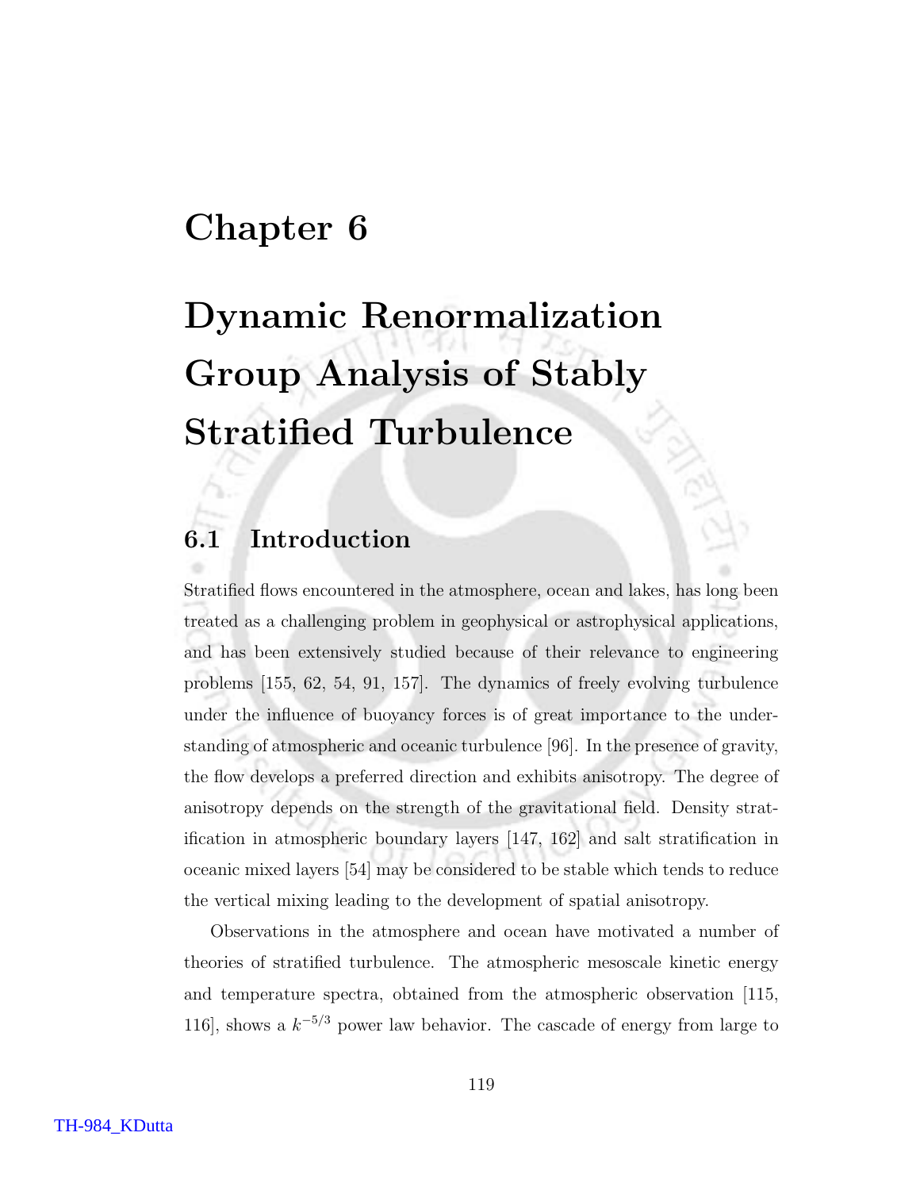# Chapter 6

# Dynamic Renormalization Group Analysis of Stably Stratified Turbulence

## 6.1 Introduction

Stratified flows encountered in the atmosphere, ocean and lakes, has long been treated as a challenging problem in geophysical or astrophysical applications, and has been extensively studied because of their relevance to engineering problems [155, 62, 54, 91, 157]. The dynamics of freely evolving turbulence under the influence of buoyancy forces is of great importance to the understanding of atmospheric and oceanic turbulence [96]. In the presence of gravity, the flow develops a preferred direction and exhibits anisotropy. The degree of anisotropy depends on the strength of the gravitational field. Density stratification in atmospheric boundary layers [147, 162] and salt stratification in oceanic mixed layers [54] may be considered to be stable which tends to reduce the vertical mixing leading to the development of spatial anisotropy.

Observations in the atmosphere and ocean have motivated a number of theories of stratified turbulence. The atmospheric mesoscale kinetic energy and temperature spectra, obtained from the atmospheric observation [115, 116], shows a $k^{-5/3}$ power law behavior. The cascade of energy from large to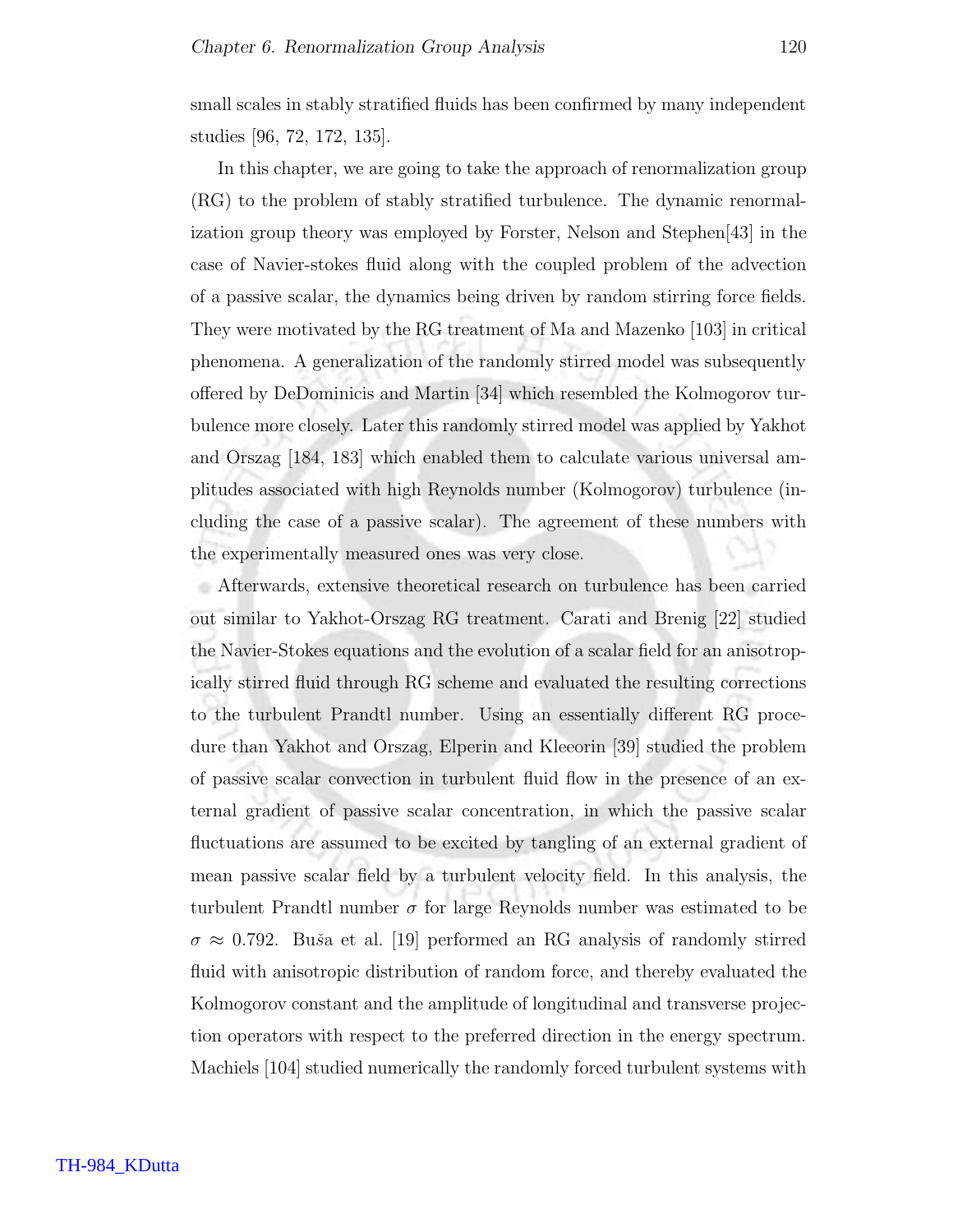small scales in stably stratified fluids has been confirmed by many independent studies [96, 72, 172, 135].

In this chapter, we are going to take the approach of renormalization group (RG) to the problem of stably stratified turbulence. The dynamic renormalization group theory was employed by Forster, Nelson and Stephen[43] in the case of Navier-stokes fluid along with the coupled problem of the advection of a passive scalar, the dynamics being driven by random stirring force fields. They were motivated by the RG treatment of Ma and Mazenko [103] in critical phenomena. A generalization of the randomly stirred model was subsequently offered by DeDominicis and Martin [34] which resembled the Kolmogorov turbulence more closely. Later this randomly stirred model was applied by Yakhot and Orszag [184, 183] which enabled them to calculate various universal amplitudes associated with high Reynolds number (Kolmogorov) turbulence (including the case of a passive scalar). The agreement of these numbers with the experimentally measured ones was very close.

Afterwards, extensive theoretical research on turbulence has been carried out similar to Yakhot-Orszag RG treatment. Carati and Brenig [22] studied the Navier-Stokes equations and the evolution of a scalar field for an anisotropically stirred fluid through RG scheme and evaluated the resulting corrections to the turbulent Prandtl number. Using an essentially different RG procedure than Yakhot and Orszag, Elperin and Kleeorin [39] studied the problem of passive scalar convection in turbulent fluid flow in the presence of an external gradient of passive scalar concentration, in which the passive scalar fluctuations are assumed to be excited by tangling of an external gradient of mean passive scalar field by a turbulent velocity field. In this analysis, the turbulent Prandtl number $\sigma$ for large Reynolds number was estimated to be $\sigma \approx 0.792$. Buša et al. [19] performed an RG analysis of randomly stirred fluid with anisotropic distribution of random force, and thereby evaluated the Kolmogorov constant and the amplitude of longitudinal and transverse projection operators with respect to the preferred direction in the energy spectrum. Machiels [104] studied numerically the randomly forced turbulent systems with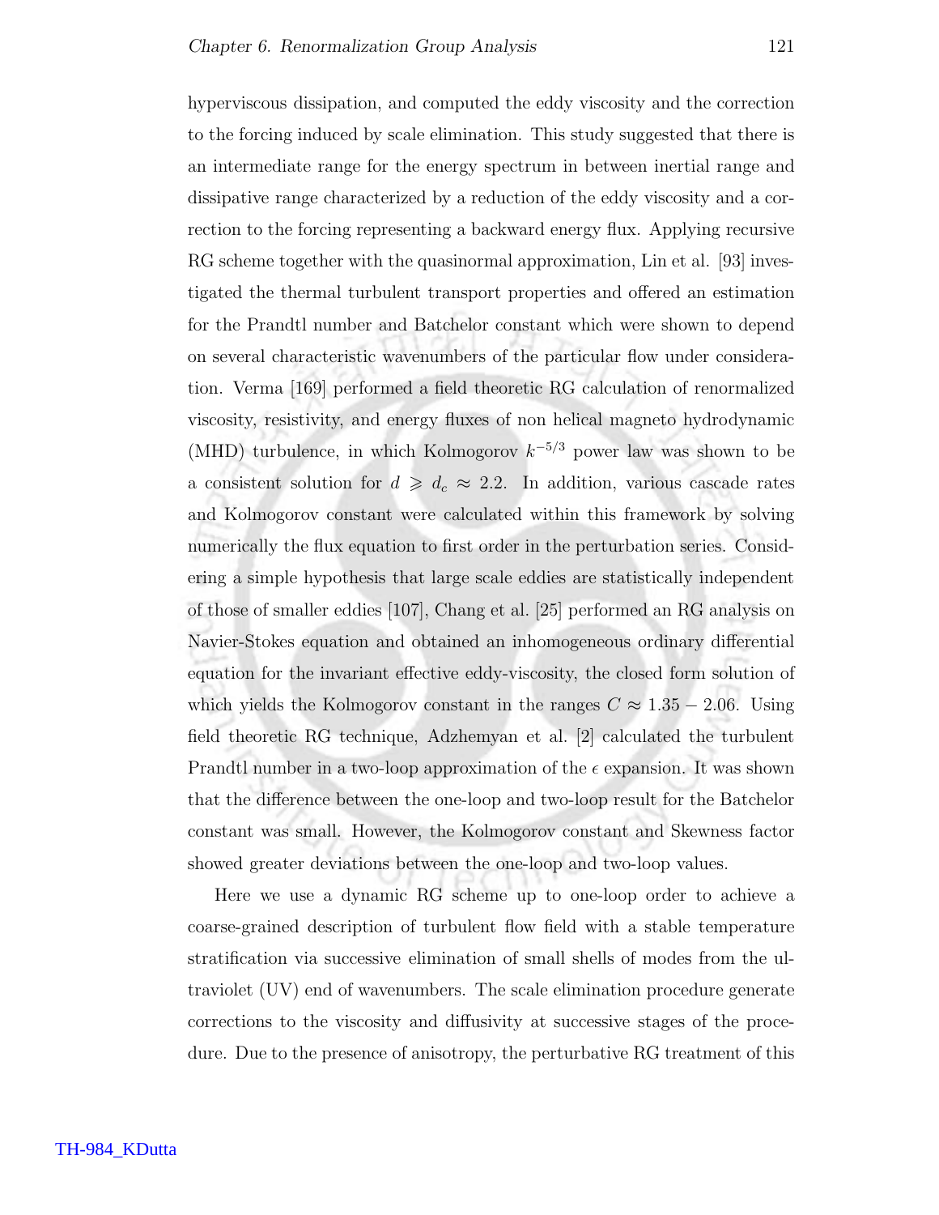hyperviscous dissipation, and computed the eddy viscosity and the correction to the forcing induced by scale elimination. This study suggested that there is an intermediate range for the energy spectrum in between inertial range and dissipative range characterized by a reduction of the eddy viscosity and a correction to the forcing representing a backward energy flux. Applying recursive RG scheme together with the quasinormal approximation, Lin et al. [93] investigated the thermal turbulent transport properties and offered an estimation for the Prandtl number and Batchelor constant which were shown to depend on several characteristic wavenumbers of the particular flow under consideration. Verma [169] performed a field theoretic RG calculation of renormalized viscosity, resistivity, and energy fluxes of non helical magneto hydrodynamic (MHD) turbulence, in which Kolmogorov $k^{-5/3}$ power law was shown to be a consistent solution for $d \geqslant d_c \approx 2.2$. In addition, various cascade rates and Kolmogorov constant were calculated within this framework by solving numerically the flux equation to first order in the perturbation series. Considering a simple hypothesis that large scale eddies are statistically independent of those of smaller eddies [107], Chang et al. [25] performed an RG analysis on Navier-Stokes equation and obtained an inhomogeneous ordinary differential equation for the invariant effective eddy-viscosity, the closed form solution of which yields the Kolmogorov constant in the ranges $C \approx 1.35 - 2.06$. Using field theoretic RG technique, Adzhemyan et al. [2] calculated the turbulent Prandtl number in a two-loop approximation of the $\epsilon$ expansion. It was shown that the difference between the one-loop and two-loop result for the Batchelor constant was small. However, the Kolmogorov constant and Skewness factor showed greater deviations between the one-loop and two-loop values.

Here we use a dynamic RG scheme up to one-loop order to achieve a coarse-grained description of turbulent flow field with a stable temperature stratification via successive elimination of small shells of modes from the ultraviolet (UV) end of wavenumbers. The scale elimination procedure generate corrections to the viscosity and diffusivity at successive stages of the procedure. Due to the presence of anisotropy, the perturbative RG treatment of this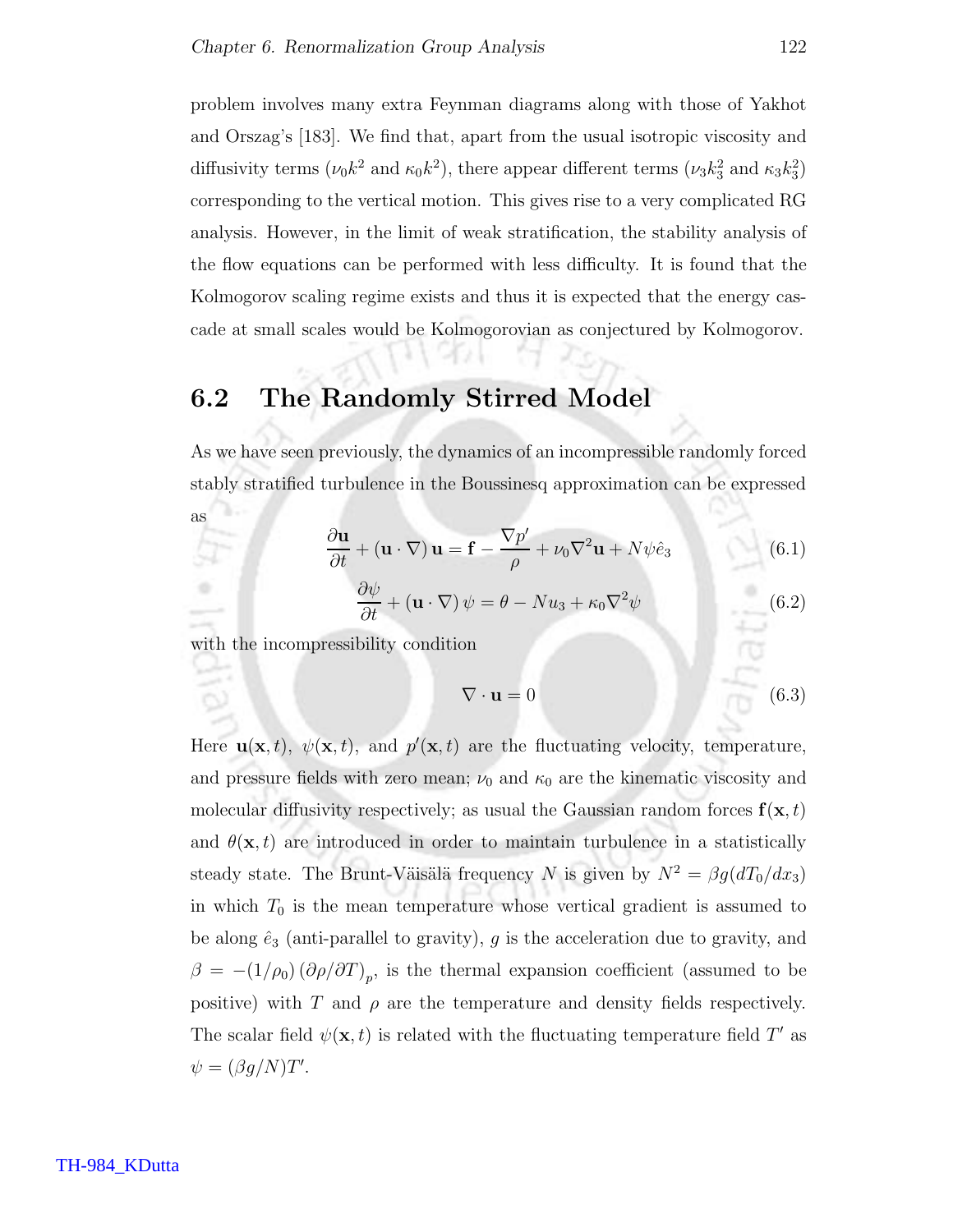problem involves many extra Feynman diagrams along with those of Yakhot and Orszag's [183]. We find that, apart from the usual isotropic viscosity and diffusivity terms ($\nu_0 k^2$ and $\kappa_0 k^2$), there appear different terms ($\nu_3 k_3^2$ and $\kappa_3 k_3^2$) corresponding to the vertical motion. This gives rise to a very complicated RG analysis. However, in the limit of weak stratification, the stability analysis of the flow equations can be performed with less difficulty. It is found that the Kolmogorov scaling regime exists and thus it is expected that the energy cascade at small scales would be Kolmogorovian as conjectured by Kolmogorov.

## 6.2 The Randomly Stirred Model

As we have seen previously, the dynamics of an incompressible randomly forced stably stratified turbulence in the Boussinesq approximation can be expressed as

$$\frac{\partial \mathbf{u}}{\partial t} + (\mathbf{u} \cdot \nabla)\, \mathbf{u} = \mathbf{f} - \frac{\nabla p'}{\rho} + \nu_0 \nabla^2 \mathbf{u} + N\psi \hat{e}_3 \tag{6.1}$$

$$\frac{\partial \psi}{\partial t} + (\mathbf{u} \cdot \nabla)\, \psi = \theta - N u_3 + \kappa_0 \nabla^2 \psi \tag{6.2}$$

with the incompressibility condition

$$\nabla \cdot \mathbf{u} = 0 \tag{6.3}$$

Here $\mathbf{u}(\mathbf{x}, t)$, $\psi(\mathbf{x}, t)$, and $p'(\mathbf{x}, t)$ are the fluctuating velocity, temperature, and pressure fields with zero mean; $\nu_0$ and $\kappa_0$ are the kinematic viscosity and molecular diffusivity respectively; as usual the Gaussian random forces $\mathbf{f}(\mathbf{x}, t)$ and $\theta(\mathbf{x}, t)$ are introduced in order to maintain turbulence in a statistically steady state. The Brunt-Väisälä frequency $N$ is given by $N^2 = \beta g (dT_0/dx_3)$ in which $T_0$ is the mean temperature whose vertical gradient is assumed to be along $\hat{e}_3$ (anti-parallel to gravity), $g$ is the acceleration due to gravity, and $\beta = -(1/\rho_0)\left(\partial \rho / \partial T\right)_p$, is the thermal expansion coefficient (assumed to be positive) with $T$ and $\rho$ are the temperature and density fields respectively. The scalar field $\psi(\mathbf{x}, t)$ is related with the fluctuating temperature field $T'$ as $\psi = (\beta g / N) T'$.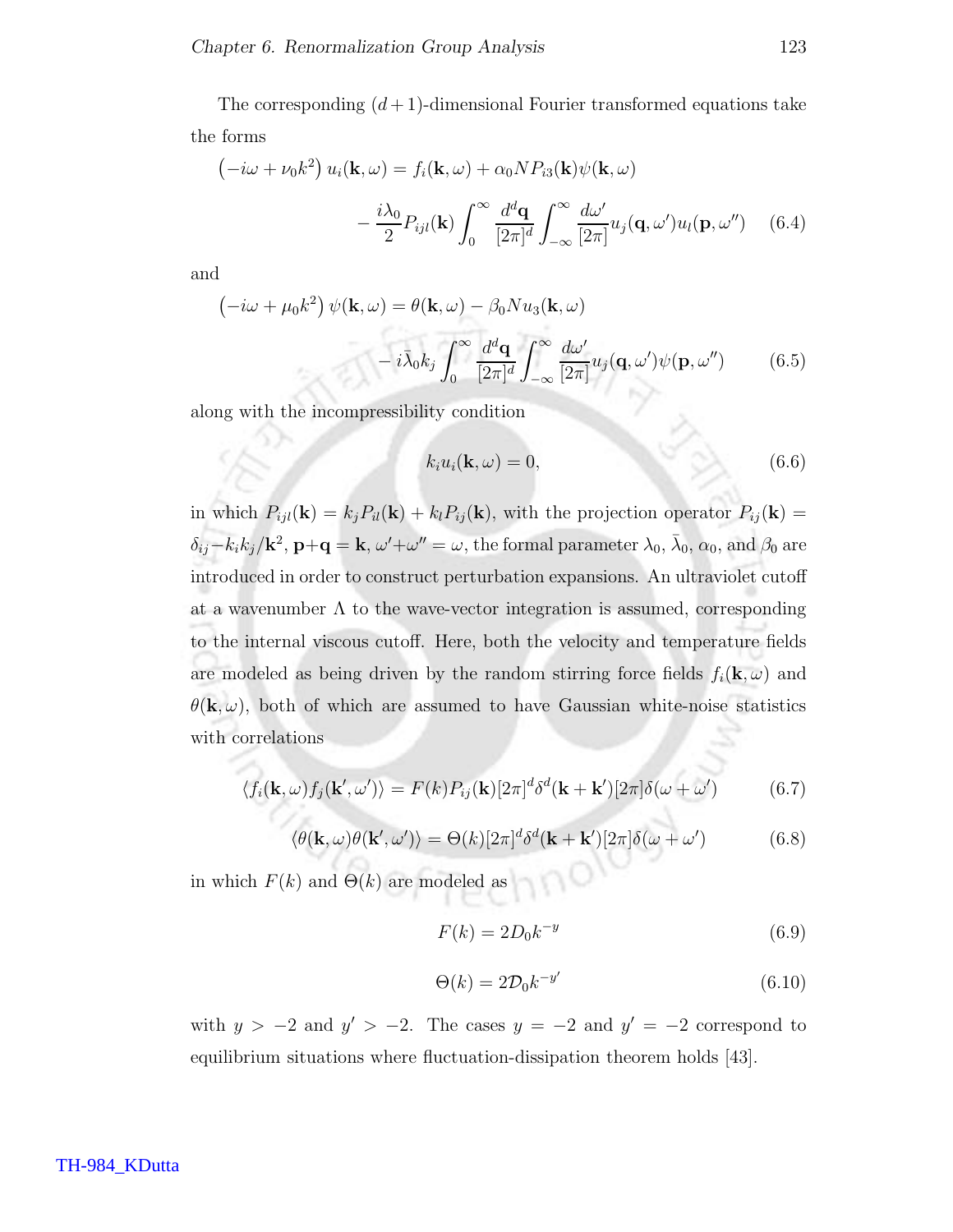The corresponding $(d+1)$-dimensional Fourier transformed equations take the forms

$$\left(-i\omega + \nu_0 k^2\right) u_i(\mathbf{k},\omega) = f_i(\mathbf{k},\omega) + \alpha_0 N P_{i3}(\mathbf{k})\psi(\mathbf{k},\omega) - \frac{i\lambda_0}{2} P_{ijl}(\mathbf{k}) \int_0^\infty \frac{d^d\mathbf{q}}{[2\pi]^d} \int_{-\infty}^{\infty} \frac{d\omega'}{[2\pi]} u_j(\mathbf{q},\omega') u_l(\mathbf{p},\omega'') \tag{6.4}$$

and

$$\left(-i\omega + \mu_0 k^2\right) \psi(\mathbf{k},\omega) = \theta(\mathbf{k},\omega) - \beta_0 N u_3(\mathbf{k},\omega) - i\bar{\lambda}_0 k_j \int_0^\infty \frac{d^d\mathbf{q}}{[2\pi]^d} \int_{-\infty}^{\infty} \frac{d\omega'}{[2\pi]} u_j(\mathbf{q},\omega') \psi(\mathbf{p},\omega'') \tag{6.5}$$

along with the incompressibility condition

$$k_i u_i(\mathbf{k},\omega) = 0, \tag{6.6}$$

in which $P_{ijl}(\mathbf{k}) = k_j P_{il}(\mathbf{k}) + k_l P_{ij}(\mathbf{k})$, with the projection operator $P_{ij}(\mathbf{k}) = \delta_{ij} - k_i k_j/\mathbf{k}^2$, $\mathbf{p}+\mathbf{q} = \mathbf{k}$, $\omega' + \omega'' = \omega$, the formal parameter $\lambda_0$, $\bar{\lambda}_0$, $\alpha_0$, and $\beta_0$ are introduced in order to construct perturbation expansions. An ultraviolet cutoff at a wavenumber $\Lambda$ to the wave-vector integration is assumed, corresponding to the internal viscous cutoff. Here, both the velocity and temperature fields are modeled as being driven by the random stirring force fields $f_i(\mathbf{k},\omega)$ and $\theta(\mathbf{k},\omega)$, both of which are assumed to have Gaussian white-noise statistics with correlations

$$\langle f_i(\mathbf{k},\omega) f_j(\mathbf{k}',\omega')\rangle = F(k) P_{ij}(\mathbf{k}) [2\pi]^d \delta^d(\mathbf{k}+\mathbf{k}') [2\pi] \delta(\omega+\omega') \tag{6.7}$$

$$\langle \theta(\mathbf{k},\omega) \theta(\mathbf{k}',\omega')\rangle = \Theta(k) [2\pi]^d \delta^d(\mathbf{k}+\mathbf{k}') [2\pi] \delta(\omega+\omega') \tag{6.8}$$

in which $F(k)$ and $\Theta(k)$ are modeled as

$$F(k) = 2D_0 k^{-y} \tag{6.9}$$

$$\Theta(k) = 2\mathcal{D}_0 k^{-y'} \tag{6.10}$$

with $y > -2$ and $y' > -2$. The cases $y = -2$ and $y' = -2$ correspond to equilibrium situations where fluctuation-dissipation theorem holds [43].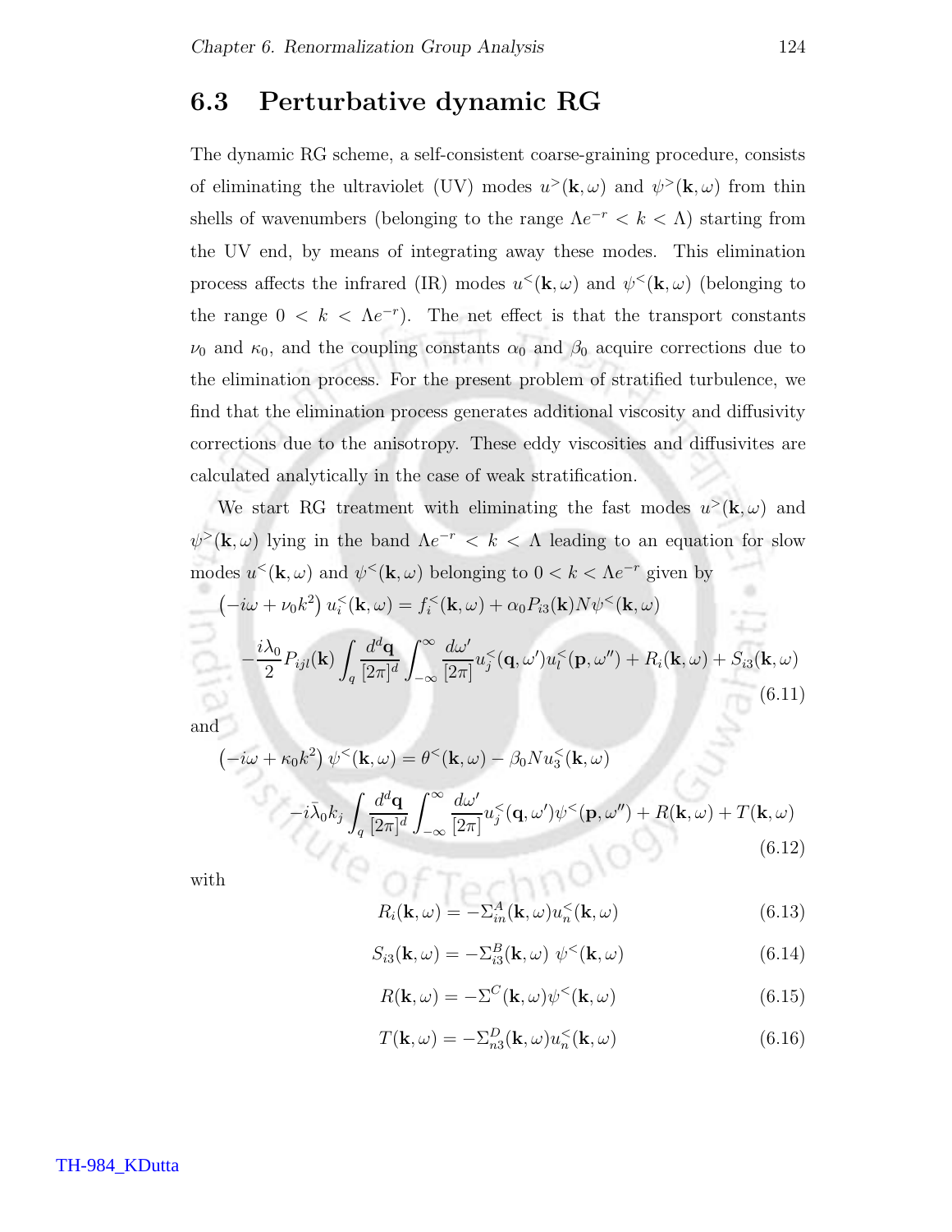## 6.3 Perturbative dynamic RG

The dynamic RG scheme, a self-consistent coarse-graining procedure, consists of eliminating the ultraviolet (UV) modes $u^>(\mathbf{k},\omega)$ and $\psi^>(\mathbf{k},\omega)$ from thin shells of wavenumbers (belonging to the range $\Lambda e^{-r} < k < \Lambda$) starting from the UV end, by means of integrating away these modes. This elimination process affects the infrared (IR) modes $u^<(\mathbf{k},\omega)$ and $\psi^<(\mathbf{k},\omega)$ (belonging to the range $0 < k < \Lambda e^{-r}$). The net effect is that the transport constants $\nu_0$ and $\kappa_0$, and the coupling constants $\alpha_0$ and $\beta_0$ acquire corrections due to the elimination process. For the present problem of stratified turbulence, we find that the elimination process generates additional viscosity and diffusivity corrections due to the anisotropy. These eddy viscosities and diffusivites are calculated analytically in the case of weak stratification.

We start RG treatment with eliminating the fast modes $u^>(\mathbf{k},\omega)$ and $\psi^>(\mathbf{k},\omega)$ lying in the band $\Lambda e^{-r} < k < \Lambda$ leading to an equation for slow modes $u^<(\mathbf{k},\omega)$ and $\psi^<(\mathbf{k},\omega)$ belonging to $0 < k < \Lambda e^{-r}$ given by

$$
\begin{aligned}
\left(-i\omega + \nu_0 k^2\right) u_i^<(\mathbf{k},\omega) &= f_i^<(\mathbf{k},\omega) + \alpha_0 P_{i3}(\mathbf{k}) N \psi^<(\mathbf{k},\omega) \\
&- \frac{i\lambda_0}{2} P_{ijl}(\mathbf{k}) \int_q \frac{d^d\mathbf{q}}{[2\pi]^d} \int_{-\infty}^{\infty} \frac{d\omega'}{[2\pi]} u_j^<(\mathbf{q},\omega') u_l^<(\mathbf{p},\omega'') + R_i(\mathbf{k},\omega) + S_{i3}(\mathbf{k},\omega)
\end{aligned}
\tag{6.11}
$$

and

$$
\begin{aligned}
\left(-i\omega + \kappa_0 k^2\right) \psi^<(\mathbf{k},\omega) &= \theta^<(\mathbf{k},\omega) - \beta_0 N u_3^<(\mathbf{k},\omega) \\
&- i\bar{\lambda}_0 k_j \int_q \frac{d^d\mathbf{q}}{[2\pi]^d} \int_{-\infty}^{\infty} \frac{d\omega'}{[2\pi]} u_j^<(\mathbf{q},\omega') \psi^<(\mathbf{p},\omega'') + R(\mathbf{k},\omega) + T(\mathbf{k},\omega)
\end{aligned}
\tag{6.12}
$$

with

$$
R_i(\mathbf{k},\omega) = -\Sigma^A_{in}(\mathbf{k},\omega) u_n^<(\mathbf{k},\omega) \tag{6.13}
$$

$$
S_{i3}(\mathbf{k},\omega) = -\Sigma^B_{i3}(\mathbf{k},\omega)\ \psi^<(\mathbf{k},\omega) \tag{6.14}
$$

$$
R(\mathbf{k},\omega) = -\Sigma^C(\mathbf{k},\omega) \psi^<(\mathbf{k},\omega) \tag{6.15}
$$

$$
T(\mathbf{k},\omega) = -\Sigma^D_{n3}(\mathbf{k},\omega) u_n^<(\mathbf{k},\omega) \tag{6.16}
$$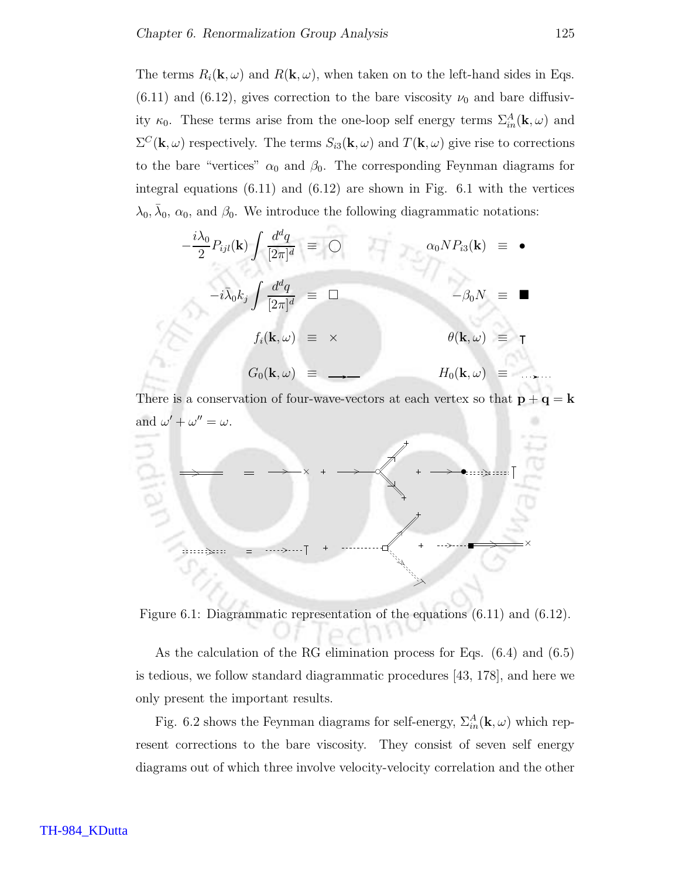The terms $R_i(\mathbf{k},\omega)$ and $R(\mathbf{k},\omega)$, when taken on to the left-hand sides in Eqs. (6.11) and (6.12), gives correction to the bare viscosity $\nu_0$ and bare diffusivity $\kappa_0$. These terms arise from the one-loop self energy terms $\Sigma^A_{in}(\mathbf{k},\omega)$ and $\Sigma^C(\mathbf{k},\omega)$ respectively. The terms $S_{i3}(\mathbf{k},\omega)$ and $T(\mathbf{k},\omega)$ give rise to corrections to the bare "vertices" $\alpha_0$ and $\beta_0$. The corresponding Feynman diagrams for integral equations (6.11) and (6.12) are shown in Fig. 6.1 with the vertices $\lambda_0, \bar{\lambda}_0$, $\alpha_0$, and $\beta_0$. We introduce the following diagrammatic notations:

$$-\frac{i\lambda_0}{2}P_{ijl}(\mathbf{k})\int\frac{d^dq}{[2\pi]^d} \equiv \bigcirc \qquad \alpha_0 N P_{i3}(\mathbf{k}) \equiv \bullet$$

$$-i\bar{\lambda}_0 k_j\int\frac{d^dq}{[2\pi]^d} \equiv \square \qquad -\beta_0 N \equiv \blacksquare$$

$$f_i(\mathbf{k},\omega) \equiv \times \qquad \theta(\mathbf{k},\omega) \equiv \top$$

$$G_0(\mathbf{k},\omega) \equiv \longrightarrow \qquad H_0(\mathbf{k},\omega) \equiv \cdots\cdots$$

There is a conservation of four-wave-vectors at each vertex so that $\mathbf{p}+\mathbf{q}=\mathbf{k}$ and $\omega'+\omega''=\omega$.

Figure 6.1: Diagrammatic representation of the equations (6.11) and (6.12).

As the calculation of the RG elimination process for Eqs. (6.4) and (6.5) is tedious, we follow standard diagrammatic procedures [43, 178], and here we only present the important results.

Fig. 6.2 shows the Feynman diagrams for self-energy, $\Sigma^A_{in}(\mathbf{k},\omega)$ which represent corrections to the bare viscosity. They consist of seven self energy diagrams out of which three involve velocity-velocity correlation and the other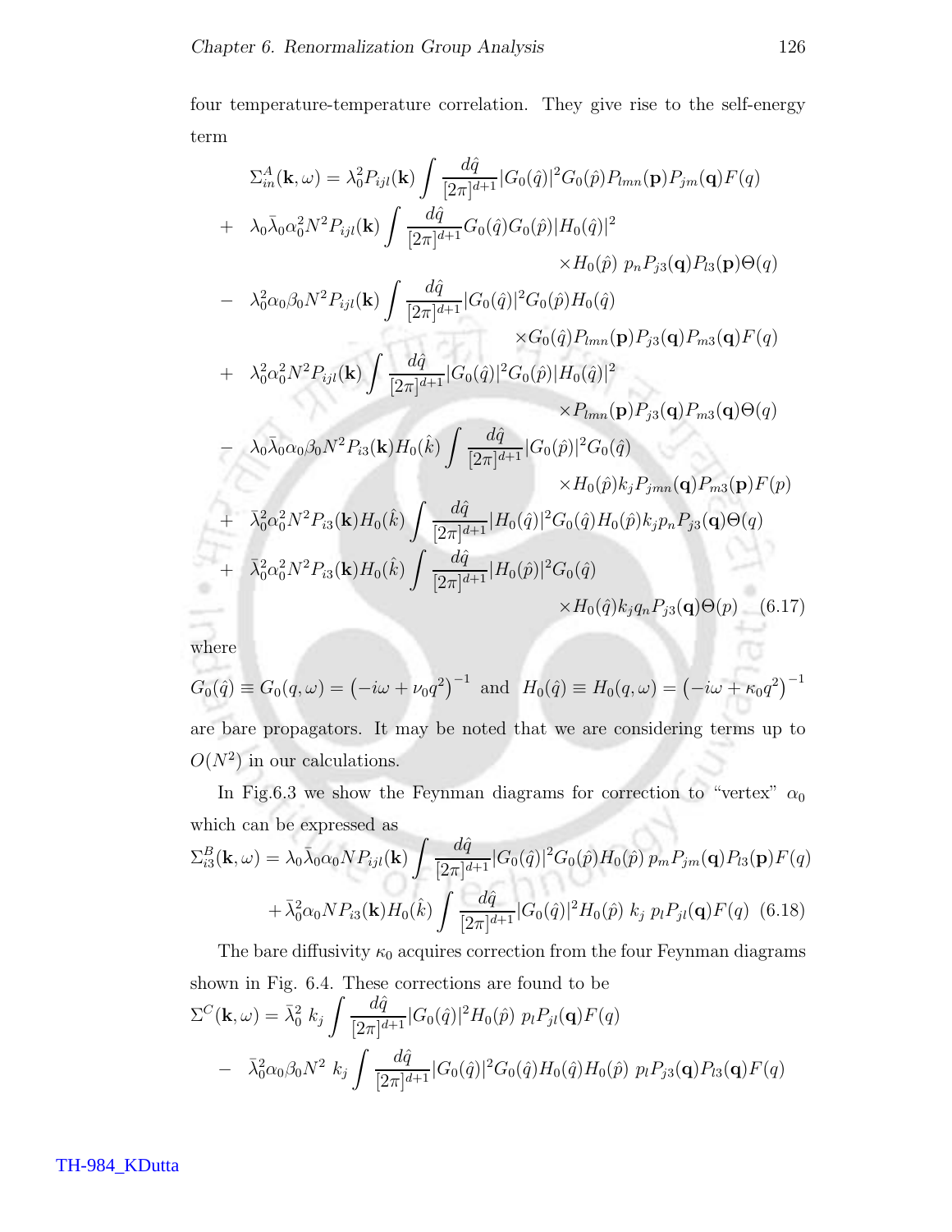four temperature-temperature correlation. They give rise to the self-energy term

$$
\begin{aligned}
\Sigma^A_{in}(\mathbf{k},\omega) &= \lambda_0^2 P_{ijl}(\mathbf{k}) \int \frac{d\hat{q}}{[2\pi]^{d+1}} |G_0(\hat{q})|^2 G_0(\hat{p}) P_{lmn}(\mathbf{p}) P_{jm}(\mathbf{q}) F(q) \\
&+ \lambda_0 \bar{\lambda}_0 \alpha_0^2 N^2 P_{ijl}(\mathbf{k}) \int \frac{d\hat{q}}{[2\pi]^{d+1}} G_0(\hat{q}) G_0(\hat{p}) |H_0(\hat{q})|^2 \\
&\qquad \times H_0(\hat{p})\ p_n P_{j3}(\mathbf{q}) P_{l3}(\mathbf{p}) \Theta(q) \\
&- \lambda_0^2 \alpha_0 \beta_0 N^2 P_{ijl}(\mathbf{k}) \int \frac{d\hat{q}}{[2\pi]^{d+1}} |G_0(\hat{q})|^2 G_0(\hat{p}) H_0(\hat{q}) \\
&\qquad \times G_0(\hat{q}) P_{lmn}(\mathbf{p}) P_{j3}(\mathbf{q}) P_{m3}(\mathbf{q}) F(q) \\
&+ \lambda_0^2 \alpha_0^2 N^2 P_{ijl}(\mathbf{k}) \int \frac{d\hat{q}}{[2\pi]^{d+1}} |G_0(\hat{q})|^2 G_0(\hat{p}) |H_0(\hat{q})|^2 \\
&\qquad \times P_{lmn}(\mathbf{p}) P_{j3}(\mathbf{q}) P_{m3}(\mathbf{q}) \Theta(q) \\
&- \lambda_0 \bar{\lambda}_0 \alpha_0 \beta_0 N^2 P_{i3}(\mathbf{k}) H_0(\hat{k}) \int \frac{d\hat{q}}{[2\pi]^{d+1}} |G_0(\hat{p})|^2 G_0(\hat{q}) \\
&\qquad \times H_0(\hat{p}) k_j P_{jmn}(\mathbf{q}) P_{m3}(\mathbf{p}) F(p) \\
&+ \bar{\lambda}_0^2 \alpha_0^2 N^2 P_{i3}(\mathbf{k}) H_0(\hat{k}) \int \frac{d\hat{q}}{[2\pi]^{d+1}} |H_0(\hat{q})|^2 G_0(\hat{q}) H_0(\hat{p}) k_j p_n P_{j3}(\mathbf{q}) \Theta(q) \\
&+ \bar{\lambda}_0^2 \alpha_0^2 N^2 P_{i3}(\mathbf{k}) H_0(\hat{k}) \int \frac{d\hat{q}}{[2\pi]^{d+1}} |H_0(\hat{p})|^2 G_0(\hat{q}) \\
&\qquad \times H_0(\hat{q}) k_j q_n P_{j3}(\mathbf{q}) \Theta(p) \qquad (6.17)
\end{aligned}
$$

where

$G_0(\hat{q}) \equiv G_0(q,\omega) = \left(-i\omega + \nu_0 q^2\right)^{-1}$ and $H_0(\hat{q}) \equiv H_0(q,\omega) = \left(-i\omega + \kappa_0 q^2\right)^{-1}$

are bare propagators. It may be noted that we are considering terms up to $O(N^2)$ in our calculations.

In Fig.6.3 we show the Feynman diagrams for correction to "vertex" $\alpha_0$ which can be expressed as

$$
\begin{aligned}
\Sigma^B_{i3}(\mathbf{k},\omega) &= \lambda_0 \bar{\lambda}_0 \alpha_0 N P_{ijl}(\mathbf{k}) \int \frac{d\hat{q}}{[2\pi]^{d+1}} |G_0(\hat{q})|^2 G_0(\hat{p}) H_0(\hat{p})\ p_m P_{jm}(\mathbf{q}) P_{l3}(\mathbf{p}) F(q) \\
&+ \bar{\lambda}_0^2 \alpha_0 N P_{i3}(\mathbf{k}) H_0(\hat{k}) \int \frac{d\hat{q}}{[2\pi]^{d+1}} |G_0(\hat{q})|^2 H_0(\hat{p})\ k_j\ p_l P_{jl}(\mathbf{q}) F(q) \quad (6.18)
\end{aligned}
$$

The bare diffusivity $\kappa_0$ acquires correction from the four Feynman diagrams shown in Fig. 6.4. These corrections are found to be

$$
\begin{aligned}
\Sigma^C(\mathbf{k},\omega) &= \bar{\lambda}_0^2\ k_j \int \frac{d\hat{q}}{[2\pi]^{d+1}} |G_0(\hat{q})|^2 H_0(\hat{p})\ p_l P_{jl}(\mathbf{q}) F(q) \\
&- \bar{\lambda}_0^2 \alpha_0 \beta_0 N^2\ k_j \int \frac{d\hat{q}}{[2\pi]^{d+1}} |G_0(\hat{q})|^2 G_0(\hat{q}) H_0(\hat{q}) H_0(\hat{p})\ p_l P_{j3}(\mathbf{q}) P_{l3}(\mathbf{q}) F(q)
\end{aligned}
$$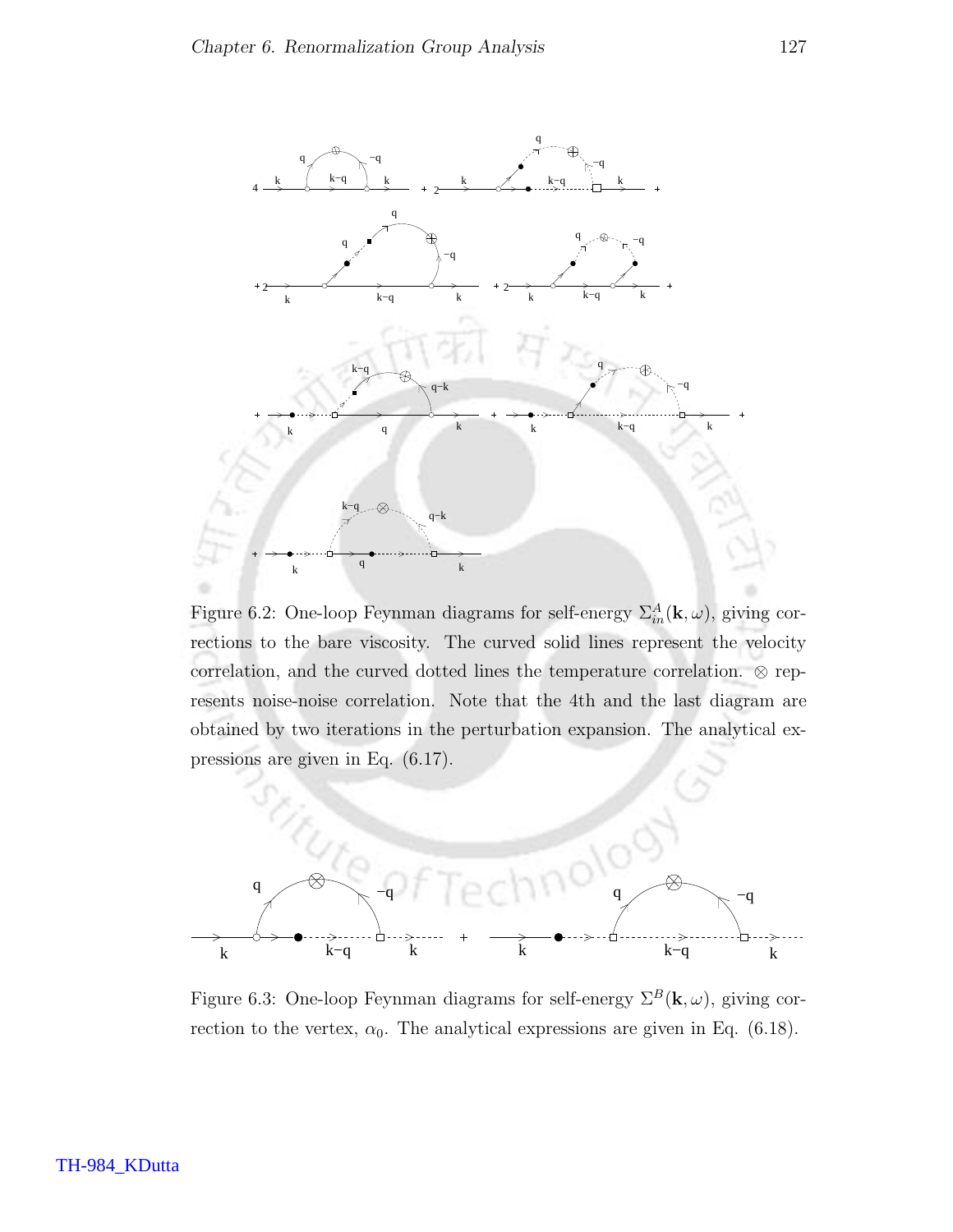Figure 6.2: One-loop Feynman diagrams for self-energy $\Sigma^A_{in}(\mathbf{k},\omega)$, giving corrections to the bare viscosity. The curved solid lines represent the velocity correlation, and the curved dotted lines the temperature correlation. $\otimes$ represents noise-noise correlation. Note that the 4th and the last diagram are obtained by two iterations in the perturbation expansion. The analytical expressions are given in Eq. (6.17).

Figure 6.3: One-loop Feynman diagrams for self-energy $\Sigma^B(\mathbf{k},\omega)$, giving correction to the vertex, $\alpha_0$. The analytical expressions are given in Eq. (6.18).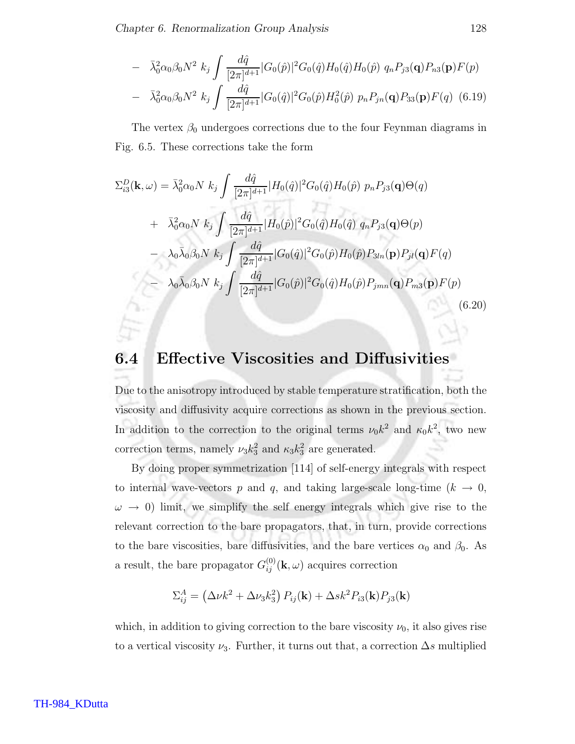$$
\begin{aligned}
&- \bar{\lambda}_0^2 \alpha_0 \beta_0 N^2 \; k_j \int \frac{d\hat{q}}{[2\pi]^{d+1}} |G_0(\hat{p})|^2 G_0(\hat{q}) H_0(\hat{q}) H_0(\hat{p}) \; q_n P_{j3}(\mathbf{q}) P_{n3}(\mathbf{p}) F(p) \\
&- \bar{\lambda}_0^2 \alpha_0 \beta_0 N^2 \; k_j \int \frac{d\hat{q}}{[2\pi]^{d+1}} |G_0(\hat{q})|^2 G_0(\hat{p}) H_0^2(\hat{p}) \; p_n P_{jn}(\mathbf{q}) P_{33}(\mathbf{p}) F(q) \quad (6.19)
\end{aligned}
$$

The vertex $\beta_0$ undergoes corrections due to the four Feynman diagrams in Fig. 6.5. These corrections take the form

$$
\begin{aligned}
\Sigma^D_{i3}(\mathbf{k}, \omega) = & \; \bar{\lambda}_0^2 \alpha_0 N \; k_j \int \frac{d\hat{q}}{[2\pi]^{d+1}} |H_0(\hat{q})|^2 G_0(\hat{q}) H_0(\hat{p}) \; p_n P_{j3}(\mathbf{q}) \Theta(q) \\
& + \; \bar{\lambda}_0^2 \alpha_0 N \; k_j \int \frac{d\hat{q}}{[2\pi]^{d+1}} |H_0(\hat{p})|^2 G_0(\hat{q}) H_0(\hat{q}) \; q_n P_{j3}(\mathbf{q}) \Theta(p) \\
& - \; \lambda_0 \bar{\lambda}_0 \beta_0 N \; k_j \int \frac{d\hat{q}}{[2\pi]^{d+1}} |G_0(\hat{q})|^2 G_0(\hat{p}) H_0(\hat{p}) P_{3ln}(\mathbf{p}) P_{jl}(\mathbf{q}) F(q) \\
& - \; \lambda_0 \bar{\lambda}_0 \beta_0 N \; k_j \int \frac{d\hat{q}}{[2\pi]^{d+1}} |G_0(\hat{p})|^2 G_0(\hat{q}) H_0(\hat{p}) P_{jmn}(\mathbf{q}) P_{m3}(\mathbf{p}) F(p)
\end{aligned}
\quad (6.20)
$$

## 6.4 Effective Viscosities and Diffusivities

Due to the anisotropy introduced by stable temperature stratification, both the viscosity and diffusivity acquire corrections as shown in the previous section. In addition to the correction to the original terms $\nu_0 k^2$ and $\kappa_0 k^2$, two new correction terms, namely $\nu_3 k_3^2$ and $\kappa_3 k_3^2$ are generated.

By doing proper symmetrization [114] of self-energy integrals with respect to internal wave-vectors $p$ and $q$, and taking large-scale long-time ($k \to 0$, $\omega \to 0$) limit, we simplify the self energy integrals which give rise to the relevant correction to the bare propagators, that, in turn, provide corrections to the bare viscosities, bare diffusivities, and the bare vertices $\alpha_0$ and $\beta_0$. As a result, the bare propagator $G^{(0)}_{ij}(\mathbf{k}, \omega)$ acquires correction

$$
\Sigma^A_{ij} = \left( \Delta\nu k^2 + \Delta\nu_3 k_3^2 \right) P_{ij}(\mathbf{k}) + \Delta s k^2 P_{i3}(\mathbf{k}) P_{j3}(\mathbf{k})
$$

which, in addition to giving correction to the bare viscosity $\nu_0$, it also gives rise to a vertical viscosity $\nu_3$. Further, it turns out that, a correction $\Delta s$ multiplied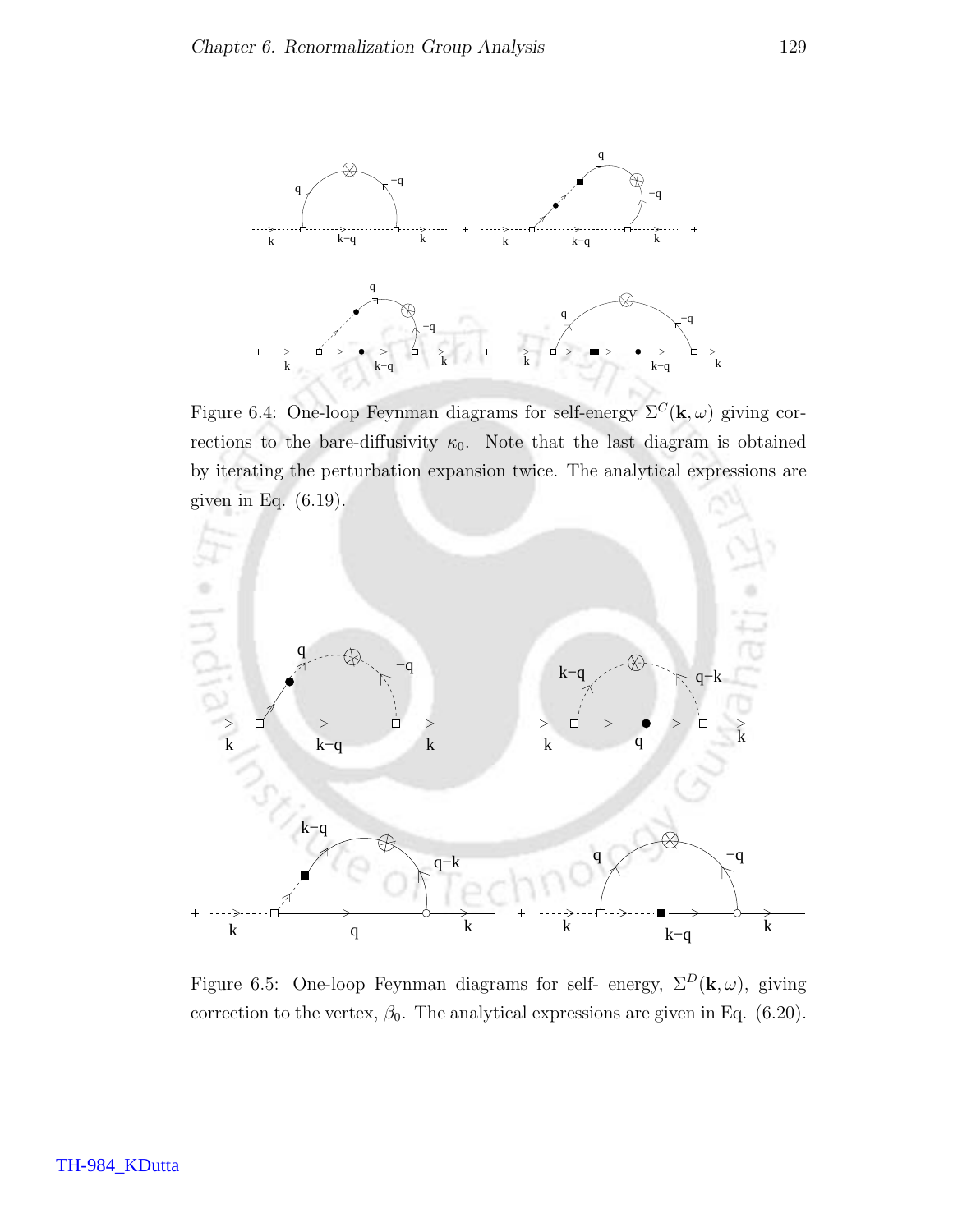Figure 6.4: One-loop Feynman diagrams for self-energy $\Sigma^C(\mathbf{k}, \omega)$ giving corrections to the bare-diffusivity $\kappa_0$. Note that the last diagram is obtained by iterating the perturbation expansion twice. The analytical expressions are given in Eq. (6.19).

Figure 6.5: One-loop Feynman diagrams for self- energy, $\Sigma^D(\mathbf{k}, \omega)$, giving correction to the vertex, $\beta_0$. The analytical expressions are given in Eq. (6.20).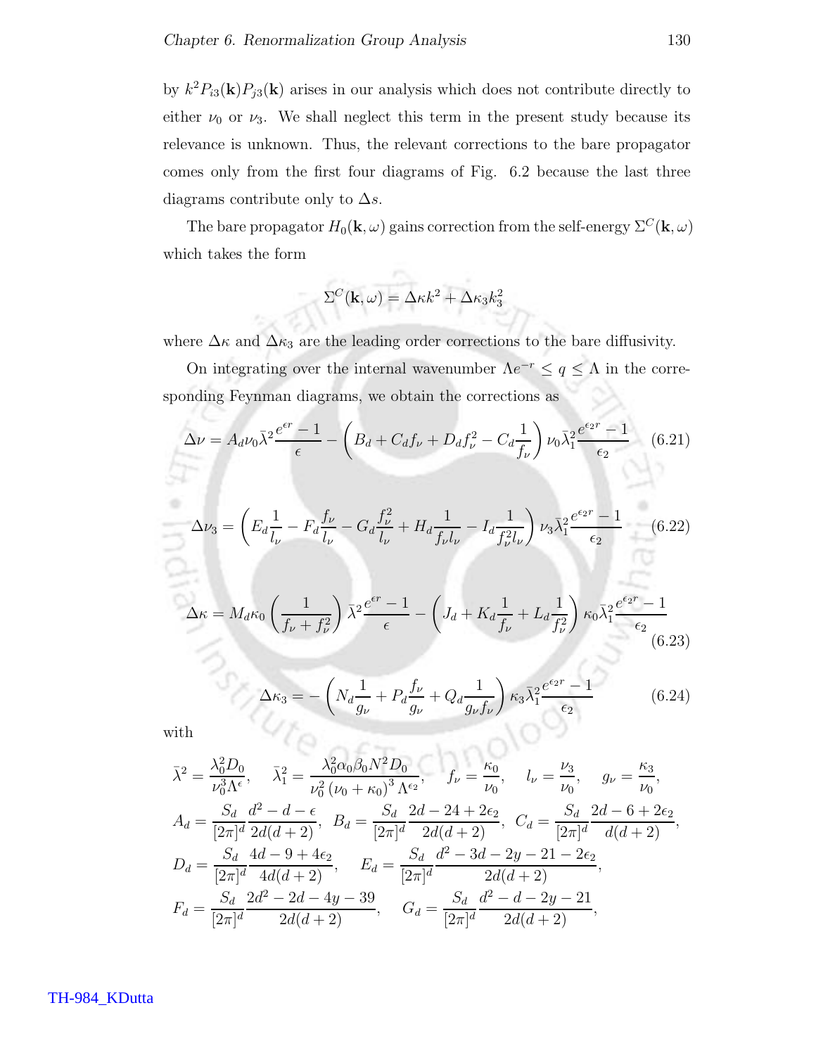by $k^2 P_{i3}(\mathbf{k}) P_{j3}(\mathbf{k})$ arises in our analysis which does not contribute directly to either $\nu_0$ or $\nu_3$. We shall neglect this term in the present study because its relevance is unknown. Thus, the relevant corrections to the bare propagator comes only from the first four diagrams of Fig. 6.2 because the last three diagrams contribute only to $\Delta s$.

The bare propagator $H_0(\mathbf{k}, \omega)$ gains correction from the self-energy $\Sigma^C(\mathbf{k}, \omega)$ which takes the form

$$\Sigma^C(\mathbf{k}, \omega) = \Delta\kappa k^2 + \Delta\kappa_3 k_3^2$$

where $\Delta\kappa$ and $\Delta\kappa_3$ are the leading order corrections to the bare diffusivity.

On integrating over the internal wavenumber $\Lambda e^{-r} \leq q \leq \Lambda$ in the corresponding Feynman diagrams, we obtain the corrections as

$$\Delta\nu = A_d \nu_0 \bar{\lambda}^2 \frac{e^{\epsilon r} - 1}{\epsilon} - \left( B_d + C_d f_\nu + D_d f_\nu^2 - C_d \frac{1}{f_\nu} \right) \nu_0 \bar{\lambda}_1^2 \frac{e^{\epsilon_2 r} - 1}{\epsilon_2} \quad (6.21)$$

$$\Delta\nu_3 = \left( E_d \frac{1}{l_\nu} - F_d \frac{f_\nu}{l_\nu} - G_d \frac{f_\nu^2}{l_\nu} + H_d \frac{1}{f_\nu l_\nu} - I_d \frac{1}{f_\nu^2 l_\nu} \right) \nu_3 \bar{\lambda}_1^2 \frac{e^{\epsilon_2 r} - 1}{\epsilon_2} \quad (6.22)$$

$$\Delta\kappa = M_d \kappa_0 \left( \frac{1}{f_\nu + f_\nu^2} \right) \bar{\lambda}^2 \frac{e^{\epsilon r} - 1}{\epsilon} - \left( J_d + K_d \frac{1}{f_\nu} + L_d \frac{1}{f_\nu^2} \right) \kappa_0 \bar{\lambda}_1^2 \frac{e^{\epsilon_2 r} - 1}{\epsilon_2} \quad (6.23)$$

$$\Delta\kappa_3 = -\left( N_d \frac{1}{g_\nu} + P_d \frac{f_\nu}{g_\nu} + Q_d \frac{1}{g_\nu f_\nu} \right) \kappa_3 \bar{\lambda}_1^2 \frac{e^{\epsilon_2 r} - 1}{\epsilon_2} \quad (6.24)$$

with

$$\bar{\lambda}^2 = \frac{\lambda_0^2 D_0}{\nu_0^3 \Lambda^\epsilon}, \quad \bar{\lambda}_1^2 = \frac{\lambda_0^2 \alpha_0 \beta_0 N^2 D_0}{\nu_0^2 (\nu_0 + \kappa_0)^3 \Lambda^{\epsilon_2}}, \quad f_\nu = \frac{\kappa_0}{\nu_0}, \quad l_\nu = \frac{\nu_3}{\nu_0}, \quad g_\nu = \frac{\kappa_3}{\nu_0},$$

$$A_d = \frac{S_d}{[2\pi]^d} \frac{d^2 - d - \epsilon}{2d(d+2)}, \quad B_d = \frac{S_d}{[2\pi]^d} \frac{2d - 24 + 2\epsilon_2}{2d(d+2)}, \quad C_d = \frac{S_d}{[2\pi]^d} \frac{2d - 6 + 2\epsilon_2}{d(d+2)},$$

$$D_d = \frac{S_d}{[2\pi]^d} \frac{4d - 9 + 4\epsilon_2}{4d(d+2)}, \quad E_d = \frac{S_d}{[2\pi]^d} \frac{d^2 - 3d - 2y - 21 - 2\epsilon_2}{2d(d+2)},$$

$$F_d = \frac{S_d}{[2\pi]^d} \frac{2d^2 - 2d - 4y - 39}{2d(d+2)}, \quad G_d = \frac{S_d}{[2\pi]^d} \frac{d^2 - d - 2y - 21}{2d(d+2)},$$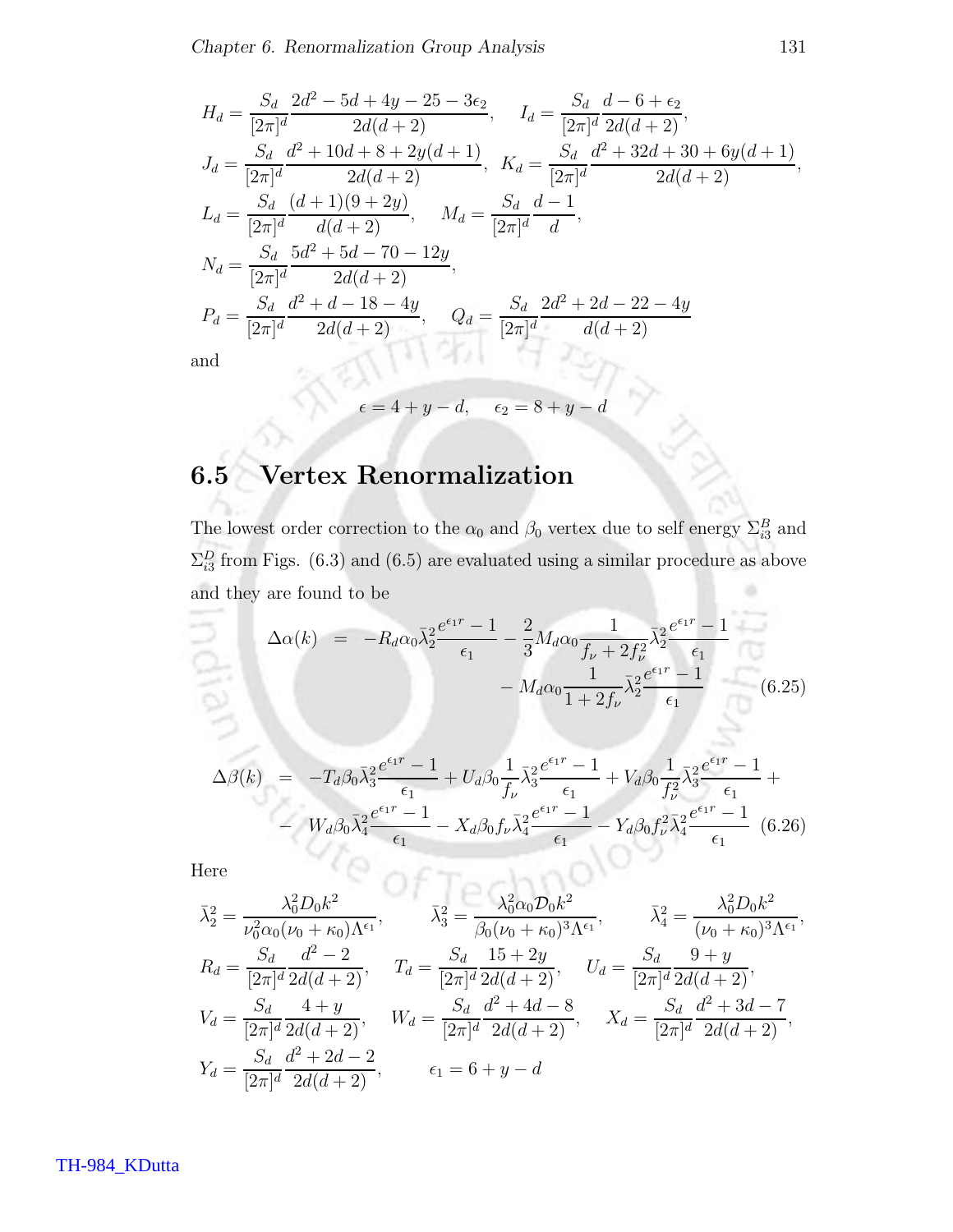$$H_d = \frac{S_d}{[2\pi]^d}\frac{2d^2-5d+4y-25-3\epsilon_2}{2d(d+2)}, \quad I_d = \frac{S_d}{[2\pi]^d}\frac{d-6+\epsilon_2}{2d(d+2)},$$

$$J_d = \frac{S_d}{[2\pi]^d}\frac{d^2+10d+8+2y(d+1)}{2d(d+2)}, \quad K_d = \frac{S_d}{[2\pi]^d}\frac{d^2+32d+30+6y(d+1)}{2d(d+2)},$$

$$L_d = \frac{S_d}{[2\pi]^d}\frac{(d+1)(9+2y)}{d(d+2)}, \quad M_d = \frac{S_d}{[2\pi]^d}\frac{d-1}{d},$$

$$N_d = \frac{S_d}{[2\pi]^d}\frac{5d^2+5d-70-12y}{2d(d+2)},$$

$$P_d = \frac{S_d}{[2\pi]^d}\frac{d^2+d-18-4y}{2d(d+2)}, \quad Q_d = \frac{S_d}{[2\pi]^d}\frac{2d^2+2d-22-4y}{d(d+2)}$$

and

$$\epsilon = 4+y-d, \quad \epsilon_2 = 8+y-d$$

## 6.5 Vertex Renormalization

The lowest order correction to the $\alpha_0$ and $\beta_0$ vertex due to self energy $\Sigma_{i3}^B$ and $\Sigma_{i3}^D$ from Figs. (6.3) and (6.5) are evaluated using a similar procedure as above and they are found to be

$$\begin{aligned}\Delta\alpha(k) &= -R_d\alpha_0\bar{\lambda}_2^2\frac{e^{\epsilon_1 r}-1}{\epsilon_1} - \frac{2}{3}M_d\alpha_0\frac{1}{f_\nu+2f_\nu^2}\bar{\lambda}_2^2\frac{e^{\epsilon_1 r}-1}{\epsilon_1} \\ &\quad - M_d\alpha_0\frac{1}{1+2f_\nu}\bar{\lambda}_2^2\frac{e^{\epsilon_1 r}-1}{\epsilon_1}\end{aligned} \tag{6.25}$$

$$\begin{aligned}\Delta\beta(k) &= -T_d\beta_0\bar{\lambda}_3^2\frac{e^{\epsilon_1 r}-1}{\epsilon_1} + U_d\beta_0\frac{1}{f_\nu}\bar{\lambda}_3^2\frac{e^{\epsilon_1 r}-1}{\epsilon_1} + V_d\beta_0\frac{1}{f_\nu^2}\bar{\lambda}_3^2\frac{e^{\epsilon_1 r}-1}{\epsilon_1} + \\ &\quad - W_d\beta_0\bar{\lambda}_4^2\frac{e^{\epsilon_1 r}-1}{\epsilon_1} - X_d\beta_0 f_\nu\bar{\lambda}_4^2\frac{e^{\epsilon_1 r}-1}{\epsilon_1} - Y_d\beta_0 f_\nu^2\bar{\lambda}_4^2\frac{e^{\epsilon_1 r}-1}{\epsilon_1}\end{aligned} \tag{6.26}$$

Here

$$\bar{\lambda}_2^2 = \frac{\lambda_0^2 D_0 k^2}{\nu_0^2\alpha_0(\nu_0+\kappa_0)\Lambda^{\epsilon_1}}, \quad \bar{\lambda}_3^2 = \frac{\lambda_0^2\alpha_0\mathcal{D}_0 k^2}{\beta_0(\nu_0+\kappa_0)^3\Lambda^{\epsilon_1}}, \quad \bar{\lambda}_4^2 = \frac{\lambda_0^2 D_0 k^2}{(\nu_0+\kappa_0)^3\Lambda^{\epsilon_1}},$$

$$R_d = \frac{S_d}{[2\pi]^d}\frac{d^2-2}{2d(d+2)}, \quad T_d = \frac{S_d}{[2\pi]^d}\frac{15+2y}{2d(d+2)}, \quad U_d = \frac{S_d}{[2\pi]^d}\frac{9+y}{2d(d+2)},$$

$$V_d = \frac{S_d}{[2\pi]^d}\frac{4+y}{2d(d+2)}, \quad W_d = \frac{S_d}{[2\pi]^d}\frac{d^2+4d-8}{2d(d+2)}, \quad X_d = \frac{S_d}{[2\pi]^d}\frac{d^2+3d-7}{2d(d+2)},$$

$$Y_d = \frac{S_d}{[2\pi]^d}\frac{d^2+2d-2}{2d(d+2)}, \quad \epsilon_1 = 6+y-d$$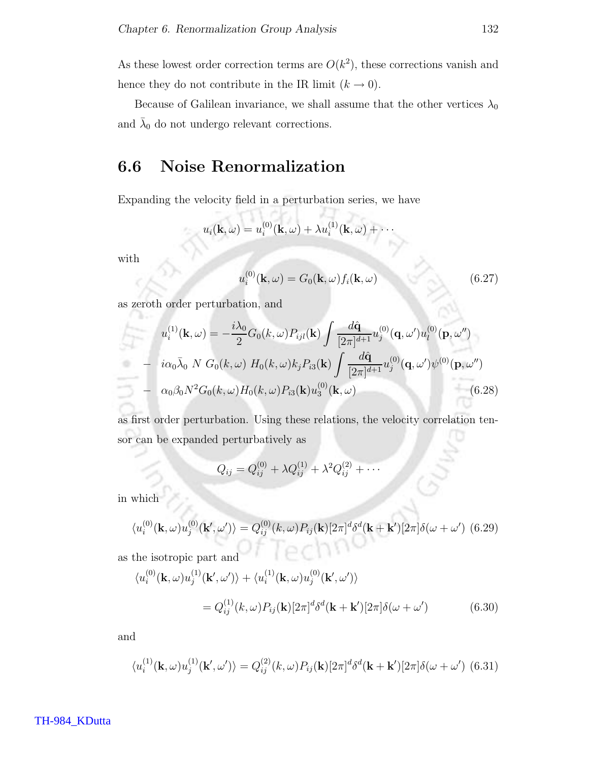As these lowest order correction terms are $O(k^2)$, these corrections vanish and hence they do not contribute in the IR limit ($k \to 0$).

Because of Galilean invariance, we shall assume that the other vertices $\lambda_0$ and $\bar{\lambda}_0$ do not undergo relevant corrections.

## 6.6 Noise Renormalization

Expanding the velocity field in a perturbation series, we have

$$u_i(\mathbf{k}, \omega) = u_i^{(0)}(\mathbf{k}, \omega) + \lambda u_i^{(1)}(\mathbf{k}, \omega) + \cdots$$

with

$$u_i^{(0)}(\mathbf{k}, \omega) = G_0(\mathbf{k}, \omega) f_i(\mathbf{k}, \omega) \tag{6.27}$$

as zeroth order perturbation, and

$$\begin{aligned}
u_i^{(1)}(\mathbf{k}, \omega) &= -\frac{i\lambda_0}{2} G_0(k, \omega) P_{ijl}(\mathbf{k}) \int \frac{d\hat{\mathbf{q}}}{[2\pi]^{d+1}} u_j^{(0)}(\mathbf{q}, \omega') u_l^{(0)}(\mathbf{p}, \omega'') \\
&- \; i\alpha_0 \bar{\lambda}_0 \; N \; G_0(k, \omega) \; H_0(k, \omega) k_j P_{i3}(\mathbf{k}) \int \frac{d\hat{\mathbf{q}}}{[2\pi]^{d+1}} u_j^{(0)}(\mathbf{q}, \omega') \psi^{(0)}(\mathbf{p}, \omega'') \\
&- \; \alpha_0 \beta_0 N^2 G_0(k, \omega) H_0(k, \omega) P_{i3}(\mathbf{k}) u_3^{(0)}(\mathbf{k}, \omega)
\end{aligned} \tag{6.28}$$

as first order perturbation. Using these relations, the velocity correlation tensor can be expanded perturbatively as

$$Q_{ij} = Q_{ij}^{(0)} + \lambda Q_{ij}^{(1)} + \lambda^2 Q_{ij}^{(2)} + \cdots$$

in which

$$\langle u_i^{(0)}(\mathbf{k}, \omega) u_j^{(0)}(\mathbf{k}', \omega') \rangle = Q_{ij}^{(0)}(k, \omega) P_{ij}(\mathbf{k}) [2\pi]^d \delta^d(\mathbf{k} + \mathbf{k}') [2\pi] \delta(\omega + \omega') \tag{6.29}$$

as the isotropic part and

$$\begin{aligned}
&\langle u_i^{(0)}(\mathbf{k}, \omega) u_j^{(1)}(\mathbf{k}', \omega') \rangle + \langle u_i^{(1)}(\mathbf{k}, \omega) u_j^{(0)}(\mathbf{k}', \omega') \rangle \\
&\qquad = Q_{ij}^{(1)}(k, \omega) P_{ij}(\mathbf{k}) [2\pi]^d \delta^d(\mathbf{k} + \mathbf{k}') [2\pi] \delta(\omega + \omega')
\end{aligned} \tag{6.30}$$

and

$$\langle u_i^{(1)}(\mathbf{k}, \omega) u_j^{(1)}(\mathbf{k}', \omega') \rangle = Q_{ij}^{(2)}(k, \omega) P_{ij}(\mathbf{k}) [2\pi]^d \delta^d(\mathbf{k} + \mathbf{k}') [2\pi] \delta(\omega + \omega') \tag{6.31}$$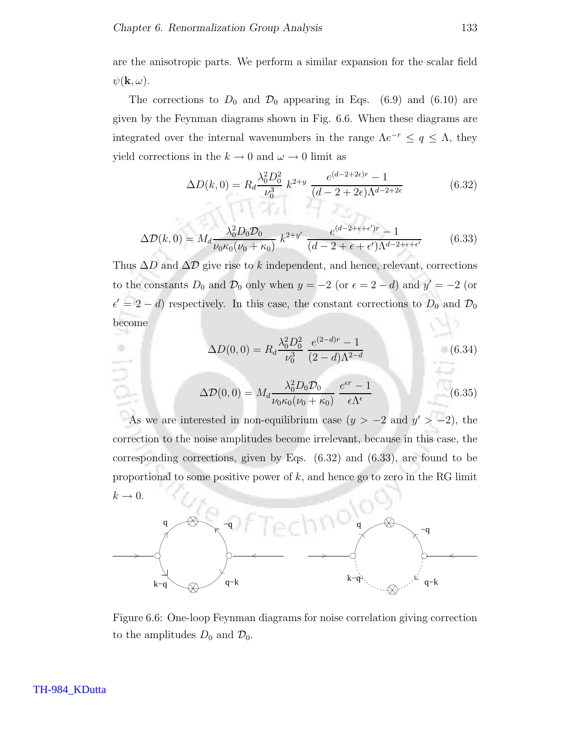are the anisotropic parts. We perform a similar expansion for the scalar field $\psi(\mathbf{k}, \omega)$.

The corrections to $D_0$ and $\mathcal{D}_0$ appearing in Eqs. (6.9) and (6.10) are given by the Feynman diagrams shown in Fig. 6.6. When these diagrams are integrated over the internal wavenumbers in the range $\Lambda e^{-r} \le q \le \Lambda$, they yield corrections in the $k \to 0$ and $\omega \to 0$ limit as

$$\Delta D(k, 0) = R_d \frac{\lambda_0^2 D_0^2}{\nu_0^3}\; k^{2+y}\; \frac{e^{(d-2+2\epsilon)r} - 1}{(d-2+2\epsilon)\Lambda^{d-2+2\epsilon}} \tag{6.32}$$

$$\Delta \mathcal{D}(k, 0) = M_d \frac{\lambda_0^2 D_0 \mathcal{D}_0}{\nu_0 \kappa_0 (\nu_0 + \kappa_0)}\; k^{2+y'}\; \frac{e^{(d-2+\epsilon+\epsilon')r} - 1}{(d-2+\epsilon+\epsilon')\Lambda^{d-2+\epsilon+\epsilon'}} \tag{6.33}$$

Thus $\Delta D$ and $\Delta \mathcal{D}$ give rise to $k$ independent, and hence, relevant, corrections to the constants $D_0$ and $\mathcal{D}_0$ only when $y = -2$ (or $\epsilon = 2 - d$) and $y' = -2$ (or $\epsilon' = 2 - d$) respectively. In this case, the constant corrections to $D_0$ and $\mathcal{D}_0$ become

$$\Delta D(0, 0) = R_d \frac{\lambda_0^2 D_0^2}{\nu_0^3}\; \frac{e^{(2-d)r} - 1}{(2-d)\Lambda^{2-d}} \tag{6.34}$$

$$\Delta \mathcal{D}(0, 0) = M_d \frac{\lambda_0^2 D_0 \mathcal{D}_0}{\nu_0 \kappa_0 (\nu_0 + \kappa_0)}\; \frac{e^{\epsilon r} - 1}{\epsilon \Lambda^{\epsilon}} \tag{6.35}$$

As we are interested in non-equilibrium case ($y > -2$ and $y' > -2$), the correction to the noise amplitudes become irrelevant, because in this case, the corresponding corrections, given by Eqs. (6.32) and (6.33), are found to be proportional to some positive power of $k$, and hence go to zero in the RG limit $k \to 0$.

Figure 6.6: One-loop Feynman diagrams for noise correlation giving correction to the amplitudes $D_0$ and $\mathcal{D}_0$.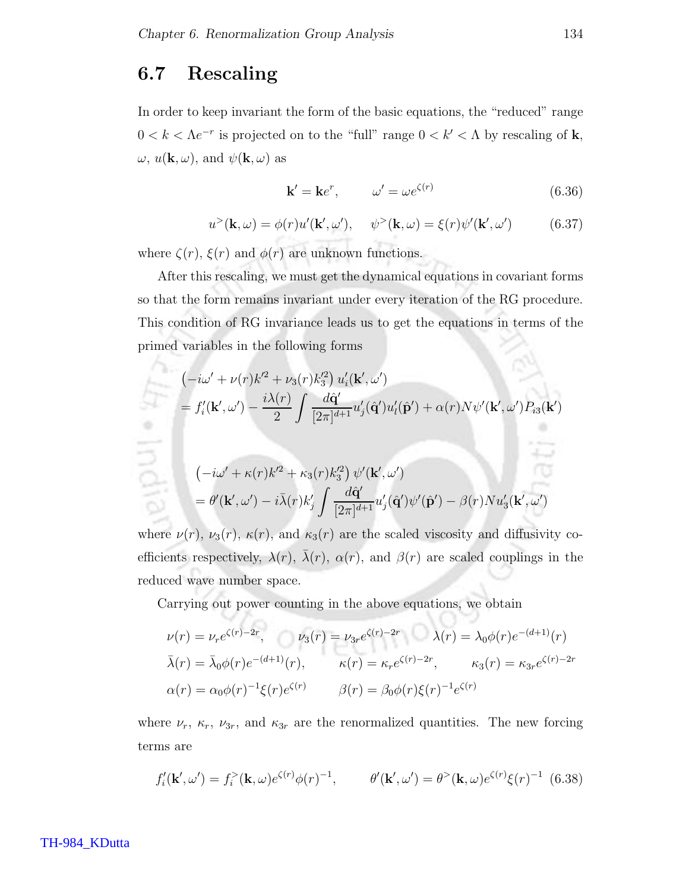## 6.7 Rescaling

In order to keep invariant the form of the basic equations, the "reduced" range $0 < k < \Lambda e^{-r}$ is projected on to the "full" range $0 < k' < \Lambda$ by rescaling of $\mathbf{k}$, $\omega$, $u(\mathbf{k}, \omega)$, and $\psi(\mathbf{k}, \omega)$ as

$$\mathbf{k}' = \mathbf{k}e^{r}, \qquad \omega' = \omega e^{\zeta(r)} \tag{6.36}$$

$$u^{>}(\mathbf{k}, \omega) = \phi(r)u'(\mathbf{k}', \omega'), \quad \psi^{>}(\mathbf{k}, \omega) = \xi(r)\psi'(\mathbf{k}', \omega') \tag{6.37}$$

where $\zeta(r)$, $\xi(r)$ and $\phi(r)$ are unknown functions.

After this rescaling, we must get the dynamical equations in covariant forms so that the form remains invariant under every iteration of the RG procedure. This condition of RG invariance leads us to get the equations in terms of the primed variables in the following forms

$$\begin{aligned}
&\left(-i\omega' + \nu(r)k'^2 + \nu_3(r)k_3'^2\right) u_i'(\mathbf{k}', \omega') \\
&= f_i'(\mathbf{k}', \omega') - \frac{i\lambda(r)}{2} \int \frac{d\hat{\mathbf{q}}'}{[2\pi]^{d+1}} u_j'(\hat{\mathbf{q}}')u_l'(\hat{\mathbf{p}}') + \alpha(r)N\psi'(\mathbf{k}', \omega')P_{i3}(\mathbf{k}')
\end{aligned}$$

$$\begin{aligned}
&\left(-i\omega' + \kappa(r)k'^2 + \kappa_3(r)k_3'^2\right) \psi'(\mathbf{k}', \omega') \\
&= \theta'(\mathbf{k}', \omega') - i\bar{\lambda}(r)k_j' \int \frac{d\hat{\mathbf{q}}'}{[2\pi]^{d+1}} u_j'(\hat{\mathbf{q}}')\psi'(\hat{\mathbf{p}}') - \beta(r)Nu_3'(\mathbf{k}', \omega')
\end{aligned}$$

where $\nu(r)$, $\nu_3(r)$, $\kappa(r)$, and $\kappa_3(r)$ are the scaled viscosity and diffusivity coefficients respectively, $\lambda(r)$, $\bar{\lambda}(r)$, $\alpha(r)$, and $\beta(r)$ are scaled couplings in the reduced wave number space.

Carrying out power counting in the above equations, we obtain

$$\begin{aligned}
&\nu(r) = \nu_r e^{\zeta(r)-2r}, \qquad \nu_3(r) = \nu_{3r} e^{\zeta(r)-2r} \qquad \lambda(r) = \lambda_0 \phi(r) e^{-(d+1)}(r) \\
&\bar{\lambda}(r) = \bar{\lambda}_0 \phi(r) e^{-(d+1)}(r), \qquad \kappa(r) = \kappa_r e^{\zeta(r)-2r}, \qquad \kappa_3(r) = \kappa_{3r} e^{\zeta(r)-2r} \\
&\alpha(r) = \alpha_0 \phi(r)^{-1} \xi(r) e^{\zeta(r)} \qquad \beta(r) = \beta_0 \phi(r) \xi(r)^{-1} e^{\zeta(r)}
\end{aligned}$$

where $\nu_r$, $\kappa_r$, $\nu_{3r}$, and $\kappa_{3r}$ are the renormalized quantities. The new forcing terms are

$$f_i'(\mathbf{k}', \omega') = f_i^{>}(\mathbf{k}, \omega) e^{\zeta(r)} \phi(r)^{-1}, \qquad \theta'(\mathbf{k}', \omega') = \theta^{>}(\mathbf{k}, \omega) e^{\zeta(r)} \xi(r)^{-1} \tag{6.38}$$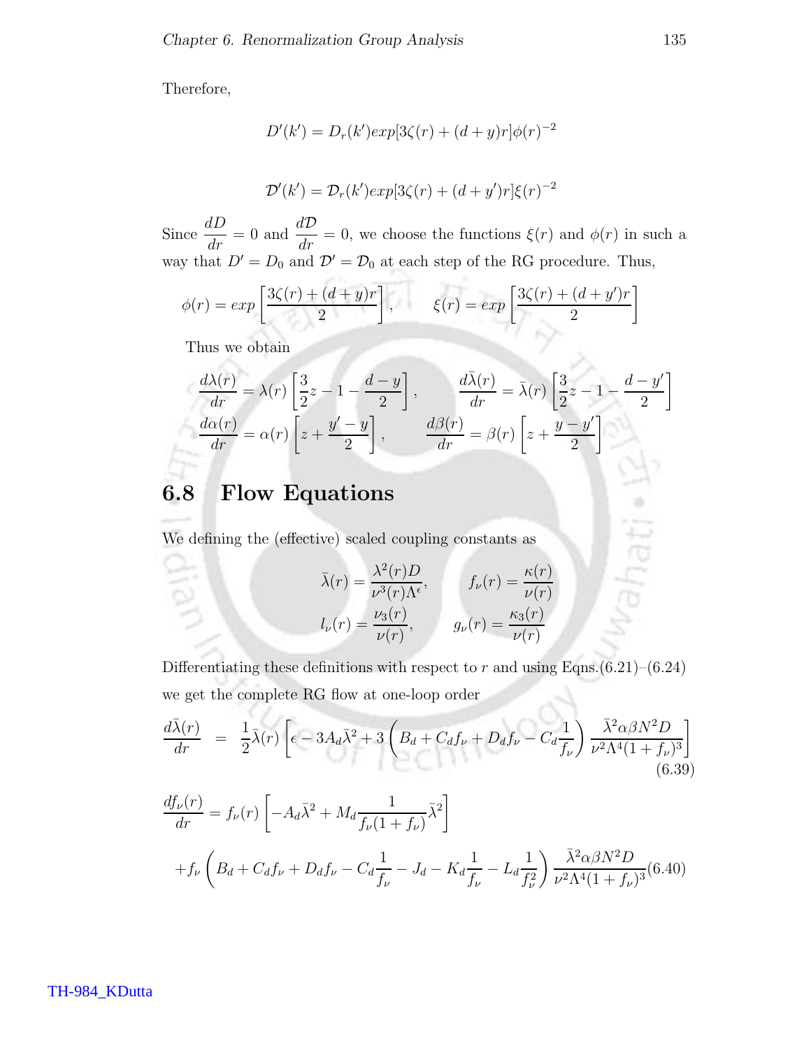Therefore,

$$D'(k') = D_r(k') exp[3\zeta(r) + (d+y)r]\phi(r)^{-2}$$

$$\mathcal{D}'(k') = \mathcal{D}_r(k') exp[3\zeta(r) + (d+y')r]\xi(r)^{-2}$$

Since $\frac{dD}{dr} = 0$ and $\frac{d\mathcal{D}}{dr} = 0$, we choose the functions $\xi(r)$ and $\phi(r)$ in such a way that $D' = D_0$ and $\mathcal{D}' = \mathcal{D}_0$ at each step of the RG procedure. Thus,

$$\phi(r) = exp\left[\frac{3\zeta(r) + (d+y)r}{2}\right], \qquad \xi(r) = exp\left[\frac{3\zeta(r) + (d+y')r}{2}\right]$$

Thus we obtain

$$\frac{d\lambda(r)}{dr} = \lambda(r)\left[\frac{3}{2}z - 1 - \frac{d-y}{2}\right], \qquad \frac{d\bar{\lambda}(r)}{dr} = \bar{\lambda}(r)\left[\frac{3}{2}z - 1 - \frac{d-y'}{2}\right]$$

$$\frac{d\alpha(r)}{dr} = \alpha(r)\left[z + \frac{y'-y}{2}\right], \qquad \frac{d\beta(r)}{dr} = \beta(r)\left[z + \frac{y-y'}{2}\right]$$

## 6.8 Flow Equations

We defining the (effective) scaled coupling constants as

$$\bar{\lambda}(r) = \frac{\lambda^2(r)D}{\nu^3(r)\Lambda^{\epsilon}}, \qquad f_\nu(r) = \frac{\kappa(r)}{\nu(r)}$$

$$l_\nu(r) = \frac{\nu_3(r)}{\nu(r)}, \qquad g_\nu(r) = \frac{\kappa_3(r)}{\nu(r)}$$

Differentiating these definitions with respect to $r$ and using Eqns.(6.21)–(6.24) we get the complete RG flow at one-loop order

$$\frac{d\bar{\lambda}(r)}{dr} = \frac{1}{2}\bar{\lambda}(r)\left[\epsilon - 3A_d\bar{\lambda}^2 + 3\left(B_d + C_d f_\nu + D_d f_\nu - C_d\frac{1}{f_\nu}\right)\frac{\bar{\lambda}^2\alpha\beta N^2 D}{\nu^2\Lambda^4(1+f_\nu)^3}\right] \tag{6.39}$$

$$\frac{df_\nu(r)}{dr} = f_\nu(r)\left[-A_d\bar{\lambda}^2 + M_d\frac{1}{f_\nu(1+f_\nu)}\bar{\lambda}^2\right]$$
$$+ f_\nu\left(B_d + C_d f_\nu + D_d f_\nu - C_d\frac{1}{f_\nu} - J_d - K_d\frac{1}{f_\nu} - L_d\frac{1}{f_\nu^2}\right)\frac{\bar{\lambda}^2\alpha\beta N^2 D}{\nu^2\Lambda^4(1+f_\nu)^3} \tag{6.40}$$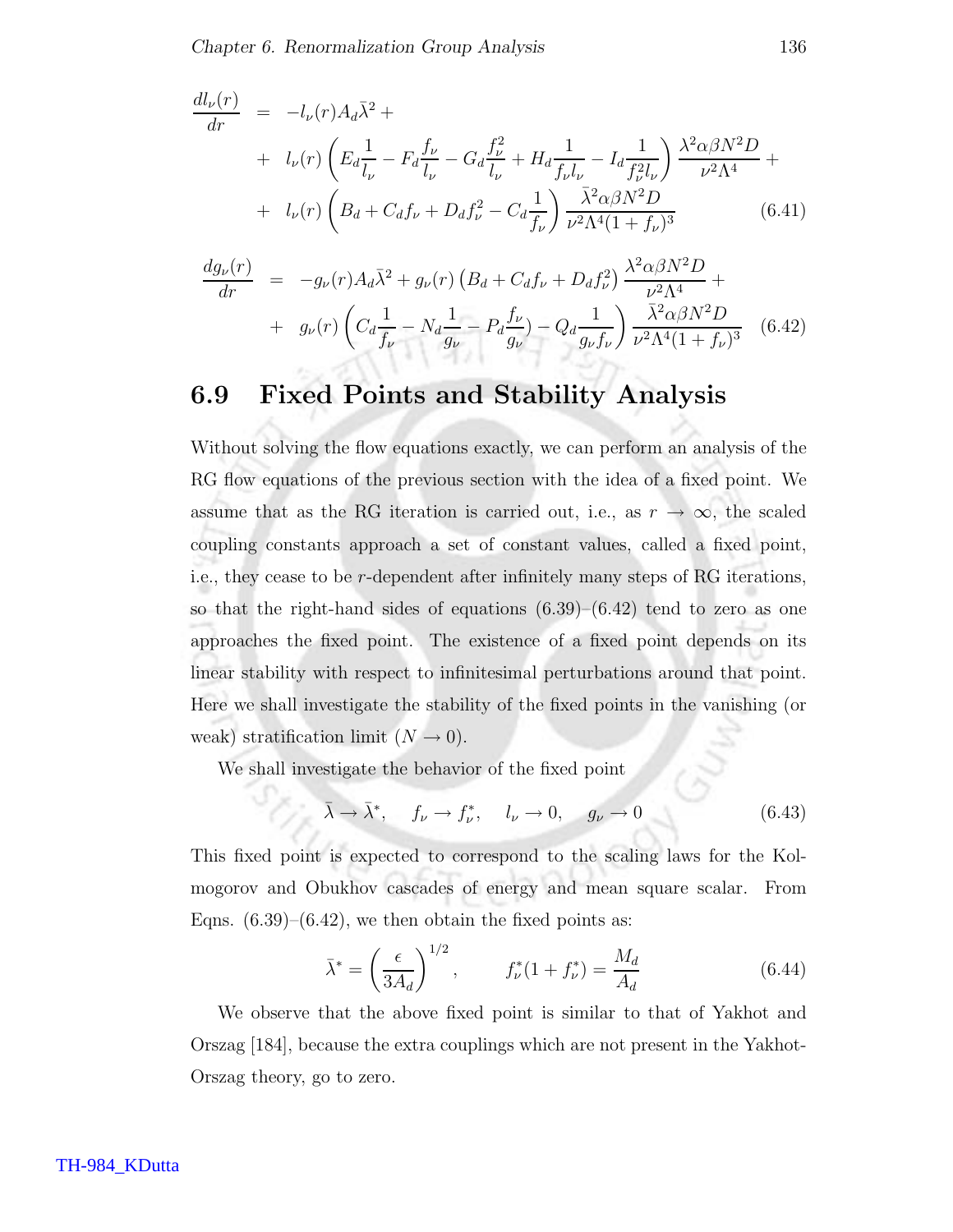$$
\begin{aligned}
\frac{dl_\nu(r)}{dr} &= -l_\nu(r) A_d \bar{\lambda}^2 + \\
&+ l_\nu(r) \left( E_d \frac{1}{l_\nu} - F_d \frac{f_\nu}{l_\nu} - G_d \frac{f_\nu^2}{l_\nu} + H_d \frac{1}{f_\nu l_\nu} - I_d \frac{1}{f_\nu^2 l_\nu} \right) \frac{\lambda^2 \alpha \beta N^2 D}{\nu^2 \Lambda^4} + \\
&+ l_\nu(r) \left( B_d + C_d f_\nu + D_d f_\nu^2 - C_d \frac{1}{f_\nu} \right) \frac{\bar{\lambda}^2 \alpha \beta N^2 D}{\nu^2 \Lambda^4 (1 + f_\nu)^3} \qquad (6.41)
\end{aligned}
$$

$$
\begin{aligned}
\frac{dg_\nu(r)}{dr} &= -g_\nu(r) A_d \bar{\lambda}^2 + g_\nu(r) \left( B_d + C_d f_\nu + D_d f_\nu^2 \right) \frac{\lambda^2 \alpha \beta N^2 D}{\nu^2 \Lambda^4} + \\
&+ g_\nu(r) \left( C_d \frac{1}{f_\nu} - N_d \frac{1}{g_\nu} - P_d \frac{f_\nu}{g_\nu}) - Q_d \frac{1}{g_\nu f_\nu} \right) \frac{\bar{\lambda}^2 \alpha \beta N^2 D}{\nu^2 \Lambda^4 (1 + f_\nu)^3} \qquad (6.42)
\end{aligned}
$$

## 6.9 Fixed Points and Stability Analysis

Without solving the flow equations exactly, we can perform an analysis of the RG flow equations of the previous section with the idea of a fixed point. We assume that as the RG iteration is carried out, i.e., as $r \to \infty$, the scaled coupling constants approach a set of constant values, called a fixed point, i.e., they cease to be $r$-dependent after infinitely many steps of RG iterations, so that the right-hand sides of equations (6.39)–(6.42) tend to zero as one approaches the fixed point. The existence of a fixed point depends on its linear stability with respect to infinitesimal perturbations around that point. Here we shall investigate the stability of the fixed points in the vanishing (or weak) stratification limit ($N \to 0$).

We shall investigate the behavior of the fixed point

$$
\bar{\lambda} \to \bar{\lambda}^*, \quad f_\nu \to f_\nu^*, \quad l_\nu \to 0, \quad g_\nu \to 0 \qquad (6.43)
$$

This fixed point is expected to correspond to the scaling laws for the Kolmogorov and Obukhov cascades of energy and mean square scalar. From Eqns. (6.39)–(6.42), we then obtain the fixed points as:

$$
\bar{\lambda}^* = \left( \frac{\epsilon}{3A_d} \right)^{1/2}, \qquad f_\nu^*(1 + f_\nu^*) = \frac{M_d}{A_d} \qquad (6.44)
$$

We observe that the above fixed point is similar to that of Yakhot and Orszag [184], because the extra couplings which are not present in the Yakhot-Orszag theory, go to zero.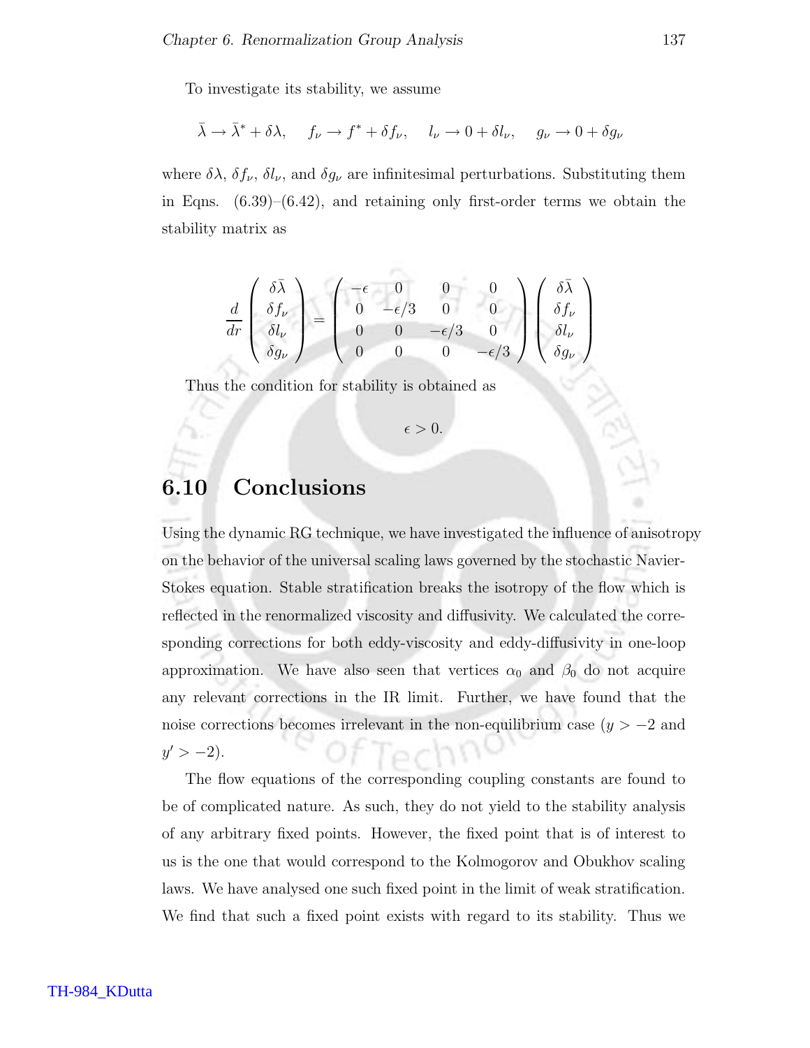To investigate its stability, we assume

$$\bar{\lambda} \rightarrow \bar{\lambda}^* + \delta\lambda, \quad f_\nu \rightarrow f^* + \delta f_\nu, \quad l_\nu \rightarrow 0 + \delta l_\nu, \quad g_\nu \rightarrow 0 + \delta g_\nu$$

where $\delta\lambda$, $\delta f_\nu$, $\delta l_\nu$, and $\delta g_\nu$ are infinitesimal perturbations. Substituting them in Eqns. (6.39)–(6.42), and retaining only first-order terms we obtain the stability matrix as

$$\frac{d}{dr}\begin{pmatrix} \delta\bar{\lambda} \\ \delta f_\nu \\ \delta l_\nu \\ \delta g_\nu \end{pmatrix} = \begin{pmatrix} -\epsilon & 0 & 0 & 0 \\ 0 & -\epsilon/3 & 0 & 0 \\ 0 & 0 & -\epsilon/3 & 0 \\ 0 & 0 & 0 & -\epsilon/3 \end{pmatrix} \begin{pmatrix} \delta\bar{\lambda} \\ \delta f_\nu \\ \delta l_\nu \\ \delta g_\nu \end{pmatrix}$$

Thus the condition for stability is obtained as

$$\epsilon > 0.$$

## 6.10 Conclusions

Using the dynamic RG technique, we have investigated the influence of anisotropy on the behavior of the universal scaling laws governed by the stochastic Navier-Stokes equation. Stable stratification breaks the isotropy of the flow which is reflected in the renormalized viscosity and diffusivity. We calculated the corresponding corrections for both eddy-viscosity and eddy-diffusivity in one-loop approximation. We have also seen that vertices $\alpha_0$ and $\beta_0$ do not acquire any relevant corrections in the IR limit. Further, we have found that the noise corrections becomes irrelevant in the non-equilibrium case ($y > -2$ and $y' > -2$).

The flow equations of the corresponding coupling constants are found to be of complicated nature. As such, they do not yield to the stability analysis of any arbitrary fixed points. However, the fixed point that is of interest to us is the one that would correspond to the Kolmogorov and Obukhov scaling laws. We have analysed one such fixed point in the limit of weak stratification. We find that such a fixed point exists with regard to its stability. Thus we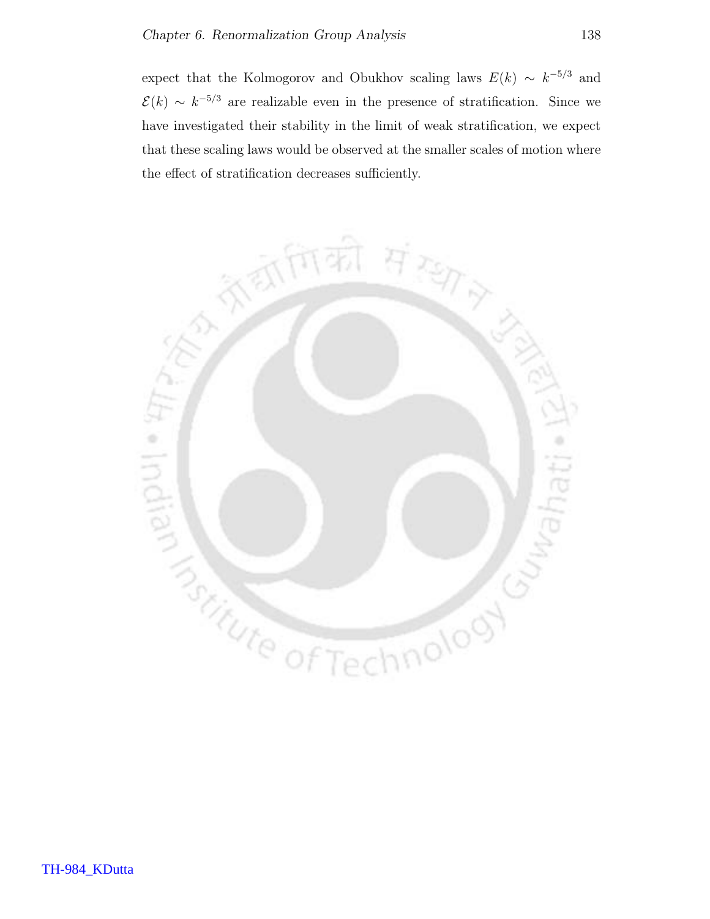expect that the Kolmogorov and Obukhov scaling laws $E(k) \sim k^{-5/3}$ and $\mathcal{E}(k) \sim k^{-5/3}$ are realizable even in the presence of stratification. Since we have investigated their stability in the limit of weak stratification, we expect that these scaling laws would be observed at the smaller scales of motion where the effect of stratification decreases sufficiently.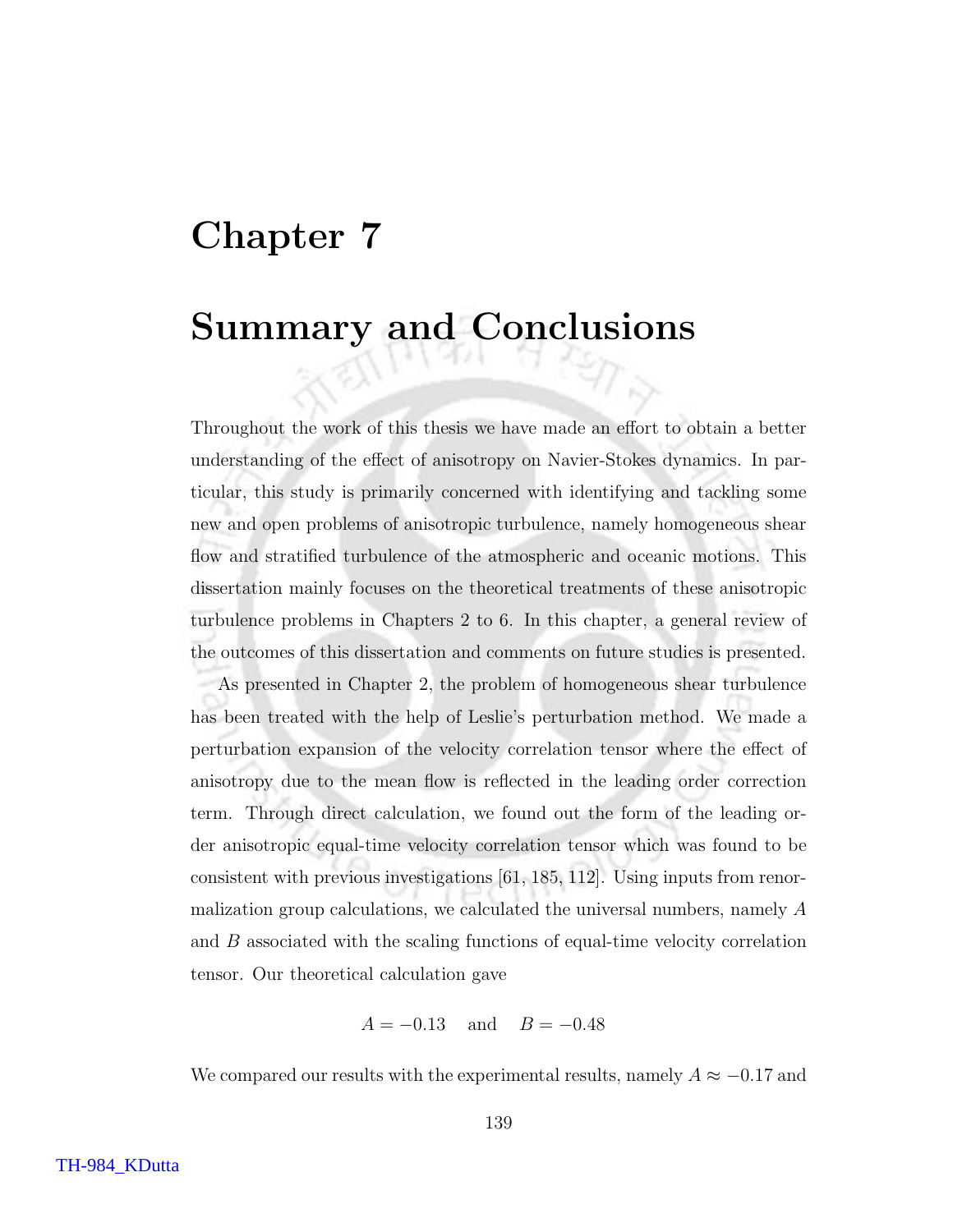# Chapter 7

# Summary and Conclusions

Throughout the work of this thesis we have made an effort to obtain a better understanding of the effect of anisotropy on Navier-Stokes dynamics. In particular, this study is primarily concerned with identifying and tackling some new and open problems of anisotropic turbulence, namely homogeneous shear flow and stratified turbulence of the atmospheric and oceanic motions. This dissertation mainly focuses on the theoretical treatments of these anisotropic turbulence problems in Chapters 2 to 6. In this chapter, a general review of the outcomes of this dissertation and comments on future studies is presented.

As presented in Chapter 2, the problem of homogeneous shear turbulence has been treated with the help of Leslie's perturbation method. We made a perturbation expansion of the velocity correlation tensor where the effect of anisotropy due to the mean flow is reflected in the leading order correction term. Through direct calculation, we found out the form of the leading order anisotropic equal-time velocity correlation tensor which was found to be consistent with previous investigations [61, 185, 112]. Using inputs from renormalization group calculations, we calculated the universal numbers, namely $A$ and $B$ associated with the scaling functions of equal-time velocity correlation tensor. Our theoretical calculation gave

$$A = -0.13 \quad \text{and} \quad B = -0.48$$

We compared our results with the experimental results, namely $A \approx -0.17$ and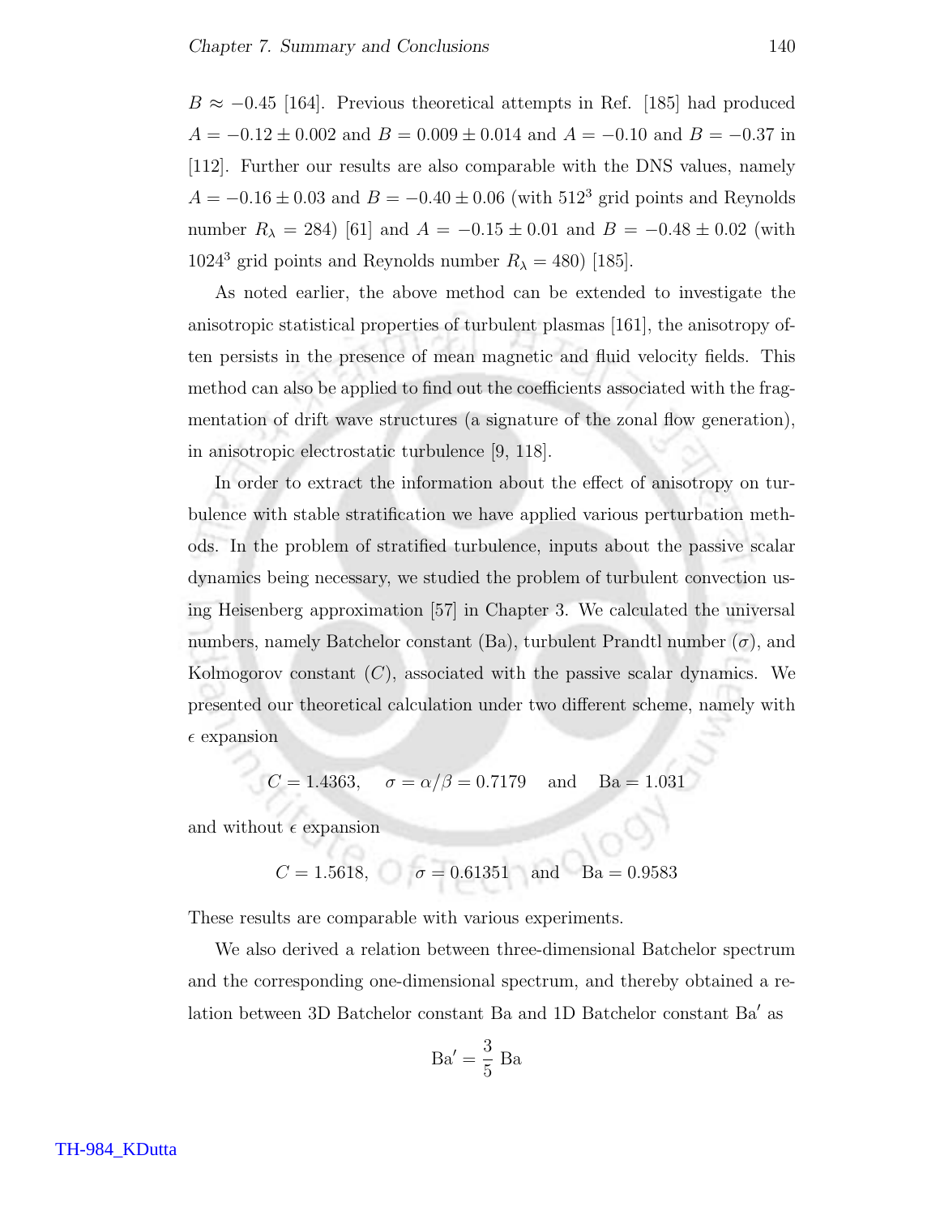$B \approx -0.45$ [164]. Previous theoretical attempts in Ref. [185] had produced $A = -0.12 \pm 0.002$ and $B = 0.009 \pm 0.014$ and $A = -0.10$ and $B = -0.37$ in [112]. Further our results are also comparable with the DNS values, namely $A = -0.16 \pm 0.03$ and $B = -0.40 \pm 0.06$ (with $512^3$ grid points and Reynolds number $R_\lambda = 284$) [61] and $A = -0.15 \pm 0.01$ and $B = -0.48 \pm 0.02$ (with $1024^3$ grid points and Reynolds number $R_\lambda = 480$) [185].

As noted earlier, the above method can be extended to investigate the anisotropic statistical properties of turbulent plasmas [161], the anisotropy often persists in the presence of mean magnetic and fluid velocity fields. This method can also be applied to find out the coefficients associated with the fragmentation of drift wave structures (a signature of the zonal flow generation), in anisotropic electrostatic turbulence [9, 118].

In order to extract the information about the effect of anisotropy on turbulence with stable stratification we have applied various perturbation methods. In the problem of stratified turbulence, inputs about the passive scalar dynamics being necessary, we studied the problem of turbulent convection using Heisenberg approximation [57] in Chapter 3. We calculated the universal numbers, namely Batchelor constant (Ba), turbulent Prandtl number ($\sigma$), and Kolmogorov constant ($C$), associated with the passive scalar dynamics. We presented our theoretical calculation under two different scheme, namely with $\epsilon$ expansion

$$C = 1.4363, \quad \sigma = \alpha/\beta = 0.7179 \quad \text{and} \quad \text{Ba} = 1.031$$

and without $\epsilon$ expansion

$$C = 1.5618, \quad \sigma = 0.61351 \quad \text{and} \quad \text{Ba} = 0.9583$$

These results are comparable with various experiments.

We also derived a relation between three-dimensional Batchelor spectrum and the corresponding one-dimensional spectrum, and thereby obtained a relation between 3D Batchelor constant Ba and 1D Batchelor constant Ba$'$ as

$$\text{Ba}' = \frac{3}{5}\,\text{Ba}$$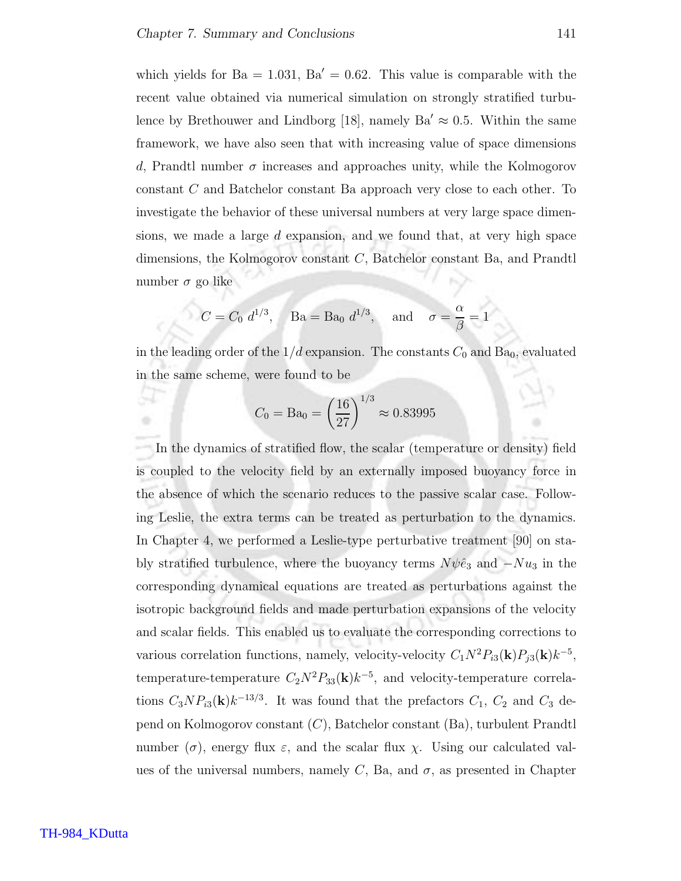which yields for Ba $= 1.031$, Ba$' = 0.62$. This value is comparable with the recent value obtained via numerical simulation on strongly stratified turbulence by Brethouwer and Lindborg [18], namely Ba$' \approx 0.5$. Within the same framework, we have also seen that with increasing value of space dimensions $d$, Prandtl number $\sigma$ increases and approaches unity, while the Kolmogorov constant $C$ and Batchelor constant Ba approach very close to each other. To investigate the behavior of these universal numbers at very large space dimensions, we made a large $d$ expansion, and we found that, at very high space dimensions, the Kolmogorov constant $C$, Batchelor constant Ba, and Prandtl number $\sigma$ go like

$$C = C_0 \, d^{1/3}, \quad \mathrm{Ba} = \mathrm{Ba}_0 \, d^{1/3}, \quad \text{and} \quad \sigma = \frac{\alpha}{\beta} = 1$$

in the leading order of the $1/d$ expansion. The constants $C_0$ and Ba$_0$, evaluated in the same scheme, were found to be

$$C_0 = \mathrm{Ba}_0 = \left(\frac{16}{27}\right)^{1/3} \approx 0.83995$$

In the dynamics of stratified flow, the scalar (temperature or density) field is coupled to the velocity field by an externally imposed buoyancy force in the absence of which the scenario reduces to the passive scalar case. Following Leslie, the extra terms can be treated as perturbation to the dynamics. In Chapter 4, we performed a Leslie-type perturbative treatment [90] on stably stratified turbulence, where the buoyancy terms $N\psi\hat{e}_3$ and $-Nu_3$ in the corresponding dynamical equations are treated as perturbations against the isotropic background fields and made perturbation expansions of the velocity and scalar fields. This enabled us to evaluate the corresponding corrections to various correlation functions, namely, velocity-velocity $C_1 N^2 P_{i3}(\mathbf{k}) P_{j3}(\mathbf{k}) k^{-5}$, temperature-temperature $C_2 N^2 P_{33}(\mathbf{k}) k^{-5}$, and velocity-temperature correlations $C_3 N P_{i3}(\mathbf{k}) k^{-13/3}$. It was found that the prefactors $C_1$, $C_2$ and $C_3$ depend on Kolmogorov constant ($C$), Batchelor constant (Ba), turbulent Prandtl number ($\sigma$), energy flux $\varepsilon$, and the scalar flux $\chi$. Using our calculated values of the universal numbers, namely $C$, Ba, and $\sigma$, as presented in Chapter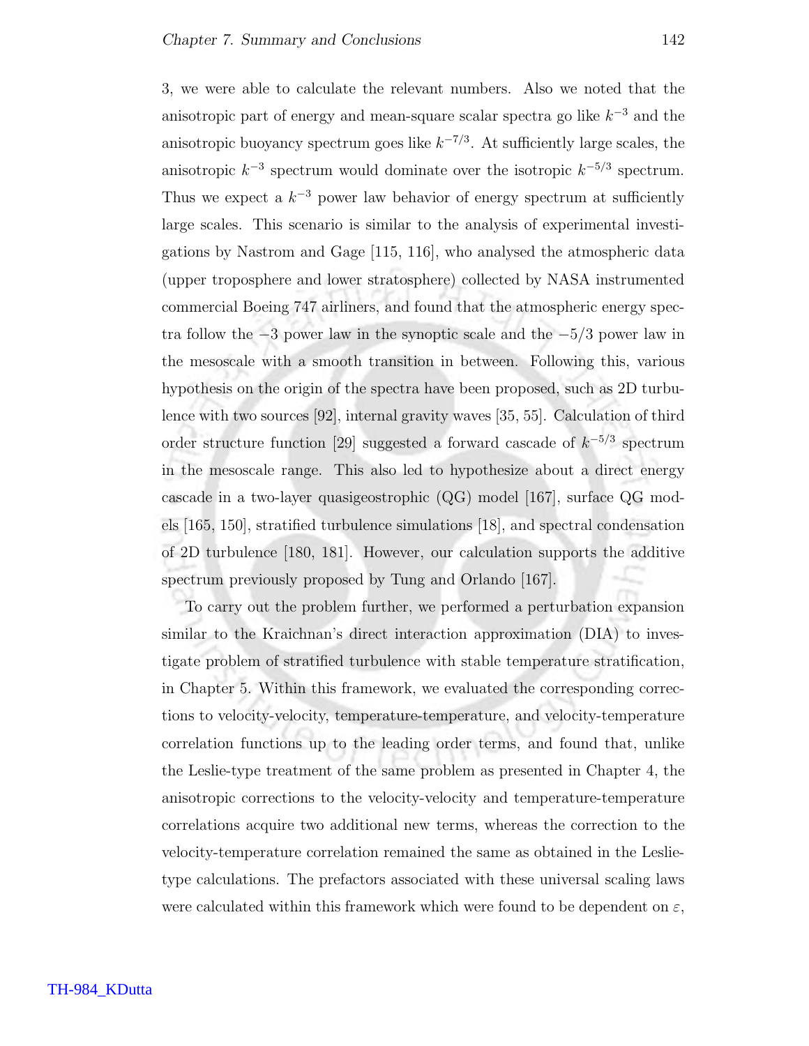3, we were able to calculate the relevant numbers. Also we noted that the anisotropic part of energy and mean-square scalar spectra go like $k^{-3}$ and the anisotropic buoyancy spectrum goes like $k^{-7/3}$. At sufficiently large scales, the anisotropic $k^{-3}$ spectrum would dominate over the isotropic $k^{-5/3}$ spectrum. Thus we expect a $k^{-3}$ power law behavior of energy spectrum at sufficiently large scales. This scenario is similar to the analysis of experimental investigations by Nastrom and Gage [115, 116], who analysed the atmospheric data (upper troposphere and lower stratosphere) collected by NASA instrumented commercial Boeing 747 airliners, and found that the atmospheric energy spectra follow the $-3$ power law in the synoptic scale and the $-5/3$ power law in the mesoscale with a smooth transition in between. Following this, various hypothesis on the origin of the spectra have been proposed, such as 2D turbulence with two sources [92], internal gravity waves [35, 55]. Calculation of third order structure function [29] suggested a forward cascade of $k^{-5/3}$ spectrum in the mesoscale range. This also led to hypothesize about a direct energy cascade in a two-layer quasigeostrophic (QG) model [167], surface QG models [165, 150], stratified turbulence simulations [18], and spectral condensation of 2D turbulence [180, 181]. However, our calculation supports the additive spectrum previously proposed by Tung and Orlando [167].

To carry out the problem further, we performed a perturbation expansion similar to the Kraichnan's direct interaction approximation (DIA) to investigate problem of stratified turbulence with stable temperature stratification, in Chapter 5. Within this framework, we evaluated the corresponding corrections to velocity-velocity, temperature-temperature, and velocity-temperature correlation functions up to the leading order terms, and found that, unlike the Leslie-type treatment of the same problem as presented in Chapter 4, the anisotropic corrections to the velocity-velocity and temperature-temperature correlations acquire two additional new terms, whereas the correction to the velocity-temperature correlation remained the same as obtained in the Leslie-type calculations. The prefactors associated with these universal scaling laws were calculated within this framework which were found to be dependent on $\varepsilon$,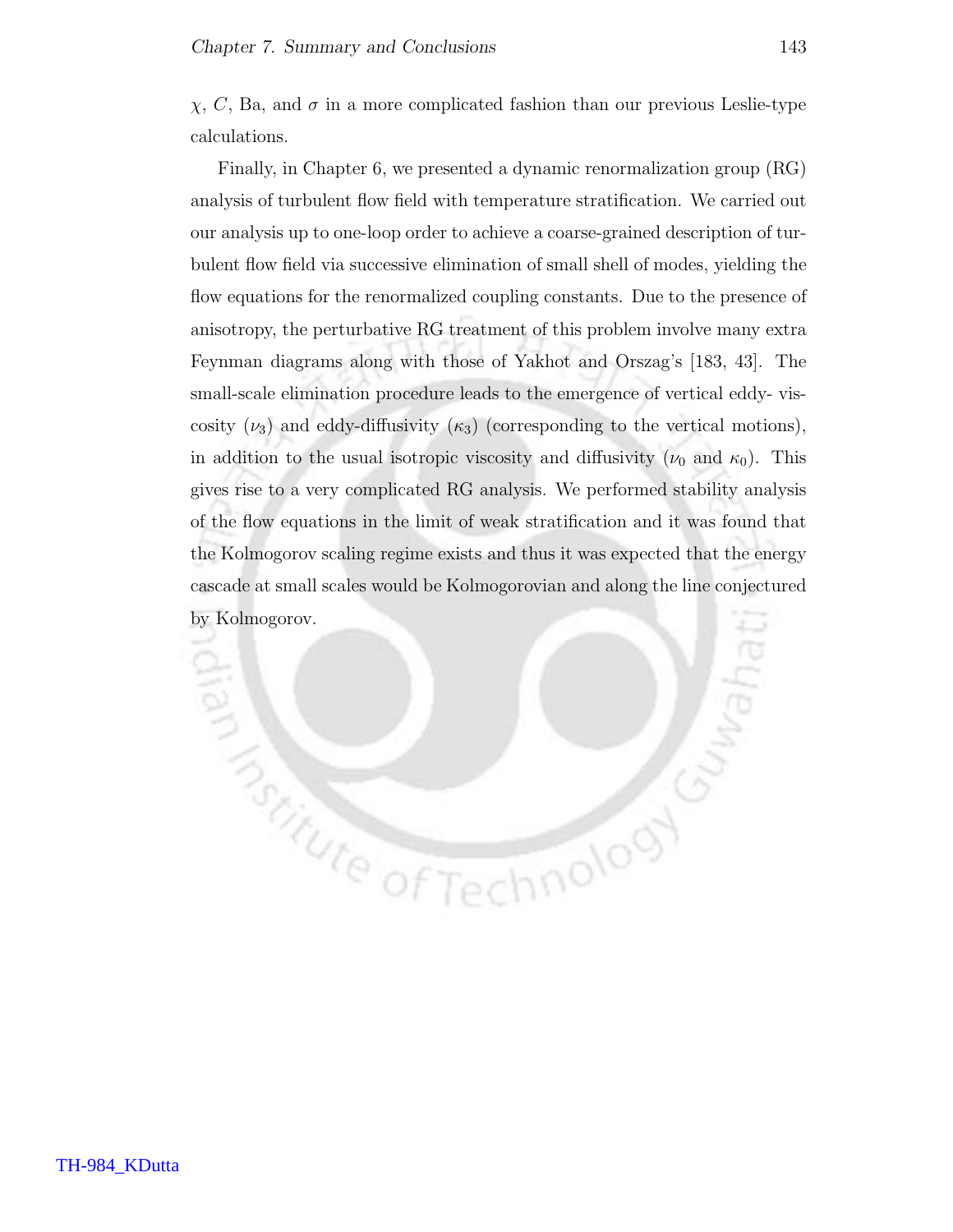$\chi$, $C$, Ba, and $\sigma$ in a more complicated fashion than our previous Leslie-type calculations.

Finally, in Chapter 6, we presented a dynamic renormalization group (RG) analysis of turbulent flow field with temperature stratification. We carried out our analysis up to one-loop order to achieve a coarse-grained description of turbulent flow field via successive elimination of small shell of modes, yielding the flow equations for the renormalized coupling constants. Due to the presence of anisotropy, the perturbative RG treatment of this problem involve many extra Feynman diagrams along with those of Yakhot and Orszag's [183, 43]. The small-scale elimination procedure leads to the emergence of vertical eddy- viscosity ($\nu_3$) and eddy-diffusivity ($\kappa_3$) (corresponding to the vertical motions), in addition to the usual isotropic viscosity and diffusivity ($\nu_0$ and $\kappa_0$). This gives rise to a very complicated RG analysis. We performed stability analysis of the flow equations in the limit of weak stratification and it was found that the Kolmogorov scaling regime exists and thus it was expected that the energy cascade at small scales would be Kolmogorovian and along the line conjectured by Kolmogorov.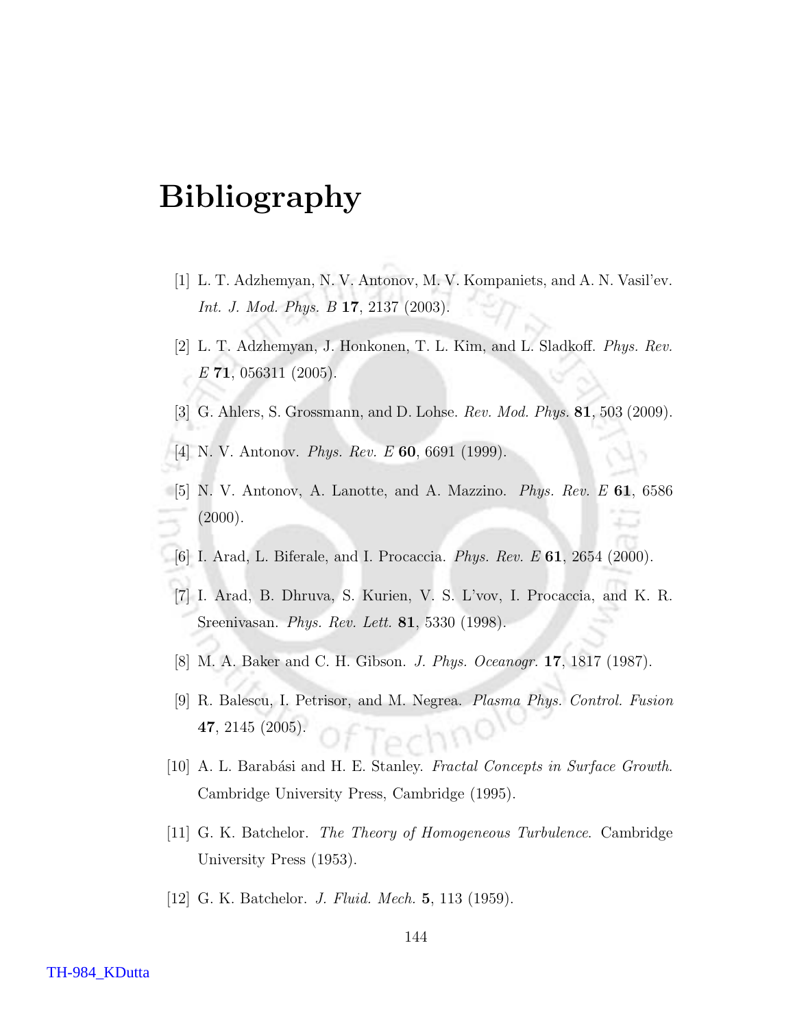# Bibliography

[1] L. T. Adzhemyan, N. V. Antonov, M. V. Kompaniets, and A. N. Vasil'ev. *Int. J. Mod. Phys. B* **17**, 2137 (2003).

[2] L. T. Adzhemyan, J. Honkonen, T. L. Kim, and L. Sladkoff. *Phys. Rev. E* **71**, 056311 (2005).

[3] G. Ahlers, S. Grossmann, and D. Lohse. *Rev. Mod. Phys.* **81**, 503 (2009).

[4] N. V. Antonov. *Phys. Rev. E* **60**, 6691 (1999).

[5] N. V. Antonov, A. Lanotte, and A. Mazzino. *Phys. Rev. E* **61**, 6586 (2000).

[6] I. Arad, L. Biferale, and I. Procaccia. *Phys. Rev. E* **61**, 2654 (2000).

[7] I. Arad, B. Dhruva, S. Kurien, V. S. L'vov, I. Procaccia, and K. R. Sreenivasan. *Phys. Rev. Lett.* **81**, 5330 (1998).

[8] M. A. Baker and C. H. Gibson. *J. Phys. Oceanogr.* **17**, 1817 (1987).

[9] R. Balescu, I. Petrisor, and M. Negrea. *Plasma Phys. Control. Fusion* **47**, 2145 (2005).

[10] A. L. Barabási and H. E. Stanley. *Fractal Concepts in Surface Growth*. Cambridge University Press, Cambridge (1995).

[11] G. K. Batchelor. *The Theory of Homogeneous Turbulence*. Cambridge University Press (1953).

[12] G. K. Batchelor. *J. Fluid. Mech.* **5**, 113 (1959).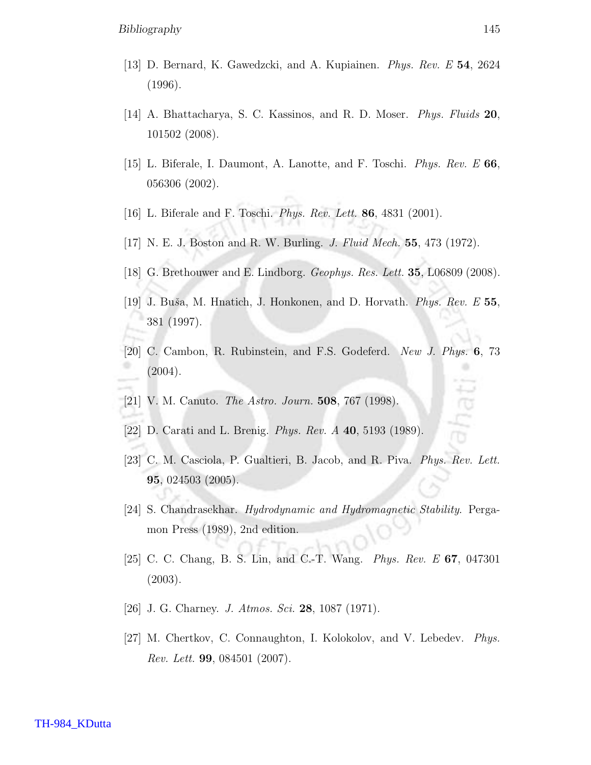[13] D. Bernard, K. Gawedzcki, and A. Kupiainen. *Phys. Rev. E* **54**, 2624 (1996).

[14] A. Bhattacharya, S. C. Kassinos, and R. D. Moser. *Phys. Fluids* **20**, 101502 (2008).

[15] L. Biferale, I. Daumont, A. Lanotte, and F. Toschi. *Phys. Rev. E* **66**, 056306 (2002).

[16] L. Biferale and F. Toschi. *Phys. Rev. Lett.* **86**, 4831 (2001).

[17] N. E. J. Boston and R. W. Burling. *J. Fluid Mech.* **55**, 473 (1972).

[18] G. Brethouwer and E. Lindborg. *Geophys. Res. Lett.* **35**, L06809 (2008).

[19] J. Buša, M. Hnatich, J. Honkonen, and D. Horvath. *Phys. Rev. E* **55**, 381 (1997).

[20] C. Cambon, R. Rubinstein, and F.S. Godeferd. *New J. Phys.* **6**, 73 (2004).

[21] V. M. Canuto. *The Astro. Journ.* **508**, 767 (1998).

[22] D. Carati and L. Brenig. *Phys. Rev. A* **40**, 5193 (1989).

[23] C. M. Casciola, P. Gualtieri, B. Jacob, and R. Piva. *Phys. Rev. Lett.* **95**, 024503 (2005).

[24] S. Chandrasekhar. *Hydrodynamic and Hydromagnetic Stability.* Pergamon Press (1989), 2nd edition.

[25] C. C. Chang, B. S. Lin, and C.-T. Wang. *Phys. Rev. E* **67**, 047301 (2003).

[26] J. G. Charney. *J. Atmos. Sci.* **28**, 1087 (1971).

[27] M. Chertkov, C. Connaughton, I. Kolokolov, and V. Lebedev. *Phys. Rev. Lett.* **99**, 084501 (2007).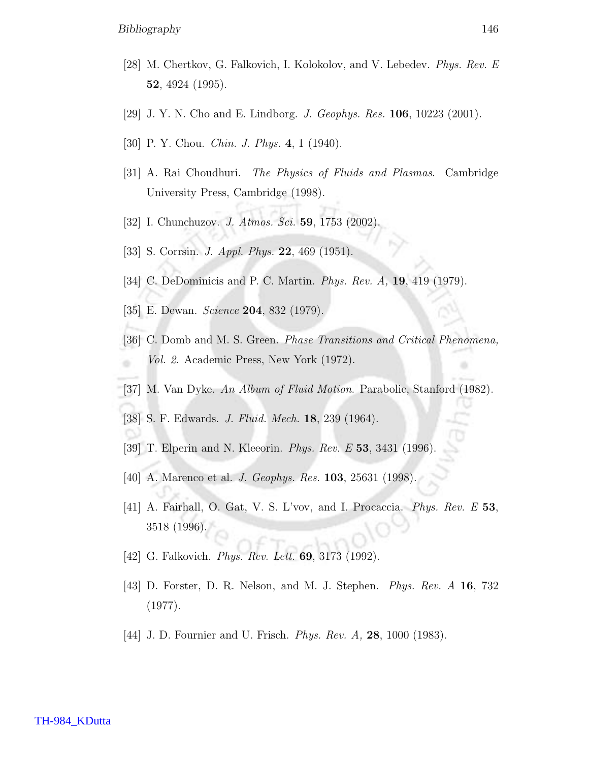[28] M. Chertkov, G. Falkovich, I. Kolokolov, and V. Lebedev. *Phys. Rev. E* **52**, 4924 (1995).

[29] J. Y. N. Cho and E. Lindborg. *J. Geophys. Res.* **106**, 10223 (2001).

[30] P. Y. Chou. *Chin. J. Phys.* **4**, 1 (1940).

[31] A. Rai Choudhuri. *The Physics of Fluids and Plasmas*. Cambridge University Press, Cambridge (1998).

[32] I. Chunchuzov. *J. Atmos. Sci.* **59**, 1753 (2002).

[33] S. Corrsin. *J. Appl. Phys.* **22**, 469 (1951).

[34] C. DeDominicis and P. C. Martin. *Phys. Rev. A,* **19**, 419 (1979).

[35] E. Dewan. *Science* **204**, 832 (1979).

[36] C. Domb and M. S. Green. *Phase Transitions and Critical Phenomena, Vol. 2*. Academic Press, New York (1972).

[37] M. Van Dyke. *An Album of Fluid Motion*. Parabolic, Stanford (1982).

[38] S. F. Edwards. *J. Fluid. Mech.* **18**, 239 (1964).

[39] T. Elperin and N. Kleeorin. *Phys. Rev. E* **53**, 3431 (1996).

[40] A. Marenco et al. *J. Geophys. Res.* **103**, 25631 (1998).

[41] A. Fairhall, O. Gat, V. S. L'vov, and I. Procaccia. *Phys. Rev. E* **53**, 3518 (1996).

[42] G. Falkovich. *Phys. Rev. Lett.* **69**, 3173 (1992).

[43] D. Forster, D. R. Nelson, and M. J. Stephen. *Phys. Rev. A* **16**, 732 (1977).

[44] J. D. Fournier and U. Frisch. *Phys. Rev. A,* **28**, 1000 (1983).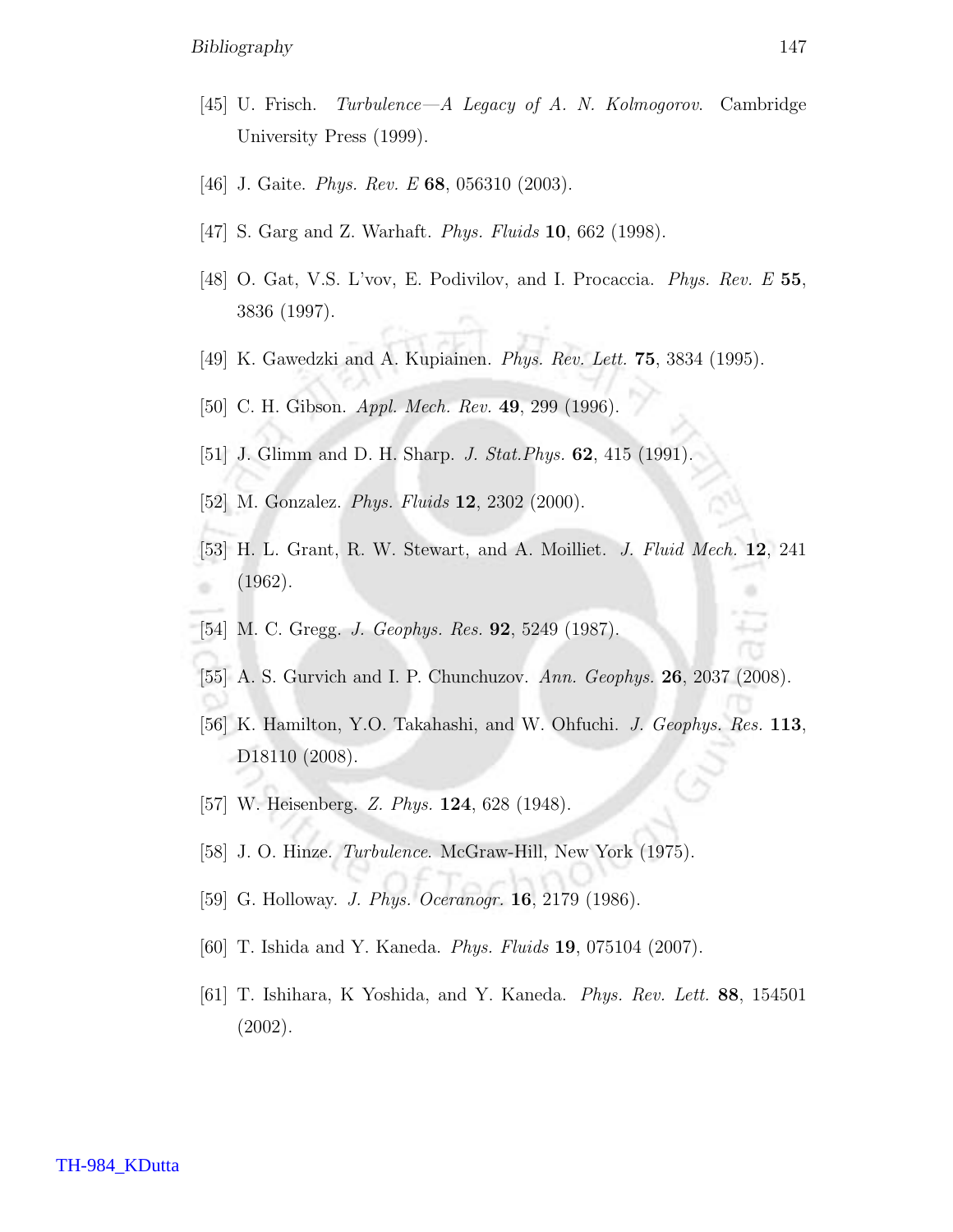[45] U. Frisch. *Turbulence—A Legacy of A. N. Kolmogorov.* Cambridge University Press (1999).

[46] J. Gaite. *Phys. Rev. E* **68**, 056310 (2003).

[47] S. Garg and Z. Warhaft. *Phys. Fluids* **10**, 662 (1998).

[48] O. Gat, V.S. L'vov, E. Podivilov, and I. Procaccia. *Phys. Rev. E* **55**, 3836 (1997).

[49] K. Gawedzki and A. Kupiainen. *Phys. Rev. Lett.* **75**, 3834 (1995).

[50] C. H. Gibson. *Appl. Mech. Rev.* **49**, 299 (1996).

[51] J. Glimm and D. H. Sharp. *J. Stat.Phys.* **62**, 415 (1991).

[52] M. Gonzalez. *Phys. Fluids* **12**, 2302 (2000).

[53] H. L. Grant, R. W. Stewart, and A. Moilliet. *J. Fluid Mech.* **12**, 241 (1962).

[54] M. C. Gregg. *J. Geophys. Res.* **92**, 5249 (1987).

[55] A. S. Gurvich and I. P. Chunchuzov. *Ann. Geophys.* **26**, 2037 (2008).

[56] K. Hamilton, Y.O. Takahashi, and W. Ohfuchi. *J. Geophys. Res.* **113**, D18110 (2008).

[57] W. Heisenberg. *Z. Phys.* **124**, 628 (1948).

[58] J. O. Hinze. *Turbulence.* McGraw-Hill, New York (1975).

[59] G. Holloway. *J. Phys. Oceranogr.* **16**, 2179 (1986).

[60] T. Ishida and Y. Kaneda. *Phys. Fluids* **19**, 075104 (2007).

[61] T. Ishihara, K Yoshida, and Y. Kaneda. *Phys. Rev. Lett.* **88**, 154501 (2002).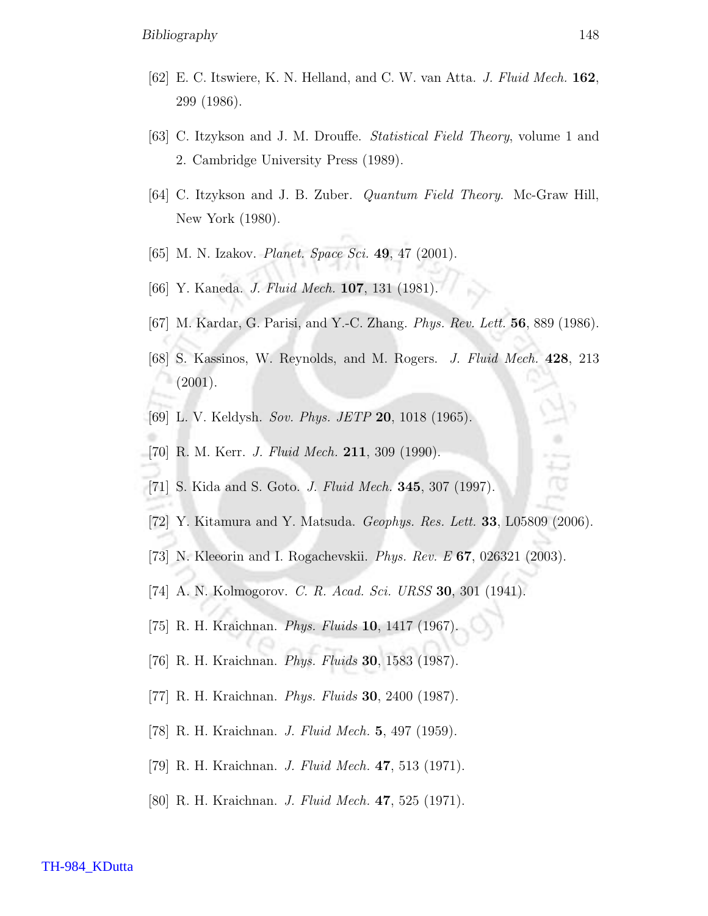[62] E. C. Itswiere, K. N. Helland, and C. W. van Atta. *J. Fluid Mech.* **162**, 299 (1986).

[63] C. Itzykson and J. M. Drouffe. *Statistical Field Theory*, volume 1 and 2. Cambridge University Press (1989).

[64] C. Itzykson and J. B. Zuber. *Quantum Field Theory*. Mc-Graw Hill, New York (1980).

[65] M. N. Izakov. *Planet. Space Sci.* **49**, 47 (2001).

[66] Y. Kaneda. *J. Fluid Mech.* **107**, 131 (1981).

[67] M. Kardar, G. Parisi, and Y.-C. Zhang. *Phys. Rev. Lett.* **56**, 889 (1986).

[68] S. Kassinos, W. Reynolds, and M. Rogers. *J. Fluid Mech.* **428**, 213 (2001).

[69] L. V. Keldysh. *Sov. Phys. JETP* **20**, 1018 (1965).

[70] R. M. Kerr. *J. Fluid Mech.* **211**, 309 (1990).

[71] S. Kida and S. Goto. *J. Fluid Mech.* **345**, 307 (1997).

[72] Y. Kitamura and Y. Matsuda. *Geophys. Res. Lett.* **33**, L05809 (2006).

[73] N. Kleeorin and I. Rogachevskii. *Phys. Rev. E* **67**, 026321 (2003).

[74] A. N. Kolmogorov. *C. R. Acad. Sci. URSS* **30**, 301 (1941).

[75] R. H. Kraichnan. *Phys. Fluids* **10**, 1417 (1967).

[76] R. H. Kraichnan. *Phys. Fluids* **30**, 1583 (1987).

[77] R. H. Kraichnan. *Phys. Fluids* **30**, 2400 (1987).

[78] R. H. Kraichnan. *J. Fluid Mech.* **5**, 497 (1959).

[79] R. H. Kraichnan. *J. Fluid Mech.* **47**, 513 (1971).

[80] R. H. Kraichnan. *J. Fluid Mech.* **47**, 525 (1971).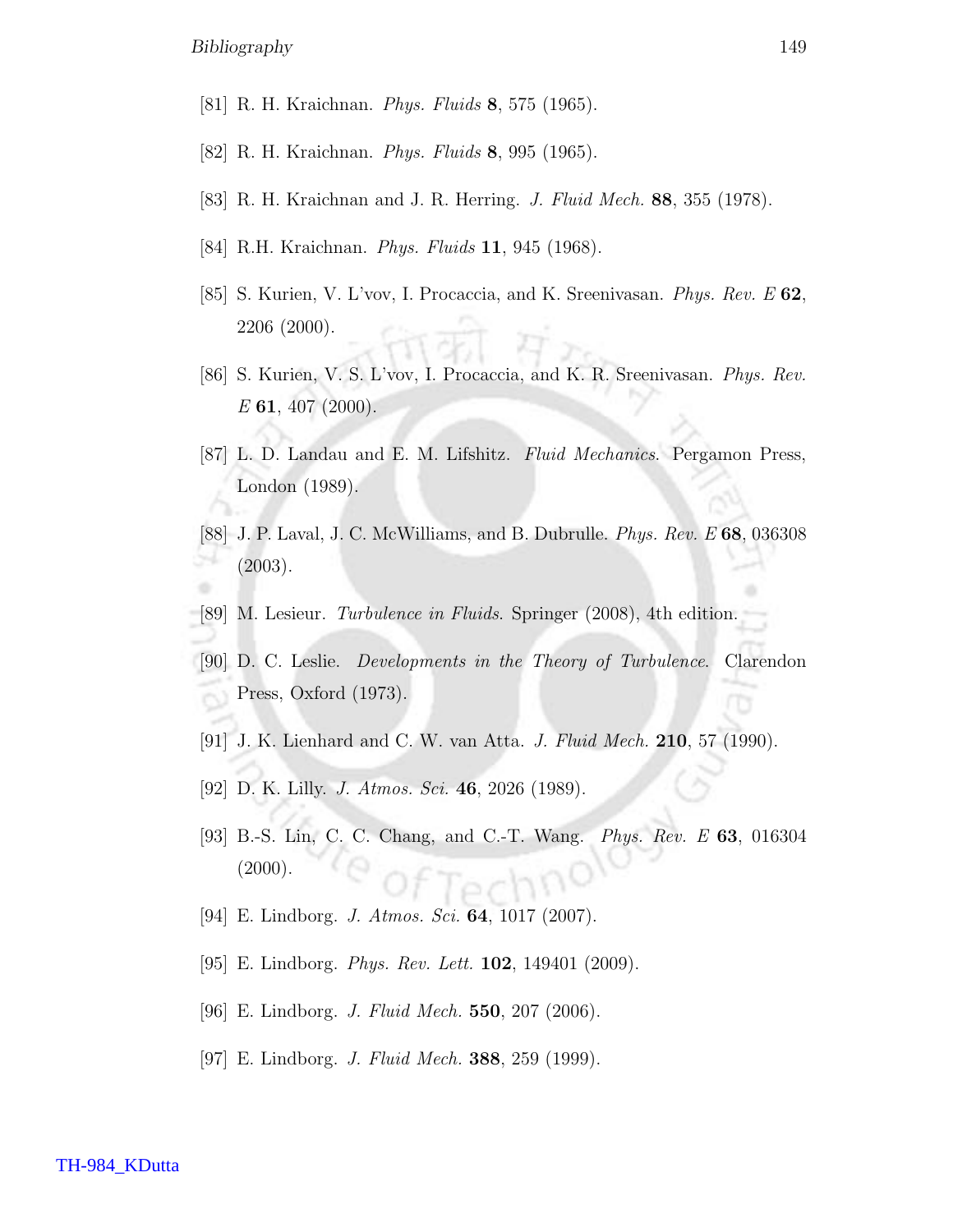[81] R. H. Kraichnan. *Phys. Fluids* **8**, 575 (1965).

[82] R. H. Kraichnan. *Phys. Fluids* **8**, 995 (1965).

[83] R. H. Kraichnan and J. R. Herring. *J. Fluid Mech.* **88**, 355 (1978).

[84] R.H. Kraichnan. *Phys. Fluids* **11**, 945 (1968).

[85] S. Kurien, V. L'vov, I. Procaccia, and K. Sreenivasan. *Phys. Rev. E* **62**, 2206 (2000).

[86] S. Kurien, V. S. L'vov, I. Procaccia, and K. R. Sreenivasan. *Phys. Rev. E* **61**, 407 (2000).

[87] L. D. Landau and E. M. Lifshitz. *Fluid Mechanics*. Pergamon Press, London (1989).

[88] J. P. Laval, J. C. McWilliams, and B. Dubrulle. *Phys. Rev. E* **68**, 036308 (2003).

[89] M. Lesieur. *Turbulence in Fluids*. Springer (2008), 4th edition.

[90] D. C. Leslie. *Developments in the Theory of Turbulence*. Clarendon Press, Oxford (1973).

[91] J. K. Lienhard and C. W. van Atta. *J. Fluid Mech.* **210**, 57 (1990).

[92] D. K. Lilly. *J. Atmos. Sci.* **46**, 2026 (1989).

[93] B.-S. Lin, C. C. Chang, and C.-T. Wang. *Phys. Rev. E* **63**, 016304 (2000).

[94] E. Lindborg. *J. Atmos. Sci.* **64**, 1017 (2007).

[95] E. Lindborg. *Phys. Rev. Lett.* **102**, 149401 (2009).

[96] E. Lindborg. *J. Fluid Mech.* **550**, 207 (2006).

[97] E. Lindborg. *J. Fluid Mech.* **388**, 259 (1999).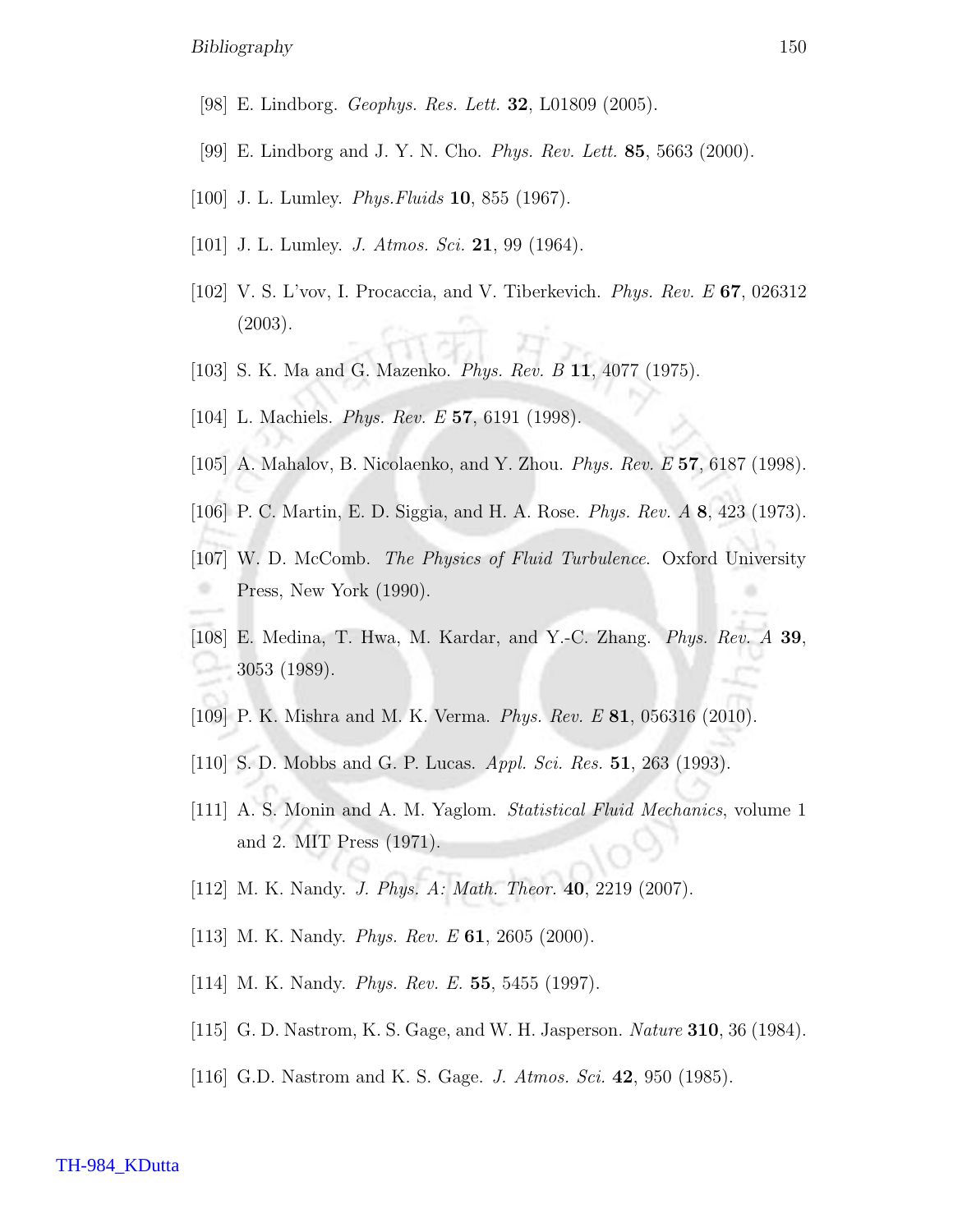[98] E. Lindborg. *Geophys. Res. Lett.* **32**, L01809 (2005).

[99] E. Lindborg and J. Y. N. Cho. *Phys. Rev. Lett.* **85**, 5663 (2000).

[100] J. L. Lumley. *Phys.Fluids* **10**, 855 (1967).

[101] J. L. Lumley. *J. Atmos. Sci.* **21**, 99 (1964).

[102] V. S. L'vov, I. Procaccia, and V. Tiberkevich. *Phys. Rev. E* **67**, 026312 (2003).

[103] S. K. Ma and G. Mazenko. *Phys. Rev. B* **11**, 4077 (1975).

[104] L. Machiels. *Phys. Rev. E* **57**, 6191 (1998).

[105] A. Mahalov, B. Nicolaenko, and Y. Zhou. *Phys. Rev. E* **57**, 6187 (1998).

[106] P. C. Martin, E. D. Siggia, and H. A. Rose. *Phys. Rev. A* **8**, 423 (1973).

[107] W. D. McComb. *The Physics of Fluid Turbulence*. Oxford University Press, New York (1990).

[108] E. Medina, T. Hwa, M. Kardar, and Y.-C. Zhang. *Phys. Rev. A* **39**, 3053 (1989).

[109] P. K. Mishra and M. K. Verma. *Phys. Rev. E* **81**, 056316 (2010).

[110] S. D. Mobbs and G. P. Lucas. *Appl. Sci. Res.* **51**, 263 (1993).

[111] A. S. Monin and A. M. Yaglom. *Statistical Fluid Mechanics*, volume 1 and 2. MIT Press (1971).

[112] M. K. Nandy. *J. Phys. A: Math. Theor.* **40**, 2219 (2007).

[113] M. K. Nandy. *Phys. Rev. E* **61**, 2605 (2000).

[114] M. K. Nandy. *Phys. Rev. E.* **55**, 5455 (1997).

[115] G. D. Nastrom, K. S. Gage, and W. H. Jasperson. *Nature* **310**, 36 (1984).

[116] G.D. Nastrom and K. S. Gage. *J. Atmos. Sci.* **42**, 950 (1985).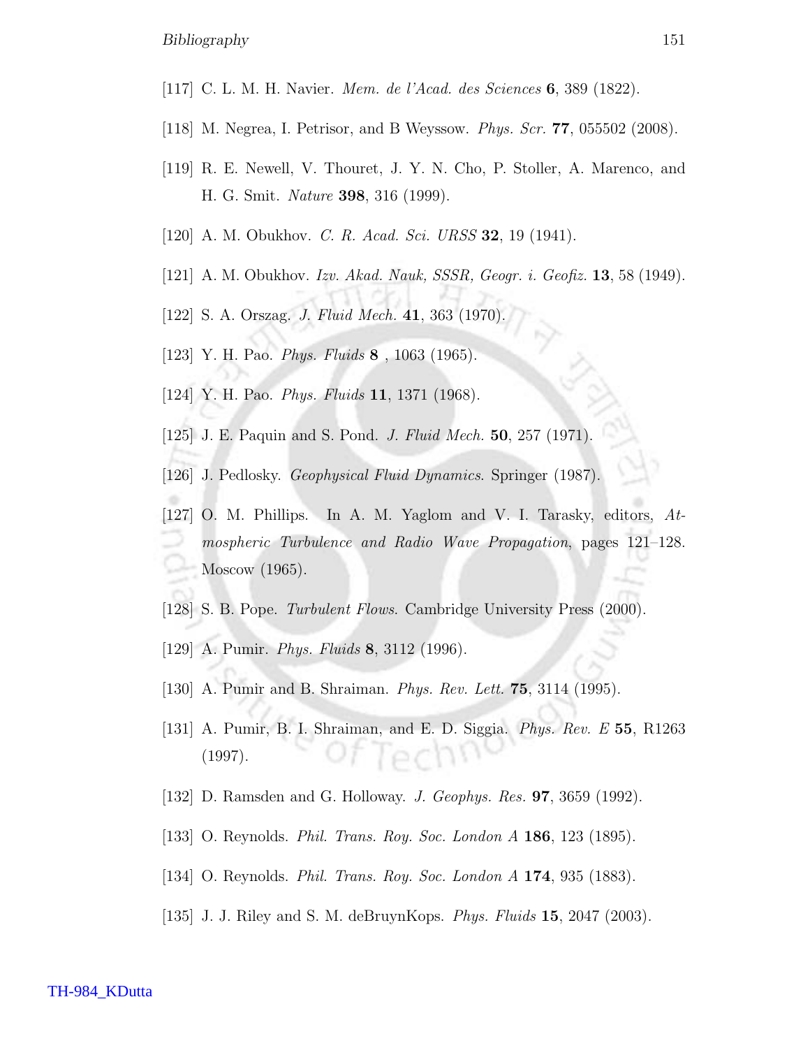[117] C. L. M. H. Navier. *Mem. de l'Acad. des Sciences* **6**, 389 (1822).

[118] M. Negrea, I. Petrisor, and B Weyssow. *Phys. Scr.* **77**, 055502 (2008).

[119] R. E. Newell, V. Thouret, J. Y. N. Cho, P. Stoller, A. Marenco, and H. G. Smit. *Nature* **398**, 316 (1999).

[120] A. M. Obukhov. *C. R. Acad. Sci. URSS* **32**, 19 (1941).

[121] A. M. Obukhov. *Izv. Akad. Nauk, SSSR, Geogr. i. Geofiz.* **13**, 58 (1949).

[122] S. A. Orszag. *J. Fluid Mech.* **41**, 363 (1970).

[123] Y. H. Pao. *Phys. Fluids* **8** , 1063 (1965).

[124] Y. H. Pao. *Phys. Fluids* **11**, 1371 (1968).

[125] J. E. Paquin and S. Pond. *J. Fluid Mech.* **50**, 257 (1971).

[126] J. Pedlosky. *Geophysical Fluid Dynamics*. Springer (1987).

[127] O. M. Phillips. In A. M. Yaglom and V. I. Tarasky, editors, *Atmospheric Turbulence and Radio Wave Propagation*, pages 121–128. Moscow (1965).

[128] S. B. Pope. *Turbulent Flows*. Cambridge University Press (2000).

[129] A. Pumir. *Phys. Fluids* **8**, 3112 (1996).

[130] A. Pumir and B. Shraiman. *Phys. Rev. Lett.* **75**, 3114 (1995).

[131] A. Pumir, B. I. Shraiman, and E. D. Siggia. *Phys. Rev. E* **55**, R1263 (1997).

[132] D. Ramsden and G. Holloway. *J. Geophys. Res.* **97**, 3659 (1992).

[133] O. Reynolds. *Phil. Trans. Roy. Soc. London A* **186**, 123 (1895).

[134] O. Reynolds. *Phil. Trans. Roy. Soc. London A* **174**, 935 (1883).

[135] J. J. Riley and S. M. deBruynKops. *Phys. Fluids* **15**, 2047 (2003).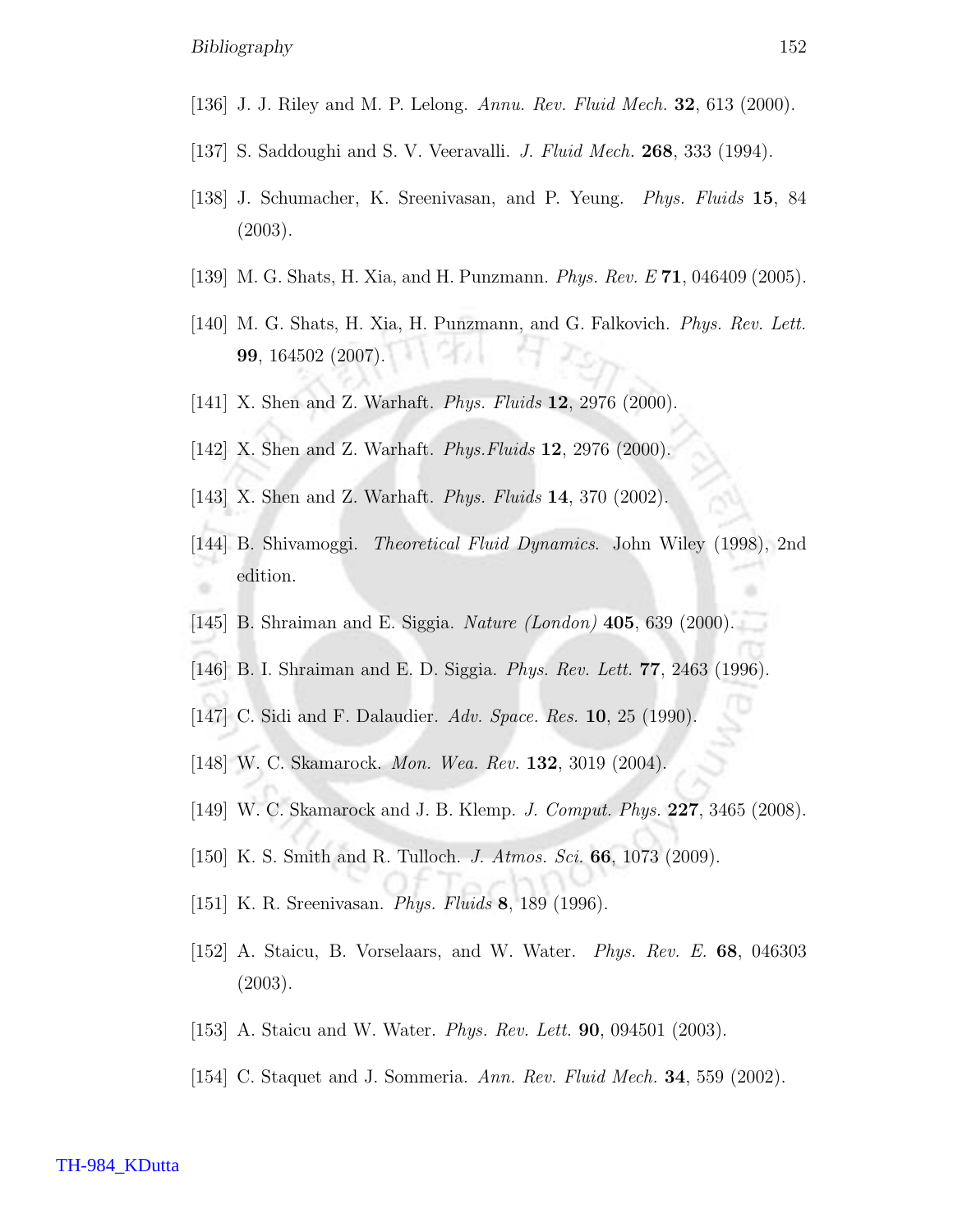[136] J. J. Riley and M. P. Lelong. *Annu. Rev. Fluid Mech.* **32**, 613 (2000).

[137] S. Saddoughi and S. V. Veeravalli. *J. Fluid Mech.* **268**, 333 (1994).

[138] J. Schumacher, K. Sreenivasan, and P. Yeung. *Phys. Fluids* **15**, 84 (2003).

[139] M. G. Shats, H. Xia, and H. Punzmann. *Phys. Rev. E* **71**, 046409 (2005).

[140] M. G. Shats, H. Xia, H. Punzmann, and G. Falkovich. *Phys. Rev. Lett.* **99**, 164502 (2007).

[141] X. Shen and Z. Warhaft. *Phys. Fluids* **12**, 2976 (2000).

[142] X. Shen and Z. Warhaft. *Phys.Fluids* **12**, 2976 (2000).

[143] X. Shen and Z. Warhaft. *Phys. Fluids* **14**, 370 (2002).

[144] B. Shivamoggi. *Theoretical Fluid Dynamics*. John Wiley (1998), 2nd edition.

[145] B. Shraiman and E. Siggia. *Nature (London)* **405**, 639 (2000).

[146] B. I. Shraiman and E. D. Siggia. *Phys. Rev. Lett.* **77**, 2463 (1996).

[147] C. Sidi and F. Dalaudier. *Adv. Space. Res.* **10**, 25 (1990).

[148] W. C. Skamarock. *Mon. Wea. Rev.* **132**, 3019 (2004).

[149] W. C. Skamarock and J. B. Klemp. *J. Comput. Phys.* **227**, 3465 (2008).

[150] K. S. Smith and R. Tulloch. *J. Atmos. Sci.* **66**, 1073 (2009).

[151] K. R. Sreenivasan. *Phys. Fluids* **8**, 189 (1996).

[152] A. Staicu, B. Vorselaars, and W. Water. *Phys. Rev. E.* **68**, 046303 (2003).

[153] A. Staicu and W. Water. *Phys. Rev. Lett.* **90**, 094501 (2003).

[154] C. Staquet and J. Sommeria. *Ann. Rev. Fluid Mech.* **34**, 559 (2002).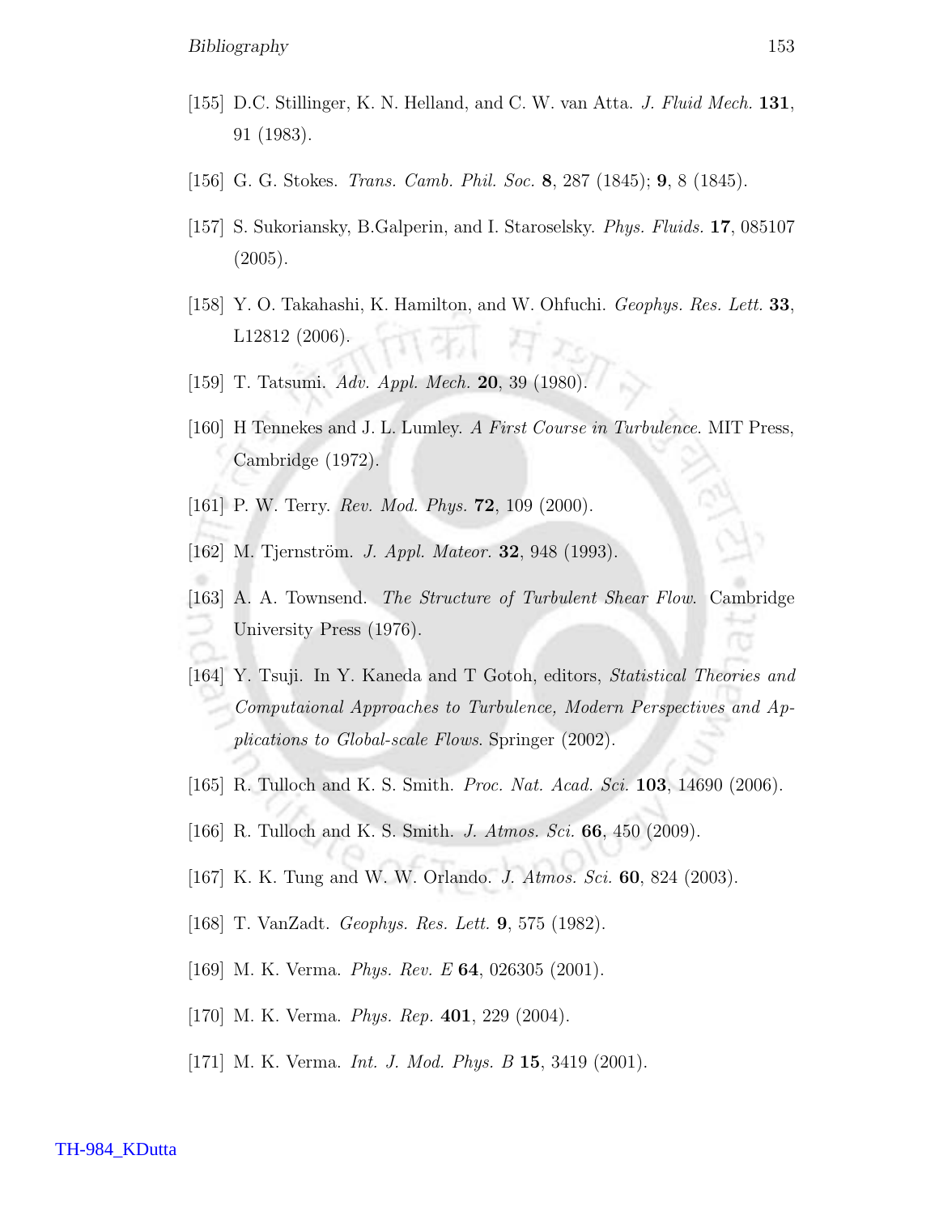[155] D.C. Stillinger, K. N. Helland, and C. W. van Atta. *J. Fluid Mech.* **131**, 91 (1983).

[156] G. G. Stokes. *Trans. Camb. Phil. Soc.* **8**, 287 (1845); **9**, 8 (1845).

[157] S. Sukoriansky, B.Galperin, and I. Staroselsky. *Phys. Fluids.* **17**, 085107 (2005).

[158] Y. O. Takahashi, K. Hamilton, and W. Ohfuchi. *Geophys. Res. Lett.* **33**, L12812 (2006).

[159] T. Tatsumi. *Adv. Appl. Mech.* **20**, 39 (1980).

[160] H Tennekes and J. L. Lumley. *A First Course in Turbulence*. MIT Press, Cambridge (1972).

[161] P. W. Terry. *Rev. Mod. Phys.* **72**, 109 (2000).

[162] M. Tjernström. *J. Appl. Mateor.* **32**, 948 (1993).

[163] A. A. Townsend. *The Structure of Turbulent Shear Flow.* Cambridge University Press (1976).

[164] Y. Tsuji. In Y. Kaneda and T Gotoh, editors, *Statistical Theories and Computaional Approaches to Turbulence, Modern Perspectives and Applications to Global-scale Flows*. Springer (2002).

[165] R. Tulloch and K. S. Smith. *Proc. Nat. Acad. Sci.* **103**, 14690 (2006).

[166] R. Tulloch and K. S. Smith. *J. Atmos. Sci.* **66**, 450 (2009).

[167] K. K. Tung and W. W. Orlando. *J. Atmos. Sci.* **60**, 824 (2003).

[168] T. VanZadt. *Geophys. Res. Lett.* **9**, 575 (1982).

[169] M. K. Verma. *Phys. Rev. E* **64**, 026305 (2001).

[170] M. K. Verma. *Phys. Rep.* **401**, 229 (2004).

[171] M. K. Verma. *Int. J. Mod. Phys. B* **15**, 3419 (2001).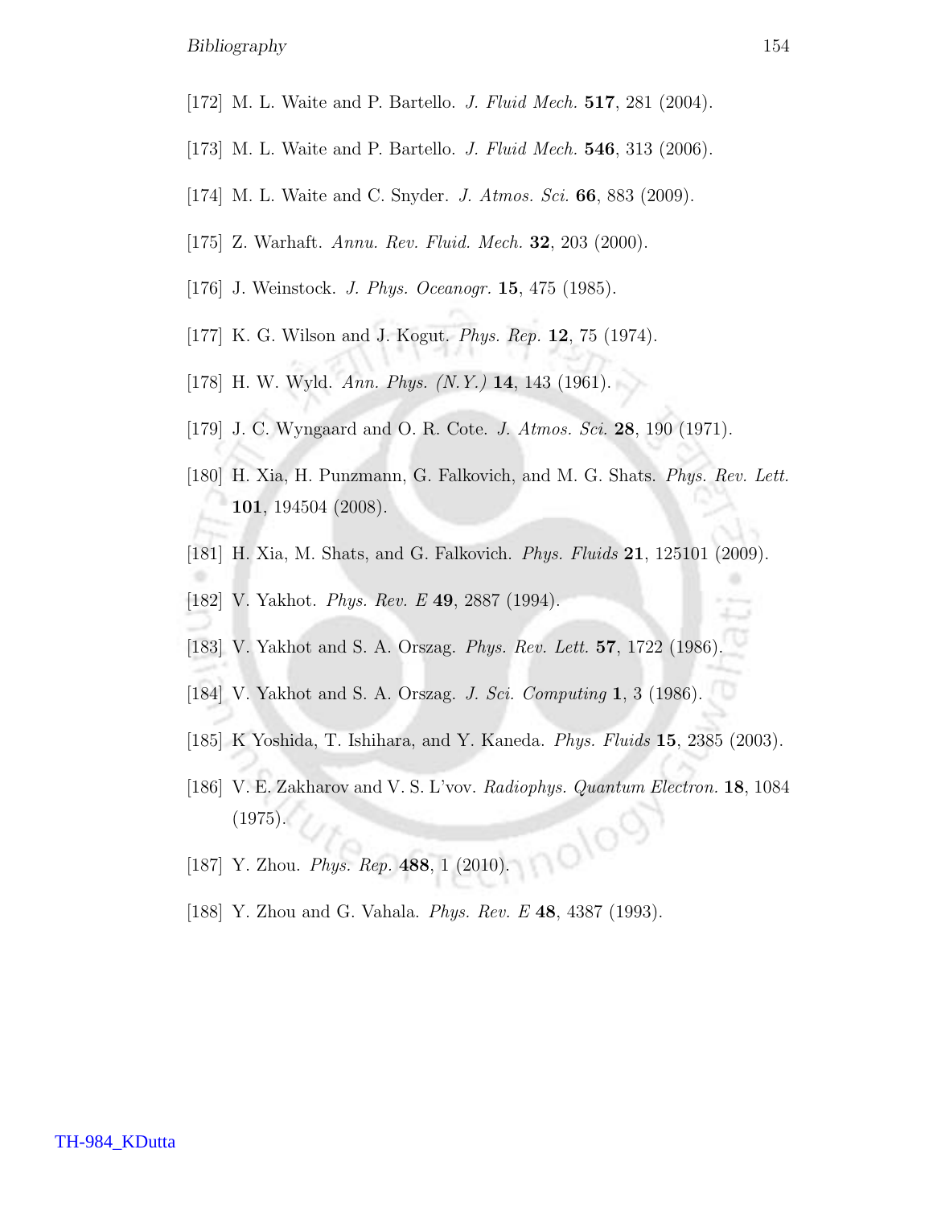[172] M. L. Waite and P. Bartello. *J. Fluid Mech.* **517**, 281 (2004).

[173] M. L. Waite and P. Bartello. *J. Fluid Mech.* **546**, 313 (2006).

[174] M. L. Waite and C. Snyder. *J. Atmos. Sci.* **66**, 883 (2009).

[175] Z. Warhaft. *Annu. Rev. Fluid. Mech.* **32**, 203 (2000).

[176] J. Weinstock. *J. Phys. Oceanogr.* **15**, 475 (1985).

[177] K. G. Wilson and J. Kogut. *Phys. Rep.* **12**, 75 (1974).

[178] H. W. Wyld. *Ann. Phys. (N.Y.)* **14**, 143 (1961).

[179] J. C. Wyngaard and O. R. Cote. *J. Atmos. Sci.* **28**, 190 (1971).

[180] H. Xia, H. Punzmann, G. Falkovich, and M. G. Shats. *Phys. Rev. Lett.* **101**, 194504 (2008).

[181] H. Xia, M. Shats, and G. Falkovich. *Phys. Fluids* **21**, 125101 (2009).

[182] V. Yakhot. *Phys. Rev. E* **49**, 2887 (1994).

[183] V. Yakhot and S. A. Orszag. *Phys. Rev. Lett.* **57**, 1722 (1986).

[184] V. Yakhot and S. A. Orszag. *J. Sci. Computing* **1**, 3 (1986).

[185] K Yoshida, T. Ishihara, and Y. Kaneda. *Phys. Fluids* **15**, 2385 (2003).

[186] V. E. Zakharov and V. S. L'vov. *Radiophys. Quantum Electron.* **18**, 1084 (1975).

[187] Y. Zhou. *Phys. Rep.* **488**, 1 (2010).

[188] Y. Zhou and G. Vahala. *Phys. Rev. E* **48**, 4387 (1993).